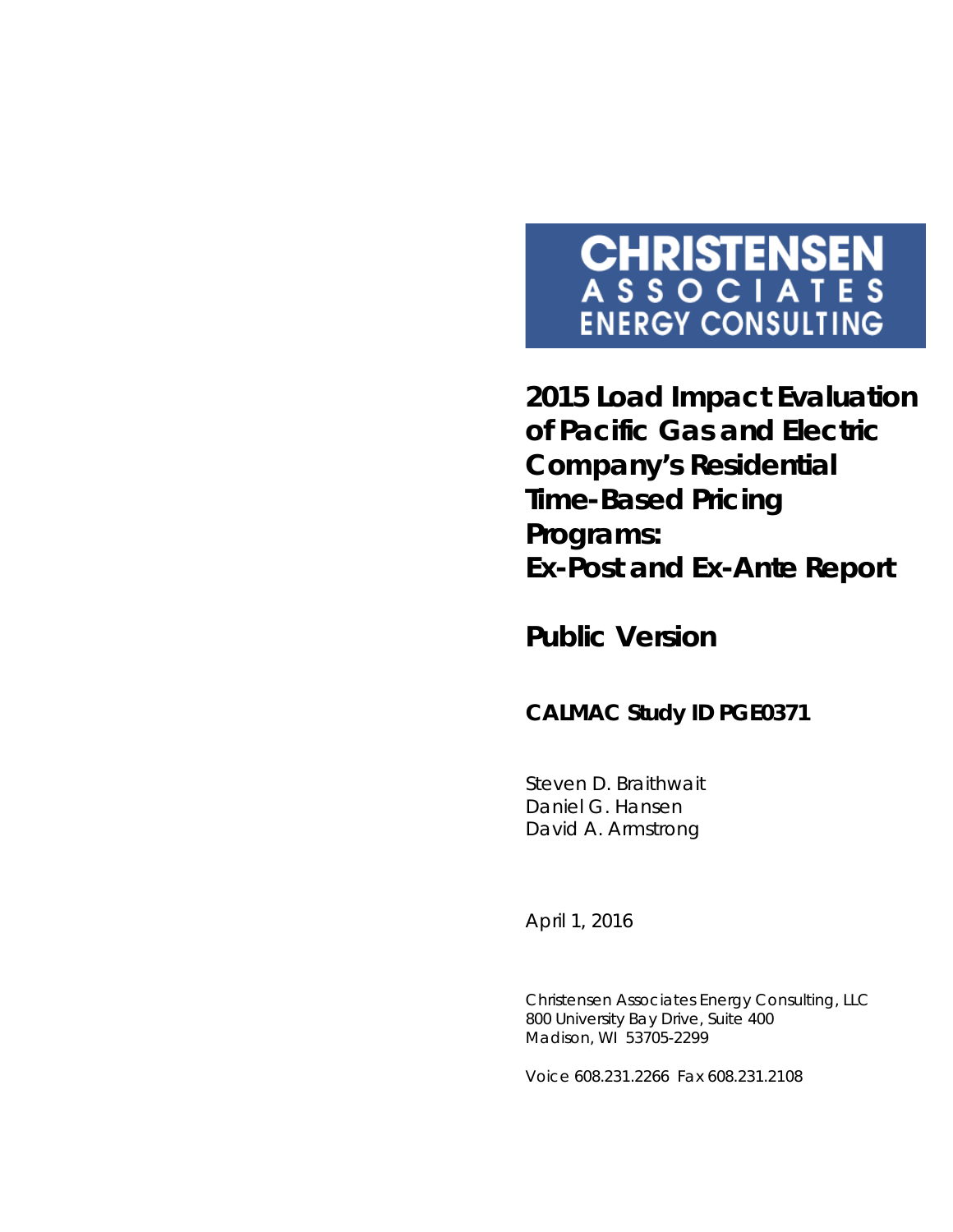**CHRISTENSEN**
**ASSOCIATES**
**ENERGY CONSULTING**

# 2015 Load Impact Evaluation of Pacific Gas and Electric Company's Residential Time-Based Pricing Programs: Ex-Post and Ex-Ante Report

## Public Version

### CALMAC Study ID PGE0371

Steven D. Braithwait
Daniel G. Hansen
David A. Armstrong

April 1, 2016

Christensen Associates Energy Consulting, LLC
800 University Bay Drive, Suite 400
Madison, WI 53705-2299

Voice 608.231.2266 Fax 608.231.2108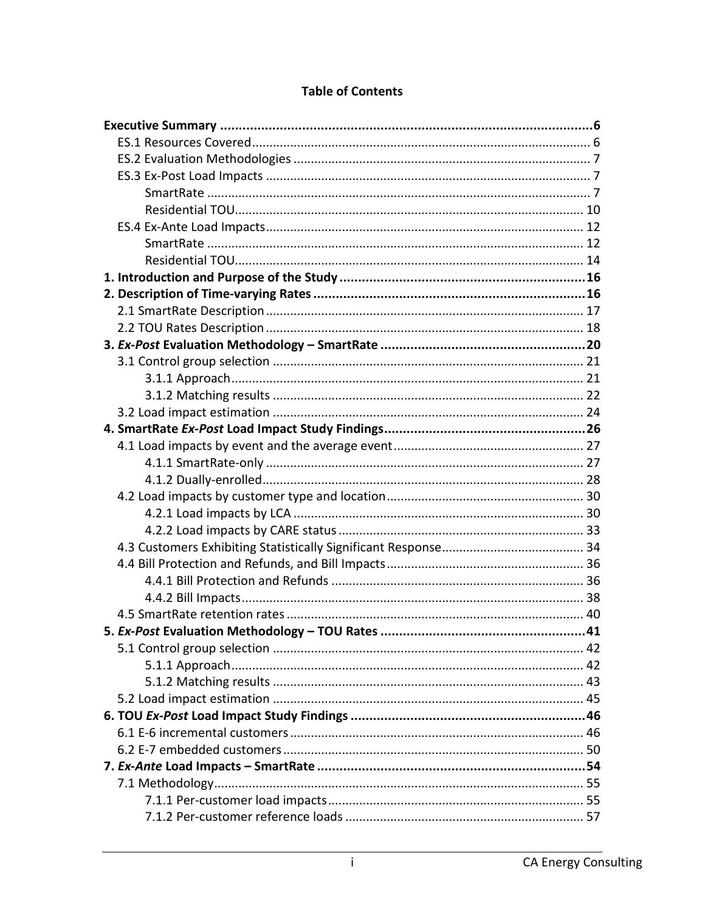## Table of Contents

**Executive Summary** .......... **6**
- ES.1 Resources Covered .......... 6
- ES.2 Evaluation Methodologies .......... 7
- ES.3 Ex-Post Load Impacts .......... 7
  - SmartRate .......... 7
  - Residential TOU .......... 10
- ES.4 Ex-Ante Load Impacts .......... 12
  - SmartRate .......... 12
  - Residential TOU .......... 14

**1. Introduction and Purpose of the Study** .......... **16**

**2. Description of Time-varying Rates** .......... **16**
- 2.1 SmartRate Description .......... 17
- 2.2 TOU Rates Description .......... 18

**3. *Ex-Post* Evaluation Methodology – SmartRate** .......... **20**
- 3.1 Control group selection .......... 21
  - 3.1.1 Approach .......... 21
  - 3.1.2 Matching results .......... 22
- 3.2 Load impact estimation .......... 24

**4. SmartRate *Ex-Post* Load Impact Study Findings** .......... **26**
- 4.1 Load impacts by event and the average event .......... 27
  - 4.1.1 SmartRate-only .......... 27
  - 4.1.2 Dually-enrolled .......... 28
- 4.2 Load impacts by customer type and location .......... 30
  - 4.2.1 Load impacts by LCA .......... 30
  - 4.2.2 Load impacts by CARE status .......... 33
- 4.3 Customers Exhibiting Statistically Significant Response .......... 34
- 4.4 Bill Protection and Refunds, and Bill Impacts .......... 36
  - 4.4.1 Bill Protection and Refunds .......... 36
  - 4.4.2 Bill Impacts .......... 38
- 4.5 SmartRate retention rates .......... 40

**5. *Ex-Post* Evaluation Methodology – TOU Rates** .......... **41**
- 5.1 Control group selection .......... 42
  - 5.1.1 Approach .......... 42
  - 5.1.2 Matching results .......... 43
- 5.2 Load impact estimation .......... 45

**6. TOU *Ex-Post* Load Impact Study Findings** .......... **46**
- 6.1 E-6 incremental customers .......... 46
- 6.2 E-7 embedded customers .......... 50

**7. *Ex-Ante* Load Impacts – SmartRate** .......... **54**
- 7.1 Methodology .......... 55
  - 7.1.1 Per-customer load impacts .......... 55
  - 7.1.2 Per-customer reference loads .......... 57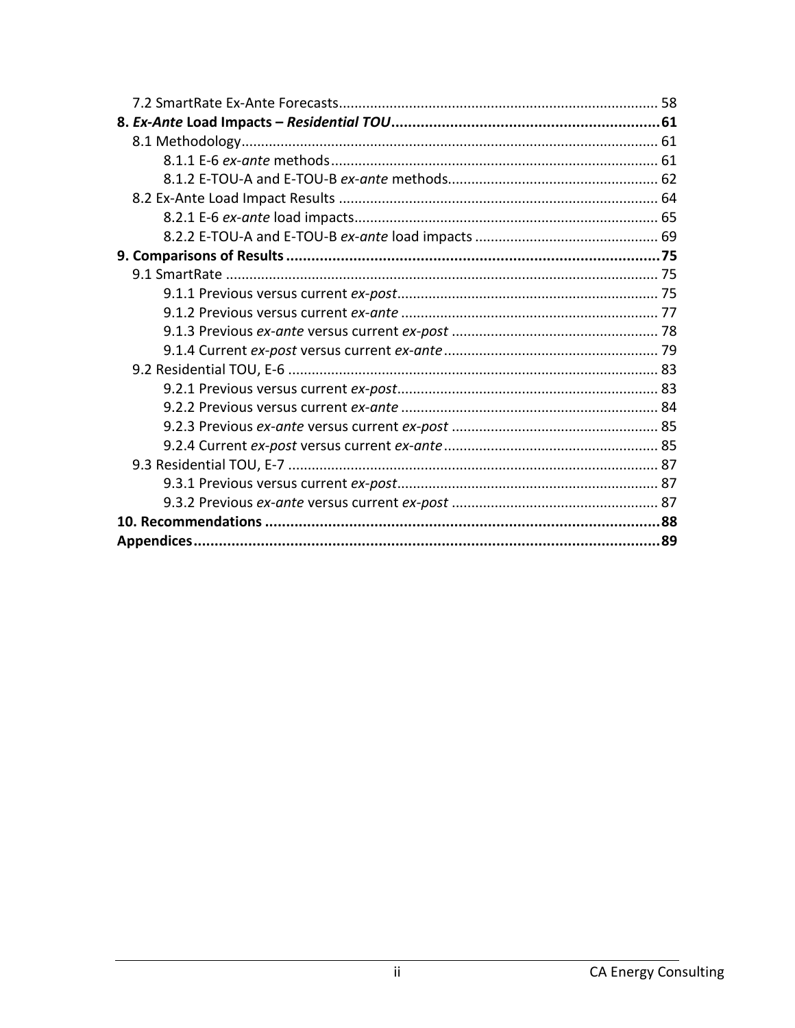7.2 SmartRate Ex-Ante Forecasts.................................................................................. 58

**8. *Ex-Ante* Load Impacts – *Residential TOU*.................................................................61**

8.1 Methodology.......................................................................................................... 61

8.1.1 E-6 *ex-ante* methods................................................................................... 61

8.1.2 E-TOU-A and E-TOU-B *ex-ante* methods...................................................... 62

8.2 Ex-Ante Load Impact Results .................................................................................. 64

8.2.1 E-6 *ex-ante* load impacts............................................................................. 65

8.2.2 E-TOU-A and E-TOU-B *ex-ante* load impacts ............................................... 69

**9. Comparisons of Results ..........................................................................................75**

9.1 SmartRate .............................................................................................................. 75

9.1.1 Previous versus current *ex-post*.................................................................. 75

9.1.2 Previous versus current *ex-ante* .................................................................. 77

9.1.3 Previous *ex-ante* versus current *ex-post* ..................................................... 78

9.1.4 Current *ex-post* versus current *ex-ante* ....................................................... 79

9.2 Residential TOU, E-6 .............................................................................................. 83

9.2.1 Previous versus current *ex-post*.................................................................. 83

9.2.2 Previous versus current *ex-ante* .................................................................. 84

9.2.3 Previous *ex-ante* versus current *ex-post* ..................................................... 85

9.2.4 Current *ex-post* versus current *ex-ante* ....................................................... 85

9.3 Residential TOU, E-7 .............................................................................................. 87

9.3.1 Previous versus current *ex-post*.................................................................. 87

9.3.2 Previous *ex-ante* versus current *ex-post* ..................................................... 87

**10. Recommendations ...............................................................................................88**

**Appendices................................................................................................................89**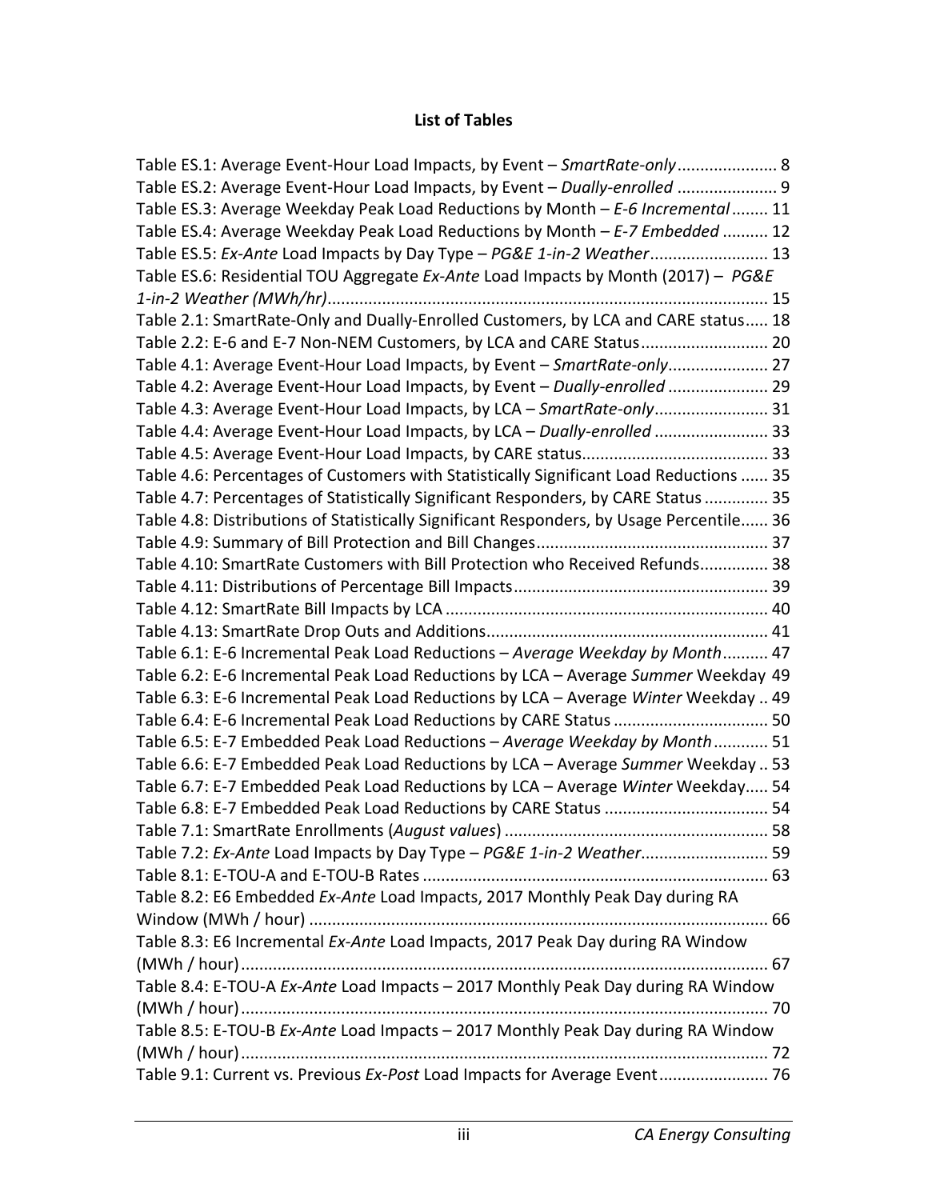**List of Tables**

Table ES.1: Average Event-Hour Load Impacts, by Event – *SmartRate-only* ..................... 8
Table ES.2: Average Event-Hour Load Impacts, by Event – *Dually-enrolled* ..................... 9
Table ES.3: Average Weekday Peak Load Reductions by Month – *E-6 Incremental* ........ 11
Table ES.4: Average Weekday Peak Load Reductions by Month – *E-7 Embedded* .......... 12
Table ES.5: *Ex-Ante* Load Impacts by Day Type – *PG&E 1-in-2 Weather* .......................... 13
Table ES.6: Residential TOU Aggregate *Ex-Ante* Load Impacts by Month (2017) – *PG&E 1-in-2 Weather (MWh/hr)* ................................................................................................. 15
Table 2.1: SmartRate-Only and Dually-Enrolled Customers, by LCA and CARE status..... 18
Table 2.2: E-6 and E-7 Non-NEM Customers, by LCA and CARE Status ............................ 20
Table 4.1: Average Event-Hour Load Impacts, by Event – *SmartRate-only* ...................... 27
Table 4.2: Average Event-Hour Load Impacts, by Event – *Dually-enrolled* ...................... 29
Table 4.3: Average Event-Hour Load Impacts, by LCA – *SmartRate-only* ......................... 31
Table 4.4: Average Event-Hour Load Impacts, by LCA – *Dually-enrolled* ......................... 33
Table 4.5: Average Event-Hour Load Impacts, by CARE status......................................... 33
Table 4.6: Percentages of Customers with Statistically Significant Load Reductions ...... 35
Table 4.7: Percentages of Statistically Significant Responders, by CARE Status ............. 35
Table 4.8: Distributions of Statistically Significant Responders, by Usage Percentile...... 36
Table 4.9: Summary of Bill Protection and Bill Changes .................................................. 37
Table 4.10: SmartRate Customers with Bill Protection who Received Refunds............... 38
Table 4.11: Distributions of Percentage Bill Impacts ........................................................ 39
Table 4.12: SmartRate Bill Impacts by LCA ...................................................................... 40
Table 4.13: SmartRate Drop Outs and Additions............................................................. 41
Table 6.1: E-6 Incremental Peak Load Reductions – *Average Weekday by Month* .......... 47
Table 6.2: E-6 Incremental Peak Load Reductions by LCA – Average *Summer* Weekday 49
Table 6.3: E-6 Incremental Peak Load Reductions by LCA – Average *Winter* Weekday .. 49
Table 6.4: E-6 Incremental Peak Load Reductions by CARE Status .................................. 50
Table 6.5: E-7 Embedded Peak Load Reductions – *Average Weekday by Month* ............ 51
Table 6.6: E-7 Embedded Peak Load Reductions by LCA – Average *Summer* Weekday .. 53
Table 6.7: E-7 Embedded Peak Load Reductions by LCA – Average *Winter* Weekday..... 54
Table 6.8: E-7 Embedded Peak Load Reductions by CARE Status .................................... 54
Table 7.1: SmartRate Enrollments (*August values*) .......................................................... 58
Table 7.2: *Ex-Ante* Load Impacts by Day Type – *PG&E 1-in-2 Weather* ............................ 59
Table 8.1: E-TOU-A and E-TOU-B Rates ............................................................................ 63
Table 8.2: E6 Embedded *Ex-Ante* Load Impacts, 2017 Monthly Peak Day during RA Window (MWh / hour) .................................................................................................... 66
Table 8.3: E6 Incremental *Ex-Ante* Load Impacts, 2017 Peak Day during RA Window (MWh / hour) ................................................................................................................... 67
Table 8.4: E-TOU-A *Ex-Ante* Load Impacts – 2017 Monthly Peak Day during RA Window (MWh / hour) ................................................................................................................... 70
Table 8.5: E-TOU-B *Ex-Ante* Load Impacts – 2017 Monthly Peak Day during RA Window (MWh / hour) ................................................................................................................... 72
Table 9.1: Current vs. Previous *Ex-Post* Load Impacts for Average Event........................ 76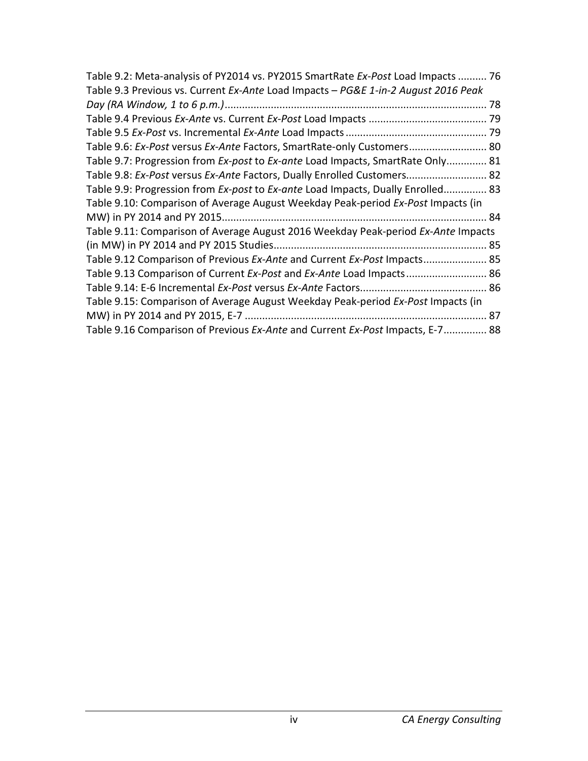Table 9.2: Meta-analysis of PY2014 vs. PY2015 SmartRate *Ex-Post* Load Impacts .......... 76
Table 9.3 Previous vs. Current *Ex-Ante* Load Impacts – *PG&E 1-in-2 August 2016 Peak Day (RA Window, 1 to 6 p.m.)* .......................................................................................... 78
Table 9.4 Previous *Ex-Ante* vs. Current *Ex-Post* Load Impacts ......................................... 79
Table 9.5 *Ex-Post* vs. Incremental *Ex-Ante* Load Impacts ................................................. 79
Table 9.6: *Ex-Post* versus *Ex-Ante* Factors, SmartRate-only Customers........................... 80
Table 9.7: Progression from *Ex-post* to *Ex-ante* Load Impacts, SmartRate Only.............. 81
Table 9.8: *Ex-Post* versus *Ex-Ante* Factors, Dually Enrolled Customers............................ 82
Table 9.9: Progression from *Ex-post* to *Ex-ante* Load Impacts, Dually Enrolled............... 83
Table 9.10: Comparison of Average August Weekday Peak-period *Ex-Post* Impacts (in MW) in PY 2014 and PY 2015............................................................................................ 84
Table 9.11: Comparison of Average August 2016 Weekday Peak-period *Ex-Ante* Impacts (in MW) in PY 2014 and PY 2015 Studies.......................................................................... 85
Table 9.12 Comparison of Previous *Ex-Ante* and Current *Ex-Post* Impacts...................... 85
Table 9.13 Comparison of Current *Ex-Post* and *Ex-Ante* Load Impacts............................ 86
Table 9.14: E-6 Incremental *Ex-Post* versus *Ex-Ante* Factors............................................ 86
Table 9.15: Comparison of Average August Weekday Peak-period *Ex-Post* Impacts (in MW) in PY 2014 and PY 2015, E-7 .................................................................................... 87
Table 9.16 Comparison of Previous *Ex-Ante* and Current *Ex-Post* Impacts, E-7............... 88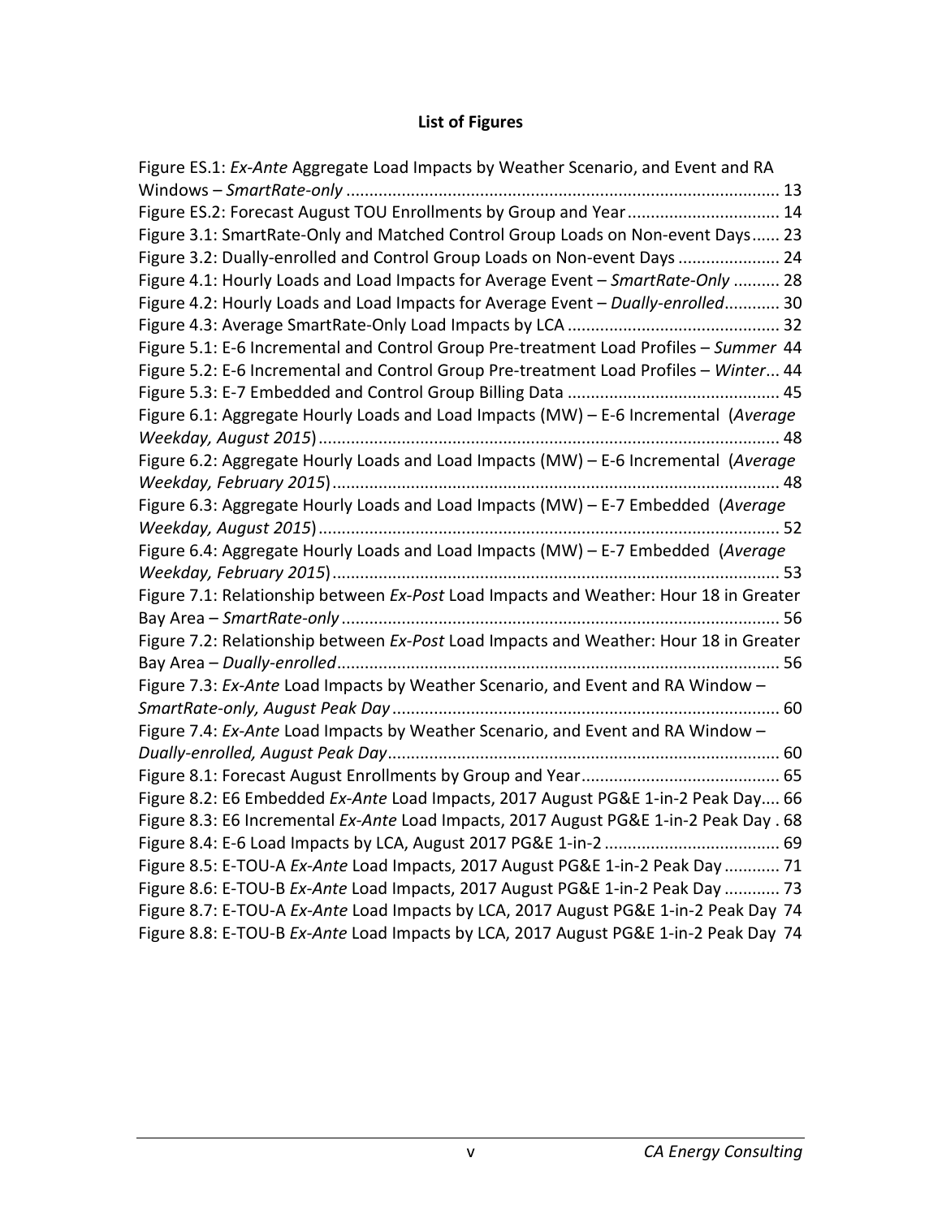**List of Figures**

Figure ES.1: *Ex-Ante* Aggregate Load Impacts by Weather Scenario, and Event and RA Windows – *SmartRate-only* ............................................................................................ 13
Figure ES.2: Forecast August TOU Enrollments by Group and Year ................................ 14
Figure 3.1: SmartRate-Only and Matched Control Group Loads on Non-event Days...... 23
Figure 3.2: Dually-enrolled and Control Group Loads on Non-event Days ...................... 24
Figure 4.1: Hourly Loads and Load Impacts for Average Event – *SmartRate-Only* .......... 28
Figure 4.2: Hourly Loads and Load Impacts for Average Event – *Dually-enrolled*............ 30
Figure 4.3: Average SmartRate-Only Load Impacts by LCA ............................................. 32
Figure 5.1: E-6 Incremental and Control Group Pre-treatment Load Profiles – *Summer* 44
Figure 5.2: E-6 Incremental and Control Group Pre-treatment Load Profiles – *Winter*... 44
Figure 5.3: E-7 Embedded and Control Group Billing Data ............................................. 45
Figure 6.1: Aggregate Hourly Loads and Load Impacts (MW) – E-6 Incremental (*Average Weekday, August 2015*)................................................................................................... 48
Figure 6.2: Aggregate Hourly Loads and Load Impacts (MW) – E-6 Incremental (*Average Weekday, February 2015*)................................................................................................ 48
Figure 6.3: Aggregate Hourly Loads and Load Impacts (MW) – E-7 Embedded (*Average Weekday, August 2015*)................................................................................................... 52
Figure 6.4: Aggregate Hourly Loads and Load Impacts (MW) – E-7 Embedded (*Average Weekday, February 2015*)................................................................................................ 53
Figure 7.1: Relationship between *Ex-Post* Load Impacts and Weather: Hour 18 in Greater Bay Area – *SmartRate-only* .............................................................................................. 56
Figure 7.2: Relationship between *Ex-Post* Load Impacts and Weather: Hour 18 in Greater Bay Area – *Dually-enrolled*............................................................................................... 56
Figure 7.3: *Ex-Ante* Load Impacts by Weather Scenario, and Event and RA Window – *SmartRate-only, August Peak Day* ................................................................................... 60
Figure 7.4: *Ex-Ante* Load Impacts by Weather Scenario, and Event and RA Window – *Dually-enrolled, August Peak Day*.................................................................................... 60
Figure 8.1: Forecast August Enrollments by Group and Year........................................... 65
Figure 8.2: E6 Embedded *Ex-Ante* Load Impacts, 2017 August PG&E 1-in-2 Peak Day.... 66
Figure 8.3: E6 Incremental *Ex-Ante* Load Impacts, 2017 August PG&E 1-in-2 Peak Day . 68
Figure 8.4: E-6 Load Impacts by LCA, August 2017 PG&E 1-in-2 ...................................... 69
Figure 8.5: E-TOU-A *Ex-Ante* Load Impacts, 2017 August PG&E 1-in-2 Peak Day ............ 71
Figure 8.6: E-TOU-B *Ex-Ante* Load Impacts, 2017 August PG&E 1-in-2 Peak Day ............ 73
Figure 8.7: E-TOU-A *Ex-Ante* Load Impacts by LCA, 2017 August PG&E 1-in-2 Peak Day 74
Figure 8.8: E-TOU-B *Ex-Ante* Load Impacts by LCA, 2017 August PG&E 1-in-2 Peak Day 74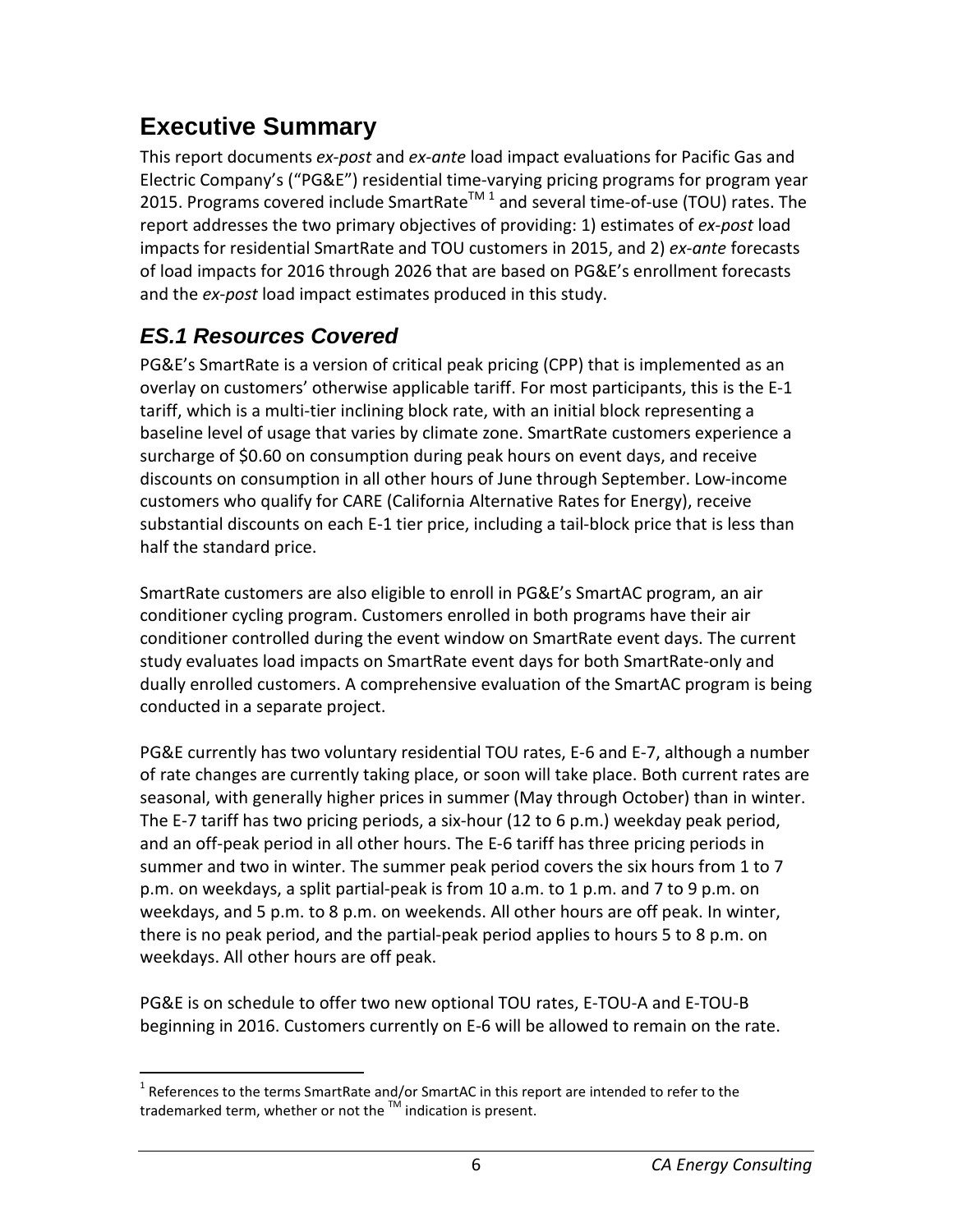# Executive Summary

This report documents *ex-post* and *ex-ante* load impact evaluations for Pacific Gas and Electric Company's ("PG&E") residential time-varying pricing programs for program year 2015. Programs covered include SmartRate™ [1] and several time-of-use (TOU) rates. The report addresses the two primary objectives of providing: 1) estimates of *ex-post* load impacts for residential SmartRate and TOU customers in 2015, and 2) *ex-ante* forecasts of load impacts for 2016 through 2026 that are based on PG&E's enrollment forecasts and the *ex-post* load impact estimates produced in this study.

## *ES.1 Resources Covered*

PG&E's SmartRate is a version of critical peak pricing (CPP) that is implemented as an overlay on customers' otherwise applicable tariff. For most participants, this is the E-1 tariff, which is a multi-tier inclining block rate, with an initial block representing a baseline level of usage that varies by climate zone. SmartRate customers experience a surcharge of $0.60 on consumption during peak hours on event days, and receive discounts on consumption in all other hours of June through September. Low-income customers who qualify for CARE (California Alternative Rates for Energy), receive substantial discounts on each E-1 tier price, including a tail-block price that is less than half the standard price.

SmartRate customers are also eligible to enroll in PG&E's SmartAC program, an air conditioner cycling program. Customers enrolled in both programs have their air conditioner controlled during the event window on SmartRate event days. The current study evaluates load impacts on SmartRate event days for both SmartRate-only and dually enrolled customers. A comprehensive evaluation of the SmartAC program is being conducted in a separate project.

PG&E currently has two voluntary residential TOU rates, E-6 and E-7, although a number of rate changes are currently taking place, or soon will take place. Both current rates are seasonal, with generally higher prices in summer (May through October) than in winter. The E-7 tariff has two pricing periods, a six-hour (12 to 6 p.m.) weekday peak period, and an off-peak period in all other hours. The E-6 tariff has three pricing periods in summer and two in winter. The summer peak period covers the six hours from 1 to 7 p.m. on weekdays, a split partial-peak is from 10 a.m. to 1 p.m. and 7 to 9 p.m. on weekdays, and 5 p.m. to 8 p.m. on weekends. All other hours are off peak. In winter, there is no peak period, and the partial-peak period applies to hours 5 to 8 p.m. on weekdays. All other hours are off peak.

PG&E is on schedule to offer two new optional TOU rates, E-TOU-A and E-TOU-B beginning in 2016. Customers currently on E-6 will be allowed to remain on the rate.

[1] References to the terms SmartRate and/or SmartAC in this report are intended to refer to the trademarked term, whether or not the ™ indication is present.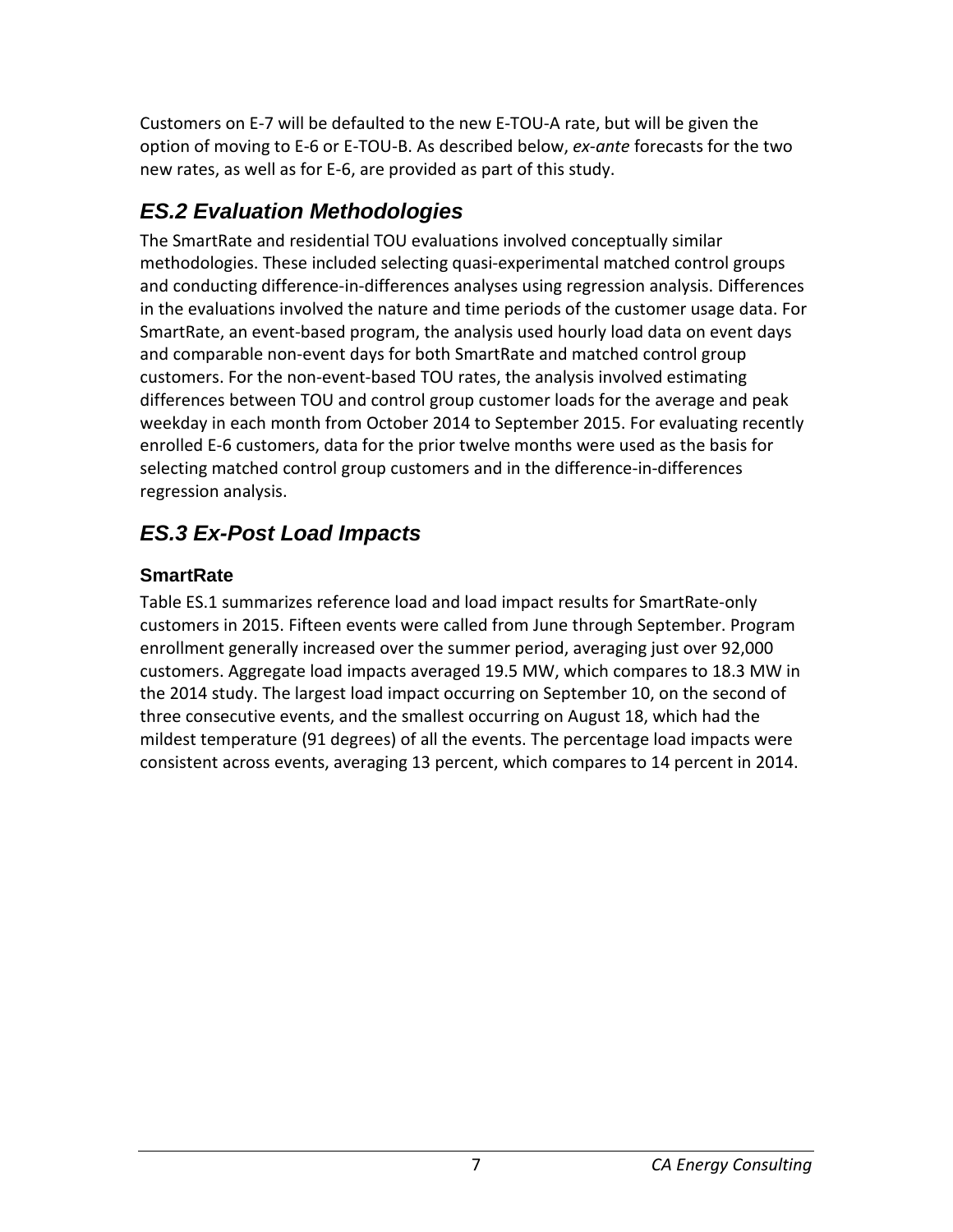Customers on E-7 will be defaulted to the new E-TOU-A rate, but will be given the option of moving to E-6 or E-TOU-B. As described below, *ex-ante* forecasts for the two new rates, as well as for E-6, are provided as part of this study.

## ES.2 Evaluation Methodologies

The SmartRate and residential TOU evaluations involved conceptually similar methodologies. These included selecting quasi-experimental matched control groups and conducting difference-in-differences analyses using regression analysis. Differences in the evaluations involved the nature and time periods of the customer usage data. For SmartRate, an event-based program, the analysis used hourly load data on event days and comparable non-event days for both SmartRate and matched control group customers. For the non-event-based TOU rates, the analysis involved estimating differences between TOU and control group customer loads for the average and peak weekday in each month from October 2014 to September 2015. For evaluating recently enrolled E-6 customers, data for the prior twelve months were used as the basis for selecting matched control group customers and in the difference-in-differences regression analysis.

## ES.3 Ex-Post Load Impacts

### SmartRate

Table ES.1 summarizes reference load and load impact results for SmartRate-only customers in 2015. Fifteen events were called from June through September. Program enrollment generally increased over the summer period, averaging just over 92,000 customers. Aggregate load impacts averaged 19.5 MW, which compares to 18.3 MW in the 2014 study. The largest load impact occurring on September 10, on the second of three consecutive events, and the smallest occurring on August 18, which had the mildest temperature (91 degrees) of all the events. The percentage load impacts were consistent across events, averaging 13 percent, which compares to 14 percent in 2014.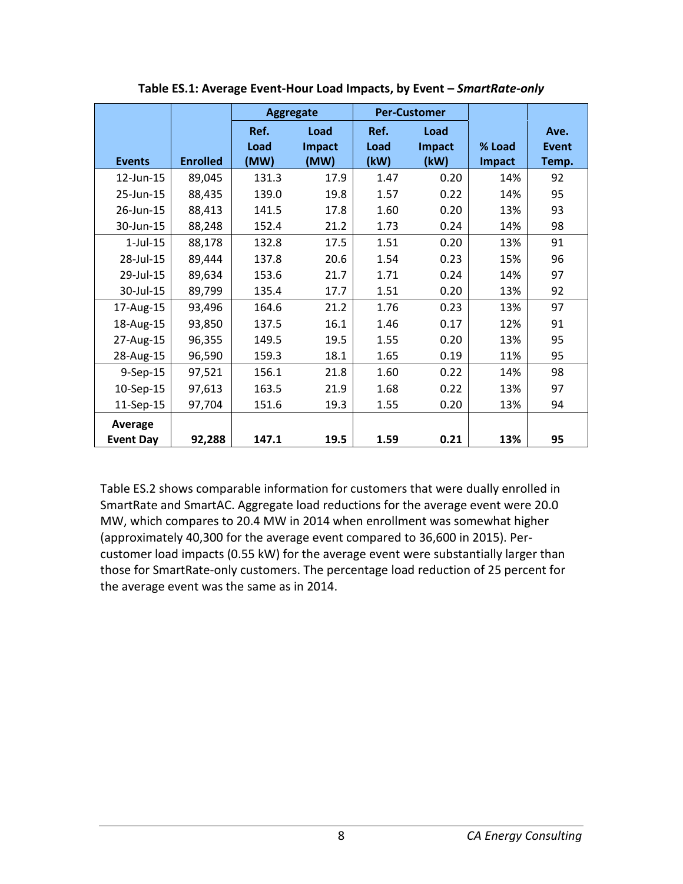**Table ES.1: Average Event-Hour Load Impacts, by Event – *SmartRate-only***

| | | Aggregate | | Per-Customer | | | |
|---|---|---|---|---|---|---|---|
| **Events** | **Enrolled** | **Ref. Load (MW)** | **Load Impact (MW)** | **Ref. Load (kW)** | **Load Impact (kW)** | **% Load Impact** | **Ave. Event Temp.** |
| 12-Jun-15 | 89,045 | 131.3 | 17.9 | 1.47 | 0.20 | 14% | 92 |
| 25-Jun-15 | 88,435 | 139.0 | 19.8 | 1.57 | 0.22 | 14% | 95 |
| 26-Jun-15 | 88,413 | 141.5 | 17.8 | 1.60 | 0.20 | 13% | 93 |
| 30-Jun-15 | 88,248 | 152.4 | 21.2 | 1.73 | 0.24 | 14% | 98 |
| 1-Jul-15 | 88,178 | 132.8 | 17.5 | 1.51 | 0.20 | 13% | 91 |
| 28-Jul-15 | 89,444 | 137.8 | 20.6 | 1.54 | 0.23 | 15% | 96 |
| 29-Jul-15 | 89,634 | 153.6 | 21.7 | 1.71 | 0.24 | 14% | 97 |
| 30-Jul-15 | 89,799 | 135.4 | 17.7 | 1.51 | 0.20 | 13% | 92 |
| 17-Aug-15 | 93,496 | 164.6 | 21.2 | 1.76 | 0.23 | 13% | 97 |
| 18-Aug-15 | 93,850 | 137.5 | 16.1 | 1.46 | 0.17 | 12% | 91 |
| 27-Aug-15 | 96,355 | 149.5 | 19.5 | 1.55 | 0.20 | 13% | 95 |
| 28-Aug-15 | 96,590 | 159.3 | 18.1 | 1.65 | 0.19 | 11% | 95 |
| 9-Sep-15 | 97,521 | 156.1 | 21.8 | 1.60 | 0.22 | 14% | 98 |
| 10-Sep-15 | 97,613 | 163.5 | 21.9 | 1.68 | 0.22 | 13% | 97 |
| 11-Sep-15 | 97,704 | 151.6 | 19.3 | 1.55 | 0.20 | 13% | 94 |
| **Average Event Day** | **92,288** | **147.1** | **19.5** | **1.59** | **0.21** | **13%** | **95** |

Table ES.2 shows comparable information for customers that were dually enrolled in SmartRate and SmartAC. Aggregate load reductions for the average event were 20.0 MW, which compares to 20.4 MW in 2014 when enrollment was somewhat higher (approximately 40,300 for the average event compared to 36,600 in 2015). Per-customer load impacts (0.55 kW) for the average event were substantially larger than those for SmartRate-only customers. The percentage load reduction of 25 percent for the average event was the same as in 2014.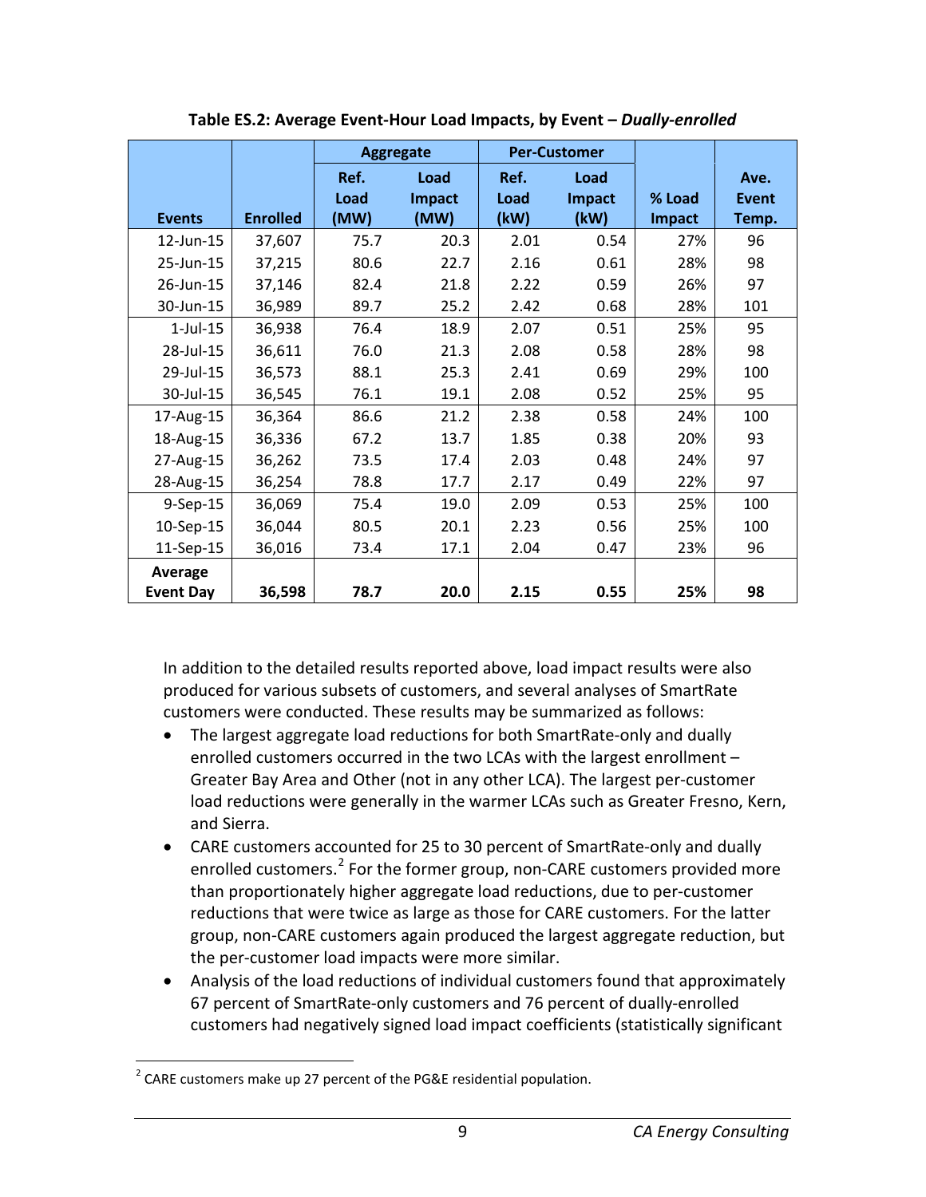**Table ES.2: Average Event-Hour Load Impacts, by Event – *Dually-enrolled***

| Events | Enrolled | Aggregate | | Per-Customer | | % Load Impact | Ave. Event Temp. |
|---|---|---|---|---|---|---|---|
| | | Ref. Load (MW) | Load Impact (MW) | Ref. Load (kW) | Load Impact (kW) | | |
| 12-Jun-15 | 37,607 | 75.7 | 20.3 | 2.01 | 0.54 | 27% | 96 |
| 25-Jun-15 | 37,215 | 80.6 | 22.7 | 2.16 | 0.61 | 28% | 98 |
| 26-Jun-15 | 37,146 | 82.4 | 21.8 | 2.22 | 0.59 | 26% | 97 |
| 30-Jun-15 | 36,989 | 89.7 | 25.2 | 2.42 | 0.68 | 28% | 101 |
| 1-Jul-15 | 36,938 | 76.4 | 18.9 | 2.07 | 0.51 | 25% | 95 |
| 28-Jul-15 | 36,611 | 76.0 | 21.3 | 2.08 | 0.58 | 28% | 98 |
| 29-Jul-15 | 36,573 | 88.1 | 25.3 | 2.41 | 0.69 | 29% | 100 |
| 30-Jul-15 | 36,545 | 76.1 | 19.1 | 2.08 | 0.52 | 25% | 95 |
| 17-Aug-15 | 36,364 | 86.6 | 21.2 | 2.38 | 0.58 | 24% | 100 |
| 18-Aug-15 | 36,336 | 67.2 | 13.7 | 1.85 | 0.38 | 20% | 93 |
| 27-Aug-15 | 36,262 | 73.5 | 17.4 | 2.03 | 0.48 | 24% | 97 |
| 28-Aug-15 | 36,254 | 78.8 | 17.7 | 2.17 | 0.49 | 22% | 97 |
| 9-Sep-15 | 36,069 | 75.4 | 19.0 | 2.09 | 0.53 | 25% | 100 |
| 10-Sep-15 | 36,044 | 80.5 | 20.1 | 2.23 | 0.56 | 25% | 100 |
| 11-Sep-15 | 36,016 | 73.4 | 17.1 | 2.04 | 0.47 | 23% | 96 |
| **Average Event Day** | **36,598** | **78.7** | **20.0** | **2.15** | **0.55** | **25%** | **98** |

In addition to the detailed results reported above, load impact results were also produced for various subsets of customers, and several analyses of SmartRate customers were conducted. These results may be summarized as follows:

- The largest aggregate load reductions for both SmartRate-only and dually enrolled customers occurred in the two LCAs with the largest enrollment – Greater Bay Area and Other (not in any other LCA). The largest per-customer load reductions were generally in the warmer LCAs such as Greater Fresno, Kern, and Sierra.
- CARE customers accounted for 25 to 30 percent of SmartRate-only and dually enrolled customers.[2] For the former group, non-CARE customers provided more than proportionately higher aggregate load reductions, due to per-customer reductions that were twice as large as those for CARE customers. For the latter group, non-CARE customers again produced the largest aggregate reduction, but the per-customer load impacts were more similar.
- Analysis of the load reductions of individual customers found that approximately 67 percent of SmartRate-only customers and 76 percent of dually-enrolled customers had negatively signed load impact coefficients (statistically significant

[2] CARE customers make up 27 percent of the PG&E residential population.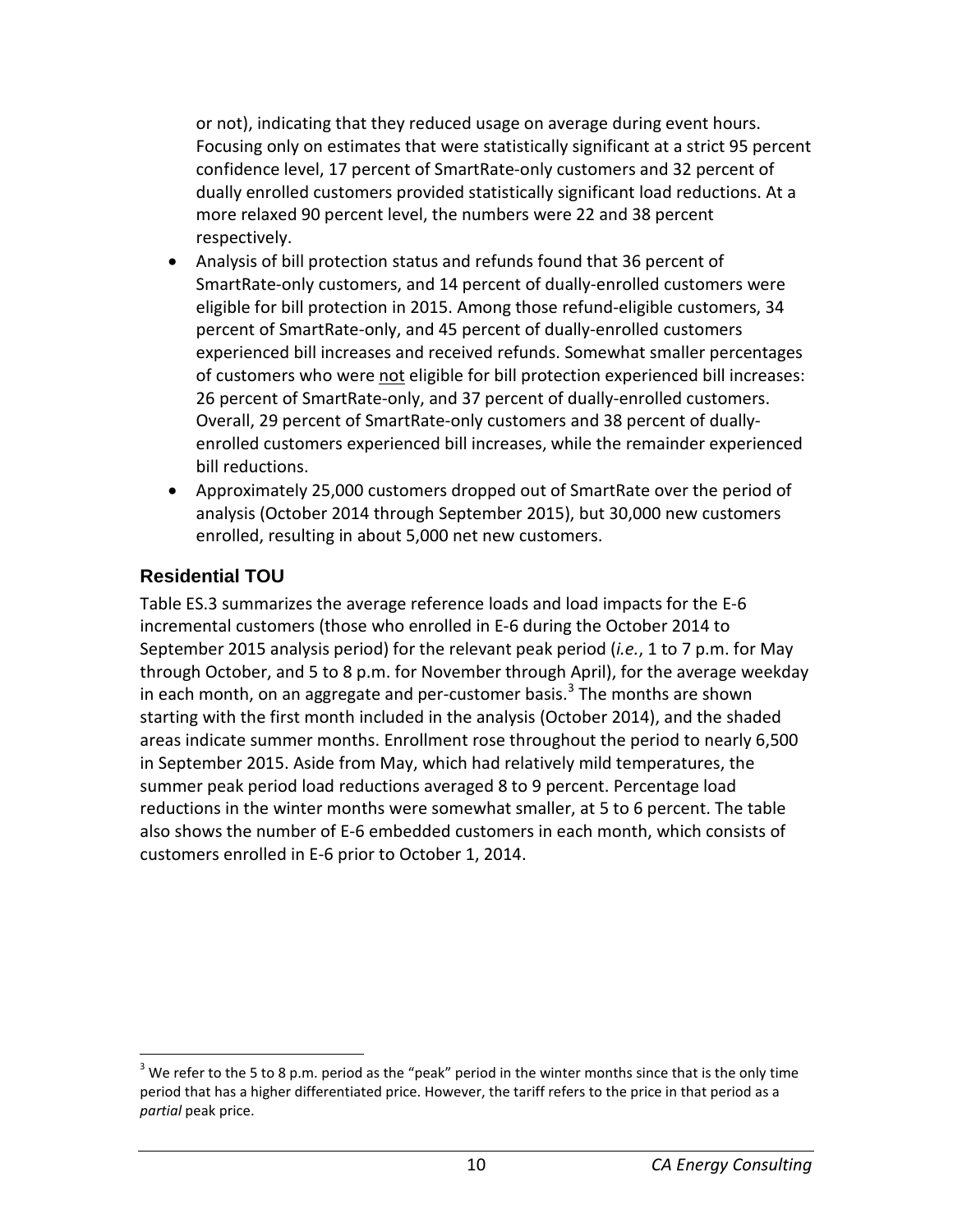or not), indicating that they reduced usage on average during event hours. Focusing only on estimates that were statistically significant at a strict 95 percent confidence level, 17 percent of SmartRate-only customers and 32 percent of dually enrolled customers provided statistically significant load reductions. At a more relaxed 90 percent level, the numbers were 22 and 38 percent respectively.

- Analysis of bill protection status and refunds found that 36 percent of SmartRate-only customers, and 14 percent of dually-enrolled customers were eligible for bill protection in 2015. Among those refund-eligible customers, 34 percent of SmartRate-only, and 45 percent of dually-enrolled customers experienced bill increases and received refunds. Somewhat smaller percentages of customers who were not eligible for bill protection experienced bill increases: 26 percent of SmartRate-only, and 37 percent of dually-enrolled customers. Overall, 29 percent of SmartRate-only customers and 38 percent of dually-enrolled customers experienced bill increases, while the remainder experienced bill reductions.
- Approximately 25,000 customers dropped out of SmartRate over the period of analysis (October 2014 through September 2015), but 30,000 new customers enrolled, resulting in about 5,000 net new customers.

## Residential TOU

Table ES.3 summarizes the average reference loads and load impacts for the E-6 incremental customers (those who enrolled in E-6 during the October 2014 to September 2015 analysis period) for the relevant peak period (*i.e.*, 1 to 7 p.m. for May through October, and 5 to 8 p.m. for November through April), for the average weekday in each month, on an aggregate and per-customer basis.[3] The months are shown starting with the first month included in the analysis (October 2014), and the shaded areas indicate summer months. Enrollment rose throughout the period to nearly 6,500 in September 2015. Aside from May, which had relatively mild temperatures, the summer peak period load reductions averaged 8 to 9 percent. Percentage load reductions in the winter months were somewhat smaller, at 5 to 6 percent. The table also shows the number of E-6 embedded customers in each month, which consists of customers enrolled in E-6 prior to October 1, 2014.

[3] We refer to the 5 to 8 p.m. period as the "peak" period in the winter months since that is the only time period that has a higher differentiated price. However, the tariff refers to the price in that period as a *partial* peak price.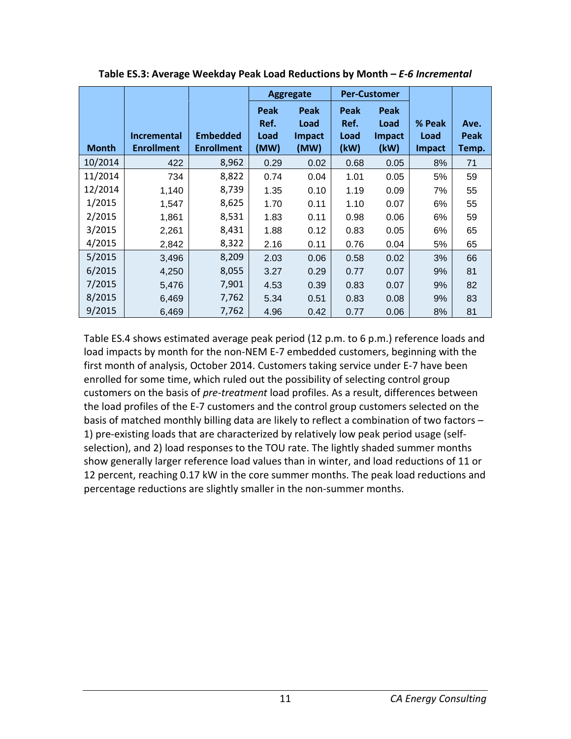**Table ES.3: Average Weekday Peak Load Reductions by Month – *E-6 Incremental***

| | | | Aggregate | | Per-Customer | | | |
|---|---|---|---|---|---|---|---|---|
| Month | Incremental Enrollment | Embedded Enrollment | Peak Ref. Load (MW) | Peak Load Impact (MW) | Peak Ref. Load (kW) | Peak Load Impact (kW) | % Peak Load Impact | Ave. Peak Temp. |
| 10/2014 | 422 | 8,962 | 0.29 | 0.02 | 0.68 | 0.05 | 8% | 71 |
| 11/2014 | 734 | 8,822 | 0.74 | 0.04 | 1.01 | 0.05 | 5% | 59 |
| 12/2014 | 1,140 | 8,739 | 1.35 | 0.10 | 1.19 | 0.09 | 7% | 55 |
| 1/2015 | 1,547 | 8,625 | 1.70 | 0.11 | 1.10 | 0.07 | 6% | 55 |
| 2/2015 | 1,861 | 8,531 | 1.83 | 0.11 | 0.98 | 0.06 | 6% | 59 |
| 3/2015 | 2,261 | 8,431 | 1.88 | 0.12 | 0.83 | 0.05 | 6% | 65 |
| 4/2015 | 2,842 | 8,322 | 2.16 | 0.11 | 0.76 | 0.04 | 5% | 65 |
| 5/2015 | 3,496 | 8,209 | 2.03 | 0.06 | 0.58 | 0.02 | 3% | 66 |
| 6/2015 | 4,250 | 8,055 | 3.27 | 0.29 | 0.77 | 0.07 | 9% | 81 |
| 7/2015 | 5,476 | 7,901 | 4.53 | 0.39 | 0.83 | 0.07 | 9% | 82 |
| 8/2015 | 6,469 | 7,762 | 5.34 | 0.51 | 0.83 | 0.08 | 9% | 83 |
| 9/2015 | 6,469 | 7,762 | 4.96 | 0.42 | 0.77 | 0.06 | 8% | 81 |

Table ES.4 shows estimated average peak period (12 p.m. to 6 p.m.) reference loads and load impacts by month for the non-NEM E-7 embedded customers, beginning with the first month of analysis, October 2014. Customers taking service under E-7 have been enrolled for some time, which ruled out the possibility of selecting control group customers on the basis of *pre-treatment* load profiles. As a result, differences between the load profiles of the E-7 customers and the control group customers selected on the basis of matched monthly billing data are likely to reflect a combination of two factors – 1) pre-existing loads that are characterized by relatively low peak period usage (self-selection), and 2) load responses to the TOU rate. The lightly shaded summer months show generally larger reference load values than in winter, and load reductions of 11 or 12 percent, reaching 0.17 kW in the core summer months. The peak load reductions and percentage reductions are slightly smaller in the non-summer months.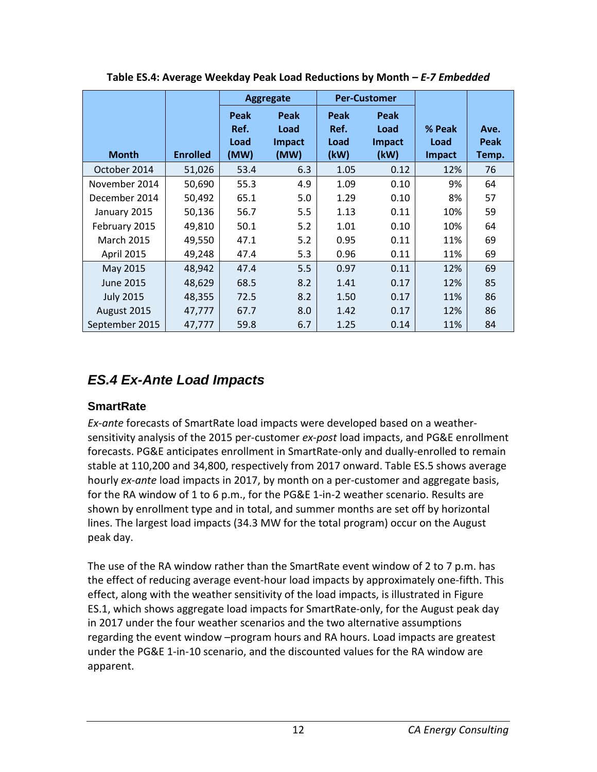**Table ES.4: Average Weekday Peak Load Reductions by Month – *E-7 Embedded***

| Month | Enrolled | Aggregate | | Per-Customer | | % Peak Load Impact | Ave. Peak Temp. |
|---|---|---|---|---|---|---|---|
| | | Peak Ref. Load (MW) | Peak Load Impact (MW) | Peak Ref. Load (kW) | Peak Load Impact (kW) | | |
| October 2014 | 51,026 | 53.4 | 6.3 | 1.05 | 0.12 | 12% | 76 |
| November 2014 | 50,690 | 55.3 | 4.9 | 1.09 | 0.10 | 9% | 64 |
| December 2014 | 50,492 | 65.1 | 5.0 | 1.29 | 0.10 | 8% | 57 |
| January 2015 | 50,136 | 56.7 | 5.5 | 1.13 | 0.11 | 10% | 59 |
| February 2015 | 49,810 | 50.1 | 5.2 | 1.01 | 0.10 | 10% | 64 |
| March 2015 | 49,550 | 47.1 | 5.2 | 0.95 | 0.11 | 11% | 69 |
| April 2015 | 49,248 | 47.4 | 5.3 | 0.96 | 0.11 | 11% | 69 |
| May 2015 | 48,942 | 47.4 | 5.5 | 0.97 | 0.11 | 12% | 69 |
| June 2015 | 48,629 | 68.5 | 8.2 | 1.41 | 0.17 | 12% | 85 |
| July 2015 | 48,355 | 72.5 | 8.2 | 1.50 | 0.17 | 11% | 86 |
| August 2015 | 47,777 | 67.7 | 8.0 | 1.42 | 0.17 | 12% | 86 |
| September 2015 | 47,777 | 59.8 | 6.7 | 1.25 | 0.14 | 11% | 84 |

## *ES.4 Ex-Ante Load Impacts*

### SmartRate

*Ex-ante* forecasts of SmartRate load impacts were developed based on a weather-sensitivity analysis of the 2015 per-customer *ex-post* load impacts, and PG&E enrollment forecasts. PG&E anticipates enrollment in SmartRate-only and dually-enrolled to remain stable at 110,200 and 34,800, respectively from 2017 onward. Table ES.5 shows average hourly *ex-ante* load impacts in 2017, by month on a per-customer and aggregate basis, for the RA window of 1 to 6 p.m., for the PG&E 1-in-2 weather scenario. Results are shown by enrollment type and in total, and summer months are set off by horizontal lines. The largest load impacts (34.3 MW for the total program) occur on the August peak day.

The use of the RA window rather than the SmartRate event window of 2 to 7 p.m. has the effect of reducing average event-hour load impacts by approximately one-fifth. This effect, along with the weather sensitivity of the load impacts, is illustrated in Figure ES.1, which shows aggregate load impacts for SmartRate-only, for the August peak day in 2017 under the four weather scenarios and the two alternative assumptions regarding the event window –program hours and RA hours. Load impacts are greatest under the PG&E 1-in-10 scenario, and the discounted values for the RA window are apparent.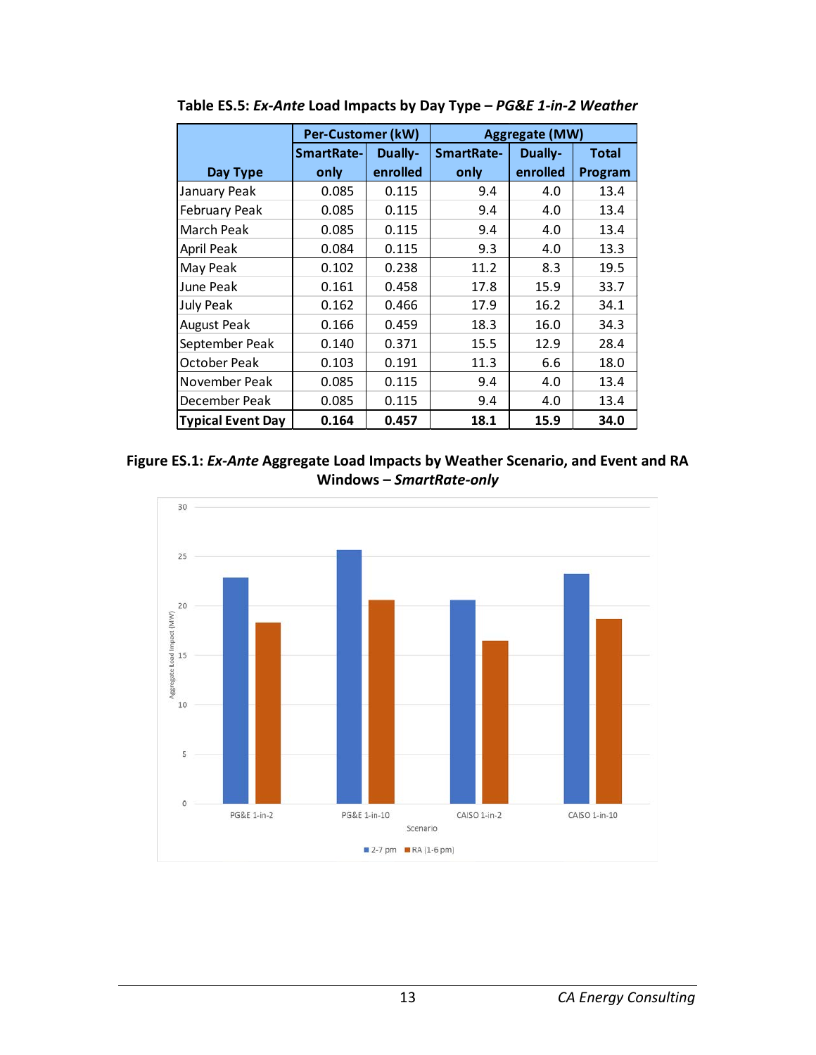**Table ES.5: *Ex-Ante* Load Impacts by Day Type – *PG&E 1-in-2 Weather***

| Day Type | Per-Customer (kW) | | Aggregate (MW) | | |
|---|---|---|---|---|---|
| | SmartRate-only | Dually-enrolled | SmartRate-only | Dually-enrolled | Total Program |
| January Peak | 0.085 | 0.115 | 9.4 | 4.0 | 13.4 |
| February Peak | 0.085 | 0.115 | 9.4 | 4.0 | 13.4 |
| March Peak | 0.085 | 0.115 | 9.4 | 4.0 | 13.4 |
| April Peak | 0.084 | 0.115 | 9.3 | 4.0 | 13.3 |
| May Peak | 0.102 | 0.238 | 11.2 | 8.3 | 19.5 |
| June Peak | 0.161 | 0.458 | 17.8 | 15.9 | 33.7 |
| July Peak | 0.162 | 0.466 | 17.9 | 16.2 | 34.1 |
| August Peak | 0.166 | 0.459 | 18.3 | 16.0 | 34.3 |
| September Peak | 0.140 | 0.371 | 15.5 | 12.9 | 28.4 |
| October Peak | 0.103 | 0.191 | 11.3 | 6.6 | 18.0 |
| November Peak | 0.085 | 0.115 | 9.4 | 4.0 | 13.4 |
| December Peak | 0.085 | 0.115 | 9.4 | 4.0 | 13.4 |
| **Typical Event Day** | **0.164** | **0.457** | **18.1** | **15.9** | **34.0** |

**Figure ES.1: *Ex-Ante* Aggregate Load Impacts by Weather Scenario, and Event and RA Windows – *SmartRate-only***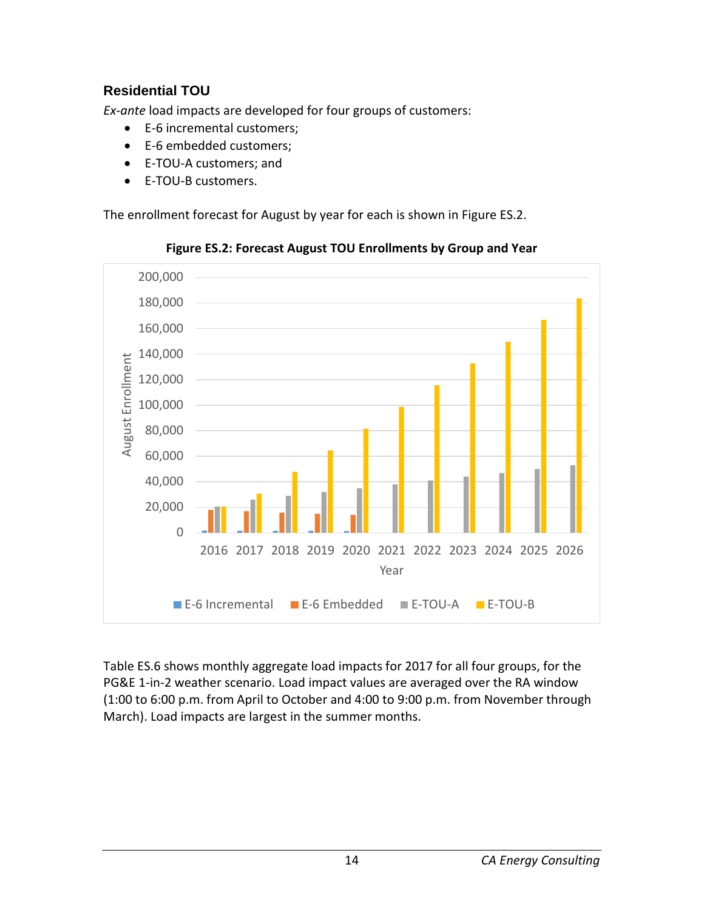### Residential TOU

*Ex-ante* load impacts are developed for four groups of customers:

- E-6 incremental customers;
- E-6 embedded customers;
- E-TOU-A customers; and
- E-TOU-B customers.

The enrollment forecast for August by year for each is shown in Figure ES.2.

**Figure ES.2: Forecast August TOU Enrollments by Group and Year**

Table ES.6 shows monthly aggregate load impacts for 2017 for all four groups, for the PG&E 1-in-2 weather scenario. Load impact values are averaged over the RA window (1:00 to 6:00 p.m. from April to October and 4:00 to 9:00 p.m. from November through March). Load impacts are largest in the summer months.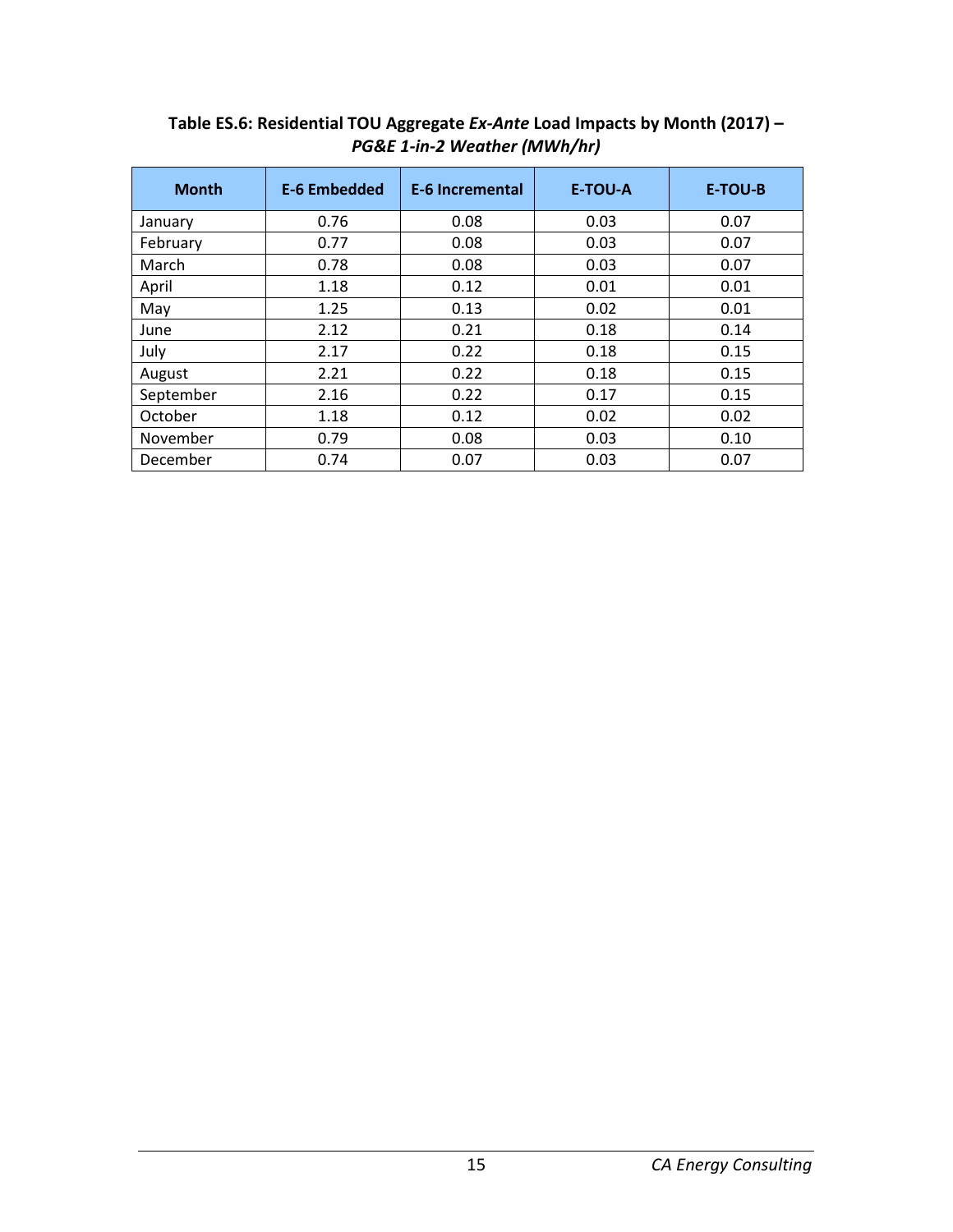**Table ES.6: Residential TOU Aggregate *Ex-Ante* Load Impacts by Month (2017) – *PG&E 1-in-2 Weather (MWh/hr)***

| Month | E-6 Embedded | E-6 Incremental | E-TOU-A | E-TOU-B |
|---|---|---|---|---|
| January | 0.76 | 0.08 | 0.03 | 0.07 |
| February | 0.77 | 0.08 | 0.03 | 0.07 |
| March | 0.78 | 0.08 | 0.03 | 0.07 |
| April | 1.18 | 0.12 | 0.01 | 0.01 |
| May | 1.25 | 0.13 | 0.02 | 0.01 |
| June | 2.12 | 0.21 | 0.18 | 0.14 |
| July | 2.17 | 0.22 | 0.18 | 0.15 |
| August | 2.21 | 0.22 | 0.18 | 0.15 |
| September | 2.16 | 0.22 | 0.17 | 0.15 |
| October | 1.18 | 0.12 | 0.02 | 0.02 |
| November | 0.79 | 0.08 | 0.03 | 0.10 |
| December | 0.74 | 0.07 | 0.03 | 0.07 |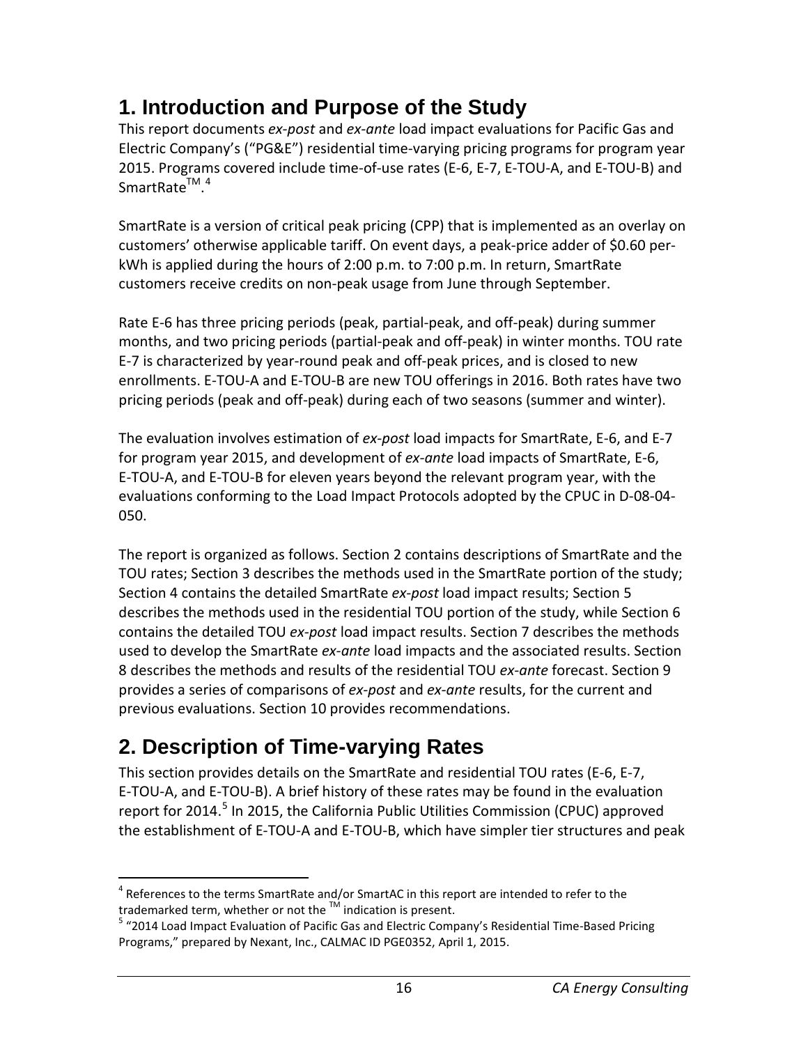# 1. Introduction and Purpose of the Study

This report documents *ex-post* and *ex-ante* load impact evaluations for Pacific Gas and Electric Company's ("PG&E") residential time-varying pricing programs for program year 2015. Programs covered include time-of-use rates (E-6, E-7, E-TOU-A, and E-TOU-B) and SmartRate™.[4]

SmartRate is a version of critical peak pricing (CPP) that is implemented as an overlay on customers' otherwise applicable tariff. On event days, a peak-price adder of $0.60 per-kWh is applied during the hours of 2:00 p.m. to 7:00 p.m. In return, SmartRate customers receive credits on non-peak usage from June through September.

Rate E-6 has three pricing periods (peak, partial-peak, and off-peak) during summer months, and two pricing periods (partial-peak and off-peak) in winter months. TOU rate E-7 is characterized by year-round peak and off-peak prices, and is closed to new enrollments. E-TOU-A and E-TOU-B are new TOU offerings in 2016. Both rates have two pricing periods (peak and off-peak) during each of two seasons (summer and winter).

The evaluation involves estimation of *ex-post* load impacts for SmartRate, E-6, and E-7 for program year 2015, and development of *ex-ante* load impacts of SmartRate, E-6, E-TOU-A, and E-TOU-B for eleven years beyond the relevant program year, with the evaluations conforming to the Load Impact Protocols adopted by the CPUC in D-08-04-050.

The report is organized as follows. Section 2 contains descriptions of SmartRate and the TOU rates; Section 3 describes the methods used in the SmartRate portion of the study; Section 4 contains the detailed SmartRate *ex-post* load impact results; Section 5 describes the methods used in the residential TOU portion of the study, while Section 6 contains the detailed TOU *ex-post* load impact results. Section 7 describes the methods used to develop the SmartRate *ex-ante* load impacts and the associated results. Section 8 describes the methods and results of the residential TOU *ex-ante* forecast. Section 9 provides a series of comparisons of *ex-post* and *ex-ante* results, for the current and previous evaluations. Section 10 provides recommendations.

# 2. Description of Time-varying Rates

This section provides details on the SmartRate and residential TOU rates (E-6, E-7, E-TOU-A, and E-TOU-B). A brief history of these rates may be found in the evaluation report for 2014.[5] In 2015, the California Public Utilities Commission (CPUC) approved the establishment of E-TOU-A and E-TOU-B, which have simpler tier structures and peak

---

[4] References to the terms SmartRate and/or SmartAC in this report are intended to refer to the trademarked term, whether or not the ™ indication is present.

[5] "2014 Load Impact Evaluation of Pacific Gas and Electric Company's Residential Time-Based Pricing Programs," prepared by Nexant, Inc., CALMAC ID PGE0352, April 1, 2015.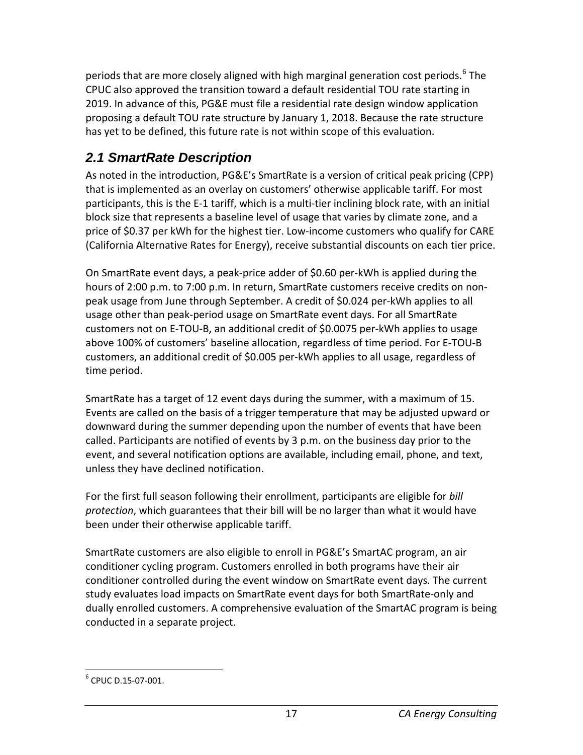periods that are more closely aligned with high marginal generation cost periods.[6] The CPUC also approved the transition toward a default residential TOU rate starting in 2019. In advance of this, PG&E must file a residential rate design window application proposing a default TOU rate structure by January 1, 2018. Because the rate structure has yet to be defined, this future rate is not within scope of this evaluation.

## 2.1 SmartRate Description

As noted in the introduction, PG&E's SmartRate is a version of critical peak pricing (CPP) that is implemented as an overlay on customers' otherwise applicable tariff. For most participants, this is the E-1 tariff, which is a multi-tier inclining block rate, with an initial block size that represents a baseline level of usage that varies by climate zone, and a price of $0.37 per kWh for the highest tier. Low-income customers who qualify for CARE (California Alternative Rates for Energy), receive substantial discounts on each tier price.

On SmartRate event days, a peak-price adder of $0.60 per-kWh is applied during the hours of 2:00 p.m. to 7:00 p.m. In return, SmartRate customers receive credits on non-peak usage from June through September. A credit of $0.024 per-kWh applies to all usage other than peak-period usage on SmartRate event days. For all SmartRate customers not on E-TOU-B, an additional credit of $0.0075 per-kWh applies to usage above 100% of customers' baseline allocation, regardless of time period. For E-TOU-B customers, an additional credit of $0.005 per-kWh applies to all usage, regardless of time period.

SmartRate has a target of 12 event days during the summer, with a maximum of 15. Events are called on the basis of a trigger temperature that may be adjusted upward or downward during the summer depending upon the number of events that have been called. Participants are notified of events by 3 p.m. on the business day prior to the event, and several notification options are available, including email, phone, and text, unless they have declined notification.

For the first full season following their enrollment, participants are eligible for *bill protection*, which guarantees that their bill will be no larger than what it would have been under their otherwise applicable tariff.

SmartRate customers are also eligible to enroll in PG&E's SmartAC program, an air conditioner cycling program. Customers enrolled in both programs have their air conditioner controlled during the event window on SmartRate event days. The current study evaluates load impacts on SmartRate event days for both SmartRate-only and dually enrolled customers. A comprehensive evaluation of the SmartAC program is being conducted in a separate project.

---

[6] CPUC D.15-07-001.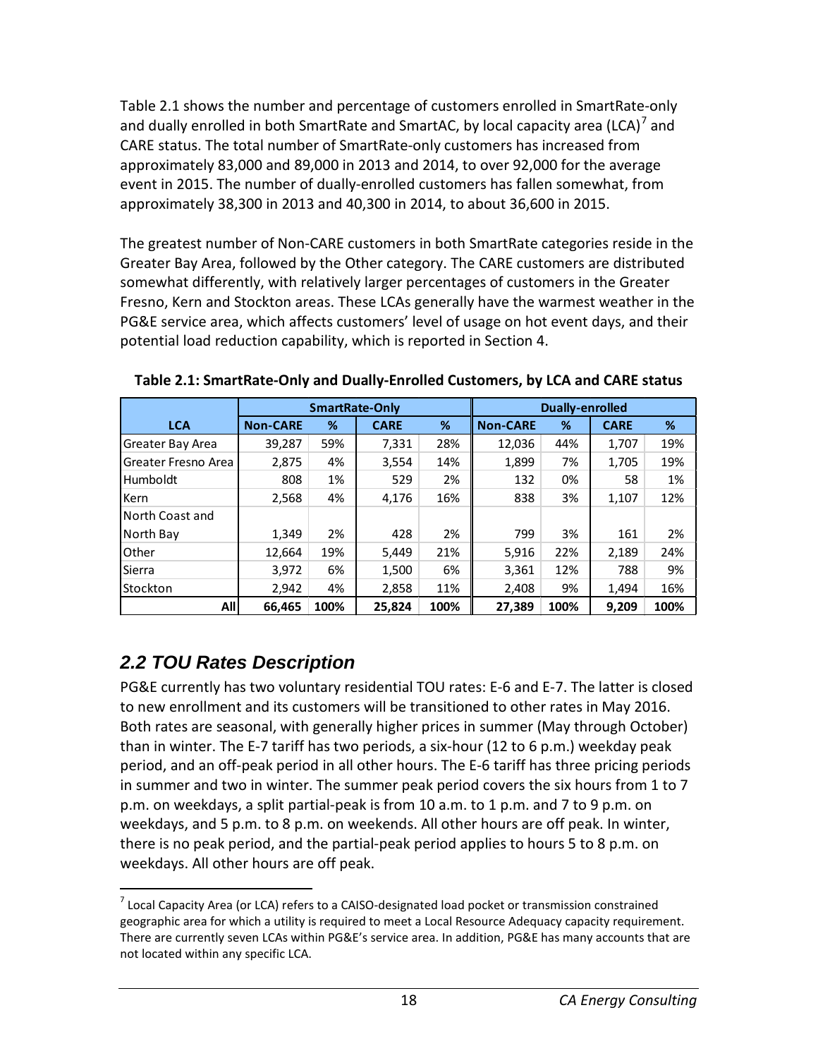Table 2.1 shows the number and percentage of customers enrolled in SmartRate-only and dually enrolled in both SmartRate and SmartAC, by local capacity area (LCA)[7] and CARE status. The total number of SmartRate-only customers has increased from approximately 83,000 and 89,000 in 2013 and 2014, to over 92,000 for the average event in 2015. The number of dually-enrolled customers has fallen somewhat, from approximately 38,300 in 2013 and 40,300 in 2014, to about 36,600 in 2015.

The greatest number of Non-CARE customers in both SmartRate categories reside in the Greater Bay Area, followed by the Other category. The CARE customers are distributed somewhat differently, with relatively larger percentages of customers in the Greater Fresno, Kern and Stockton areas. These LCAs generally have the warmest weather in the PG&E service area, which affects customers' level of usage on hot event days, and their potential load reduction capability, which is reported in Section 4.

**Table 2.1: SmartRate-Only and Dually-Enrolled Customers, by LCA and CARE status**

| | SmartRate-Only | | | | Dually-enrolled | | | |
|---|---|---|---|---|---|---|---|---|
| LCA | Non-CARE | % | CARE | % | Non-CARE | % | CARE | % |
| Greater Bay Area | 39,287 | 59% | 7,331 | 28% | 12,036 | 44% | 1,707 | 19% |
| Greater Fresno Area | 2,875 | 4% | 3,554 | 14% | 1,899 | 7% | 1,705 | 19% |
| Humboldt | 808 | 1% | 529 | 2% | 132 | 0% | 58 | 1% |
| Kern | 2,568 | 4% | 4,176 | 16% | 838 | 3% | 1,107 | 12% |
| North Coast and North Bay | 1,349 | 2% | 428 | 2% | 799 | 3% | 161 | 2% |
| Other | 12,664 | 19% | 5,449 | 21% | 5,916 | 22% | 2,189 | 24% |
| Sierra | 3,972 | 6% | 1,500 | 6% | 3,361 | 12% | 788 | 9% |
| Stockton | 2,942 | 4% | 2,858 | 11% | 2,408 | 9% | 1,494 | 16% |
| **All** | **66,465** | **100%** | **25,824** | **100%** | **27,389** | **100%** | **9,209** | **100%** |

## *2.2 TOU Rates Description*

PG&E currently has two voluntary residential TOU rates: E-6 and E-7. The latter is closed to new enrollment and its customers will be transitioned to other rates in May 2016. Both rates are seasonal, with generally higher prices in summer (May through October) than in winter. The E-7 tariff has two periods, a six-hour (12 to 6 p.m.) weekday peak period, and an off-peak period in all other hours. The E-6 tariff has three pricing periods in summer and two in winter. The summer peak period covers the six hours from 1 to 7 p.m. on weekdays, a split partial-peak is from 10 a.m. to 1 p.m. and 7 to 9 p.m. on weekdays, and 5 p.m. to 8 p.m. on weekends. All other hours are off peak. In winter, there is no peak period, and the partial-peak period applies to hours 5 to 8 p.m. on weekdays. All other hours are off peak.

[7] Local Capacity Area (or LCA) refers to a CAISO-designated load pocket or transmission constrained geographic area for which a utility is required to meet a Local Resource Adequacy capacity requirement. There are currently seven LCAs within PG&E's service area. In addition, PG&E has many accounts that are not located within any specific LCA.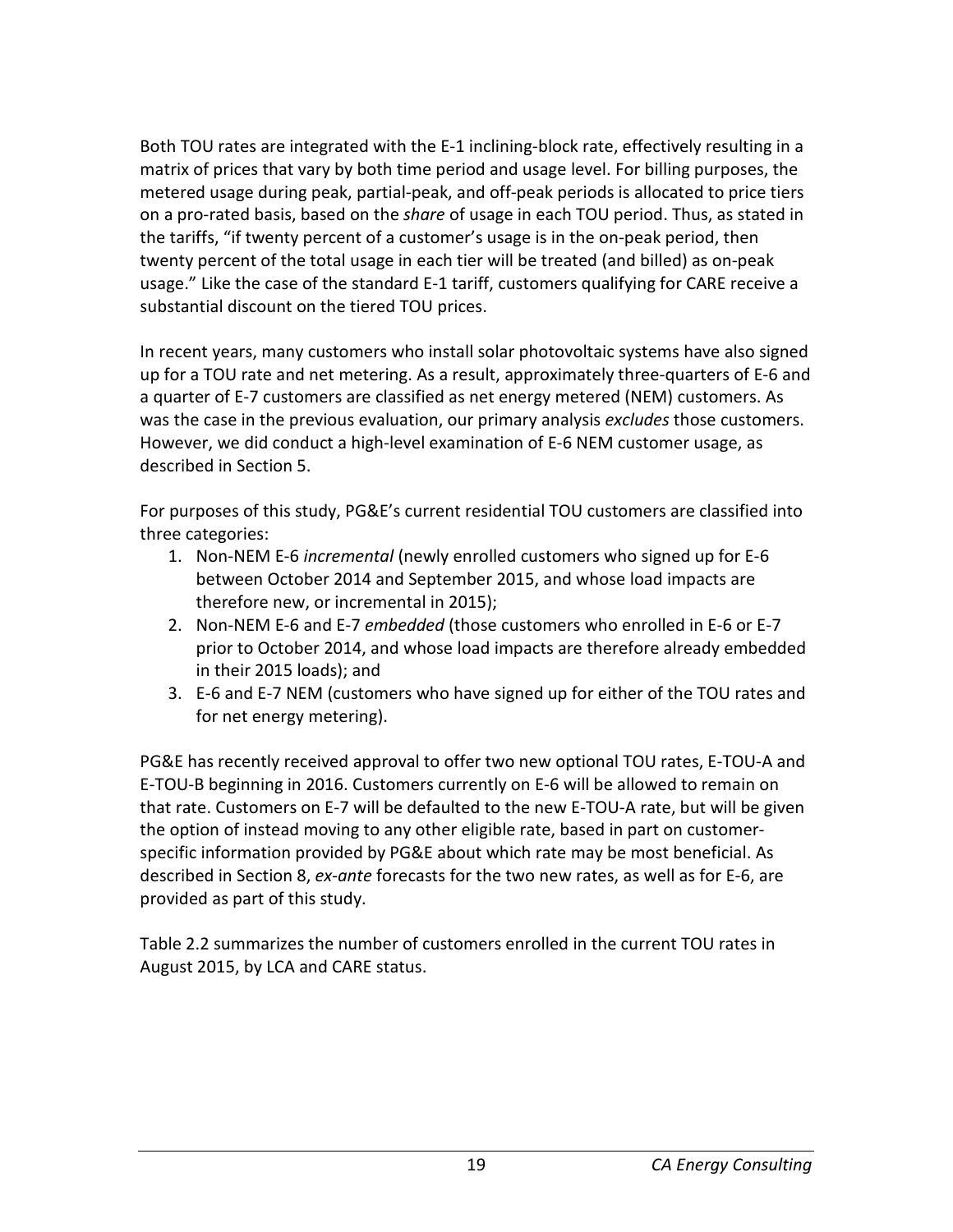Both TOU rates are integrated with the E-1 inclining-block rate, effectively resulting in a matrix of prices that vary by both time period and usage level. For billing purposes, the metered usage during peak, partial-peak, and off-peak periods is allocated to price tiers on a pro-rated basis, based on the *share* of usage in each TOU period. Thus, as stated in the tariffs, "if twenty percent of a customer's usage is in the on-peak period, then twenty percent of the total usage in each tier will be treated (and billed) as on-peak usage." Like the case of the standard E-1 tariff, customers qualifying for CARE receive a substantial discount on the tiered TOU prices.

In recent years, many customers who install solar photovoltaic systems have also signed up for a TOU rate and net metering. As a result, approximately three-quarters of E-6 and a quarter of E-7 customers are classified as net energy metered (NEM) customers. As was the case in the previous evaluation, our primary analysis *excludes* those customers. However, we did conduct a high-level examination of E-6 NEM customer usage, as described in Section 5.

For purposes of this study, PG&E's current residential TOU customers are classified into three categories:

1. Non-NEM E-6 *incremental* (newly enrolled customers who signed up for E-6 between October 2014 and September 2015, and whose load impacts are therefore new, or incremental in 2015);
2. Non-NEM E-6 and E-7 *embedded* (those customers who enrolled in E-6 or E-7 prior to October 2014, and whose load impacts are therefore already embedded in their 2015 loads); and
3. E-6 and E-7 NEM (customers who have signed up for either of the TOU rates and for net energy metering).

PG&E has recently received approval to offer two new optional TOU rates, E-TOU-A and E-TOU-B beginning in 2016. Customers currently on E-6 will be allowed to remain on that rate. Customers on E-7 will be defaulted to the new E-TOU-A rate, but will be given the option of instead moving to any other eligible rate, based in part on customer-specific information provided by PG&E about which rate may be most beneficial. As described in Section 8, *ex-ante* forecasts for the two new rates, as well as for E-6, are provided as part of this study.

Table 2.2 summarizes the number of customers enrolled in the current TOU rates in August 2015, by LCA and CARE status.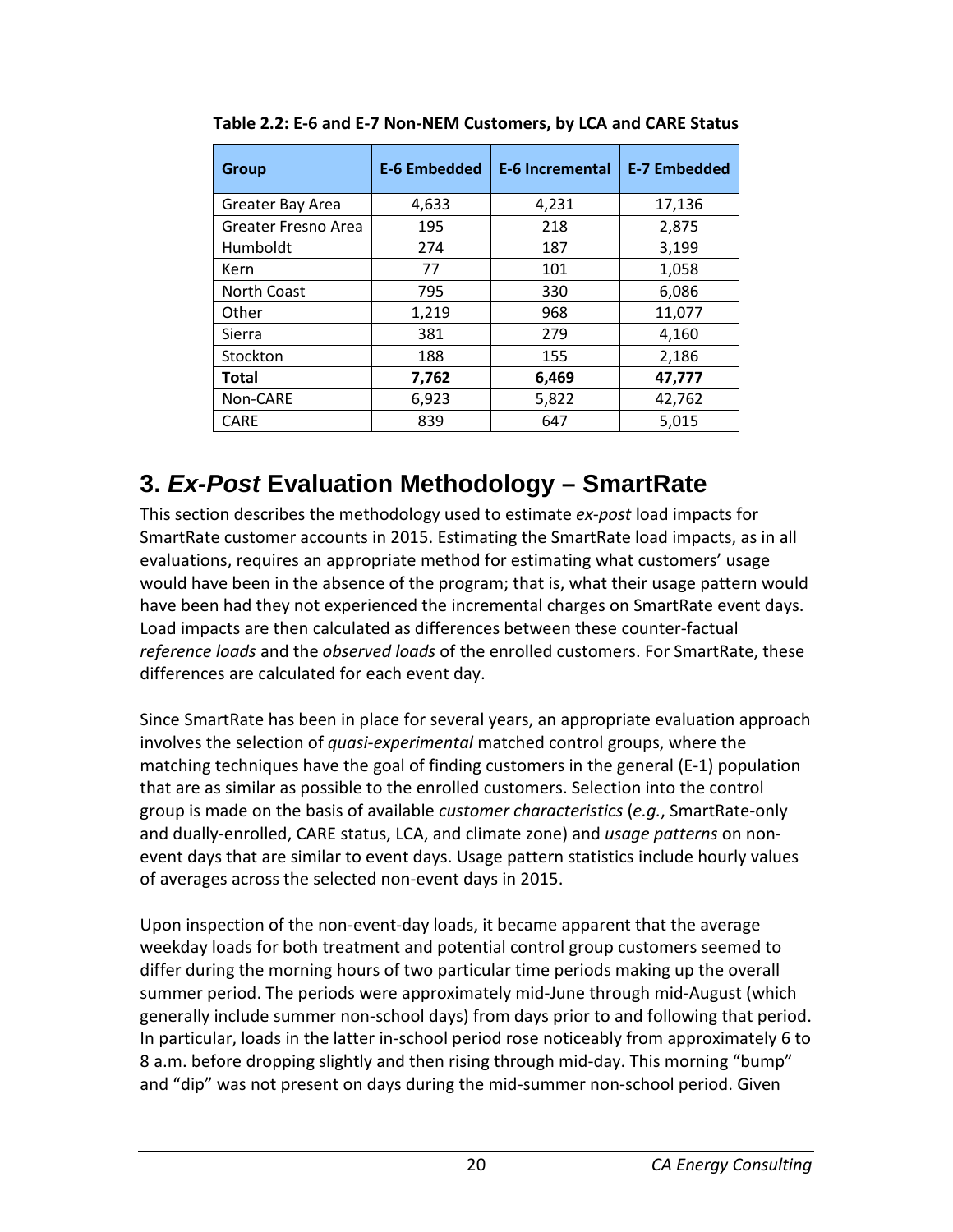**Table 2.2: E-6 and E-7 Non-NEM Customers, by LCA and CARE Status**

| Group | E-6 Embedded | E-6 Incremental | E-7 Embedded |
|---|---|---|---|
| Greater Bay Area | 4,633 | 4,231 | 17,136 |
| Greater Fresno Area | 195 | 218 | 2,875 |
| Humboldt | 274 | 187 | 3,199 |
| Kern | 77 | 101 | 1,058 |
| North Coast | 795 | 330 | 6,086 |
| Other | 1,219 | 968 | 11,077 |
| Sierra | 381 | 279 | 4,160 |
| Stockton | 188 | 155 | 2,186 |
| **Total** | **7,762** | **6,469** | **47,777** |
| Non-CARE | 6,923 | 5,822 | 42,762 |
| CARE | 839 | 647 | 5,015 |

# 3. *Ex-Post* Evaluation Methodology – SmartRate

This section describes the methodology used to estimate *ex-post* load impacts for SmartRate customer accounts in 2015. Estimating the SmartRate load impacts, as in all evaluations, requires an appropriate method for estimating what customers' usage would have been in the absence of the program; that is, what their usage pattern would have been had they not experienced the incremental charges on SmartRate event days. Load impacts are then calculated as differences between these counter-factual *reference loads* and the *observed loads* of the enrolled customers. For SmartRate, these differences are calculated for each event day.

Since SmartRate has been in place for several years, an appropriate evaluation approach involves the selection of *quasi-experimental* matched control groups, where the matching techniques have the goal of finding customers in the general (E-1) population that are as similar as possible to the enrolled customers. Selection into the control group is made on the basis of available *customer characteristics* (*e.g.*, SmartRate-only and dually-enrolled, CARE status, LCA, and climate zone) and *usage patterns* on non-event days that are similar to event days. Usage pattern statistics include hourly values of averages across the selected non-event days in 2015.

Upon inspection of the non-event-day loads, it became apparent that the average weekday loads for both treatment and potential control group customers seemed to differ during the morning hours of two particular time periods making up the overall summer period. The periods were approximately mid-June through mid-August (which generally include summer non-school days) from days prior to and following that period. In particular, loads in the latter in-school period rose noticeably from approximately 6 to 8 a.m. before dropping slightly and then rising through mid-day. This morning "bump" and "dip" was not present on days during the mid-summer non-school period. Given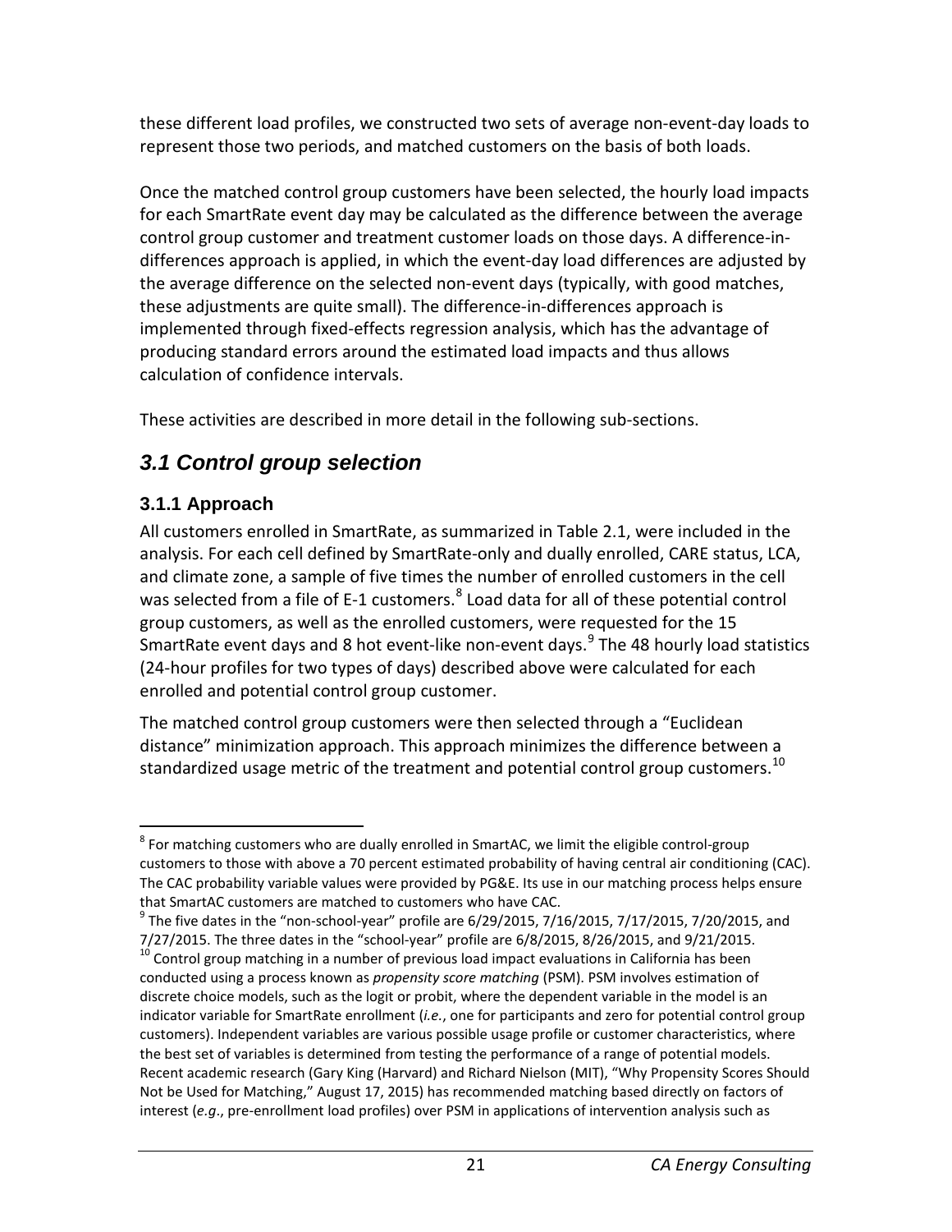these different load profiles, we constructed two sets of average non-event-day loads to represent those two periods, and matched customers on the basis of both loads.

Once the matched control group customers have been selected, the hourly load impacts for each SmartRate event day may be calculated as the difference between the average control group customer and treatment customer loads on those days. A difference-in-differences approach is applied, in which the event-day load differences are adjusted by the average difference on the selected non-event days (typically, with good matches, these adjustments are quite small). The difference-in-differences approach is implemented through fixed-effects regression analysis, which has the advantage of producing standard errors around the estimated load impacts and thus allows calculation of confidence intervals.

These activities are described in more detail in the following sub-sections.

## *3.1 Control group selection*

### 3.1.1 Approach

All customers enrolled in SmartRate, as summarized in Table 2.1, were included in the analysis. For each cell defined by SmartRate-only and dually enrolled, CARE status, LCA, and climate zone, a sample of five times the number of enrolled customers in the cell was selected from a file of E-1 customers.[8] Load data for all of these potential control group customers, as well as the enrolled customers, were requested for the 15 SmartRate event days and 8 hot event-like non-event days.[9] The 48 hourly load statistics (24-hour profiles for two types of days) described above were calculated for each enrolled and potential control group customer.

The matched control group customers were then selected through a "Euclidean distance" minimization approach. This approach minimizes the difference between a standardized usage metric of the treatment and potential control group customers.[10]

---

[8] For matching customers who are dually enrolled in SmartAC, we limit the eligible control-group customers to those with above a 70 percent estimated probability of having central air conditioning (CAC). The CAC probability variable values were provided by PG&E. Its use in our matching process helps ensure that SmartAC customers are matched to customers who have CAC.

[9] The five dates in the "non-school-year" profile are 6/29/2015, 7/16/2015, 7/17/2015, 7/20/2015, and 7/27/2015. The three dates in the "school-year" profile are 6/8/2015, 8/26/2015, and 9/21/2015.

[10] Control group matching in a number of previous load impact evaluations in California has been conducted using a process known as *propensity score matching* (PSM). PSM involves estimation of discrete choice models, such as the logit or probit, where the dependent variable in the model is an indicator variable for SmartRate enrollment (*i.e.*, one for participants and zero for potential control group customers). Independent variables are various possible usage profile or customer characteristics, where the best set of variables is determined from testing the performance of a range of potential models. Recent academic research (Gary King (Harvard) and Richard Nielson (MIT), "Why Propensity Scores Should Not be Used for Matching," August 17, 2015) has recommended matching based directly on factors of interest (*e.g*., pre-enrollment load profiles) over PSM in applications of intervention analysis such as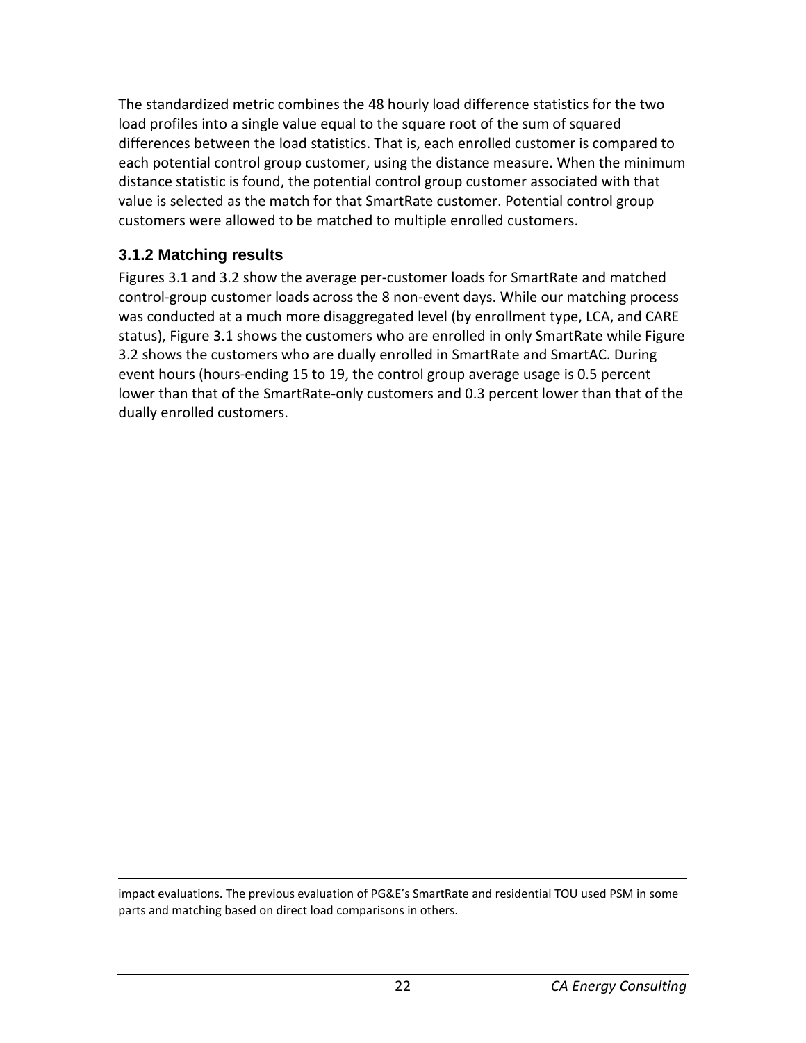The standardized metric combines the 48 hourly load difference statistics for the two load profiles into a single value equal to the square root of the sum of squared differences between the load statistics. That is, each enrolled customer is compared to each potential control group customer, using the distance measure. When the minimum distance statistic is found, the potential control group customer associated with that value is selected as the match for that SmartRate customer. Potential control group customers were allowed to be matched to multiple enrolled customers.

### 3.1.2 Matching results

Figures 3.1 and 3.2 show the average per-customer loads for SmartRate and matched control-group customer loads across the 8 non-event days. While our matching process was conducted at a much more disaggregated level (by enrollment type, LCA, and CARE status), Figure 3.1 shows the customers who are enrolled in only SmartRate while Figure 3.2 shows the customers who are dually enrolled in SmartRate and SmartAC. During event hours (hours-ending 15 to 19, the control group average usage is 0.5 percent lower than that of the SmartRate-only customers and 0.3 percent lower than that of the dually enrolled customers.

impact evaluations. The previous evaluation of PG&E's SmartRate and residential TOU used PSM in some parts and matching based on direct load comparisons in others.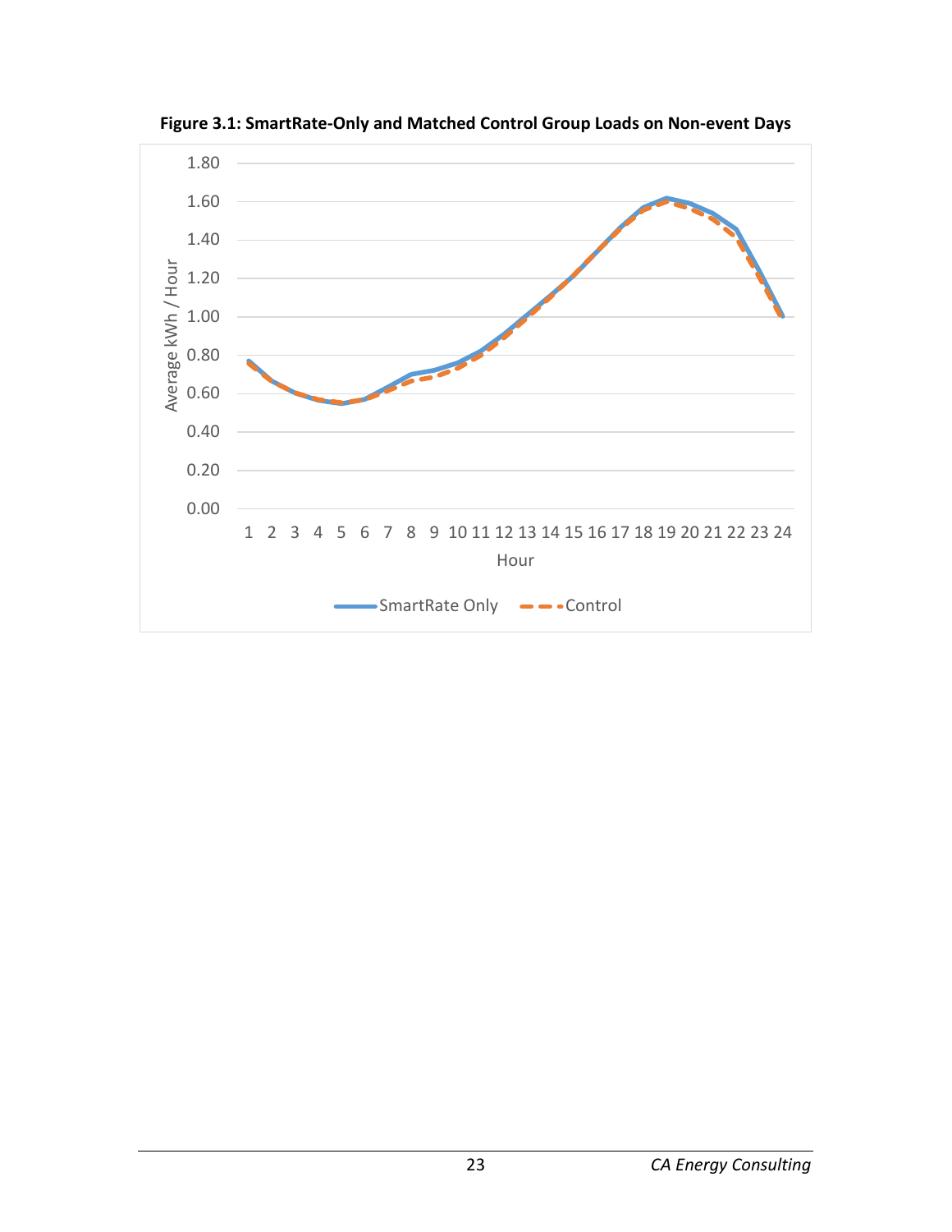**Figure 3.1: SmartRate-Only and Matched Control Group Loads on Non-event Days**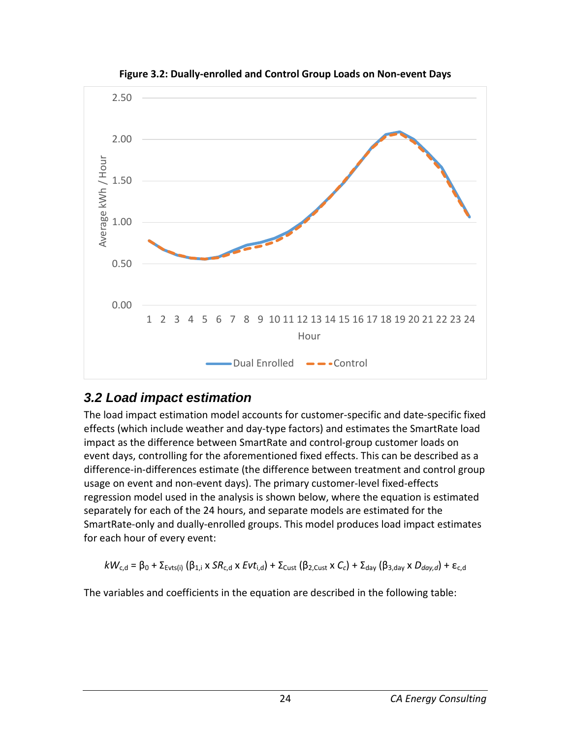**Figure 3.2: Dually-enrolled and Control Group Loads on Non-event Days**

### 3.2 Load impact estimation

The load impact estimation model accounts for customer-specific and date-specific fixed effects (which include weather and day-type factors) and estimates the SmartRate load impact as the difference between SmartRate and control-group customer loads on event days, controlling for the aforementioned fixed effects. This can be described as a difference-in-differences estimate (the difference between treatment and control group usage on event and non-event days). The primary customer-level fixed-effects regression model used in the analysis is shown below, where the equation is estimated separately for each of the 24 hours, and separate models are estimated for the SmartRate-only and dually-enrolled groups. This model produces load impact estimates for each hour of every event:

$$kW_{c,d} = \beta_0 + \Sigma_{Evts(i)} (\beta_{1,i} \times SR_{c,d} \times Evt_{i,d}) + \Sigma_{Cust} (\beta_{2,Cust} \times C_c) + \Sigma_{day} (\beta_{3,day} \times D_{day,d}) + \varepsilon_{c,d}$$

The variables and coefficients in the equation are described in the following table: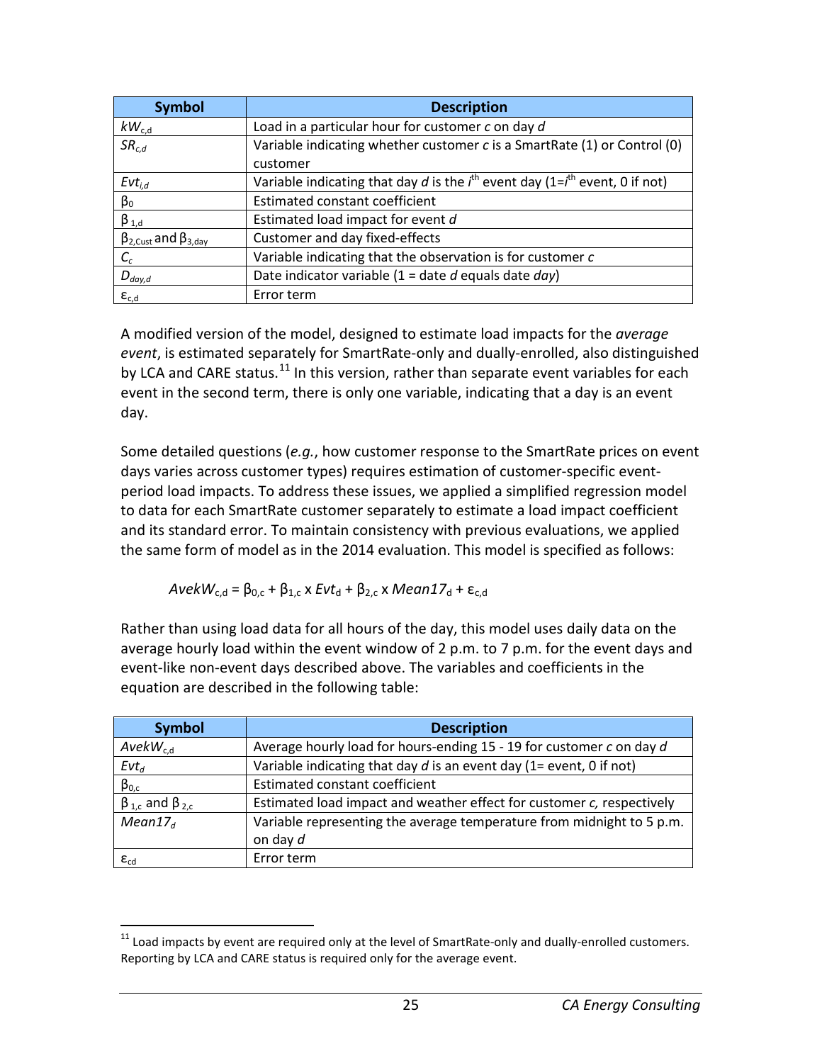| Symbol | Description |
|---|---|
| $kW_{c,d}$ | Load in a particular hour for customer *c* on day *d* |
| $SR_{c,d}$ | Variable indicating whether customer *c* is a SmartRate (1) or Control (0) customer |
| $Evt_{i,d}$ | Variable indicating that day *d* is the $i^{th}$ event day (1=$i^{th}$ event, 0 if not) |
| $\beta_0$ | Estimated constant coefficient |
| $\beta_{1,d}$ | Estimated load impact for event *d* |
| $\beta_{2,Cust}$ and $\beta_{3,day}$ | Customer and day fixed-effects |
| $C_c$ | Variable indicating that the observation is for customer *c* |
| $D_{day,d}$ | Date indicator variable (1 = date *d* equals date *day*) |
| $\varepsilon_{c,d}$ | Error term |

A modified version of the model, designed to estimate load impacts for the *average event*, is estimated separately for SmartRate-only and dually-enrolled, also distinguished by LCA and CARE status.[11] In this version, rather than separate event variables for each event in the second term, there is only one variable, indicating that a day is an event day.

Some detailed questions (*e.g.*, how customer response to the SmartRate prices on event days varies across customer types) requires estimation of customer-specific event-period load impacts. To address these issues, we applied a simplified regression model to data for each SmartRate customer separately to estimate a load impact coefficient and its standard error. To maintain consistency with previous evaluations, we applied the same form of model as in the 2014 evaluation. This model is specified as follows:

$$AvekW_{c,d} = \beta_{0,c} + \beta_{1,c} \times Evt_d + \beta_{2,c} \times Mean17_d + \varepsilon_{c,d}$$

Rather than using load data for all hours of the day, this model uses daily data on the average hourly load within the event window of 2 p.m. to 7 p.m. for the event days and event-like non-event days described above. The variables and coefficients in the equation are described in the following table:

| Symbol | Description |
|---|---|
| $AvekW_{c,d}$ | Average hourly load for hours-ending 15 - 19 for customer *c* on day *d* |
| $Evt_d$ | Variable indicating that day *d* is an event day (1= event, 0 if not) |
| $\beta_{0,c}$ | Estimated constant coefficient |
| $\beta_{1,c}$ and $\beta_{2,c}$ | Estimated load impact and weather effect for customer *c*, respectively |
| $Mean17_d$ | Variable representing the average temperature from midnight to 5 p.m. on day *d* |
| $\varepsilon_{cd}$ | Error term |

[11] Load impacts by event are required only at the level of SmartRate-only and dually-enrolled customers. Reporting by LCA and CARE status is required only for the average event.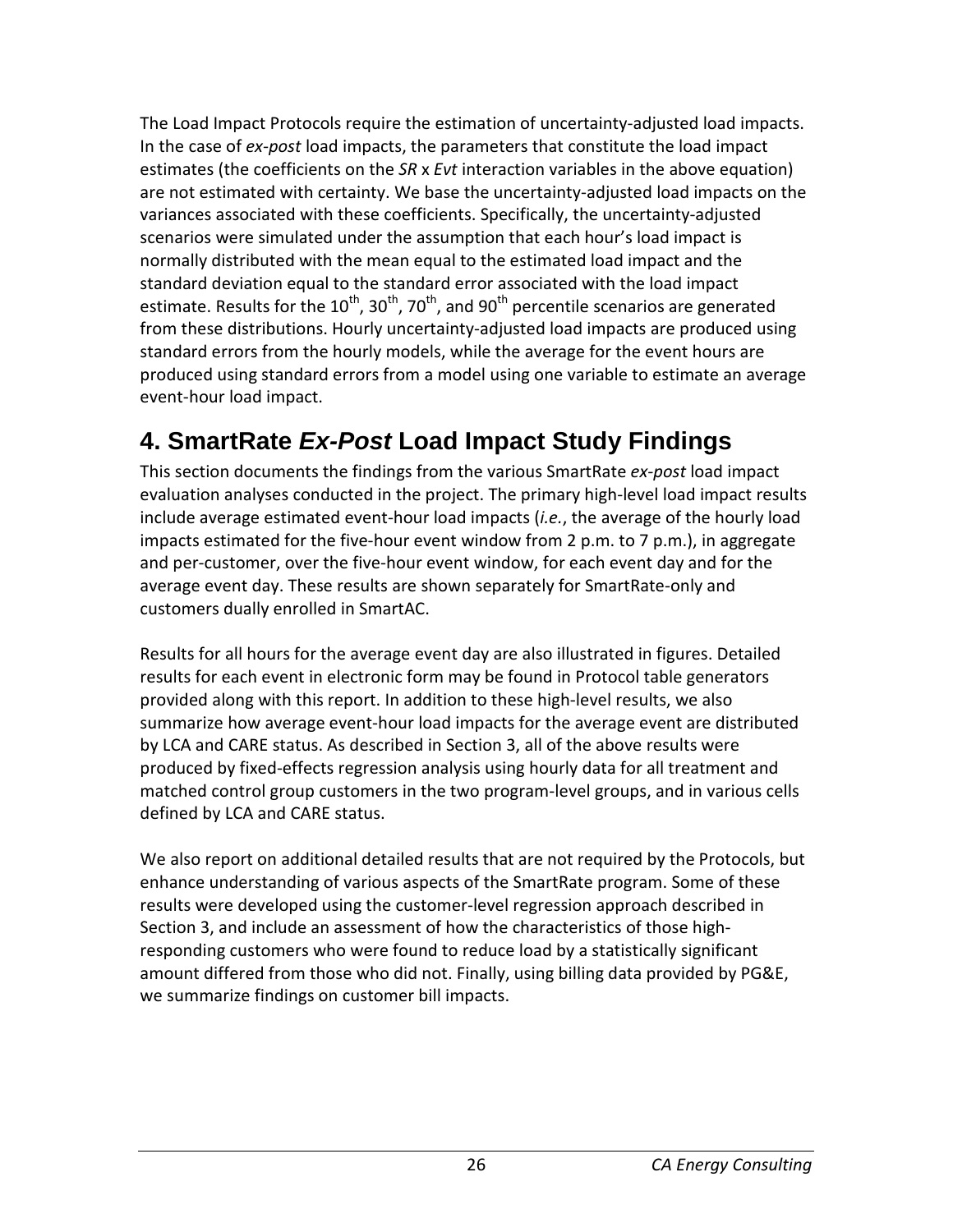The Load Impact Protocols require the estimation of uncertainty-adjusted load impacts. In the case of *ex-post* load impacts, the parameters that constitute the load impact estimates (the coefficients on the *SR* x *Evt* interaction variables in the above equation) are not estimated with certainty. We base the uncertainty-adjusted load impacts on the variances associated with these coefficients. Specifically, the uncertainty-adjusted scenarios were simulated under the assumption that each hour's load impact is normally distributed with the mean equal to the estimated load impact and the standard deviation equal to the standard error associated with the load impact estimate. Results for the $10^{th}$, $30^{th}$, $70^{th}$, and $90^{th}$ percentile scenarios are generated from these distributions. Hourly uncertainty-adjusted load impacts are produced using standard errors from the hourly models, while the average for the event hours are produced using standard errors from a model using one variable to estimate an average event-hour load impact.

# 4. SmartRate *Ex-Post* Load Impact Study Findings

This section documents the findings from the various SmartRate *ex-post* load impact evaluation analyses conducted in the project. The primary high-level load impact results include average estimated event-hour load impacts (*i.e.*, the average of the hourly load impacts estimated for the five-hour event window from 2 p.m. to 7 p.m.), in aggregate and per-customer, over the five-hour event window, for each event day and for the average event day. These results are shown separately for SmartRate-only and customers dually enrolled in SmartAC.

Results for all hours for the average event day are also illustrated in figures. Detailed results for each event in electronic form may be found in Protocol table generators provided along with this report. In addition to these high-level results, we also summarize how average event-hour load impacts for the average event are distributed by LCA and CARE status. As described in Section 3, all of the above results were produced by fixed-effects regression analysis using hourly data for all treatment and matched control group customers in the two program-level groups, and in various cells defined by LCA and CARE status.

We also report on additional detailed results that are not required by the Protocols, but enhance understanding of various aspects of the SmartRate program. Some of these results were developed using the customer-level regression approach described in Section 3, and include an assessment of how the characteristics of those high-responding customers who were found to reduce load by a statistically significant amount differed from those who did not. Finally, using billing data provided by PG&E, we summarize findings on customer bill impacts.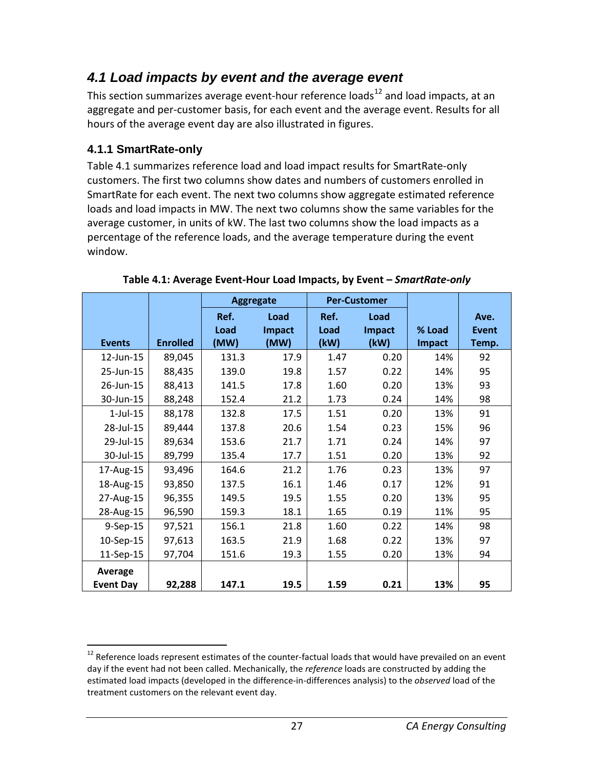## 4.1 Load impacts by event and the average event

This section summarizes average event-hour reference loads[12] and load impacts, at an aggregate and per-customer basis, for each event and the average event. Results for all hours of the average event day are also illustrated in figures.

### 4.1.1 SmartRate-only

Table 4.1 summarizes reference load and load impact results for SmartRate-only customers. The first two columns show dates and numbers of customers enrolled in SmartRate for each event. The next two columns show aggregate estimated reference loads and load impacts in MW. The next two columns show the same variables for the average customer, in units of kW. The last two columns show the load impacts as a percentage of the reference loads, and the average temperature during the event window.

**Table 4.1: Average Event-Hour Load Impacts, by Event – *SmartRate-only***

| | | Aggregate | | Per-Customer | | | |
|---|---|---|---|---|---|---|---|
| **Events** | **Enrolled** | **Ref. Load (MW)** | **Load Impact (MW)** | **Ref. Load (kW)** | **Load Impact (kW)** | **% Load Impact** | **Ave. Event Temp.** |
| 12-Jun-15 | 89,045 | 131.3 | 17.9 | 1.47 | 0.20 | 14% | 92 |
| 25-Jun-15 | 88,435 | 139.0 | 19.8 | 1.57 | 0.22 | 14% | 95 |
| 26-Jun-15 | 88,413 | 141.5 | 17.8 | 1.60 | 0.20 | 13% | 93 |
| 30-Jun-15 | 88,248 | 152.4 | 21.2 | 1.73 | 0.24 | 14% | 98 |
| 1-Jul-15 | 88,178 | 132.8 | 17.5 | 1.51 | 0.20 | 13% | 91 |
| 28-Jul-15 | 89,444 | 137.8 | 20.6 | 1.54 | 0.23 | 15% | 96 |
| 29-Jul-15 | 89,634 | 153.6 | 21.7 | 1.71 | 0.24 | 14% | 97 |
| 30-Jul-15 | 89,799 | 135.4 | 17.7 | 1.51 | 0.20 | 13% | 92 |
| 17-Aug-15 | 93,496 | 164.6 | 21.2 | 1.76 | 0.23 | 13% | 97 |
| 18-Aug-15 | 93,850 | 137.5 | 16.1 | 1.46 | 0.17 | 12% | 91 |
| 27-Aug-15 | 96,355 | 149.5 | 19.5 | 1.55 | 0.20 | 13% | 95 |
| 28-Aug-15 | 96,590 | 159.3 | 18.1 | 1.65 | 0.19 | 11% | 95 |
| 9-Sep-15 | 97,521 | 156.1 | 21.8 | 1.60 | 0.22 | 14% | 98 |
| 10-Sep-15 | 97,613 | 163.5 | 21.9 | 1.68 | 0.22 | 13% | 97 |
| 11-Sep-15 | 97,704 | 151.6 | 19.3 | 1.55 | 0.20 | 13% | 94 |
| **Average Event Day** | **92,288** | **147.1** | **19.5** | **1.59** | **0.21** | **13%** | **95** |

[12] Reference loads represent estimates of the counter-factual loads that would have prevailed on an event day if the event had not been called. Mechanically, the *reference* loads are constructed by adding the estimated load impacts (developed in the difference-in-differences analysis) to the *observed* load of the treatment customers on the relevant event day.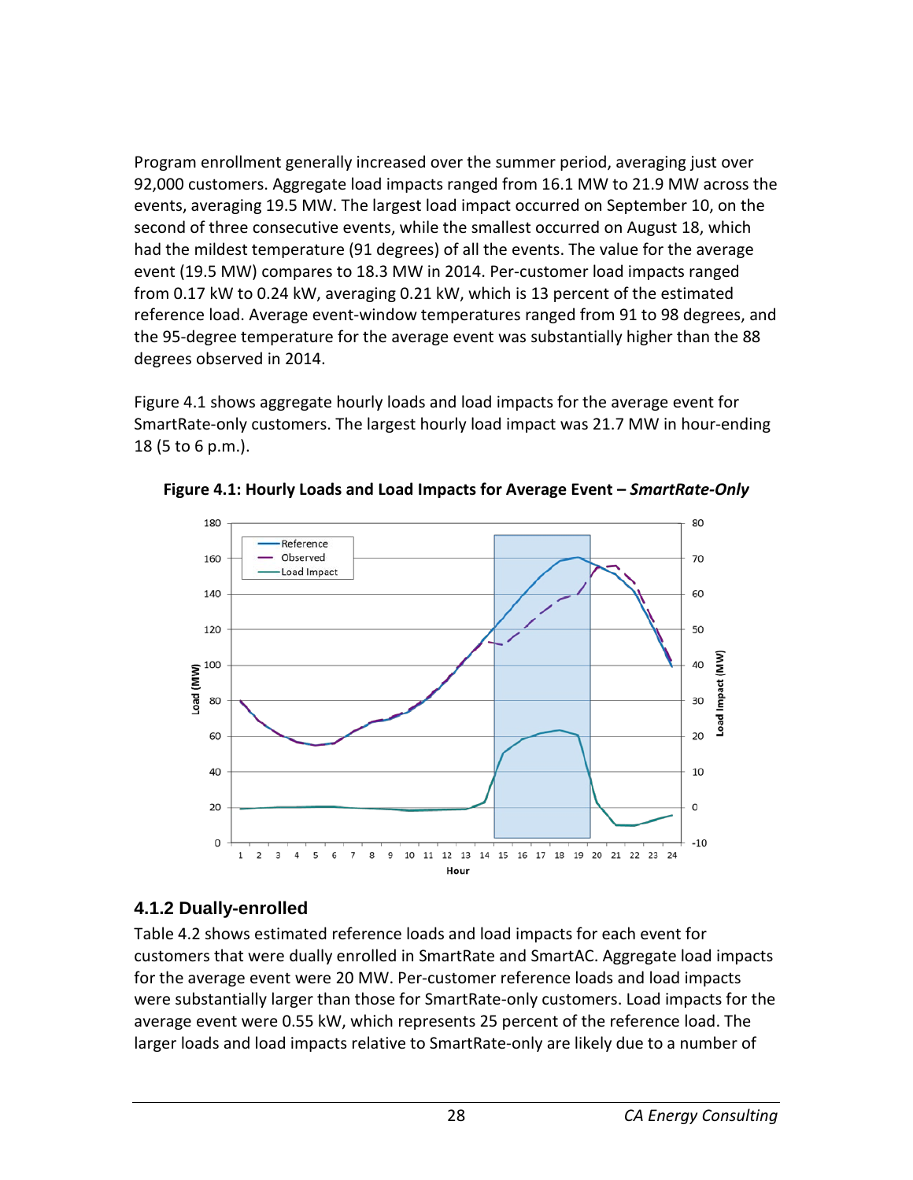Program enrollment generally increased over the summer period, averaging just over 92,000 customers. Aggregate load impacts ranged from 16.1 MW to 21.9 MW across the events, averaging 19.5 MW. The largest load impact occurred on September 10, on the second of three consecutive events, while the smallest occurred on August 18, which had the mildest temperature (91 degrees) of all the events. The value for the average event (19.5 MW) compares to 18.3 MW in 2014. Per-customer load impacts ranged from 0.17 kW to 0.24 kW, averaging 0.21 kW, which is 13 percent of the estimated reference load. Average event-window temperatures ranged from 91 to 98 degrees, and the 95-degree temperature for the average event was substantially higher than the 88 degrees observed in 2014.

Figure 4.1 shows aggregate hourly loads and load impacts for the average event for SmartRate-only customers. The largest hourly load impact was 21.7 MW in hour-ending 18 (5 to 6 p.m.).

**Figure 4.1: Hourly Loads and Load Impacts for Average Event – *SmartRate-Only***

### 4.1.2 Dually-enrolled

Table 4.2 shows estimated reference loads and load impacts for each event for customers that were dually enrolled in SmartRate and SmartAC. Aggregate load impacts for the average event were 20 MW. Per-customer reference loads and load impacts were substantially larger than those for SmartRate-only customers. Load impacts for the average event were 0.55 kW, which represents 25 percent of the reference load. The larger loads and load impacts relative to SmartRate-only are likely due to a number of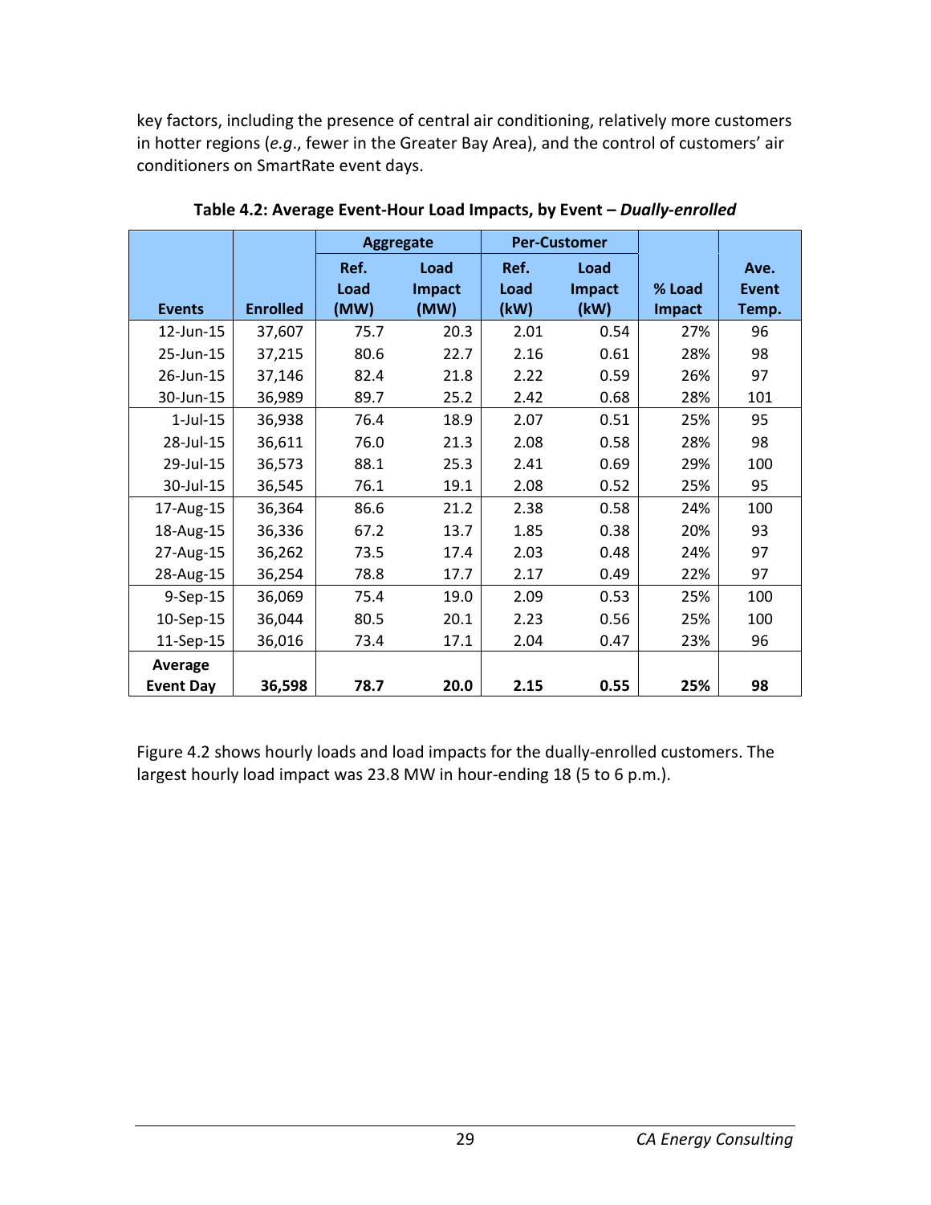key factors, including the presence of central air conditioning, relatively more customers in hotter regions (*e.g*., fewer in the Greater Bay Area), and the control of customers' air conditioners on SmartRate event days.

**Table 4.2: Average Event-Hour Load Impacts, by Event – *Dually-enrolled***

| | | Aggregate | | Per-Customer | | | |
|---|---|---|---|---|---|---|---|
| **Events** | **Enrolled** | **Ref. Load (MW)** | **Load Impact (MW)** | **Ref. Load (kW)** | **Load Impact (kW)** | **% Load Impact** | **Ave. Event Temp.** |
| 12-Jun-15 | 37,607 | 75.7 | 20.3 | 2.01 | 0.54 | 27% | 96 |
| 25-Jun-15 | 37,215 | 80.6 | 22.7 | 2.16 | 0.61 | 28% | 98 |
| 26-Jun-15 | 37,146 | 82.4 | 21.8 | 2.22 | 0.59 | 26% | 97 |
| 30-Jun-15 | 36,989 | 89.7 | 25.2 | 2.42 | 0.68 | 28% | 101 |
| 1-Jul-15 | 36,938 | 76.4 | 18.9 | 2.07 | 0.51 | 25% | 95 |
| 28-Jul-15 | 36,611 | 76.0 | 21.3 | 2.08 | 0.58 | 28% | 98 |
| 29-Jul-15 | 36,573 | 88.1 | 25.3 | 2.41 | 0.69 | 29% | 100 |
| 30-Jul-15 | 36,545 | 76.1 | 19.1 | 2.08 | 0.52 | 25% | 95 |
| 17-Aug-15 | 36,364 | 86.6 | 21.2 | 2.38 | 0.58 | 24% | 100 |
| 18-Aug-15 | 36,336 | 67.2 | 13.7 | 1.85 | 0.38 | 20% | 93 |
| 27-Aug-15 | 36,262 | 73.5 | 17.4 | 2.03 | 0.48 | 24% | 97 |
| 28-Aug-15 | 36,254 | 78.8 | 17.7 | 2.17 | 0.49 | 22% | 97 |
| 9-Sep-15 | 36,069 | 75.4 | 19.0 | 2.09 | 0.53 | 25% | 100 |
| 10-Sep-15 | 36,044 | 80.5 | 20.1 | 2.23 | 0.56 | 25% | 100 |
| 11-Sep-15 | 36,016 | 73.4 | 17.1 | 2.04 | 0.47 | 23% | 96 |
| **Average Event Day** | **36,598** | **78.7** | **20.0** | **2.15** | **0.55** | **25%** | **98** |

Figure 4.2 shows hourly loads and load impacts for the dually-enrolled customers. The largest hourly load impact was 23.8 MW in hour-ending 18 (5 to 6 p.m.).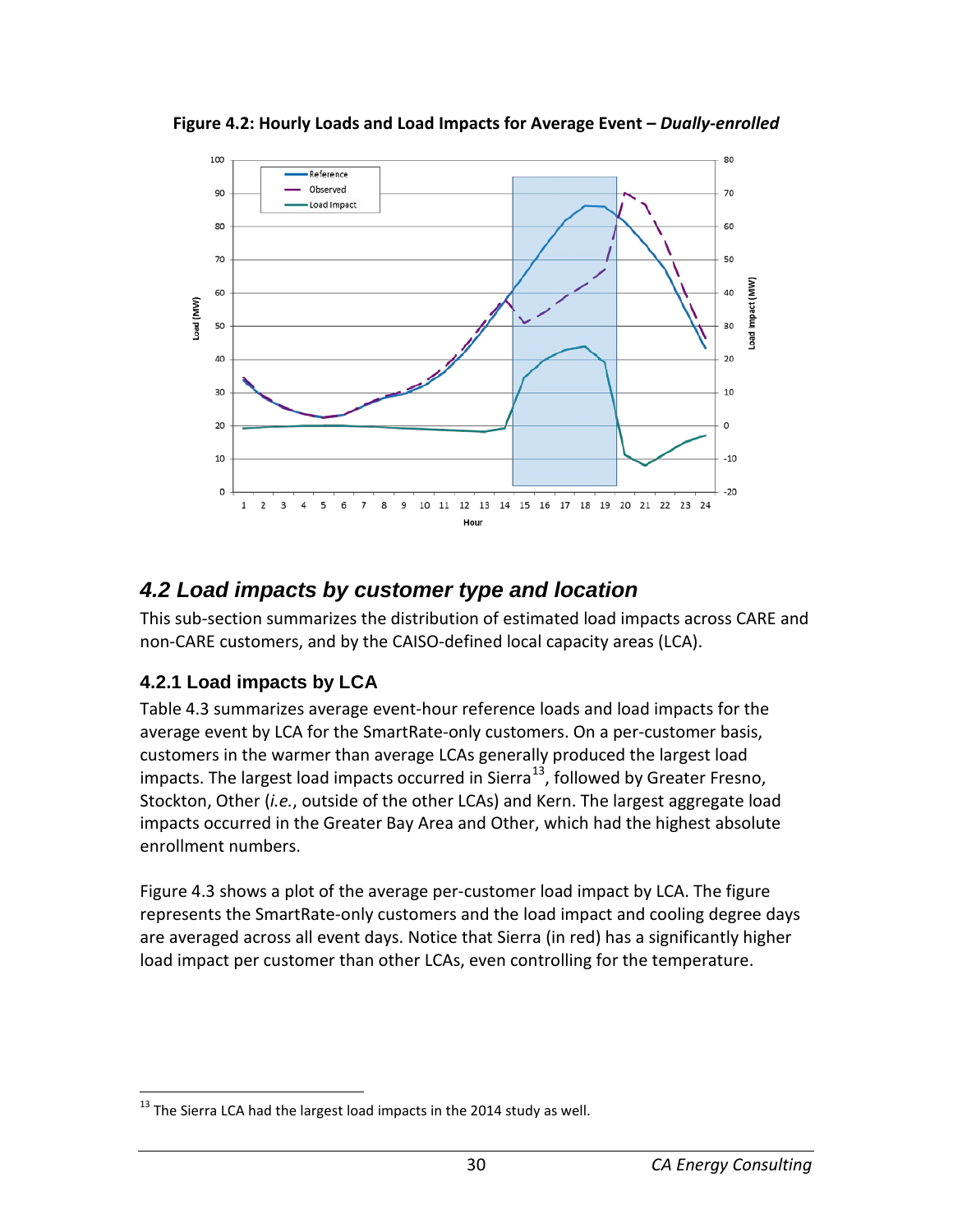**Figure 4.2: Hourly Loads and Load Impacts for Average Event – *Dually-enrolled***

## 4.2 Load impacts by customer type and location

This sub-section summarizes the distribution of estimated load impacts across CARE and non-CARE customers, and by the CAISO-defined local capacity areas (LCA).

### 4.2.1 Load impacts by LCA

Table 4.3 summarizes average event-hour reference loads and load impacts for the average event by LCA for the SmartRate-only customers. On a per-customer basis, customers in the warmer than average LCAs generally produced the largest load impacts. The largest load impacts occurred in Sierra[13], followed by Greater Fresno, Stockton, Other (*i.e.*, outside of the other LCAs) and Kern. The largest aggregate load impacts occurred in the Greater Bay Area and Other, which had the highest absolute enrollment numbers.

Figure 4.3 shows a plot of the average per-customer load impact by LCA. The figure represents the SmartRate-only customers and the load impact and cooling degree days are averaged across all event days. Notice that Sierra (in red) has a significantly higher load impact per customer than other LCAs, even controlling for the temperature.

[13] The Sierra LCA had the largest load impacts in the 2014 study as well.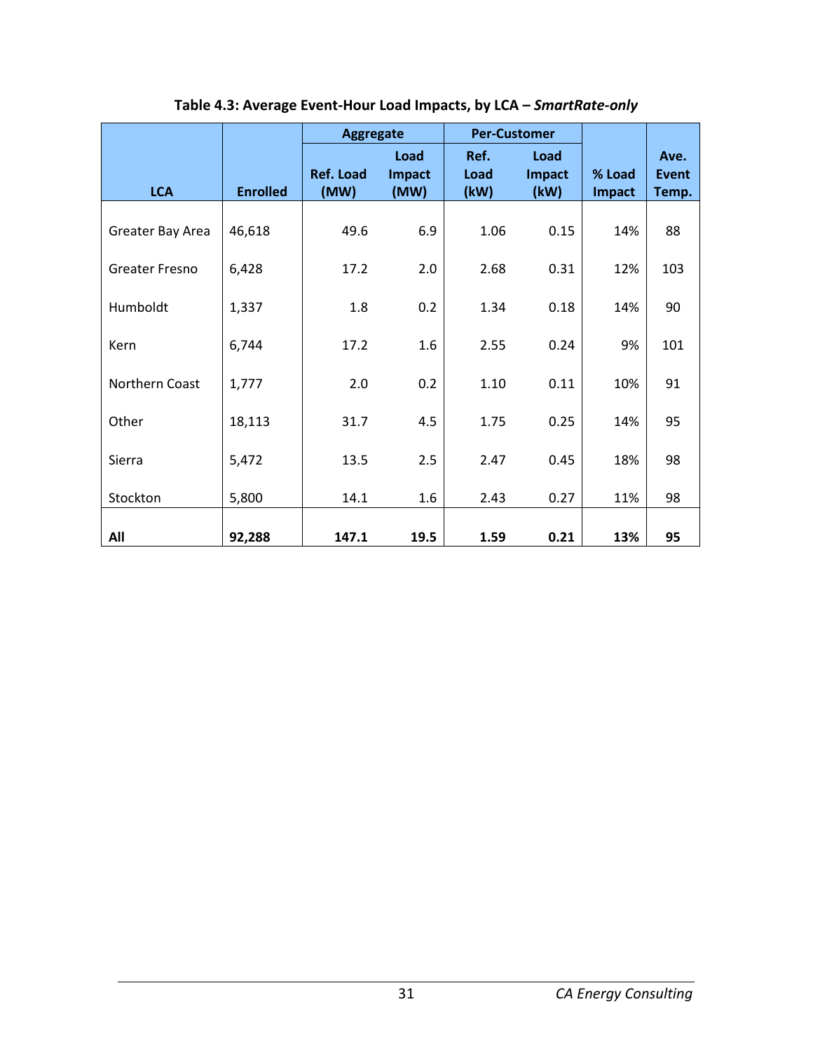**Table 4.3: Average Event-Hour Load Impacts, by LCA – *SmartRate-only***

| LCA | Enrolled | Aggregate | | Per-Customer | | % Load Impact | Ave. Event Temp. |
|---|---|---|---|---|---|---|---|
| | | Ref. Load (MW) | Load Impact (MW) | Ref. Load (kW) | Load Impact (kW) | | |
| Greater Bay Area | 46,618 | 49.6 | 6.9 | 1.06 | 0.15 | 14% | 88 |
| Greater Fresno | 6,428 | 17.2 | 2.0 | 2.68 | 0.31 | 12% | 103 |
| Humboldt | 1,337 | 1.8 | 0.2 | 1.34 | 0.18 | 14% | 90 |
| Kern | 6,744 | 17.2 | 1.6 | 2.55 | 0.24 | 9% | 101 |
| Northern Coast | 1,777 | 2.0 | 0.2 | 1.10 | 0.11 | 10% | 91 |
| Other | 18,113 | 31.7 | 4.5 | 1.75 | 0.25 | 14% | 95 |
| Sierra | 5,472 | 13.5 | 2.5 | 2.47 | 0.45 | 18% | 98 |
| Stockton | 5,800 | 14.1 | 1.6 | 2.43 | 0.27 | 11% | 98 |
| **All** | **92,288** | **147.1** | **19.5** | **1.59** | **0.21** | **13%** | **95** |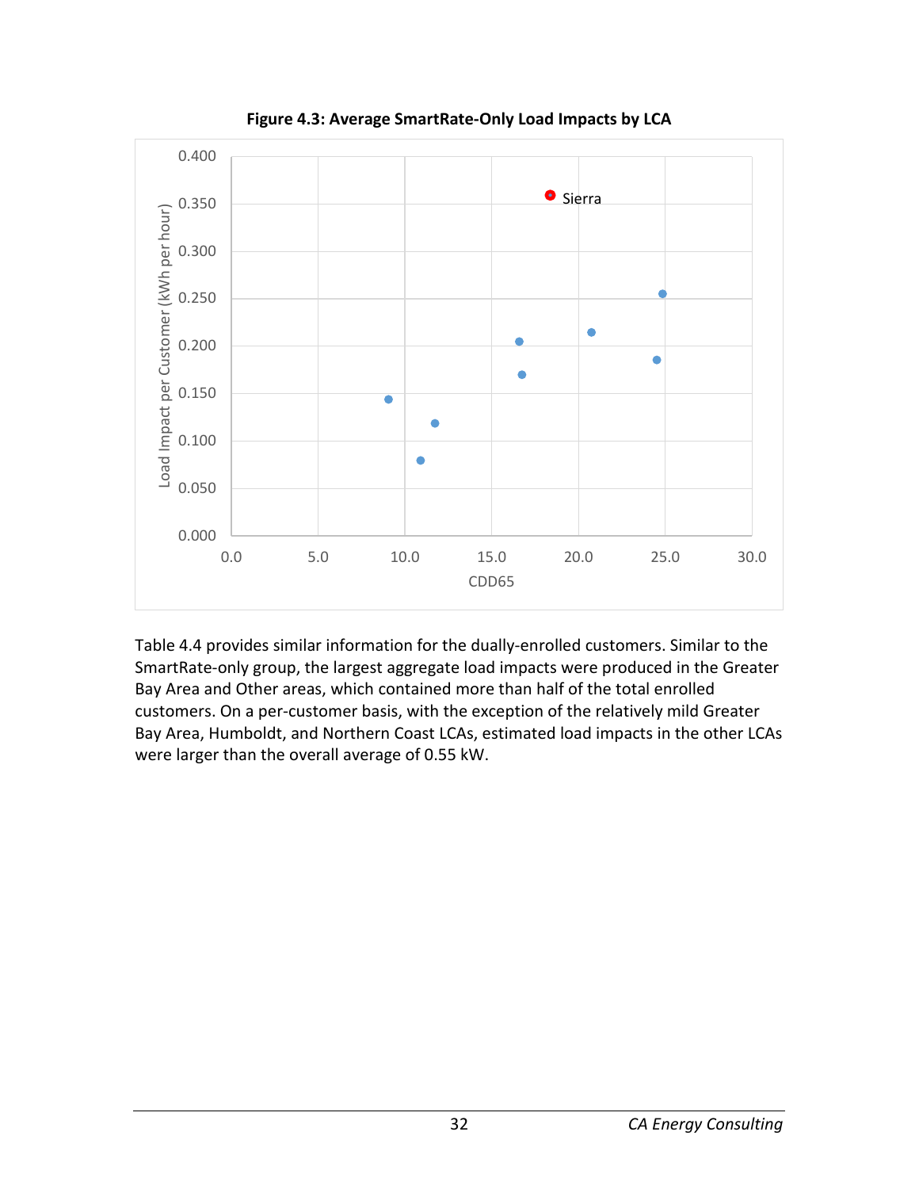**Figure 4.3: Average SmartRate-Only Load Impacts by LCA**

Table 4.4 provides similar information for the dually-enrolled customers. Similar to the SmartRate-only group, the largest aggregate load impacts were produced in the Greater Bay Area and Other areas, which contained more than half of the total enrolled customers. On a per-customer basis, with the exception of the relatively mild Greater Bay Area, Humboldt, and Northern Coast LCAs, estimated load impacts in the other LCAs were larger than the overall average of 0.55 kW.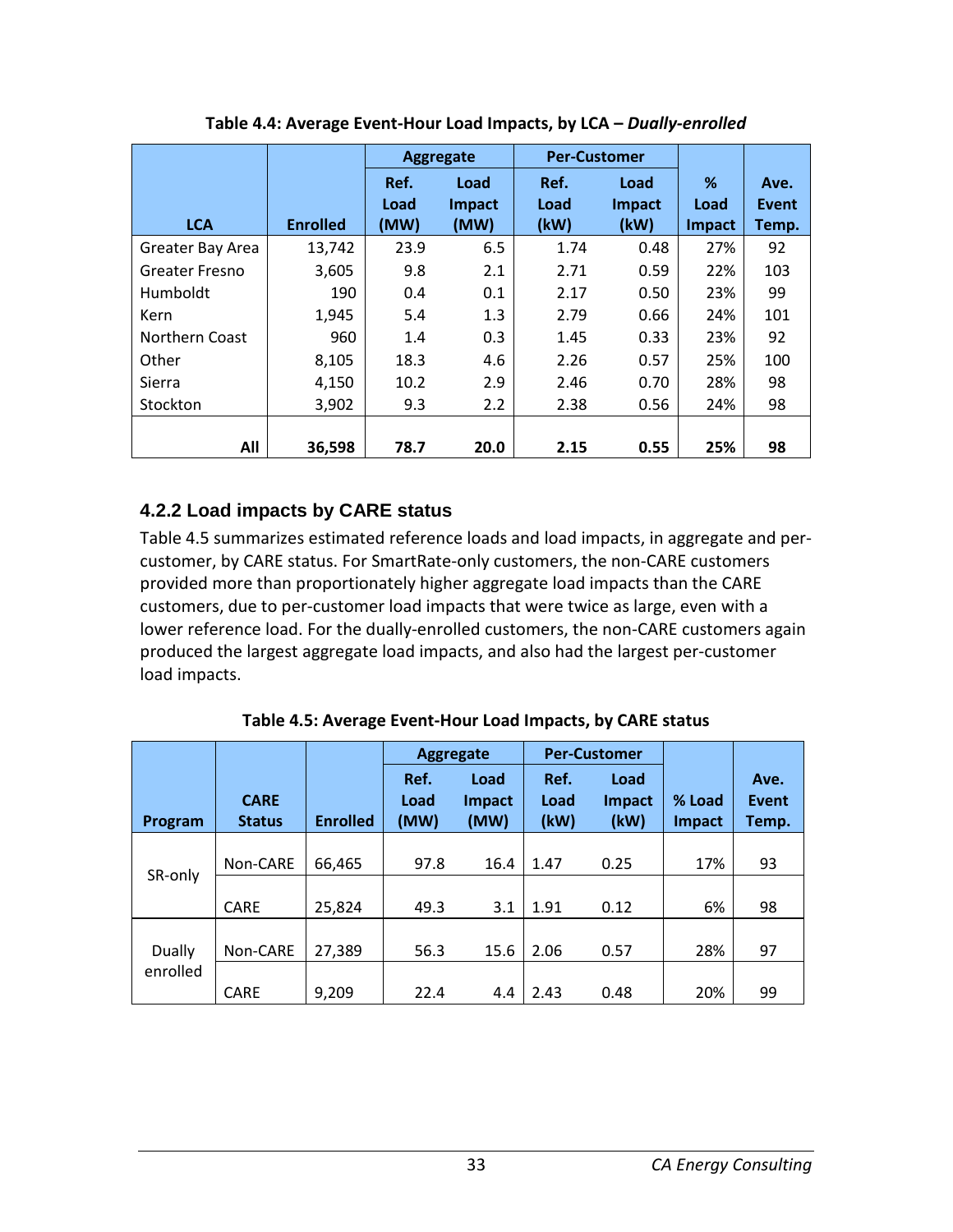**Table 4.4: Average Event-Hour Load Impacts, by LCA – *Dually-enrolled***

| LCA | Enrolled | Aggregate | | Per-Customer | | % Load Impact | Ave. Event Temp. |
|---|---|---|---|---|---|---|---|
| | | Ref. Load (MW) | Load Impact (MW) | Ref. Load (kW) | Load Impact (kW) | | |
| Greater Bay Area | 13,742 | 23.9 | 6.5 | 1.74 | 0.48 | 27% | 92 |
| Greater Fresno | 3,605 | 9.8 | 2.1 | 2.71 | 0.59 | 22% | 103 |
| Humboldt | 190 | 0.4 | 0.1 | 2.17 | 0.50 | 23% | 99 |
| Kern | 1,945 | 5.4 | 1.3 | 2.79 | 0.66 | 24% | 101 |
| Northern Coast | 960 | 1.4 | 0.3 | 1.45 | 0.33 | 23% | 92 |
| Other | 8,105 | 18.3 | 4.6 | 2.26 | 0.57 | 25% | 100 |
| Sierra | 4,150 | 10.2 | 2.9 | 2.46 | 0.70 | 28% | 98 |
| Stockton | 3,902 | 9.3 | 2.2 | 2.38 | 0.56 | 24% | 98 |
| **All** | **36,598** | **78.7** | **20.0** | **2.15** | **0.55** | **25%** | **98** |

### 4.2.2 Load impacts by CARE status

Table 4.5 summarizes estimated reference loads and load impacts, in aggregate and per-customer, by CARE status. For SmartRate-only customers, the non-CARE customers provided more than proportionately higher aggregate load impacts than the CARE customers, due to per-customer load impacts that were twice as large, even with a lower reference load. For the dually-enrolled customers, the non-CARE customers again produced the largest aggregate load impacts, and also had the largest per-customer load impacts.

**Table 4.5: Average Event-Hour Load Impacts, by CARE status**

| Program | CARE Status | Enrolled | Aggregate | | Per-Customer | | % Load Impact | Ave. Event Temp. |
|---|---|---|---|---|---|---|---|---|
| | | | Ref. Load (MW) | Load Impact (MW) | Ref. Load (kW) | Load Impact (kW) | | |
| SR-only | Non-CARE | 66,465 | 97.8 | 16.4 | 1.47 | 0.25 | 17% | 93 |
| | CARE | 25,824 | 49.3 | 3.1 | 1.91 | 0.12 | 6% | 98 |
| Dually enrolled | Non-CARE | 27,389 | 56.3 | 15.6 | 2.06 | 0.57 | 28% | 97 |
| | CARE | 9,209 | 22.4 | 4.4 | 2.43 | 0.48 | 20% | 99 |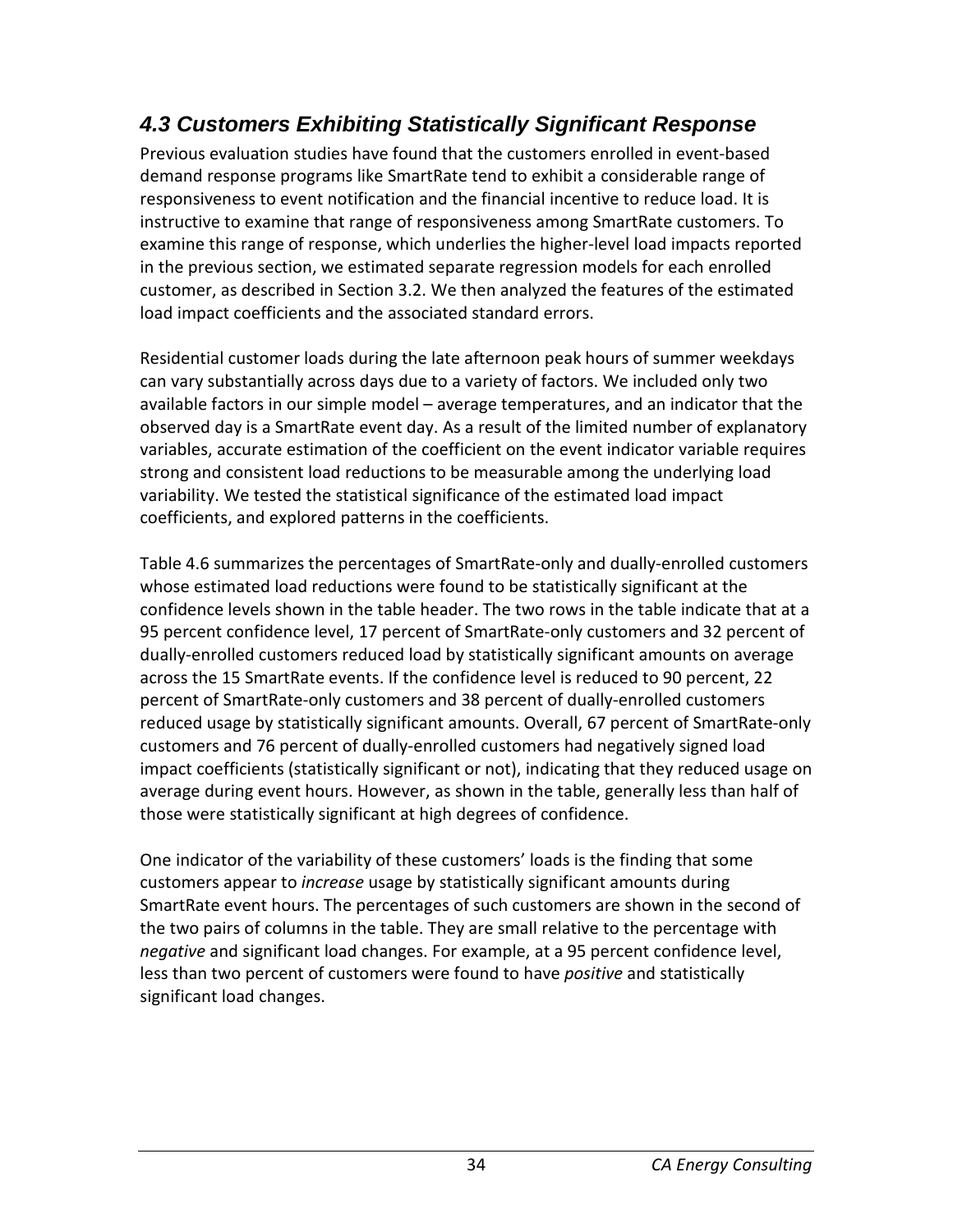## 4.3 Customers Exhibiting Statistically Significant Response

Previous evaluation studies have found that the customers enrolled in event-based demand response programs like SmartRate tend to exhibit a considerable range of responsiveness to event notification and the financial incentive to reduce load. It is instructive to examine that range of responsiveness among SmartRate customers. To examine this range of response, which underlies the higher-level load impacts reported in the previous section, we estimated separate regression models for each enrolled customer, as described in Section 3.2. We then analyzed the features of the estimated load impact coefficients and the associated standard errors.

Residential customer loads during the late afternoon peak hours of summer weekdays can vary substantially across days due to a variety of factors. We included only two available factors in our simple model – average temperatures, and an indicator that the observed day is a SmartRate event day. As a result of the limited number of explanatory variables, accurate estimation of the coefficient on the event indicator variable requires strong and consistent load reductions to be measurable among the underlying load variability. We tested the statistical significance of the estimated load impact coefficients, and explored patterns in the coefficients.

Table 4.6 summarizes the percentages of SmartRate-only and dually-enrolled customers whose estimated load reductions were found to be statistically significant at the confidence levels shown in the table header. The two rows in the table indicate that at a 95 percent confidence level, 17 percent of SmartRate-only customers and 32 percent of dually-enrolled customers reduced load by statistically significant amounts on average across the 15 SmartRate events. If the confidence level is reduced to 90 percent, 22 percent of SmartRate-only customers and 38 percent of dually-enrolled customers reduced usage by statistically significant amounts. Overall, 67 percent of SmartRate-only customers and 76 percent of dually-enrolled customers had negatively signed load impact coefficients (statistically significant or not), indicating that they reduced usage on average during event hours. However, as shown in the table, generally less than half of those were statistically significant at high degrees of confidence.

One indicator of the variability of these customers' loads is the finding that some customers appear to *increase* usage by statistically significant amounts during SmartRate event hours. The percentages of such customers are shown in the second of the two pairs of columns in the table. They are small relative to the percentage with *negative* and significant load changes. For example, at a 95 percent confidence level, less than two percent of customers were found to have *positive* and statistically significant load changes.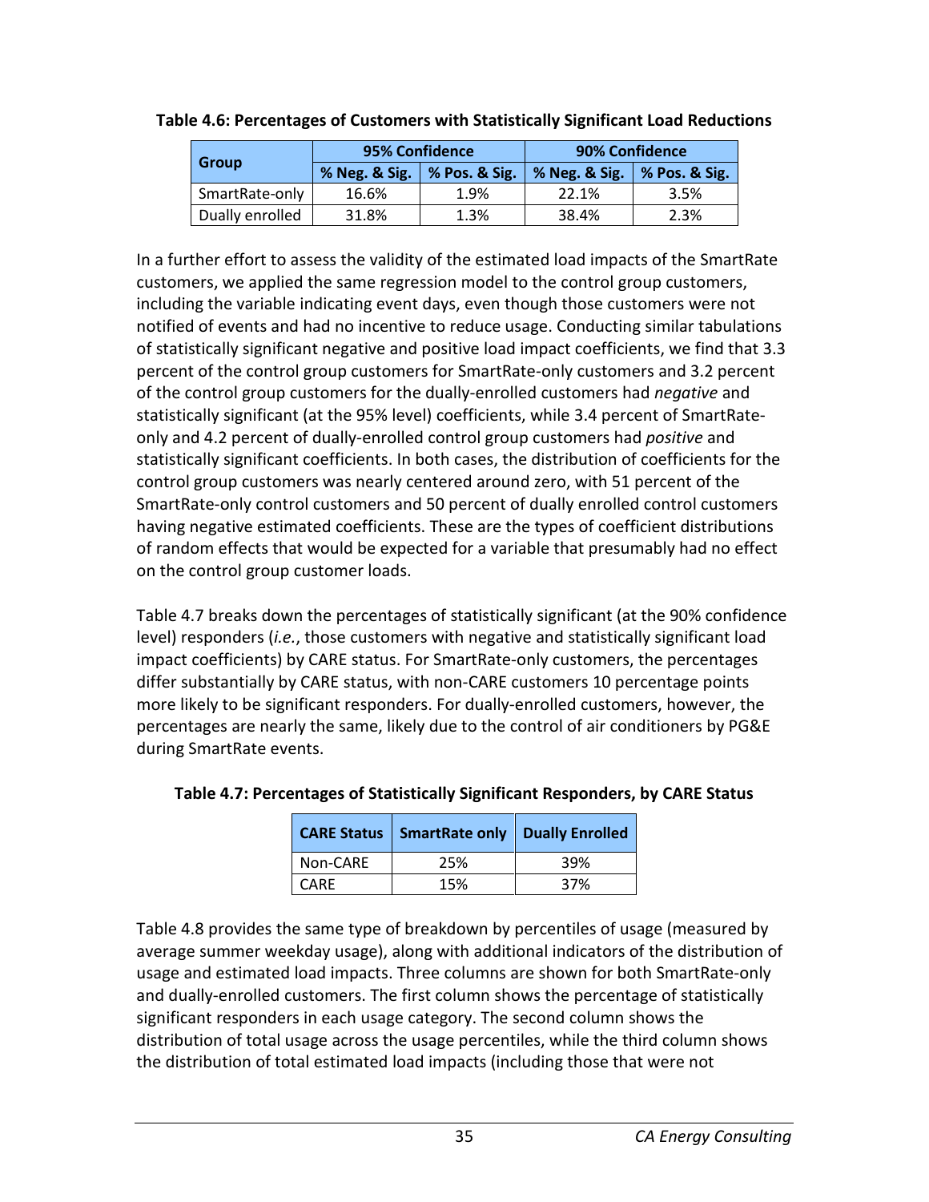**Table 4.6: Percentages of Customers with Statistically Significant Load Reductions**

| Group | 95% Confidence | | 90% Confidence | |
|---|---|---|---|---|
| | % Neg. & Sig. | % Pos. & Sig. | % Neg. & Sig. | % Pos. & Sig. |
| SmartRate-only | 16.6% | 1.9% | 22.1% | 3.5% |
| Dually enrolled | 31.8% | 1.3% | 38.4% | 2.3% |

In a further effort to assess the validity of the estimated load impacts of the SmartRate customers, we applied the same regression model to the control group customers, including the variable indicating event days, even though those customers were not notified of events and had no incentive to reduce usage. Conducting similar tabulations of statistically significant negative and positive load impact coefficients, we find that 3.3 percent of the control group customers for SmartRate-only customers and 3.2 percent of the control group customers for the dually-enrolled customers had *negative* and statistically significant (at the 95% level) coefficients, while 3.4 percent of SmartRate-only and 4.2 percent of dually-enrolled control group customers had *positive* and statistically significant coefficients. In both cases, the distribution of coefficients for the control group customers was nearly centered around zero, with 51 percent of the SmartRate-only control customers and 50 percent of dually enrolled control customers having negative estimated coefficients. These are the types of coefficient distributions of random effects that would be expected for a variable that presumably had no effect on the control group customer loads.

Table 4.7 breaks down the percentages of statistically significant (at the 90% confidence level) responders (*i.e.*, those customers with negative and statistically significant load impact coefficients) by CARE status. For SmartRate-only customers, the percentages differ substantially by CARE status, with non-CARE customers 10 percentage points more likely to be significant responders. For dually-enrolled customers, however, the percentages are nearly the same, likely due to the control of air conditioners by PG&E during SmartRate events.

**Table 4.7: Percentages of Statistically Significant Responders, by CARE Status**

| CARE Status | SmartRate only | Dually Enrolled |
|---|---|---|
| Non-CARE | 25% | 39% |
| CARE | 15% | 37% |

Table 4.8 provides the same type of breakdown by percentiles of usage (measured by average summer weekday usage), along with additional indicators of the distribution of usage and estimated load impacts. Three columns are shown for both SmartRate-only and dually-enrolled customers. The first column shows the percentage of statistically significant responders in each usage category. The second column shows the distribution of total usage across the usage percentiles, while the third column shows the distribution of total estimated load impacts (including those that were not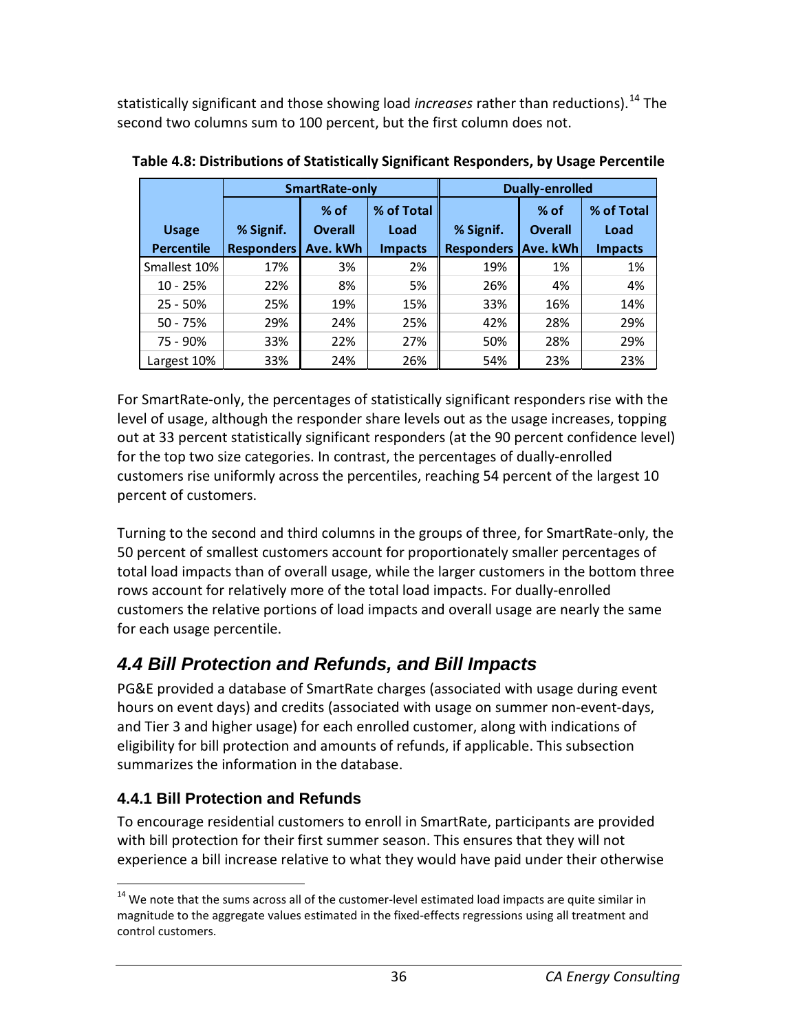statistically significant and those showing load *increases* rather than reductions).[14] The second two columns sum to 100 percent, but the first column does not.

**Table 4.8: Distributions of Statistically Significant Responders, by Usage Percentile**

| | SmartRate-only | | | Dually-enrolled | | |
|---|---|---|---|---|---|---|
| Usage Percentile | % Signif. Responders | % of Overall Ave. kWh | % of Total Load Impacts | % Signif. Responders | % of Overall Ave. kWh | % of Total Load Impacts |
| Smallest 10% | 17% | 3% | 2% | 19% | 1% | 1% |
| 10 - 25% | 22% | 8% | 5% | 26% | 4% | 4% |
| 25 - 50% | 25% | 19% | 15% | 33% | 16% | 14% |
| 50 - 75% | 29% | 24% | 25% | 42% | 28% | 29% |
| 75 - 90% | 33% | 22% | 27% | 50% | 28% | 29% |
| Largest 10% | 33% | 24% | 26% | 54% | 23% | 23% |

For SmartRate-only, the percentages of statistically significant responders rise with the level of usage, although the responder share levels out as the usage increases, topping out at 33 percent statistically significant responders (at the 90 percent confidence level) for the top two size categories. In contrast, the percentages of dually-enrolled customers rise uniformly across the percentiles, reaching 54 percent of the largest 10 percent of customers.

Turning to the second and third columns in the groups of three, for SmartRate-only, the 50 percent of smallest customers account for proportionately smaller percentages of total load impacts than of overall usage, while the larger customers in the bottom three rows account for relatively more of the total load impacts. For dually-enrolled customers the relative portions of load impacts and overall usage are nearly the same for each usage percentile.

## *4.4 Bill Protection and Refunds, and Bill Impacts*

PG&E provided a database of SmartRate charges (associated with usage during event hours on event days) and credits (associated with usage on summer non-event-days, and Tier 3 and higher usage) for each enrolled customer, along with indications of eligibility for bill protection and amounts of refunds, if applicable. This subsection summarizes the information in the database.

### 4.4.1 Bill Protection and Refunds

To encourage residential customers to enroll in SmartRate, participants are provided with bill protection for their first summer season. This ensures that they will not experience a bill increase relative to what they would have paid under their otherwise

[14] We note that the sums across all of the customer-level estimated load impacts are quite similar in magnitude to the aggregate values estimated in the fixed-effects regressions using all treatment and control customers.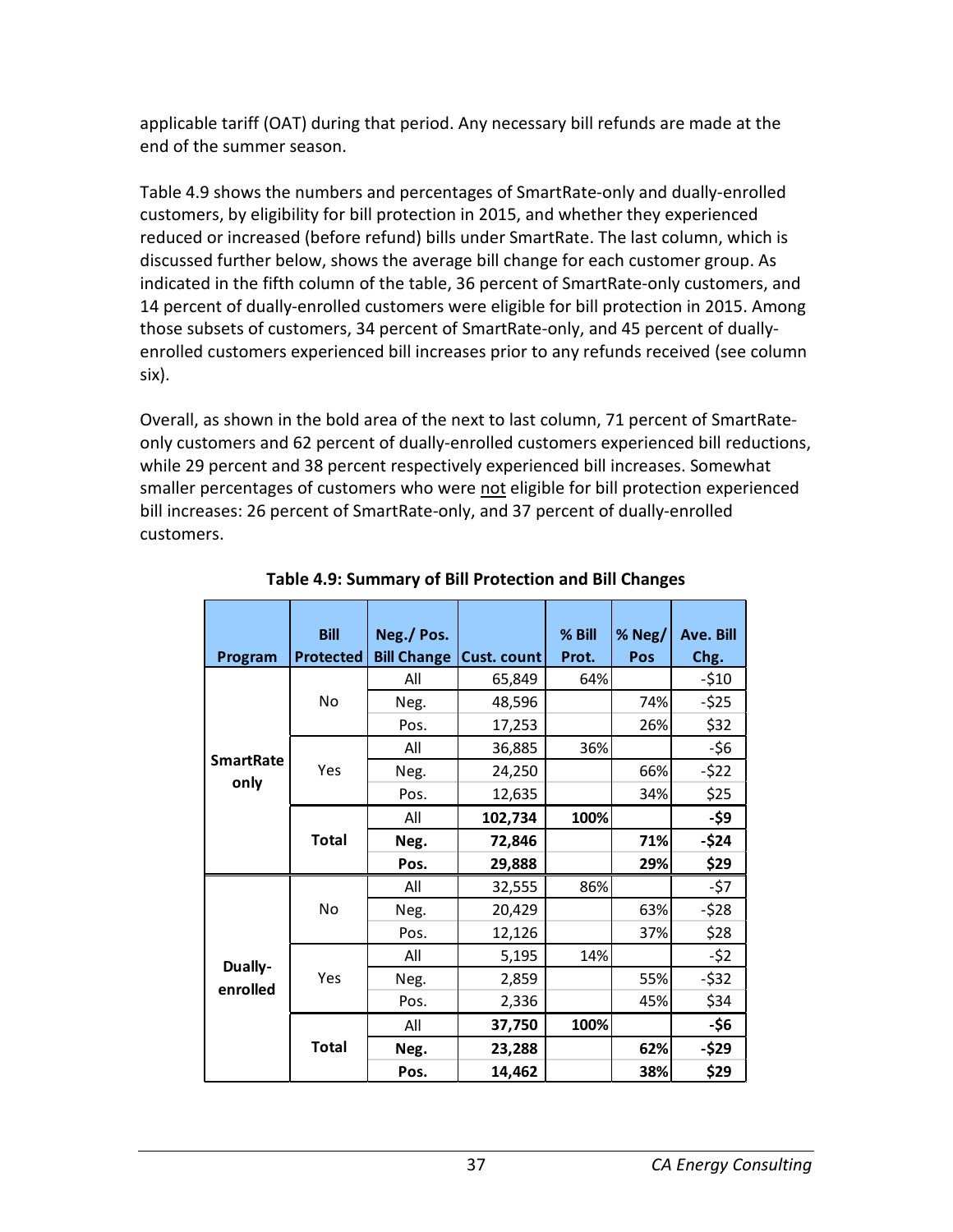applicable tariff (OAT) during that period. Any necessary bill refunds are made at the end of the summer season.

Table 4.9 shows the numbers and percentages of SmartRate-only and dually-enrolled customers, by eligibility for bill protection in 2015, and whether they experienced reduced or increased (before refund) bills under SmartRate. The last column, which is discussed further below, shows the average bill change for each customer group. As indicated in the fifth column of the table, 36 percent of SmartRate-only customers, and 14 percent of dually-enrolled customers were eligible for bill protection in 2015. Among those subsets of customers, 34 percent of SmartRate-only, and 45 percent of dually-enrolled customers experienced bill increases prior to any refunds received (see column six).

Overall, as shown in the bold area of the next to last column, 71 percent of SmartRate-only customers and 62 percent of dually-enrolled customers experienced bill reductions, while 29 percent and 38 percent respectively experienced bill increases. Somewhat smaller percentages of customers who were not eligible for bill protection experienced bill increases: 26 percent of SmartRate-only, and 37 percent of dually-enrolled customers.

**Table 4.9: Summary of Bill Protection and Bill Changes**

| Program | Bill Protected | Neg./ Pos. Bill Change | Cust. count | % Bill Prot. | % Neg/ Pos | Ave. Bill Chg. |
|---|---|---|---|---|---|---|
| **SmartRate only** | No | All | 65,849 | 64% | | -$10 |
| | | Neg. | 48,596 | | 74% | -$25 |
| | | Pos. | 17,253 | | 26% | $32 |
| | Yes | All | 36,885 | 36% | | -$6 |
| | | Neg. | 24,250 | | 66% | -$22 |
| | | Pos. | 12,635 | | 34% | $25 |
| | **Total** | All | **102,734** | **100%** | | **-$9** |
| | | **Neg.** | **72,846** | | **71%** | **-$24** |
| | | **Pos.** | **29,888** | | **29%** | **$29** |
| **Dually-enrolled** | No | All | 32,555 | 86% | | -$7 |
| | | Neg. | 20,429 | | 63% | -$28 |
| | | Pos. | 12,126 | | 37% | $28 |
| | Yes | All | 5,195 | 14% | | -$2 |
| | | Neg. | 2,859 | | 55% | -$32 |
| | | Pos. | 2,336 | | 45% | $34 |
| | **Total** | All | **37,750** | **100%** | | **-$6** |
| | | **Neg.** | **23,288** | | **62%** | **-$29** |
| | | **Pos.** | **14,462** | | **38%** | **$29** |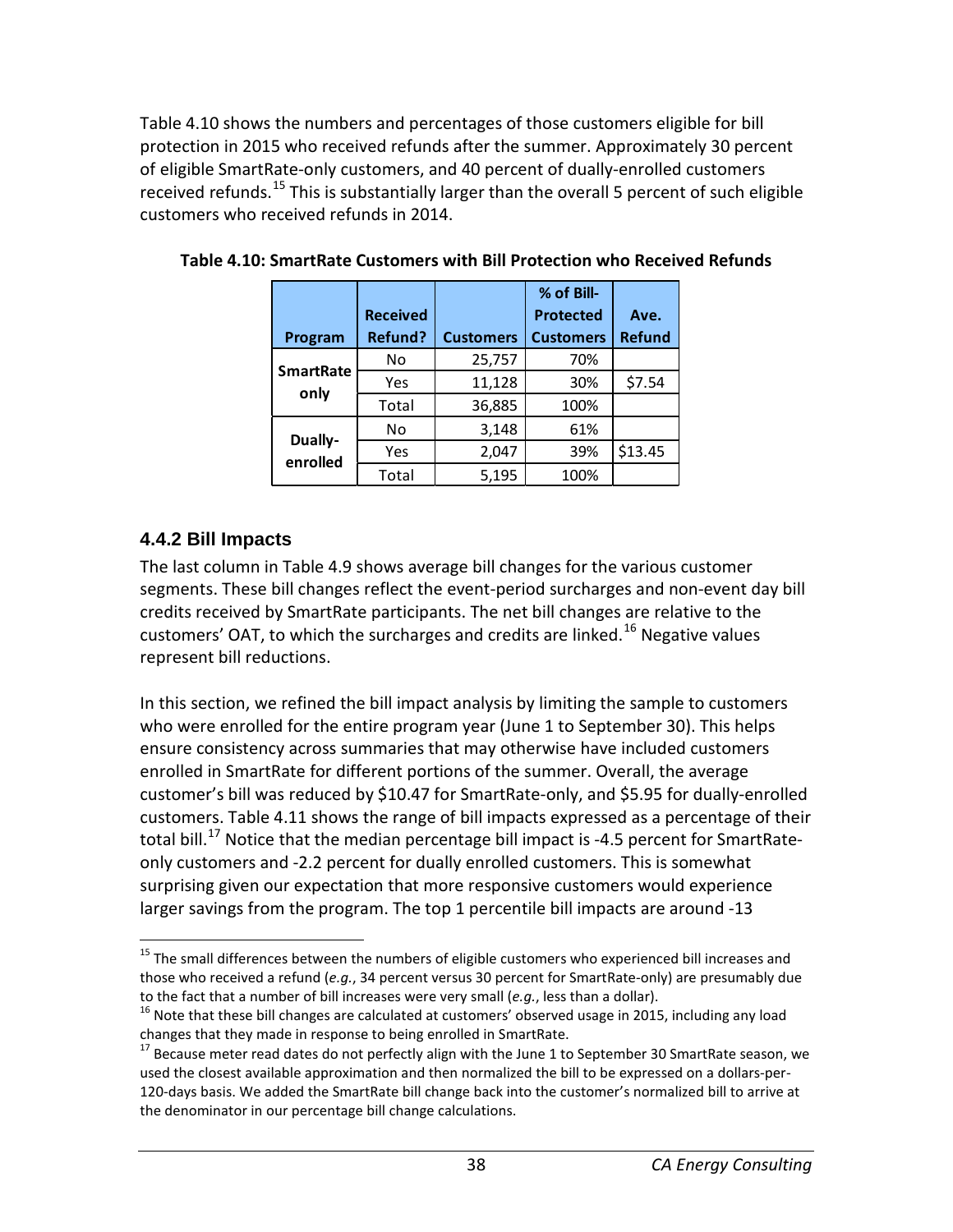Table 4.10 shows the numbers and percentages of those customers eligible for bill protection in 2015 who received refunds after the summer. Approximately 30 percent of eligible SmartRate-only customers, and 40 percent of dually-enrolled customers received refunds.[15] This is substantially larger than the overall 5 percent of such eligible customers who received refunds in 2014.

**Table 4.10: SmartRate Customers with Bill Protection who Received Refunds**

| Program | Received Refund? | Customers | % of Bill-Protected Customers | Ave. Refund |
|---|---|---|---|---|
| SmartRate only | No | 25,757 | 70% | |
| | Yes | 11,128 | 30% | $7.54 |
| | Total | 36,885 | 100% | |
| Dually-enrolled | No | 3,148 | 61% | |
| | Yes | 2,047 | 39% | $13.45 |
| | Total | 5,195 | 100% | |

### 4.4.2 Bill Impacts

The last column in Table 4.9 shows average bill changes for the various customer segments. These bill changes reflect the event-period surcharges and non-event day bill credits received by SmartRate participants. The net bill changes are relative to the customers' OAT, to which the surcharges and credits are linked.[16] Negative values represent bill reductions.

In this section, we refined the bill impact analysis by limiting the sample to customers who were enrolled for the entire program year (June 1 to September 30). This helps ensure consistency across summaries that may otherwise have included customers enrolled in SmartRate for different portions of the summer. Overall, the average customer's bill was reduced by $10.47 for SmartRate-only, and $5.95 for dually-enrolled customers. Table 4.11 shows the range of bill impacts expressed as a percentage of their total bill.[17] Notice that the median percentage bill impact is -4.5 percent for SmartRate-only customers and -2.2 percent for dually enrolled customers. This is somewhat surprising given our expectation that more responsive customers would experience larger savings from the program. The top 1 percentile bill impacts are around -13

---

[15] The small differences between the numbers of eligible customers who experienced bill increases and those who received a refund (*e.g.*, 34 percent versus 30 percent for SmartRate-only) are presumably due to the fact that a number of bill increases were very small (*e.g.*, less than a dollar).

[16] Note that these bill changes are calculated at customers' observed usage in 2015, including any load changes that they made in response to being enrolled in SmartRate.

[17] Because meter read dates do not perfectly align with the June 1 to September 30 SmartRate season, we used the closest available approximation and then normalized the bill to be expressed on a dollars-per-120-days basis. We added the SmartRate bill change back into the customer's normalized bill to arrive at the denominator in our percentage bill change calculations.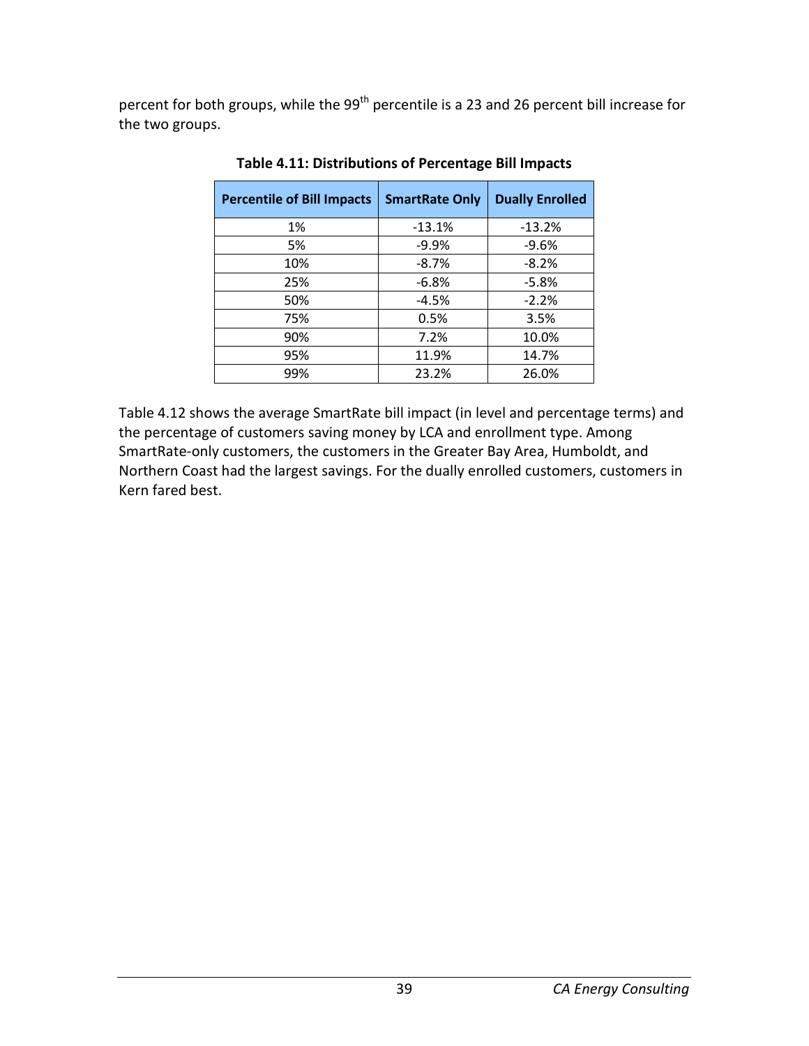percent for both groups, while the 99th percentile is a 23 and 26 percent bill increase for the two groups.

**Table 4.11: Distributions of Percentage Bill Impacts**

| Percentile of Bill Impacts | SmartRate Only | Dually Enrolled |
|---|---|---|
| 1% | -13.1% | -13.2% |
| 5% | -9.9% | -9.6% |
| 10% | -8.7% | -8.2% |
| 25% | -6.8% | -5.8% |
| 50% | -4.5% | -2.2% |
| 75% | 0.5% | 3.5% |
| 90% | 7.2% | 10.0% |
| 95% | 11.9% | 14.7% |
| 99% | 23.2% | 26.0% |

Table 4.12 shows the average SmartRate bill impact (in level and percentage terms) and the percentage of customers saving money by LCA and enrollment type. Among SmartRate-only customers, the customers in the Greater Bay Area, Humboldt, and Northern Coast had the largest savings. For the dually enrolled customers, customers in Kern fared best.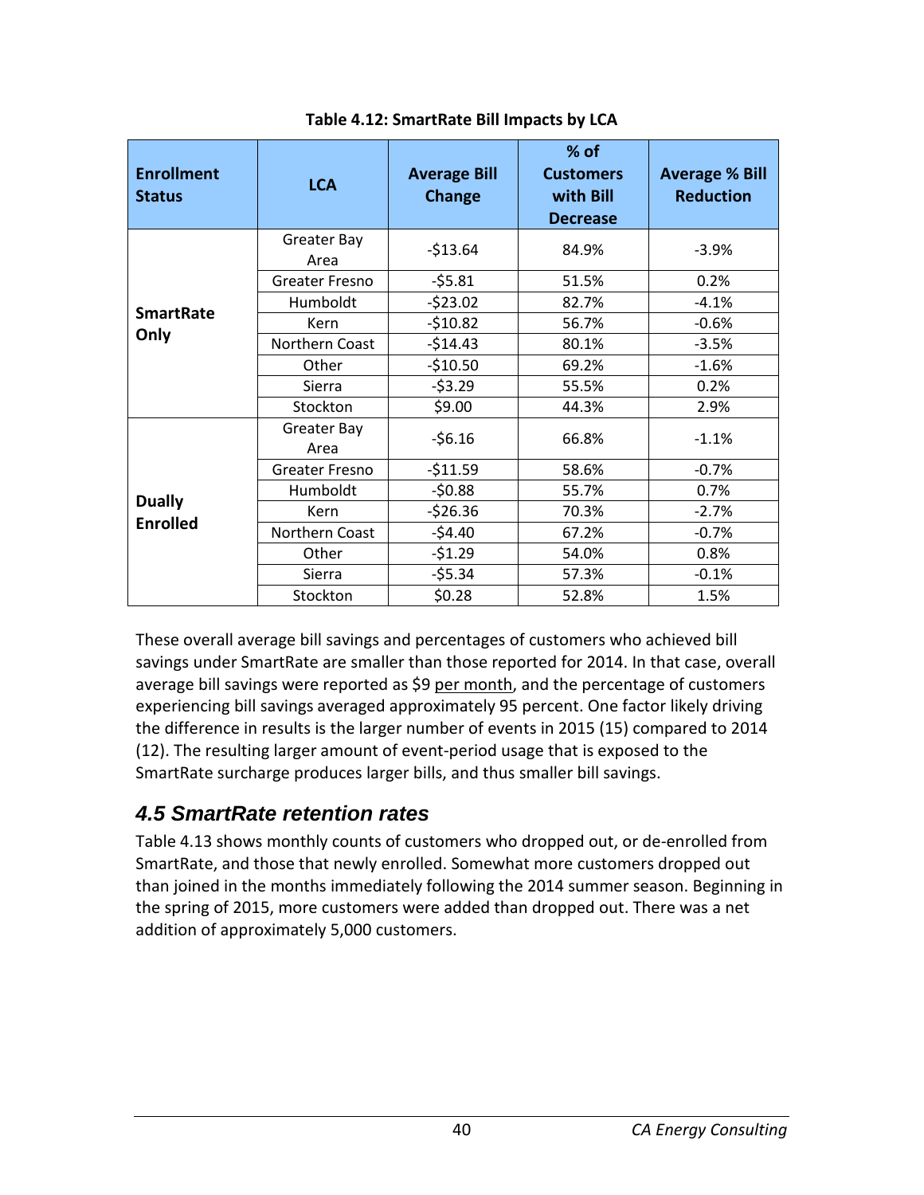**Table 4.12: SmartRate Bill Impacts by LCA**

| Enrollment Status | LCA | Average Bill Change | % of Customers with Bill Decrease | Average % Bill Reduction |
|---|---|---|---|---|
| SmartRate Only | Greater Bay Area | -$13.64 | 84.9% | -3.9% |
| | Greater Fresno | -$5.81 | 51.5% | 0.2% |
| | Humboldt | -$23.02 | 82.7% | -4.1% |
| | Kern | -$10.82 | 56.7% | -0.6% |
| | Northern Coast | -$14.43 | 80.1% | -3.5% |
| | Other | -$10.50 | 69.2% | -1.6% |
| | Sierra | -$3.29 | 55.5% | 0.2% |
| | Stockton | $9.00 | 44.3% | 2.9% |
| Dually Enrolled | Greater Bay Area | -$6.16 | 66.8% | -1.1% |
| | Greater Fresno | -$11.59 | 58.6% | -0.7% |
| | Humboldt | -$0.88 | 55.7% | 0.7% |
| | Kern | -$26.36 | 70.3% | -2.7% |
| | Northern Coast | -$4.40 | 67.2% | -0.7% |
| | Other | -$1.29 | 54.0% | 0.8% |
| | Sierra | -$5.34 | 57.3% | -0.1% |
| | Stockton | $0.28 | 52.8% | 1.5% |

These overall average bill savings and percentages of customers who achieved bill savings under SmartRate are smaller than those reported for 2014. In that case, overall average bill savings were reported as $9 per month, and the percentage of customers experiencing bill savings averaged approximately 95 percent. One factor likely driving the difference in results is the larger number of events in 2015 (15) compared to 2014 (12). The resulting larger amount of event-period usage that is exposed to the SmartRate surcharge produces larger bills, and thus smaller bill savings.

## 4.5 SmartRate retention rates

Table 4.13 shows monthly counts of customers who dropped out, or de-enrolled from SmartRate, and those that newly enrolled. Somewhat more customers dropped out than joined in the months immediately following the 2014 summer season. Beginning in the spring of 2015, more customers were added than dropped out. There was a net addition of approximately 5,000 customers.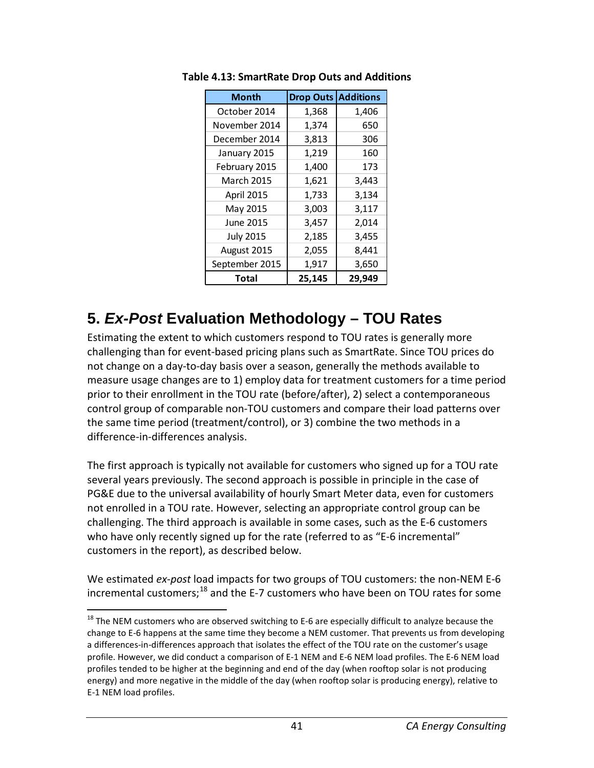**Table 4.13: SmartRate Drop Outs and Additions**

| Month | Drop Outs | Additions |
|---|---|---|
| October 2014 | 1,368 | 1,406 |
| November 2014 | 1,374 | 650 |
| December 2014 | 3,813 | 306 |
| January 2015 | 1,219 | 160 |
| February 2015 | 1,400 | 173 |
| March 2015 | 1,621 | 3,443 |
| April 2015 | 1,733 | 3,134 |
| May 2015 | 3,003 | 3,117 |
| June 2015 | 3,457 | 2,014 |
| July 2015 | 2,185 | 3,455 |
| August 2015 | 2,055 | 8,441 |
| September 2015 | 1,917 | 3,650 |
| **Total** | **25,145** | **29,949** |

# 5. *Ex-Post* Evaluation Methodology – TOU Rates

Estimating the extent to which customers respond to TOU rates is generally more challenging than for event-based pricing plans such as SmartRate. Since TOU prices do not change on a day-to-day basis over a season, generally the methods available to measure usage changes are to 1) employ data for treatment customers for a time period prior to their enrollment in the TOU rate (before/after), 2) select a contemporaneous control group of comparable non-TOU customers and compare their load patterns over the same time period (treatment/control), or 3) combine the two methods in a difference-in-differences analysis.

The first approach is typically not available for customers who signed up for a TOU rate several years previously. The second approach is possible in principle in the case of PG&E due to the universal availability of hourly Smart Meter data, even for customers not enrolled in a TOU rate. However, selecting an appropriate control group can be challenging. The third approach is available in some cases, such as the E-6 customers who have only recently signed up for the rate (referred to as "E-6 incremental" customers in the report), as described below.

We estimated *ex-post* load impacts for two groups of TOU customers: the non-NEM E-6 incremental customers;[18] and the E-7 customers who have been on TOU rates for some

[18] The NEM customers who are observed switching to E-6 are especially difficult to analyze because the change to E-6 happens at the same time they become a NEM customer. That prevents us from developing a differences-in-differences approach that isolates the effect of the TOU rate on the customer's usage profile. However, we did conduct a comparison of E-1 NEM and E-6 NEM load profiles. The E-6 NEM load profiles tended to be higher at the beginning and end of the day (when rooftop solar is not producing energy) and more negative in the middle of the day (when rooftop solar is producing energy), relative to E-1 NEM load profiles.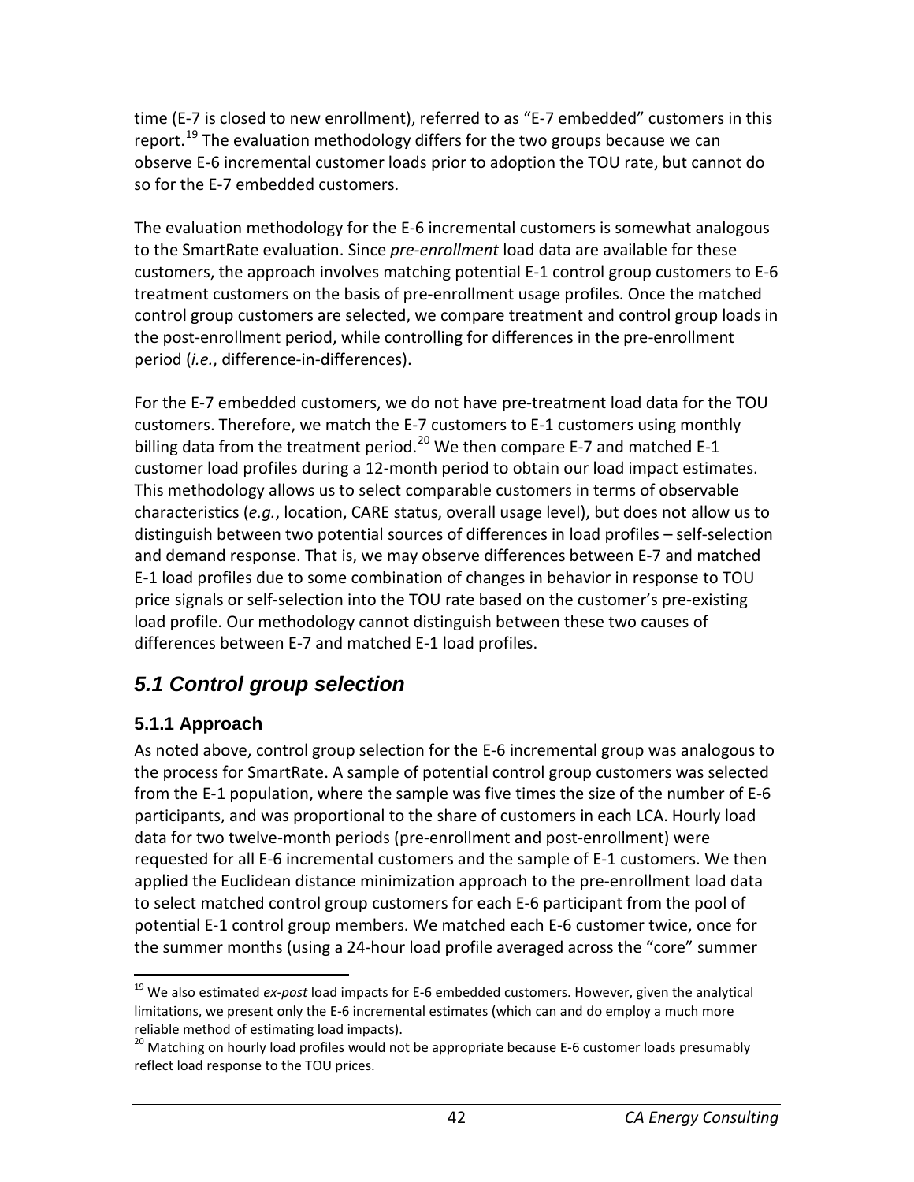time (E-7 is closed to new enrollment), referred to as "E-7 embedded" customers in this report.[19] The evaluation methodology differs for the two groups because we can observe E-6 incremental customer loads prior to adoption the TOU rate, but cannot do so for the E-7 embedded customers.

The evaluation methodology for the E-6 incremental customers is somewhat analogous to the SmartRate evaluation. Since *pre-enrollment* load data are available for these customers, the approach involves matching potential E-1 control group customers to E-6 treatment customers on the basis of pre-enrollment usage profiles. Once the matched control group customers are selected, we compare treatment and control group loads in the post-enrollment period, while controlling for differences in the pre-enrollment period (*i.e.*, difference-in-differences).

For the E-7 embedded customers, we do not have pre-treatment load data for the TOU customers. Therefore, we match the E-7 customers to E-1 customers using monthly billing data from the treatment period.[20] We then compare E-7 and matched E-1 customer load profiles during a 12-month period to obtain our load impact estimates. This methodology allows us to select comparable customers in terms of observable characteristics (*e.g.*, location, CARE status, overall usage level), but does not allow us to distinguish between two potential sources of differences in load profiles – self-selection and demand response. That is, we may observe differences between E-7 and matched E-1 load profiles due to some combination of changes in behavior in response to TOU price signals or self-selection into the TOU rate based on the customer's pre-existing load profile. Our methodology cannot distinguish between these two causes of differences between E-7 and matched E-1 load profiles.

## *5.1 Control group selection*

### 5.1.1 Approach

As noted above, control group selection for the E-6 incremental group was analogous to the process for SmartRate. A sample of potential control group customers was selected from the E-1 population, where the sample was five times the size of the number of E-6 participants, and was proportional to the share of customers in each LCA. Hourly load data for two twelve-month periods (pre-enrollment and post-enrollment) were requested for all E-6 incremental customers and the sample of E-1 customers. We then applied the Euclidean distance minimization approach to the pre-enrollment load data to select matched control group customers for each E-6 participant from the pool of potential E-1 control group members. We matched each E-6 customer twice, once for the summer months (using a 24-hour load profile averaged across the "core" summer

---

[19] We also estimated *ex-post* load impacts for E-6 embedded customers. However, given the analytical limitations, we present only the E-6 incremental estimates (which can and do employ a much more reliable method of estimating load impacts).

[20] Matching on hourly load profiles would not be appropriate because E-6 customer loads presumably reflect load response to the TOU prices.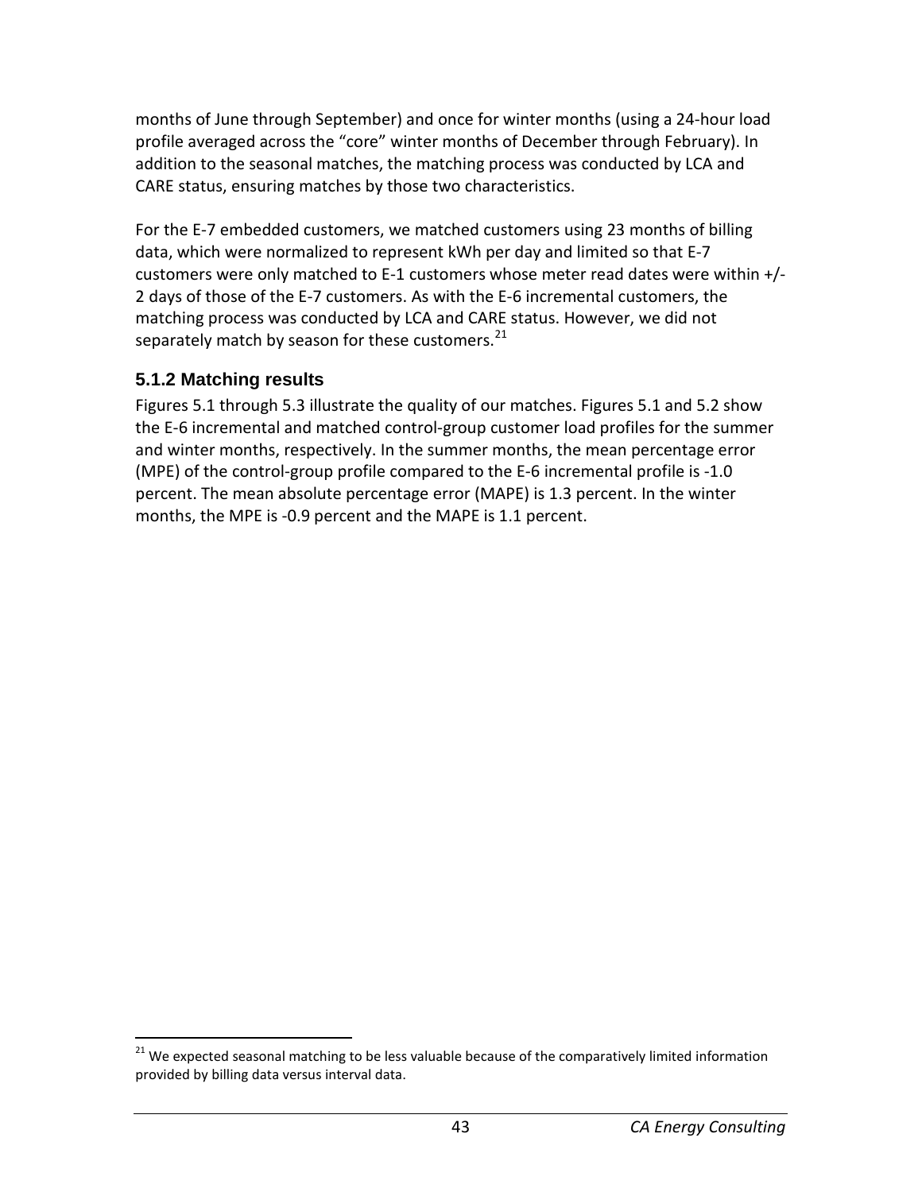months of June through September) and once for winter months (using a 24-hour load profile averaged across the "core" winter months of December through February). In addition to the seasonal matches, the matching process was conducted by LCA and CARE status, ensuring matches by those two characteristics.

For the E-7 embedded customers, we matched customers using 23 months of billing data, which were normalized to represent kWh per day and limited so that E-7 customers were only matched to E-1 customers whose meter read dates were within +/- 2 days of those of the E-7 customers. As with the E-6 incremental customers, the matching process was conducted by LCA and CARE status. However, we did not separately match by season for these customers.[21]

### 5.1.2 Matching results

Figures 5.1 through 5.3 illustrate the quality of our matches. Figures 5.1 and 5.2 show the E-6 incremental and matched control-group customer load profiles for the summer and winter months, respectively. In the summer months, the mean percentage error (MPE) of the control-group profile compared to the E-6 incremental profile is -1.0 percent. The mean absolute percentage error (MAPE) is 1.3 percent. In the winter months, the MPE is -0.9 percent and the MAPE is 1.1 percent.

[21] We expected seasonal matching to be less valuable because of the comparatively limited information provided by billing data versus interval data.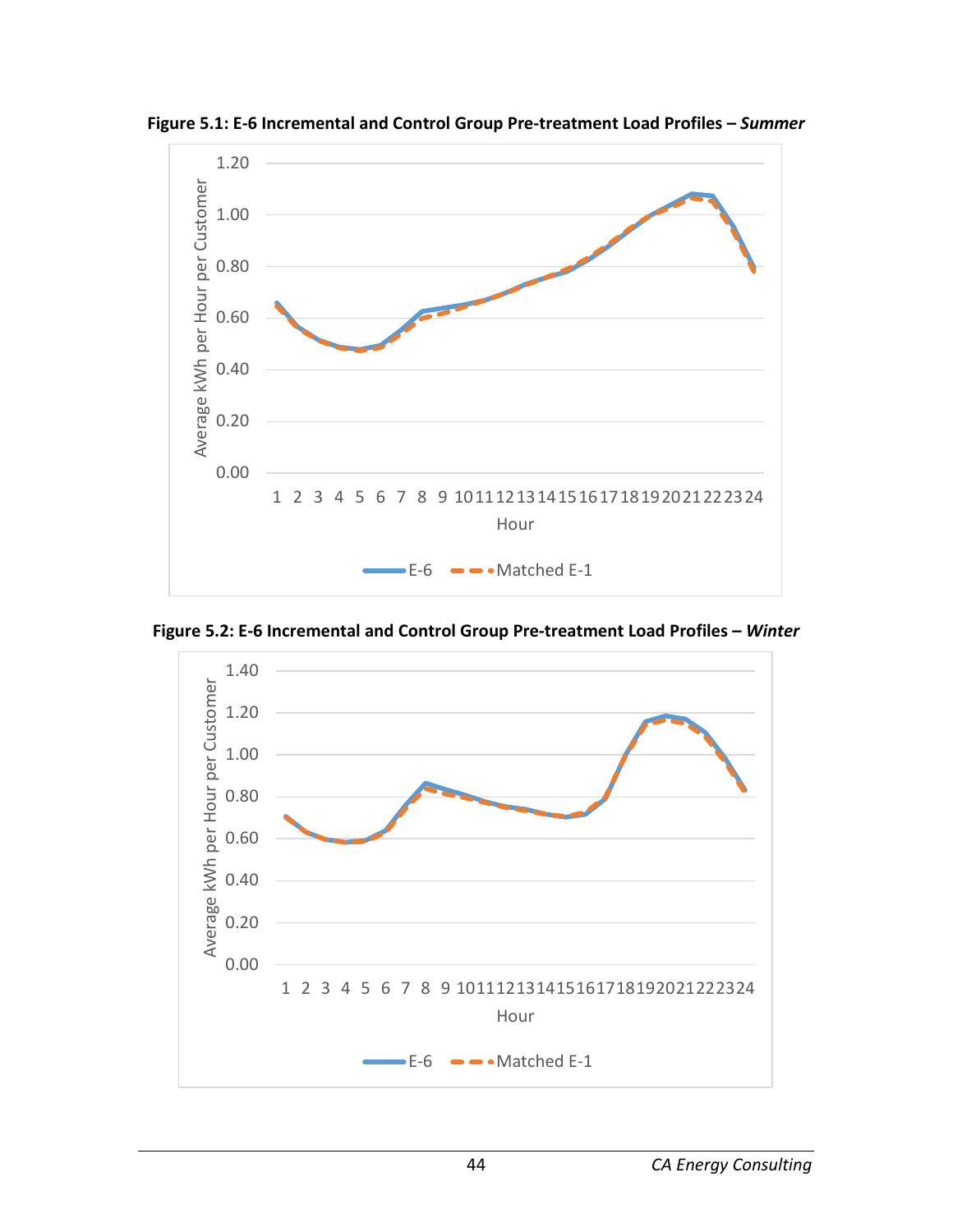**Figure 5.1: E-6 Incremental and Control Group Pre-treatment Load Profiles – *Summer***

**Figure 5.2: E-6 Incremental and Control Group Pre-treatment Load Profiles – *Winter***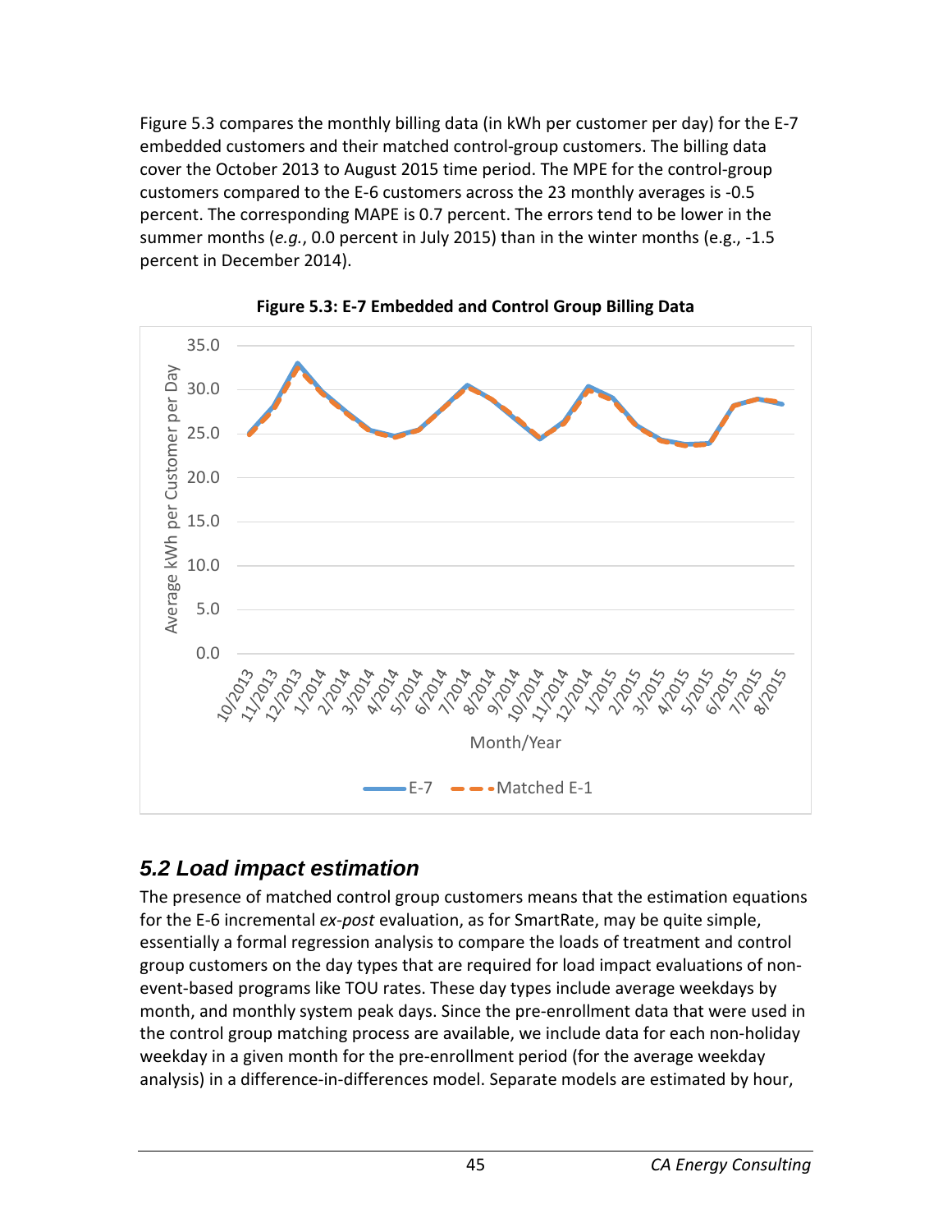Figure 5.3 compares the monthly billing data (in kWh per customer per day) for the E-7 embedded customers and their matched control-group customers. The billing data cover the October 2013 to August 2015 time period. The MPE for the control-group customers compared to the E-6 customers across the 23 monthly averages is -0.5 percent. The corresponding MAPE is 0.7 percent. The errors tend to be lower in the summer months (*e.g.*, 0.0 percent in July 2015) than in the winter months (e.g., -1.5 percent in December 2014).

**Figure 5.3: E-7 Embedded and Control Group Billing Data**

## 5.2 Load impact estimation

The presence of matched control group customers means that the estimation equations for the E-6 incremental *ex-post* evaluation, as for SmartRate, may be quite simple, essentially a formal regression analysis to compare the loads of treatment and control group customers on the day types that are required for load impact evaluations of non-event-based programs like TOU rates. These day types include average weekdays by month, and monthly system peak days. Since the pre-enrollment data that were used in the control group matching process are available, we include data for each non-holiday weekday in a given month for the pre-enrollment period (for the average weekday analysis) in a difference-in-differences model. Separate models are estimated by hour,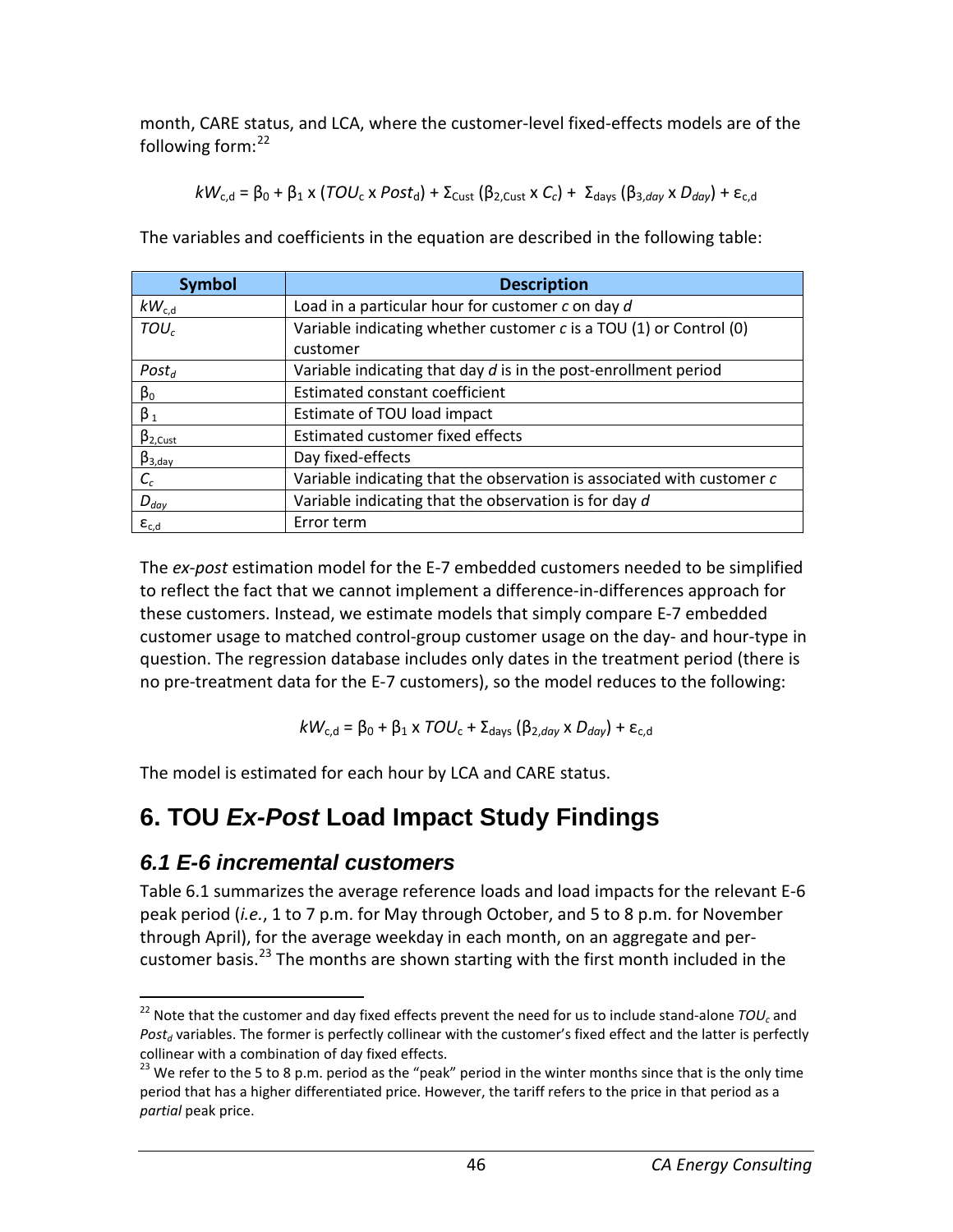month, CARE status, and LCA, where the customer-level fixed-effects models are of the following form:[22]

$$kW_{c,d} = \beta_0 + \beta_1 \times (TOU_c \times Post_d) + \Sigma_{Cust} (\beta_{2,Cust} \times C_c) + \Sigma_{days} (\beta_{3,day} \times D_{day}) + \varepsilon_{c,d}$$

The variables and coefficients in the equation are described in the following table:

| Symbol | Description |
| --- | --- |
| $kW_{c,d}$ | Load in a particular hour for customer *c* on day *d* |
| $TOU_c$ | Variable indicating whether customer *c* is a TOU (1) or Control (0) customer |
| $Post_d$ | Variable indicating that day *d* is in the post-enrollment period |
| $\beta_0$ | Estimated constant coefficient |
| $\beta_1$ | Estimate of TOU load impact |
| $\beta_{2,Cust}$ | Estimated customer fixed effects |
| $\beta_{3,day}$ | Day fixed-effects |
| $C_c$ | Variable indicating that the observation is associated with customer *c* |
| $D_{day}$ | Variable indicating that the observation is for day *d* |
| $\varepsilon_{c,d}$ | Error term |

The *ex-post* estimation model for the E-7 embedded customers needed to be simplified to reflect the fact that we cannot implement a difference-in-differences approach for these customers. Instead, we estimate models that simply compare E-7 embedded customer usage to matched control-group customer usage on the day- and hour-type in question. The regression database includes only dates in the treatment period (there is no pre-treatment data for the E-7 customers), so the model reduces to the following:

$$kW_{c,d} = \beta_0 + \beta_1 \times TOU_c + \Sigma_{days} (\beta_{2,day} \times D_{day}) + \varepsilon_{c,d}$$

The model is estimated for each hour by LCA and CARE status.

# 6. TOU *Ex-Post* Load Impact Study Findings

## 6.1 E-6 incremental customers

Table 6.1 summarizes the average reference loads and load impacts for the relevant E-6 peak period (*i.e.*, 1 to 7 p.m. for May through October, and 5 to 8 p.m. for November through April), for the average weekday in each month, on an aggregate and per-customer basis.[23] The months are shown starting with the first month included in the

[22] Note that the customer and day fixed effects prevent the need for us to include stand-alone $TOU_c$ and $Post_d$ variables. The former is perfectly collinear with the customer's fixed effect and the latter is perfectly collinear with a combination of day fixed effects.

[23] We refer to the 5 to 8 p.m. period as the "peak" period in the winter months since that is the only time period that has a higher differentiated price. However, the tariff refers to the price in that period as a *partial* peak price.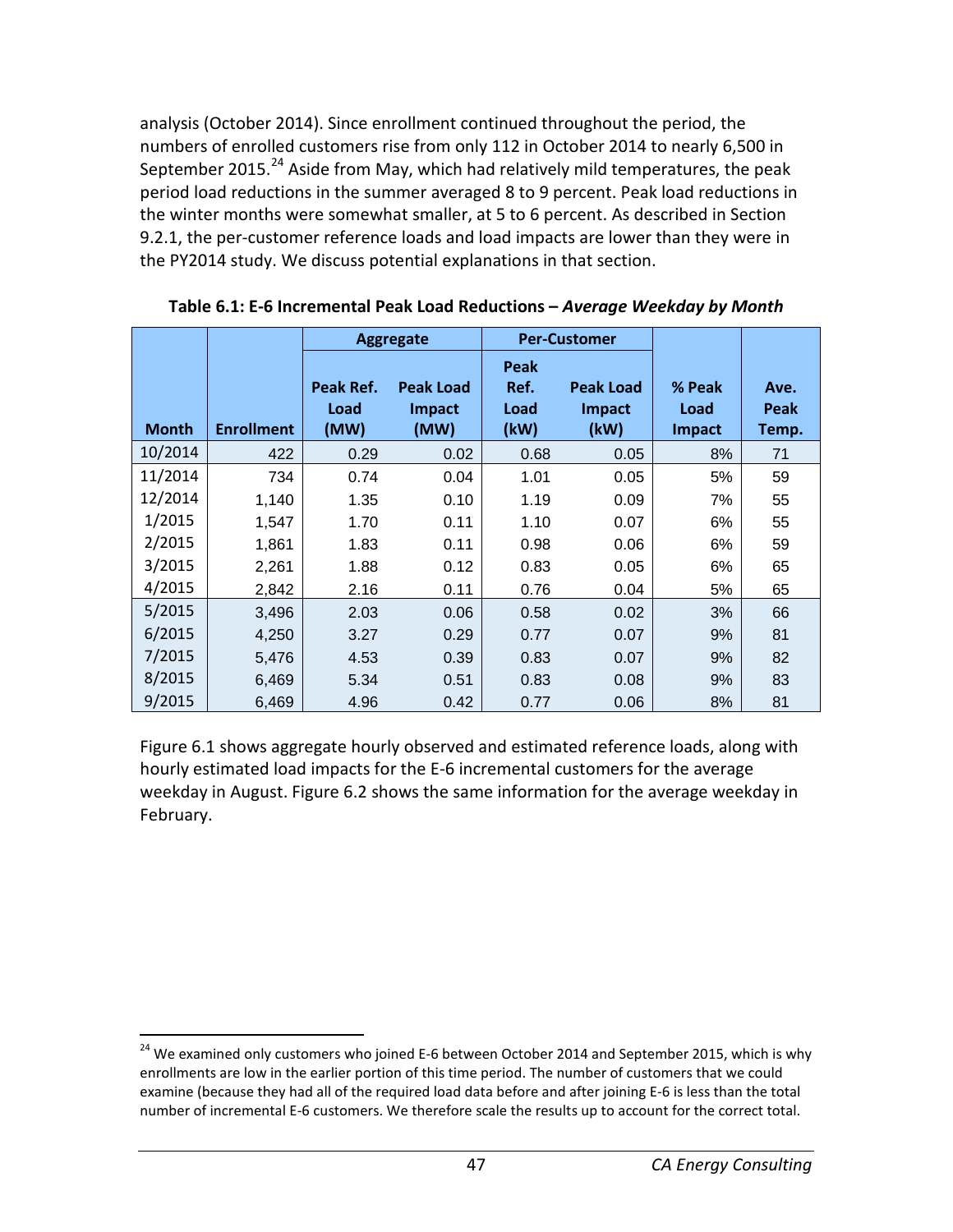analysis (October 2014). Since enrollment continued throughout the period, the numbers of enrolled customers rise from only 112 in October 2014 to nearly 6,500 in September 2015.[24] Aside from May, which had relatively mild temperatures, the peak period load reductions in the summer averaged 8 to 9 percent. Peak load reductions in the winter months were somewhat smaller, at 5 to 6 percent. As described in Section 9.2.1, the per-customer reference loads and load impacts are lower than they were in the PY2014 study. We discuss potential explanations in that section.

**Table 6.1: E-6 Incremental Peak Load Reductions – *Average Weekday by Month***

| | | Aggregate | | Per-Customer | | | |
|---|---|---|---|---|---|---|---|
| **Month** | **Enrollment** | **Peak Ref. Load (MW)** | **Peak Load Impact (MW)** | **Peak Ref. Load (kW)** | **Peak Load Impact (kW)** | **% Peak Load Impact** | **Ave. Peak Temp.** |
| 10/2014 | 422 | 0.29 | 0.02 | 0.68 | 0.05 | 8% | 71 |
| 11/2014 | 734 | 0.74 | 0.04 | 1.01 | 0.05 | 5% | 59 |
| 12/2014 | 1,140 | 1.35 | 0.10 | 1.19 | 0.09 | 7% | 55 |
| 1/2015 | 1,547 | 1.70 | 0.11 | 1.10 | 0.07 | 6% | 55 |
| 2/2015 | 1,861 | 1.83 | 0.11 | 0.98 | 0.06 | 6% | 59 |
| 3/2015 | 2,261 | 1.88 | 0.12 | 0.83 | 0.05 | 6% | 65 |
| 4/2015 | 2,842 | 2.16 | 0.11 | 0.76 | 0.04 | 5% | 65 |
| 5/2015 | 3,496 | 2.03 | 0.06 | 0.58 | 0.02 | 3% | 66 |
| 6/2015 | 4,250 | 3.27 | 0.29 | 0.77 | 0.07 | 9% | 81 |
| 7/2015 | 5,476 | 4.53 | 0.39 | 0.83 | 0.07 | 9% | 82 |
| 8/2015 | 6,469 | 5.34 | 0.51 | 0.83 | 0.08 | 9% | 83 |
| 9/2015 | 6,469 | 4.96 | 0.42 | 0.77 | 0.06 | 8% | 81 |

Figure 6.1 shows aggregate hourly observed and estimated reference loads, along with hourly estimated load impacts for the E-6 incremental customers for the average weekday in August. Figure 6.2 shows the same information for the average weekday in February.

[24] We examined only customers who joined E-6 between October 2014 and September 2015, which is why enrollments are low in the earlier portion of this time period. The number of customers that we could examine (because they had all of the required load data before and after joining E-6 is less than the total number of incremental E-6 customers. We therefore scale the results up to account for the correct total.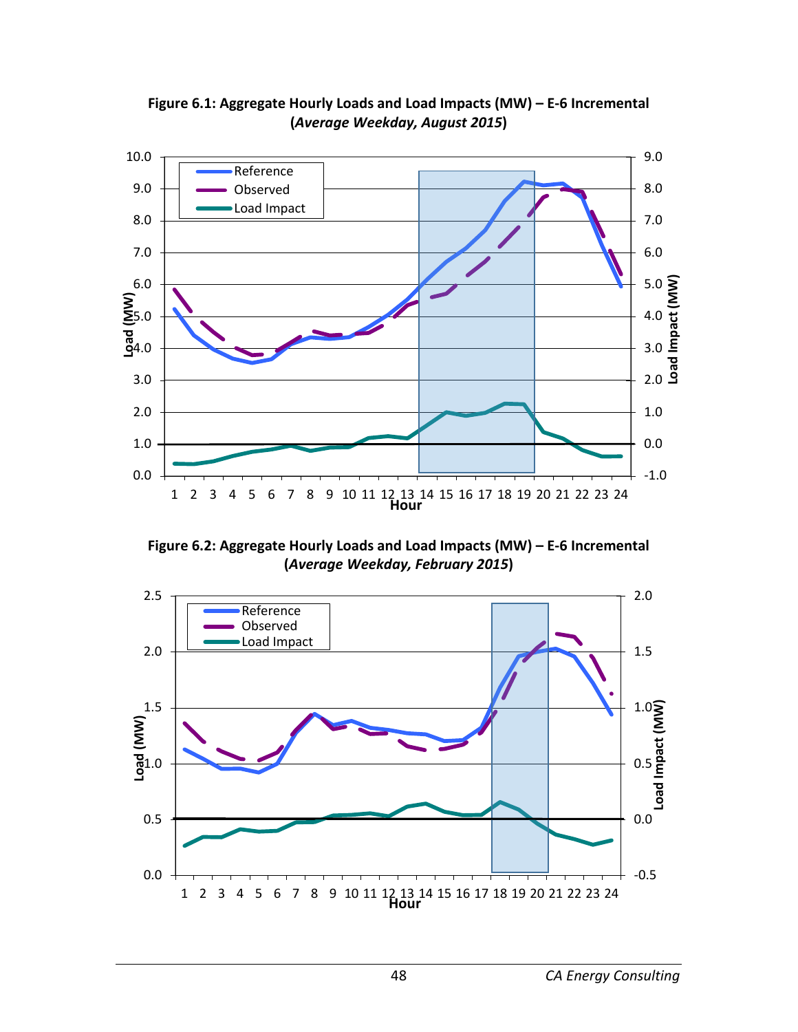**Figure 6.1: Aggregate Hourly Loads and Load Impacts (MW) – E-6 Incremental (*Average Weekday, August 2015*)**

**Figure 6.2: Aggregate Hourly Loads and Load Impacts (MW) – E-6 Incremental (*Average Weekday, February 2015*)**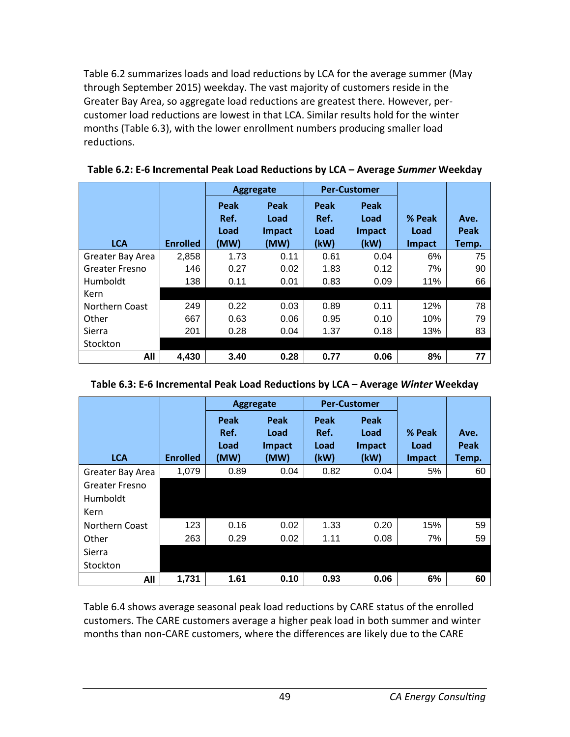Table 6.2 summarizes loads and load reductions by LCA for the average summer (May through September 2015) weekday. The vast majority of customers reside in the Greater Bay Area, so aggregate load reductions are greatest there. However, per-customer load reductions are lowest in that LCA. Similar results hold for the winter months (Table 6.3), with the lower enrollment numbers producing smaller load reductions.

**Table 6.2: E-6 Incremental Peak Load Reductions by LCA – Average *Summer* Weekday**

| LCA | Enrolled | Aggregate | | Per-Customer | | % Peak Load Impact | Ave. Peak Temp. |
|---|---|---|---|---|---|---|---|
| | | Peak Ref. Load (MW) | Peak Load Impact (MW) | Peak Ref. Load (kW) | Peak Load Impact (kW) | | |
| Greater Bay Area | 2,858 | 1.73 | 0.11 | 0.61 | 0.04 | 6% | 75 |
| Greater Fresno | 146 | 0.27 | 0.02 | 1.83 | 0.12 | 7% | 90 |
| Humboldt | 138 | 0.11 | 0.01 | 0.83 | 0.09 | 11% | 66 |
| Kern | | | | | | | |
| Northern Coast | 249 | 0.22 | 0.03 | 0.89 | 0.11 | 12% | 78 |
| Other | 667 | 0.63 | 0.06 | 0.95 | 0.10 | 10% | 79 |
| Sierra | 201 | 0.28 | 0.04 | 1.37 | 0.18 | 13% | 83 |
| Stockton | | | | | | | |
| **All** | **4,430** | **3.40** | **0.28** | **0.77** | **0.06** | **8%** | **77** |

**Table 6.3: E-6 Incremental Peak Load Reductions by LCA – Average *Winter* Weekday**

| LCA | Enrolled | Aggregate | | Per-Customer | | % Peak Load Impact | Ave. Peak Temp. |
|---|---|---|---|---|---|---|---|
| | | Peak Ref. Load (MW) | Peak Load Impact (MW) | Peak Ref. Load (kW) | Peak Load Impact (kW) | | |
| Greater Bay Area | 1,079 | 0.89 | 0.04 | 0.82 | 0.04 | 5% | 60 |
| Greater Fresno | | | | | | | |
| Humboldt | | | | | | | |
| Kern | | | | | | | |
| Northern Coast | 123 | 0.16 | 0.02 | 1.33 | 0.20 | 15% | 59 |
| Other | 263 | 0.29 | 0.02 | 1.11 | 0.08 | 7% | 59 |
| Sierra | | | | | | | |
| Stockton | | | | | | | |
| **All** | **1,731** | **1.61** | **0.10** | **0.93** | **0.06** | **6%** | **60** |

Table 6.4 shows average seasonal peak load reductions by CARE status of the enrolled customers. The CARE customers average a higher peak load in both summer and winter months than non-CARE customers, where the differences are likely due to the CARE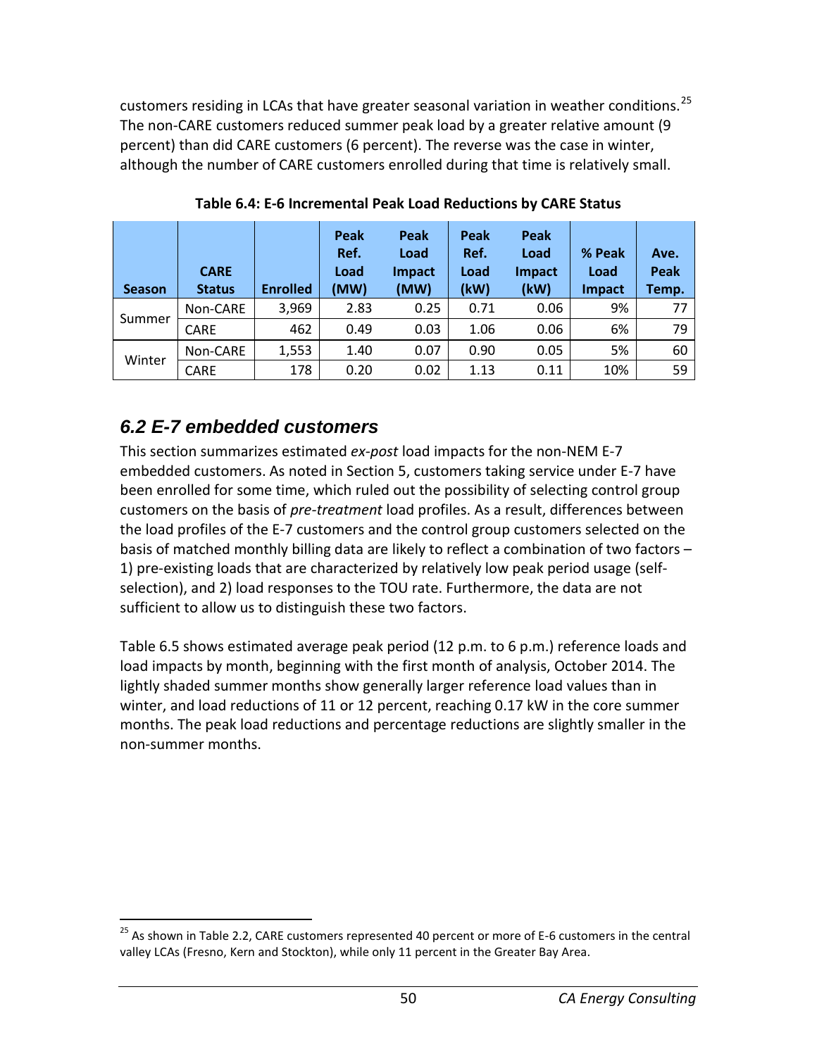customers residing in LCAs that have greater seasonal variation in weather conditions.[25] The non-CARE customers reduced summer peak load by a greater relative amount (9 percent) than did CARE customers (6 percent). The reverse was the case in winter, although the number of CARE customers enrolled during that time is relatively small.

**Table 6.4: E-6 Incremental Peak Load Reductions by CARE Status**

| Season | CARE Status | Enrolled | Peak Ref. Load (MW) | Peak Load Impact (MW) | Peak Ref. Load (kW) | Peak Load Impact (kW) | % Peak Load Impact | Ave. Peak Temp. |
|---|---|---|---|---|---|---|---|---|
| Summer | Non-CARE | 3,969 | 2.83 | 0.25 | 0.71 | 0.06 | 9% | 77 |
| | CARE | 462 | 0.49 | 0.03 | 1.06 | 0.06 | 6% | 79 |
| Winter | Non-CARE | 1,553 | 1.40 | 0.07 | 0.90 | 0.05 | 5% | 60 |
| | CARE | 178 | 0.20 | 0.02 | 1.13 | 0.11 | 10% | 59 |

## *6.2 E-7 embedded customers*

This section summarizes estimated *ex-post* load impacts for the non-NEM E-7 embedded customers. As noted in Section 5, customers taking service under E-7 have been enrolled for some time, which ruled out the possibility of selecting control group customers on the basis of *pre-treatment* load profiles. As a result, differences between the load profiles of the E-7 customers and the control group customers selected on the basis of matched monthly billing data are likely to reflect a combination of two factors – 1) pre-existing loads that are characterized by relatively low peak period usage (self-selection), and 2) load responses to the TOU rate. Furthermore, the data are not sufficient to allow us to distinguish these two factors.

Table 6.5 shows estimated average peak period (12 p.m. to 6 p.m.) reference loads and load impacts by month, beginning with the first month of analysis, October 2014. The lightly shaded summer months show generally larger reference load values than in winter, and load reductions of 11 or 12 percent, reaching 0.17 kW in the core summer months. The peak load reductions and percentage reductions are slightly smaller in the non-summer months.

[25] As shown in Table 2.2, CARE customers represented 40 percent or more of E-6 customers in the central valley LCAs (Fresno, Kern and Stockton), while only 11 percent in the Greater Bay Area.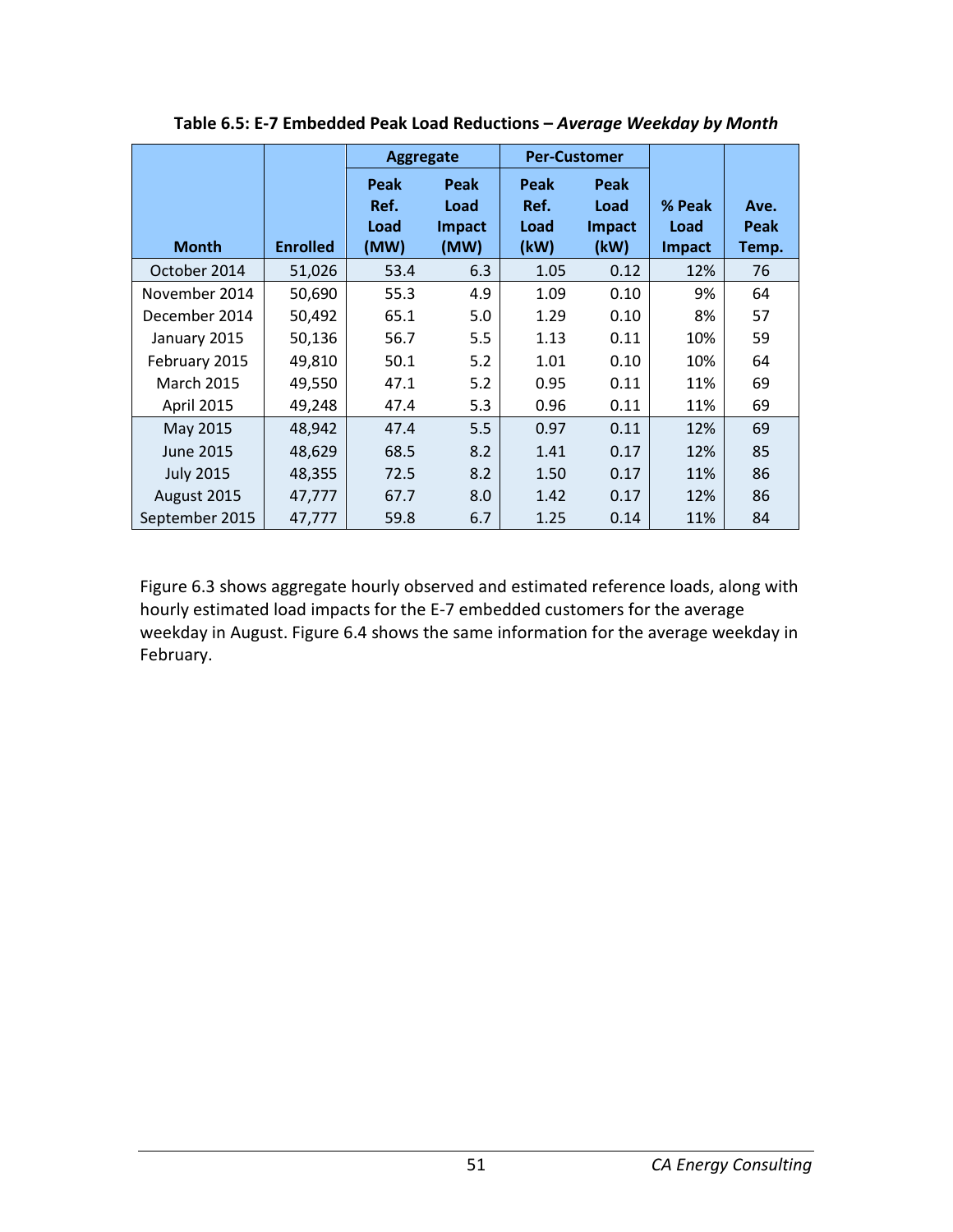**Table 6.5: E-7 Embedded Peak Load Reductions – *Average Weekday by Month***

| Month | Enrolled | Aggregate | | Per-Customer | | % Peak Load Impact | Ave. Peak Temp. |
|---|---|---|---|---|---|---|---|
| | | Peak Ref. Load (MW) | Peak Load Impact (MW) | Peak Ref. Load (kW) | Peak Load Impact (kW) | | |
| October 2014 | 51,026 | 53.4 | 6.3 | 1.05 | 0.12 | 12% | 76 |
| November 2014 | 50,690 | 55.3 | 4.9 | 1.09 | 0.10 | 9% | 64 |
| December 2014 | 50,492 | 65.1 | 5.0 | 1.29 | 0.10 | 8% | 57 |
| January 2015 | 50,136 | 56.7 | 5.5 | 1.13 | 0.11 | 10% | 59 |
| February 2015 | 49,810 | 50.1 | 5.2 | 1.01 | 0.10 | 10% | 64 |
| March 2015 | 49,550 | 47.1 | 5.2 | 0.95 | 0.11 | 11% | 69 |
| April 2015 | 49,248 | 47.4 | 5.3 | 0.96 | 0.11 | 11% | 69 |
| May 2015 | 48,942 | 47.4 | 5.5 | 0.97 | 0.11 | 12% | 69 |
| June 2015 | 48,629 | 68.5 | 8.2 | 1.41 | 0.17 | 12% | 85 |
| July 2015 | 48,355 | 72.5 | 8.2 | 1.50 | 0.17 | 11% | 86 |
| August 2015 | 47,777 | 67.7 | 8.0 | 1.42 | 0.17 | 12% | 86 |
| September 2015 | 47,777 | 59.8 | 6.7 | 1.25 | 0.14 | 11% | 84 |

Figure 6.3 shows aggregate hourly observed and estimated reference loads, along with hourly estimated load impacts for the E-7 embedded customers for the average weekday in August. Figure 6.4 shows the same information for the average weekday in February.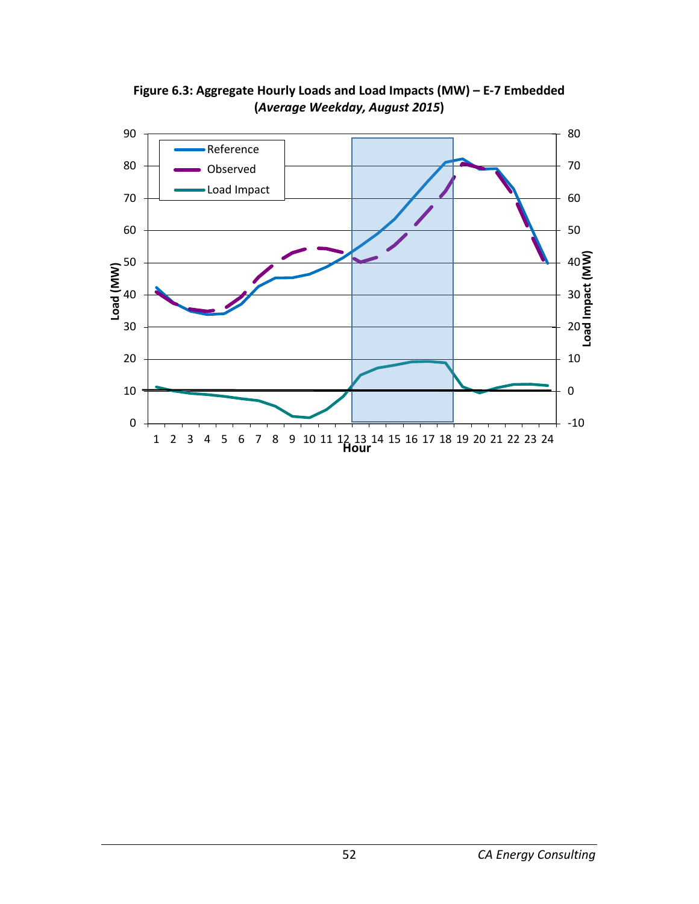**Figure 6.3: Aggregate Hourly Loads and Load Impacts (MW) – E-7 Embedded (*Average Weekday, August 2015*)**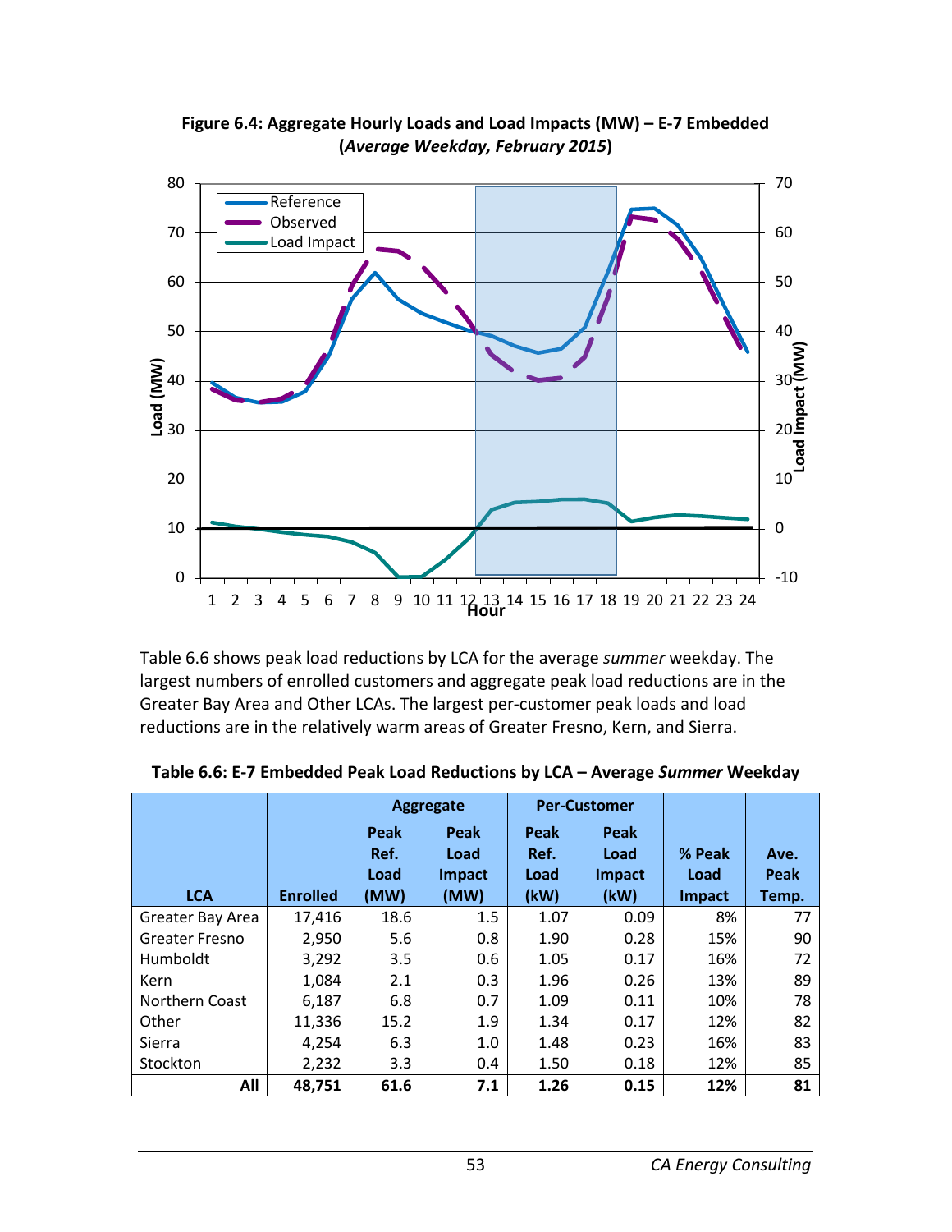**Figure 6.4: Aggregate Hourly Loads and Load Impacts (MW) – E-7 Embedded (*Average Weekday, February 2015*)**

Table 6.6 shows peak load reductions by LCA for the average *summer* weekday. The largest numbers of enrolled customers and aggregate peak load reductions are in the Greater Bay Area and Other LCAs. The largest per-customer peak loads and load reductions are in the relatively warm areas of Greater Fresno, Kern, and Sierra.

**Table 6.6: E-7 Embedded Peak Load Reductions by LCA – Average *Summer* Weekday**

| | | Aggregate | | Per-Customer | | | |
|---|---|---|---|---|---|---|---|
| **LCA** | **Enrolled** | **Peak Ref. Load (MW)** | **Peak Load Impact (MW)** | **Peak Ref. Load (kW)** | **Peak Load Impact (kW)** | **% Peak Load Impact** | **Ave. Peak Temp.** |
| Greater Bay Area | 17,416 | 18.6 | 1.5 | 1.07 | 0.09 | 8% | 77 |
| Greater Fresno | 2,950 | 5.6 | 0.8 | 1.90 | 0.28 | 15% | 90 |
| Humboldt | 3,292 | 3.5 | 0.6 | 1.05 | 0.17 | 16% | 72 |
| Kern | 1,084 | 2.1 | 0.3 | 1.96 | 0.26 | 13% | 89 |
| Northern Coast | 6,187 | 6.8 | 0.7 | 1.09 | 0.11 | 10% | 78 |
| Other | 11,336 | 15.2 | 1.9 | 1.34 | 0.17 | 12% | 82 |
| Sierra | 4,254 | 6.3 | 1.0 | 1.48 | 0.23 | 16% | 83 |
| Stockton | 2,232 | 3.3 | 0.4 | 1.50 | 0.18 | 12% | 85 |
| **All** | **48,751** | **61.6** | **7.1** | **1.26** | **0.15** | **12%** | **81** |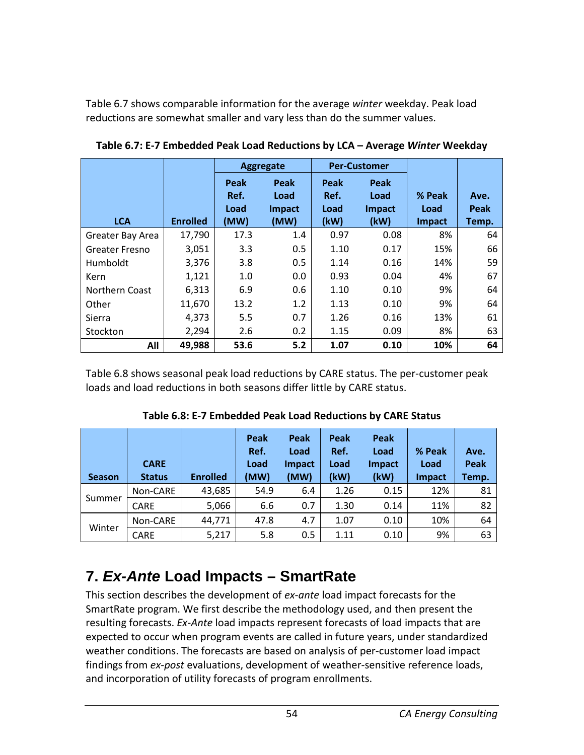Table 6.7 shows comparable information for the average *winter* weekday. Peak load reductions are somewhat smaller and vary less than do the summer values.

**Table 6.7: E-7 Embedded Peak Load Reductions by LCA – Average *Winter* Weekday**

| | | Aggregate | | Per-Customer | | | |
|---|---|---|---|---|---|---|---|
| LCA | Enrolled | Peak Ref. Load (MW) | Peak Load Impact (MW) | Peak Ref. Load (kW) | Peak Load Impact (kW) | % Peak Load Impact | Ave. Peak Temp. |
| Greater Bay Area | 17,790 | 17.3 | 1.4 | 0.97 | 0.08 | 8% | 64 |
| Greater Fresno | 3,051 | 3.3 | 0.5 | 1.10 | 0.17 | 15% | 66 |
| Humboldt | 3,376 | 3.8 | 0.5 | 1.14 | 0.16 | 14% | 59 |
| Kern | 1,121 | 1.0 | 0.0 | 0.93 | 0.04 | 4% | 67 |
| Northern Coast | 6,313 | 6.9 | 0.6 | 1.10 | 0.10 | 9% | 64 |
| Other | 11,670 | 13.2 | 1.2 | 1.13 | 0.10 | 9% | 64 |
| Sierra | 4,373 | 5.5 | 0.7 | 1.26 | 0.16 | 13% | 61 |
| Stockton | 2,294 | 2.6 | 0.2 | 1.15 | 0.09 | 8% | 63 |
| **All** | **49,988** | **53.6** | **5.2** | **1.07** | **0.10** | **10%** | **64** |

Table 6.8 shows seasonal peak load reductions by CARE status. The per-customer peak loads and load reductions in both seasons differ little by CARE status.

**Table 6.8: E-7 Embedded Peak Load Reductions by CARE Status**

| Season | CARE Status | Enrolled | Peak Ref. Load (MW) | Peak Load Impact (MW) | Peak Ref. Load (kW) | Peak Load Impact (kW) | % Peak Load Impact | Ave. Peak Temp. |
|---|---|---|---|---|---|---|---|---|
| Summer | Non-CARE | 43,685 | 54.9 | 6.4 | 1.26 | 0.15 | 12% | 81 |
| | CARE | 5,066 | 6.6 | 0.7 | 1.30 | 0.14 | 11% | 82 |
| Winter | Non-CARE | 44,771 | 47.8 | 4.7 | 1.07 | 0.10 | 10% | 64 |
| | CARE | 5,217 | 5.8 | 0.5 | 1.11 | 0.10 | 9% | 63 |

# 7. *Ex-Ante* Load Impacts – SmartRate

This section describes the development of *ex-ante* load impact forecasts for the SmartRate program. We first describe the methodology used, and then present the resulting forecasts. *Ex-Ante* load impacts represent forecasts of load impacts that are expected to occur when program events are called in future years, under standardized weather conditions. The forecasts are based on analysis of per-customer load impact findings from *ex-post* evaluations, development of weather-sensitive reference loads, and incorporation of utility forecasts of program enrollments.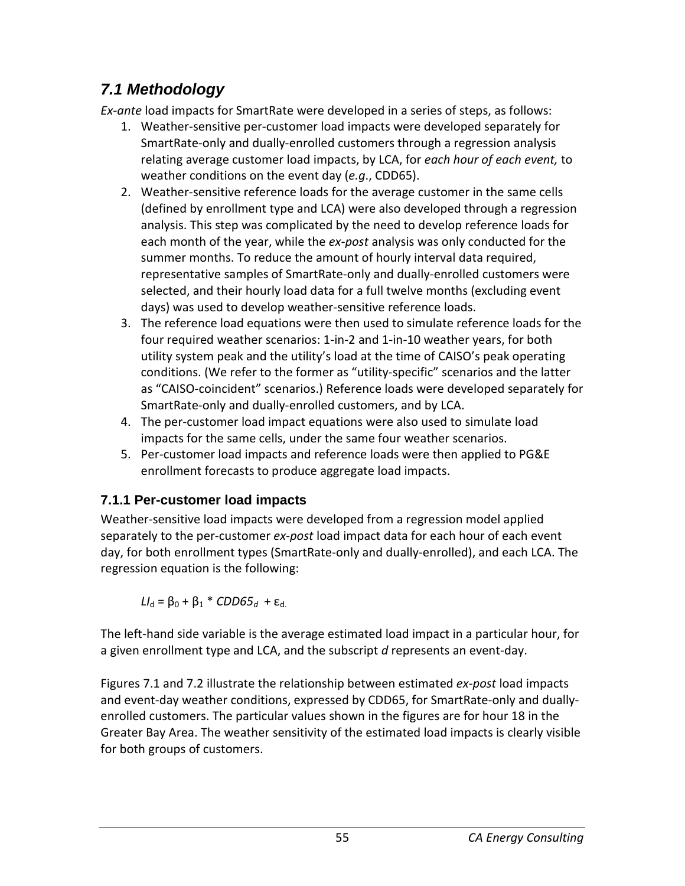## *7.1 Methodology*

*Ex-ante* load impacts for SmartRate were developed in a series of steps, as follows:

1. Weather-sensitive per-customer load impacts were developed separately for SmartRate-only and dually-enrolled customers through a regression analysis relating average customer load impacts, by LCA, for *each hour of each event,* to weather conditions on the event day (*e.g*., CDD65).
2. Weather-sensitive reference loads for the average customer in the same cells (defined by enrollment type and LCA) were also developed through a regression analysis. This step was complicated by the need to develop reference loads for each month of the year, while the *ex-post* analysis was only conducted for the summer months. To reduce the amount of hourly interval data required, representative samples of SmartRate-only and dually-enrolled customers were selected, and their hourly load data for a full twelve months (excluding event days) was used to develop weather-sensitive reference loads.
3. The reference load equations were then used to simulate reference loads for the four required weather scenarios: 1-in-2 and 1-in-10 weather years, for both utility system peak and the utility's load at the time of CAISO's peak operating conditions. (We refer to the former as "utility-specific" scenarios and the latter as "CAISO-coincident" scenarios.) Reference loads were developed separately for SmartRate-only and dually-enrolled customers, and by LCA.
4. The per-customer load impact equations were also used to simulate load impacts for the same cells, under the same four weather scenarios.
5. Per-customer load impacts and reference loads were then applied to PG&E enrollment forecasts to produce aggregate load impacts.

### 7.1.1 Per-customer load impacts

Weather-sensitive load impacts were developed from a regression model applied separately to the per-customer *ex-post* load impact data for each hour of each event day, for both enrollment types (SmartRate-only and dually-enrolled), and each LCA. The regression equation is the following:

$$LI_d = \beta_0 + \beta_1 * CDD65_d + \varepsilon_d.$$

The left-hand side variable is the average estimated load impact in a particular hour, for a given enrollment type and LCA, and the subscript *d* represents an event-day.

Figures 7.1 and 7.2 illustrate the relationship between estimated *ex-post* load impacts and event-day weather conditions, expressed by CDD65, for SmartRate-only and dually-enrolled customers. The particular values shown in the figures are for hour 18 in the Greater Bay Area. The weather sensitivity of the estimated load impacts is clearly visible for both groups of customers.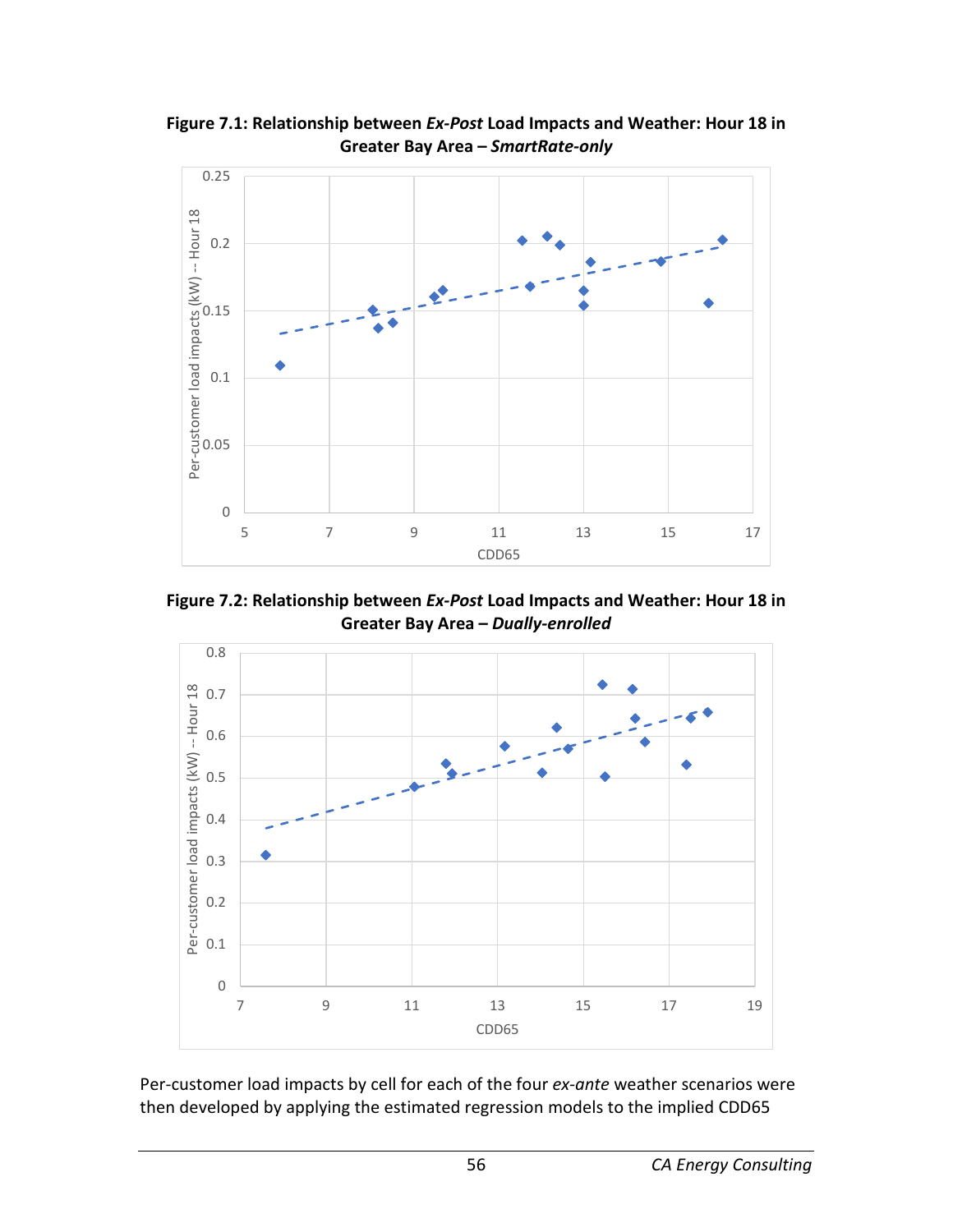**Figure 7.1: Relationship between *Ex-Post* Load Impacts and Weather: Hour 18 in Greater Bay Area – *SmartRate-only***

**Figure 7.2: Relationship between *Ex-Post* Load Impacts and Weather: Hour 18 in Greater Bay Area – *Dually-enrolled***

Per-customer load impacts by cell for each of the four *ex-ante* weather scenarios were then developed by applying the estimated regression models to the implied CDD65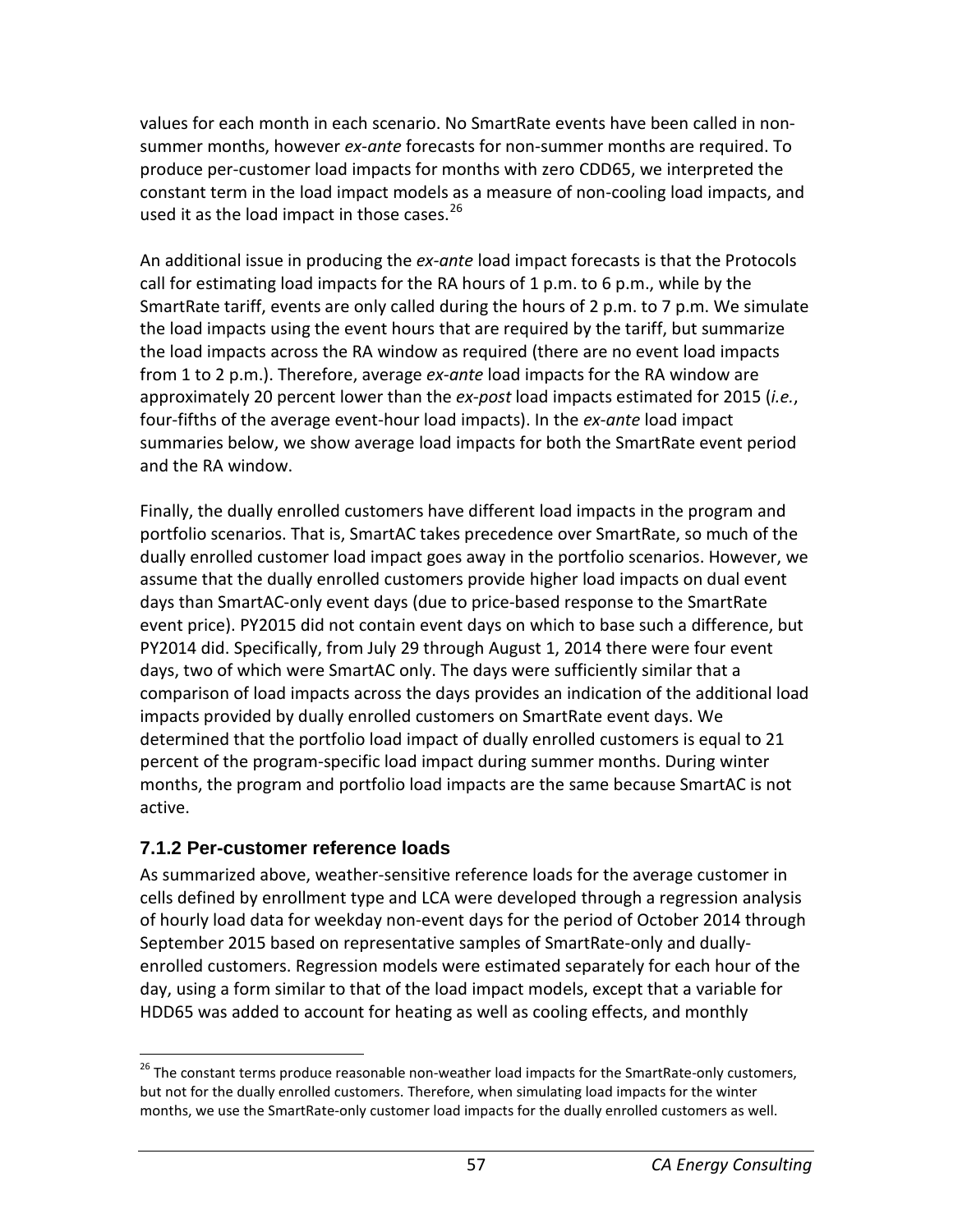values for each month in each scenario. No SmartRate events have been called in non-summer months, however *ex-ante* forecasts for non-summer months are required. To produce per-customer load impacts for months with zero CDD65, we interpreted the constant term in the load impact models as a measure of non-cooling load impacts, and used it as the load impact in those cases.[26]

An additional issue in producing the *ex-ante* load impact forecasts is that the Protocols call for estimating load impacts for the RA hours of 1 p.m. to 6 p.m., while by the SmartRate tariff, events are only called during the hours of 2 p.m. to 7 p.m. We simulate the load impacts using the event hours that are required by the tariff, but summarize the load impacts across the RA window as required (there are no event load impacts from 1 to 2 p.m.). Therefore, average *ex-ante* load impacts for the RA window are approximately 20 percent lower than the *ex-post* load impacts estimated for 2015 (*i.e.*, four-fifths of the average event-hour load impacts). In the *ex-ante* load impact summaries below, we show average load impacts for both the SmartRate event period and the RA window.

Finally, the dually enrolled customers have different load impacts in the program and portfolio scenarios. That is, SmartAC takes precedence over SmartRate, so much of the dually enrolled customer load impact goes away in the portfolio scenarios. However, we assume that the dually enrolled customers provide higher load impacts on dual event days than SmartAC-only event days (due to price-based response to the SmartRate event price). PY2015 did not contain event days on which to base such a difference, but PY2014 did. Specifically, from July 29 through August 1, 2014 there were four event days, two of which were SmartAC only. The days were sufficiently similar that a comparison of load impacts across the days provides an indication of the additional load impacts provided by dually enrolled customers on SmartRate event days. We determined that the portfolio load impact of dually enrolled customers is equal to 21 percent of the program-specific load impact during summer months. During winter months, the program and portfolio load impacts are the same because SmartAC is not active.

### 7.1.2 Per-customer reference loads

As summarized above, weather-sensitive reference loads for the average customer in cells defined by enrollment type and LCA were developed through a regression analysis of hourly load data for weekday non-event days for the period of October 2014 through September 2015 based on representative samples of SmartRate-only and dually-enrolled customers. Regression models were estimated separately for each hour of the day, using a form similar to that of the load impact models, except that a variable for HDD65 was added to account for heating as well as cooling effects, and monthly

---

[26] The constant terms produce reasonable non-weather load impacts for the SmartRate-only customers, but not for the dually enrolled customers. Therefore, when simulating load impacts for the winter months, we use the SmartRate-only customer load impacts for the dually enrolled customers as well.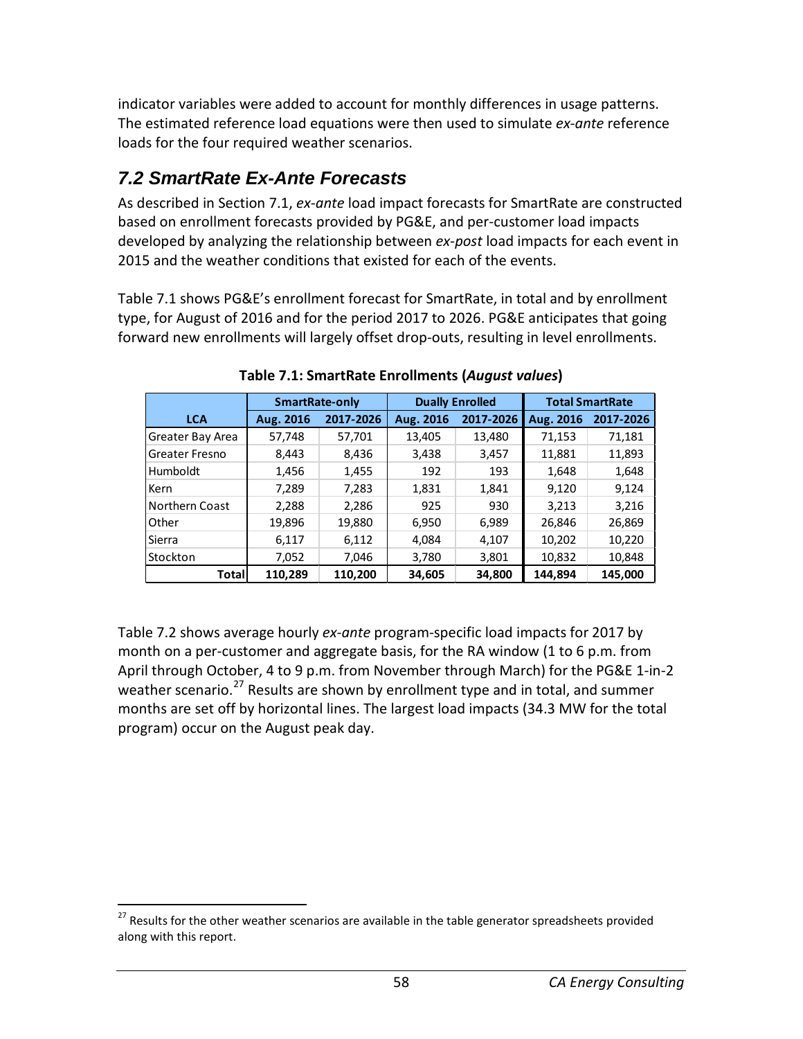indicator variables were added to account for monthly differences in usage patterns. The estimated reference load equations were then used to simulate *ex-ante* reference loads for the four required weather scenarios.

## 7.2 SmartRate Ex-Ante Forecasts

As described in Section 7.1, *ex-ante* load impact forecasts for SmartRate are constructed based on enrollment forecasts provided by PG&E, and per-customer load impacts developed by analyzing the relationship between *ex-post* load impacts for each event in 2015 and the weather conditions that existed for each of the events.

Table 7.1 shows PG&E's enrollment forecast for SmartRate, in total and by enrollment type, for August of 2016 and for the period 2017 to 2026. PG&E anticipates that going forward new enrollments will largely offset drop-outs, resulting in level enrollments.

**Table 7.1: SmartRate Enrollments (*August values*)**

| | SmartRate-only | | Dually Enrolled | | Total SmartRate | |
|---|---|---|---|---|---|---|
| **LCA** | **Aug. 2016** | **2017-2026** | **Aug. 2016** | **2017-2026** | **Aug. 2016** | **2017-2026** |
| Greater Bay Area | 57,748 | 57,701 | 13,405 | 13,480 | 71,153 | 71,181 |
| Greater Fresno | 8,443 | 8,436 | 3,438 | 3,457 | 11,881 | 11,893 |
| Humboldt | 1,456 | 1,455 | 192 | 193 | 1,648 | 1,648 |
| Kern | 7,289 | 7,283 | 1,831 | 1,841 | 9,120 | 9,124 |
| Northern Coast | 2,288 | 2,286 | 925 | 930 | 3,213 | 3,216 |
| Other | 19,896 | 19,880 | 6,950 | 6,989 | 26,846 | 26,869 |
| Sierra | 6,117 | 6,112 | 4,084 | 4,107 | 10,202 | 10,220 |
| Stockton | 7,052 | 7,046 | 3,780 | 3,801 | 10,832 | 10,848 |
| **Total** | **110,289** | **110,200** | **34,605** | **34,800** | **144,894** | **145,000** |

Table 7.2 shows average hourly *ex-ante* program-specific load impacts for 2017 by month on a per-customer and aggregate basis, for the RA window (1 to 6 p.m. from April through October, 4 to 9 p.m. from November through March) for the PG&E 1-in-2 weather scenario.[27] Results are shown by enrollment type and in total, and summer months are set off by horizontal lines. The largest load impacts (34.3 MW for the total program) occur on the August peak day.

[27] Results for the other weather scenarios are available in the table generator spreadsheets provided along with this report.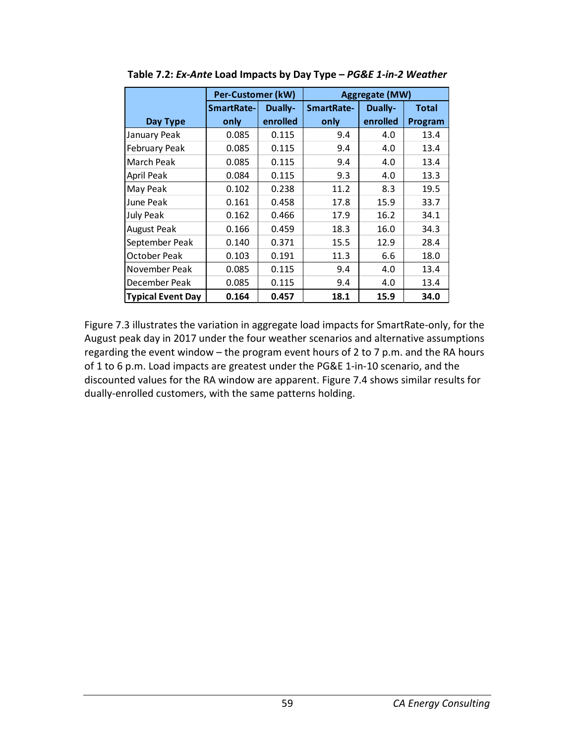**Table 7.2: *Ex-Ante* Load Impacts by Day Type – *PG&E 1-in-2 Weather***

| Day Type | Per-Customer (kW) | | Aggregate (MW) | | |
|---|---|---|---|---|---|
| | SmartRate-only | Dually-enrolled | SmartRate-only | Dually-enrolled | Total Program |
| January Peak | 0.085 | 0.115 | 9.4 | 4.0 | 13.4 |
| February Peak | 0.085 | 0.115 | 9.4 | 4.0 | 13.4 |
| March Peak | 0.085 | 0.115 | 9.4 | 4.0 | 13.4 |
| April Peak | 0.084 | 0.115 | 9.3 | 4.0 | 13.3 |
| May Peak | 0.102 | 0.238 | 11.2 | 8.3 | 19.5 |
| June Peak | 0.161 | 0.458 | 17.8 | 15.9 | 33.7 |
| July Peak | 0.162 | 0.466 | 17.9 | 16.2 | 34.1 |
| August Peak | 0.166 | 0.459 | 18.3 | 16.0 | 34.3 |
| September Peak | 0.140 | 0.371 | 15.5 | 12.9 | 28.4 |
| October Peak | 0.103 | 0.191 | 11.3 | 6.6 | 18.0 |
| November Peak | 0.085 | 0.115 | 9.4 | 4.0 | 13.4 |
| December Peak | 0.085 | 0.115 | 9.4 | 4.0 | 13.4 |
| **Typical Event Day** | **0.164** | **0.457** | **18.1** | **15.9** | **34.0** |

Figure 7.3 illustrates the variation in aggregate load impacts for SmartRate-only, for the August peak day in 2017 under the four weather scenarios and alternative assumptions regarding the event window – the program event hours of 2 to 7 p.m. and the RA hours of 1 to 6 p.m. Load impacts are greatest under the PG&E 1-in-10 scenario, and the discounted values for the RA window are apparent. Figure 7.4 shows similar results for dually-enrolled customers, with the same patterns holding.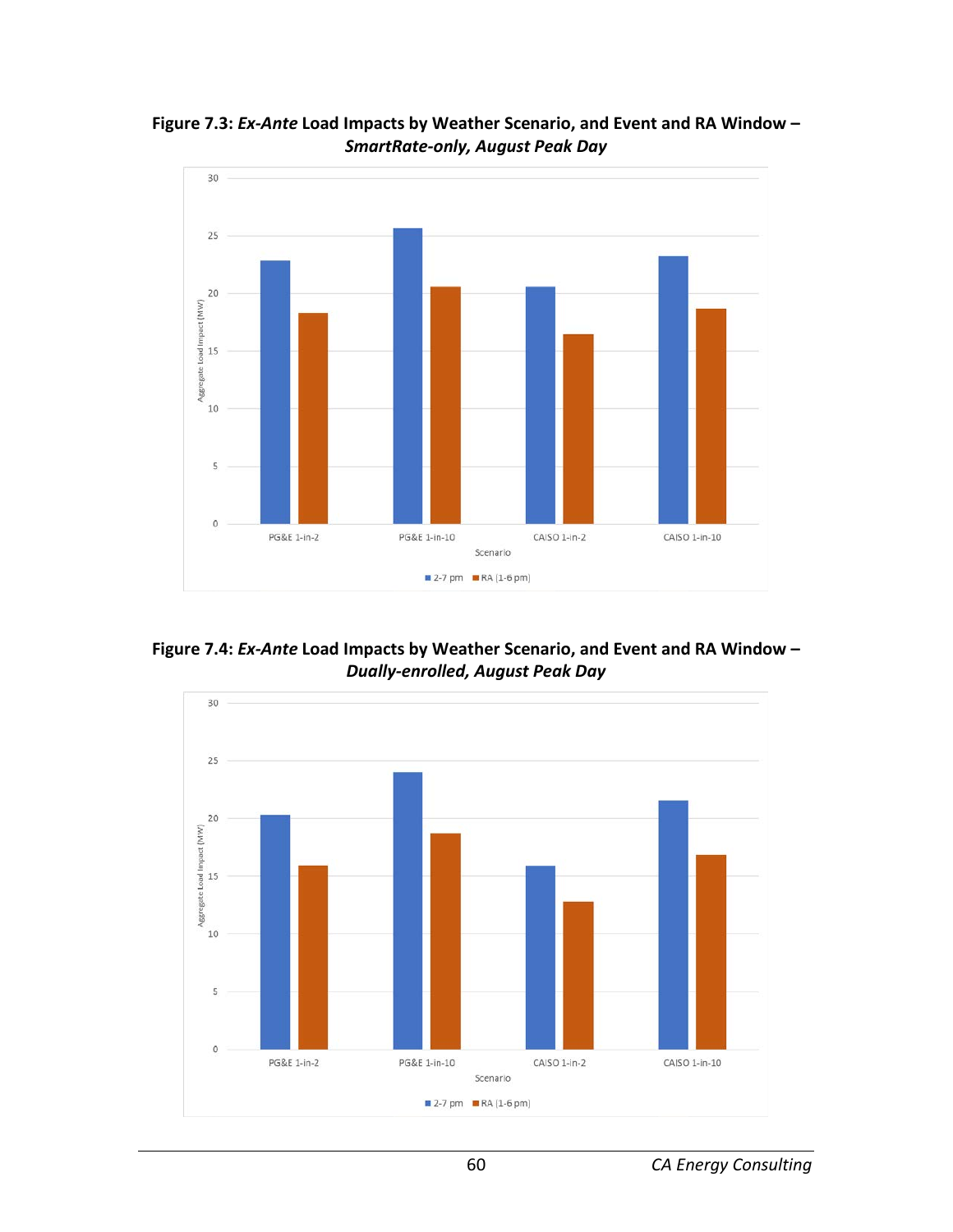**Figure 7.3: *Ex-Ante* Load Impacts by Weather Scenario, and Event and RA Window – *SmartRate-only, August Peak Day***

**Figure 7.4: *Ex-Ante* Load Impacts by Weather Scenario, and Event and RA Window – *Dually-enrolled, August Peak Day***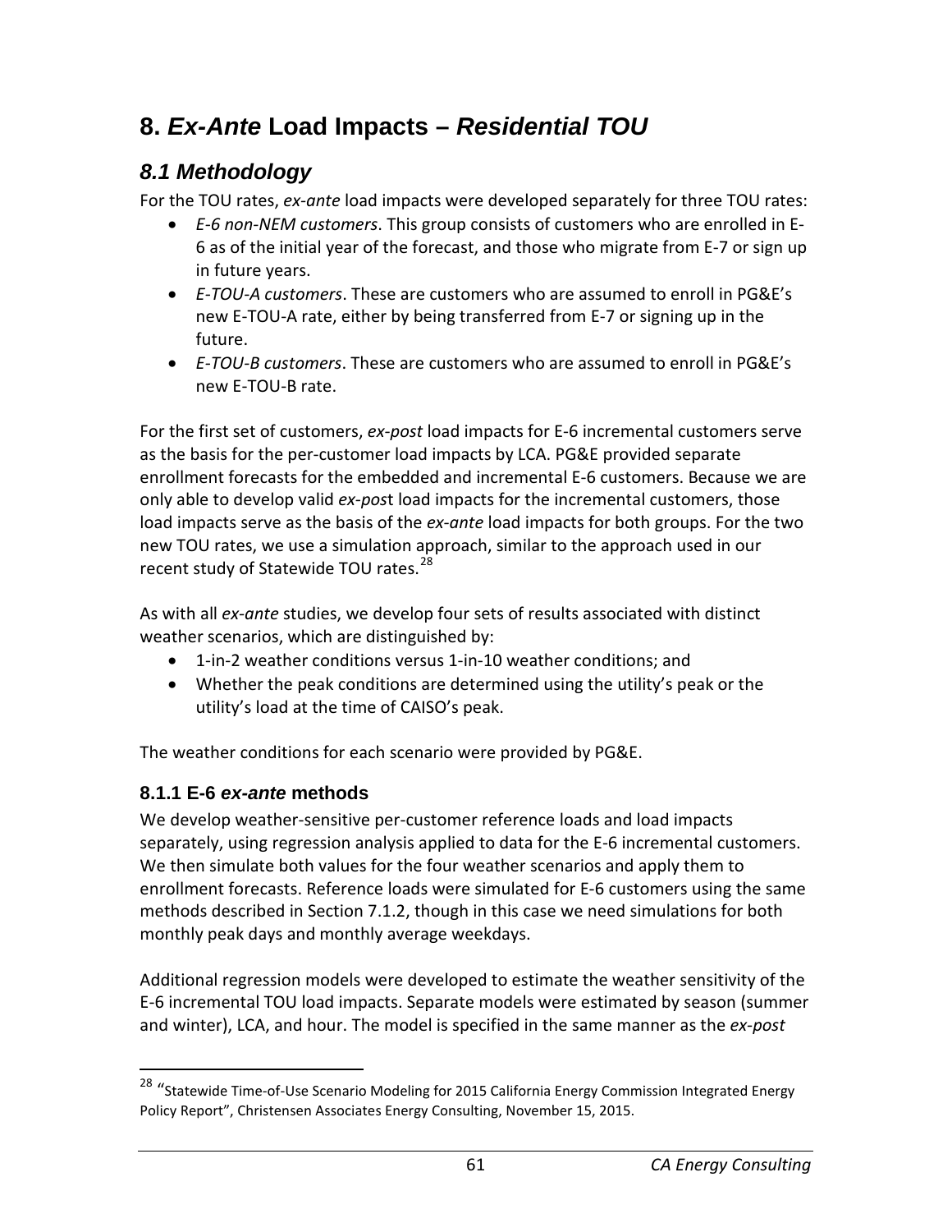# 8. *Ex-Ante* Load Impacts – *Residential TOU*

## *8.1 Methodology*

For the TOU rates, *ex-ante* load impacts were developed separately for three TOU rates:

- *E-6 non-NEM customers*. This group consists of customers who are enrolled in E-6 as of the initial year of the forecast, and those who migrate from E-7 or sign up in future years.
- *E-TOU-A customers*. These are customers who are assumed to enroll in PG&E's new E-TOU-A rate, either by being transferred from E-7 or signing up in the future.
- *E-TOU-B customers*. These are customers who are assumed to enroll in PG&E's new E-TOU-B rate.

For the first set of customers, *ex-post* load impacts for E-6 incremental customers serve as the basis for the per-customer load impacts by LCA. PG&E provided separate enrollment forecasts for the embedded and incremental E-6 customers. Because we are only able to develop valid *ex-post* load impacts for the incremental customers, those load impacts serve as the basis of the *ex-ante* load impacts for both groups. For the two new TOU rates, we use a simulation approach, similar to the approach used in our recent study of Statewide TOU rates.[28]

As with all *ex-ante* studies, we develop four sets of results associated with distinct weather scenarios, which are distinguished by:

- 1-in-2 weather conditions versus 1-in-10 weather conditions; and
- Whether the peak conditions are determined using the utility's peak or the utility's load at the time of CAISO's peak.

The weather conditions for each scenario were provided by PG&E.

### 8.1.1 E-6 *ex-ante* methods

We develop weather-sensitive per-customer reference loads and load impacts separately, using regression analysis applied to data for the E-6 incremental customers. We then simulate both values for the four weather scenarios and apply them to enrollment forecasts. Reference loads were simulated for E-6 customers using the same methods described in Section 7.1.2, though in this case we need simulations for both monthly peak days and monthly average weekdays.

Additional regression models were developed to estimate the weather sensitivity of the E-6 incremental TOU load impacts. Separate models were estimated by season (summer and winter), LCA, and hour. The model is specified in the same manner as the *ex-post*

[28] "Statewide Time-of-Use Scenario Modeling for 2015 California Energy Commission Integrated Energy Policy Report", Christensen Associates Energy Consulting, November 15, 2015.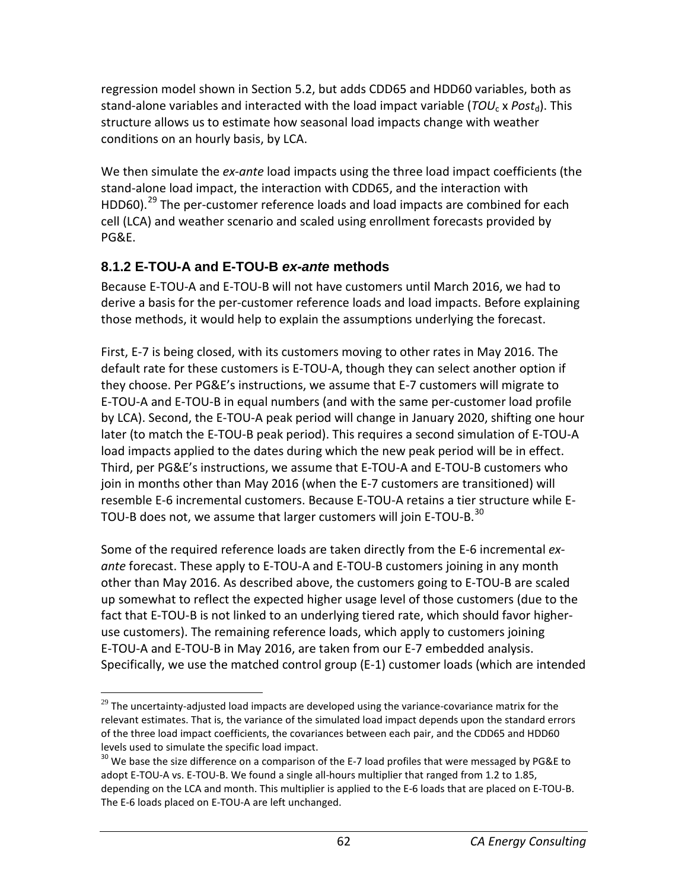regression model shown in Section 5.2, but adds CDD65 and HDD60 variables, both as stand-alone variables and interacted with the load impact variable ($TOU_c$ x $Post_d$). This structure allows us to estimate how seasonal load impacts change with weather conditions on an hourly basis, by LCA.

We then simulate the *ex-ante* load impacts using the three load impact coefficients (the stand-alone load impact, the interaction with CDD65, and the interaction with HDD60).[29] The per-customer reference loads and load impacts are combined for each cell (LCA) and weather scenario and scaled using enrollment forecasts provided by PG&E.

### 8.1.2 E-TOU-A and E-TOU-B *ex-ante* methods

Because E-TOU-A and E-TOU-B will not have customers until March 2016, we had to derive a basis for the per-customer reference loads and load impacts. Before explaining those methods, it would help to explain the assumptions underlying the forecast.

First, E-7 is being closed, with its customers moving to other rates in May 2016. The default rate for these customers is E-TOU-A, though they can select another option if they choose. Per PG&E's instructions, we assume that E-7 customers will migrate to E-TOU-A and E-TOU-B in equal numbers (and with the same per-customer load profile by LCA). Second, the E-TOU-A peak period will change in January 2020, shifting one hour later (to match the E-TOU-B peak period). This requires a second simulation of E-TOU-A load impacts applied to the dates during which the new peak period will be in effect. Third, per PG&E's instructions, we assume that E-TOU-A and E-TOU-B customers who join in months other than May 2016 (when the E-7 customers are transitioned) will resemble E-6 incremental customers. Because E-TOU-A retains a tier structure while E-TOU-B does not, we assume that larger customers will join E-TOU-B.[30]

Some of the required reference loads are taken directly from the E-6 incremental *ex-ante* forecast. These apply to E-TOU-A and E-TOU-B customers joining in any month other than May 2016. As described above, the customers going to E-TOU-B are scaled up somewhat to reflect the expected higher usage level of those customers (due to the fact that E-TOU-B is not linked to an underlying tiered rate, which should favor higher-use customers). The remaining reference loads, which apply to customers joining E-TOU-A and E-TOU-B in May 2016, are taken from our E-7 embedded analysis. Specifically, we use the matched control group (E-1) customer loads (which are intended

---

[29] The uncertainty-adjusted load impacts are developed using the variance-covariance matrix for the relevant estimates. That is, the variance of the simulated load impact depends upon the standard errors of the three load impact coefficients, the covariances between each pair, and the CDD65 and HDD60 levels used to simulate the specific load impact.

[30] We base the size difference on a comparison of the E-7 load profiles that were messaged by PG&E to adopt E-TOU-A vs. E-TOU-B. We found a single all-hours multiplier that ranged from 1.2 to 1.85, depending on the LCA and month. This multiplier is applied to the E-6 loads that are placed on E-TOU-B. The E-6 loads placed on E-TOU-A are left unchanged.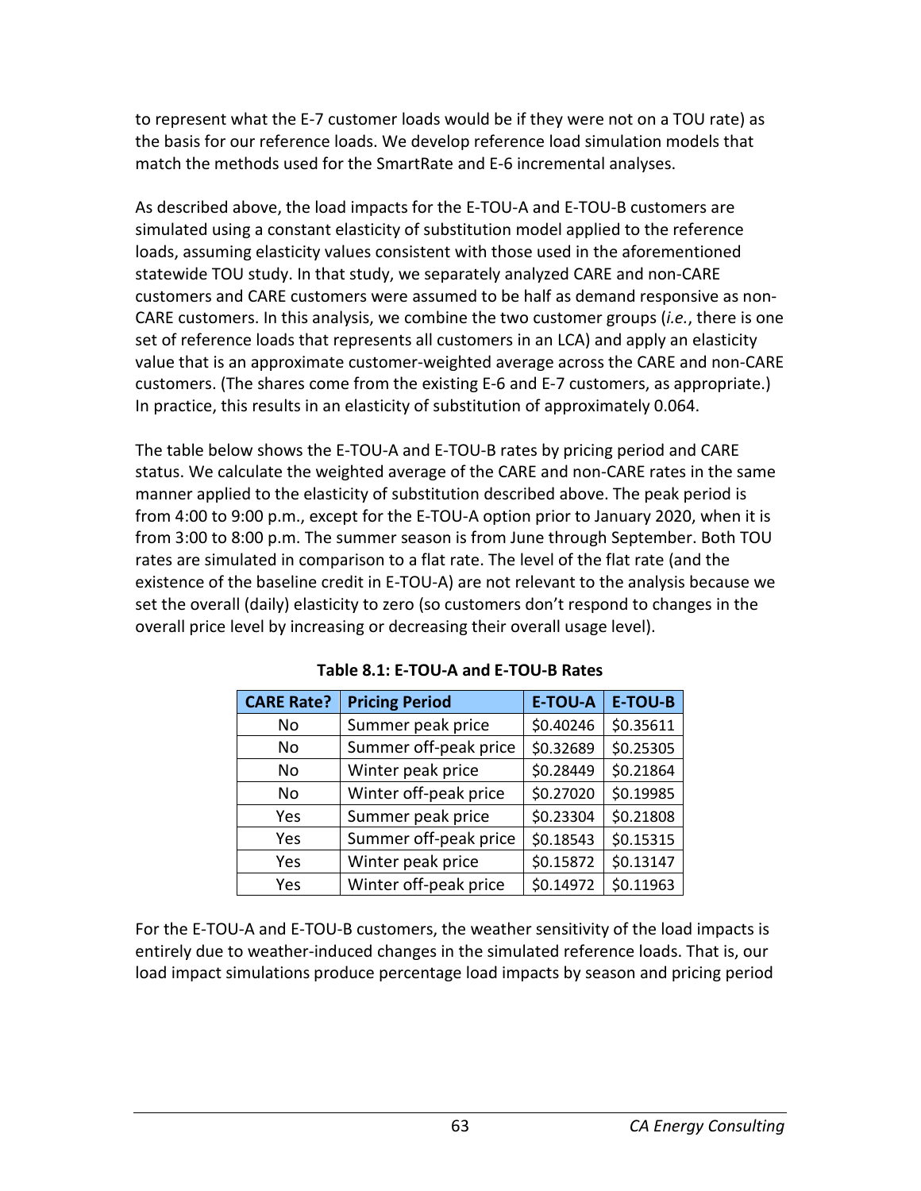to represent what the E-7 customer loads would be if they were not on a TOU rate) as the basis for our reference loads. We develop reference load simulation models that match the methods used for the SmartRate and E-6 incremental analyses.

As described above, the load impacts for the E-TOU-A and E-TOU-B customers are simulated using a constant elasticity of substitution model applied to the reference loads, assuming elasticity values consistent with those used in the aforementioned statewide TOU study. In that study, we separately analyzed CARE and non-CARE customers and CARE customers were assumed to be half as demand responsive as non-CARE customers. In this analysis, we combine the two customer groups (*i.e.*, there is one set of reference loads that represents all customers in an LCA) and apply an elasticity value that is an approximate customer-weighted average across the CARE and non-CARE customers. (The shares come from the existing E-6 and E-7 customers, as appropriate.) In practice, this results in an elasticity of substitution of approximately 0.064.

The table below shows the E-TOU-A and E-TOU-B rates by pricing period and CARE status. We calculate the weighted average of the CARE and non-CARE rates in the same manner applied to the elasticity of substitution described above. The peak period is from 4:00 to 9:00 p.m., except for the E-TOU-A option prior to January 2020, when it is from 3:00 to 8:00 p.m. The summer season is from June through September. Both TOU rates are simulated in comparison to a flat rate. The level of the flat rate (and the existence of the baseline credit in E-TOU-A) are not relevant to the analysis because we set the overall (daily) elasticity to zero (so customers don't respond to changes in the overall price level by increasing or decreasing their overall usage level).

**Table 8.1: E-TOU-A and E-TOU-B Rates**

| CARE Rate? | Pricing Period | E-TOU-A | E-TOU-B |
|---|---|---|---|
| No | Summer peak price | $0.40246 | $0.35611 |
| No | Summer off-peak price | $0.32689 | $0.25305 |
| No | Winter peak price | $0.28449 | $0.21864 |
| No | Winter off-peak price | $0.27020 | $0.19985 |
| Yes | Summer peak price | $0.23304 | $0.21808 |
| Yes | Summer off-peak price | $0.18543 | $0.15315 |
| Yes | Winter peak price | $0.15872 | $0.13147 |
| Yes | Winter off-peak price | $0.14972 | $0.11963 |

For the E-TOU-A and E-TOU-B customers, the weather sensitivity of the load impacts is entirely due to weather-induced changes in the simulated reference loads. That is, our load impact simulations produce percentage load impacts by season and pricing period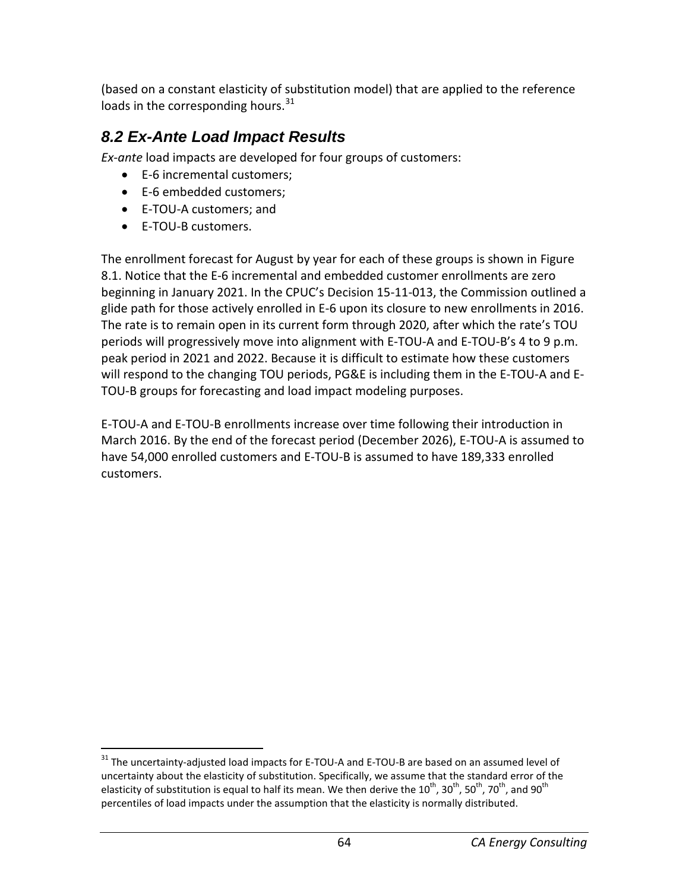(based on a constant elasticity of substitution model) that are applied to the reference loads in the corresponding hours.[31]

## *8.2 Ex-Ante Load Impact Results*

*Ex-ante* load impacts are developed for four groups of customers:

- E-6 incremental customers;
- E-6 embedded customers;
- E-TOU-A customers; and
- E-TOU-B customers.

The enrollment forecast for August by year for each of these groups is shown in Figure 8.1. Notice that the E-6 incremental and embedded customer enrollments are zero beginning in January 2021. In the CPUC's Decision 15-11-013, the Commission outlined a glide path for those actively enrolled in E-6 upon its closure to new enrollments in 2016. The rate is to remain open in its current form through 2020, after which the rate's TOU periods will progressively move into alignment with E-TOU-A and E-TOU-B's 4 to 9 p.m. peak period in 2021 and 2022. Because it is difficult to estimate how these customers will respond to the changing TOU periods, PG&E is including them in the E-TOU-A and E-TOU-B groups for forecasting and load impact modeling purposes.

E-TOU-A and E-TOU-B enrollments increase over time following their introduction in March 2016. By the end of the forecast period (December 2026), E-TOU-A is assumed to have 54,000 enrolled customers and E-TOU-B is assumed to have 189,333 enrolled customers.

---

[31] The uncertainty-adjusted load impacts for E-TOU-A and E-TOU-B are based on an assumed level of uncertainty about the elasticity of substitution. Specifically, we assume that the standard error of the elasticity of substitution is equal to half its mean. We then derive the $10^{th}$, $30^{th}$, $50^{th}$, $70^{th}$, and $90^{th}$ percentiles of load impacts under the assumption that the elasticity is normally distributed.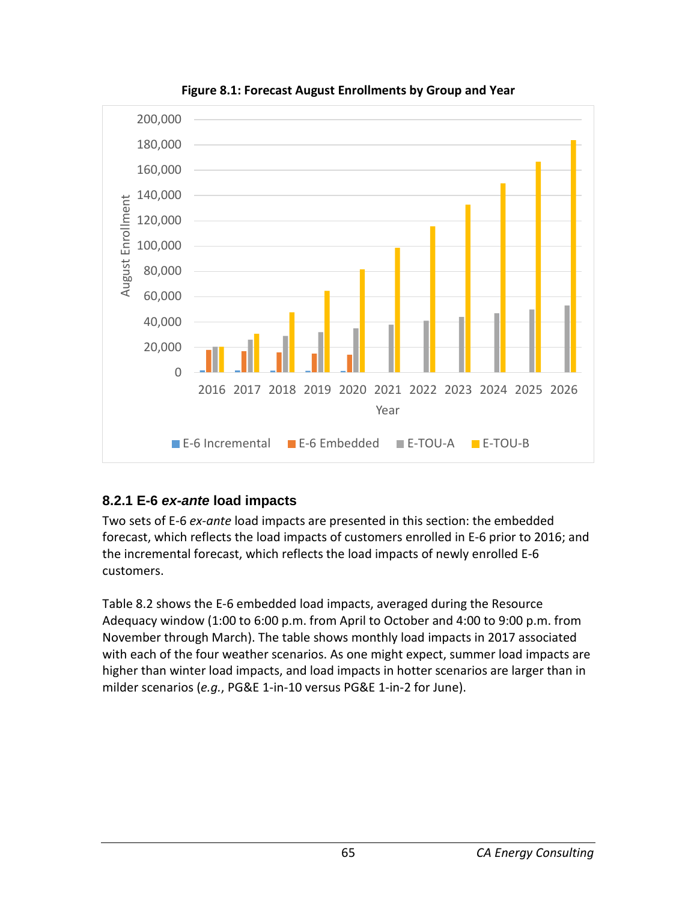**Figure 8.1: Forecast August Enrollments by Group and Year**

### 8.2.1 E-6 *ex-ante* load impacts

Two sets of E-6 *ex-ante* load impacts are presented in this section: the embedded forecast, which reflects the load impacts of customers enrolled in E-6 prior to 2016; and the incremental forecast, which reflects the load impacts of newly enrolled E-6 customers.

Table 8.2 shows the E-6 embedded load impacts, averaged during the Resource Adequacy window (1:00 to 6:00 p.m. from April to October and 4:00 to 9:00 p.m. from November through March). The table shows monthly load impacts in 2017 associated with each of the four weather scenarios. As one might expect, summer load impacts are higher than winter load impacts, and load impacts in hotter scenarios are larger than in milder scenarios (*e.g.*, PG&E 1-in-10 versus PG&E 1-in-2 for June).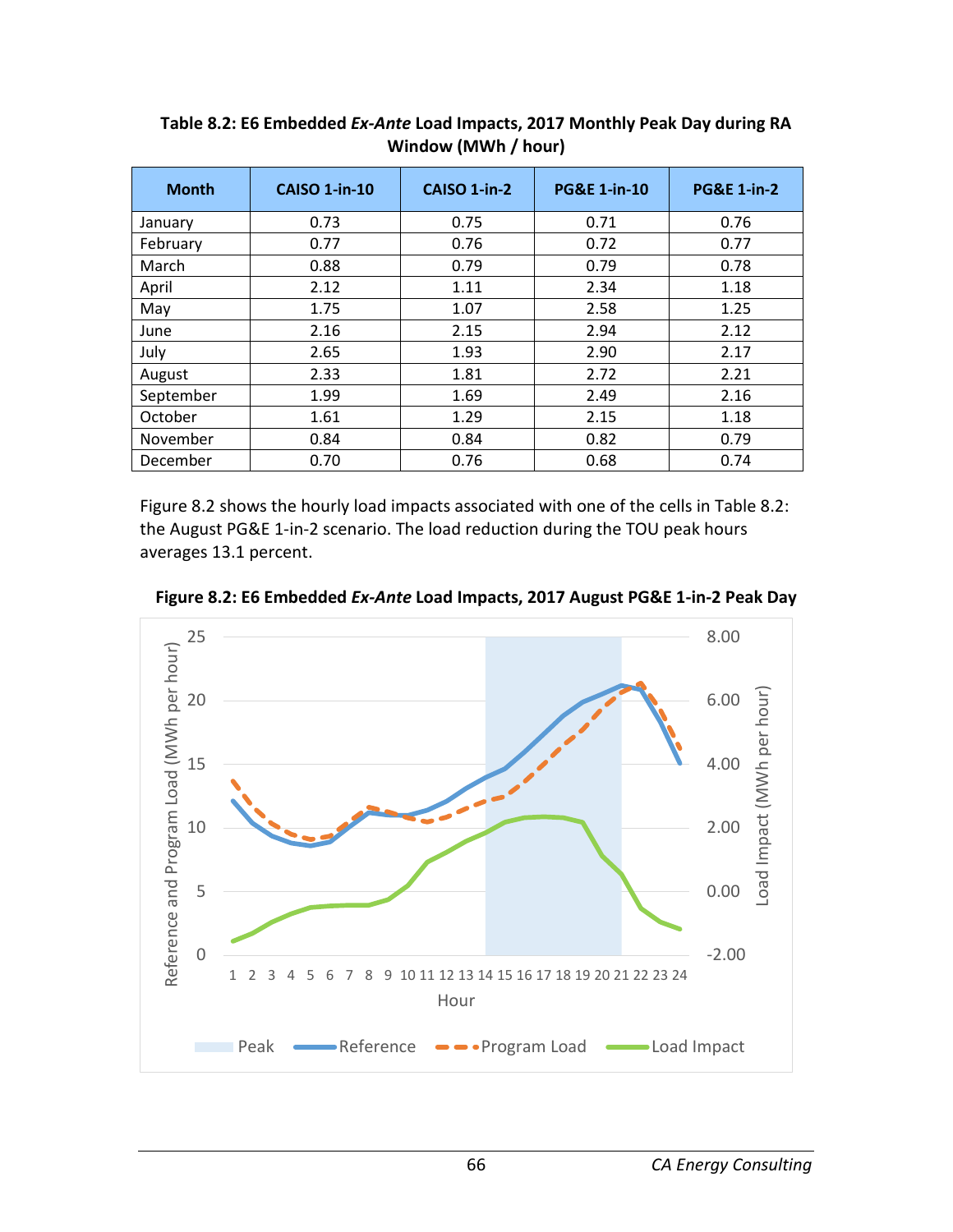**Table 8.2: E6 Embedded *Ex-Ante* Load Impacts, 2017 Monthly Peak Day during RA Window (MWh / hour)**

| Month | CAISO 1-in-10 | CAISO 1-in-2 | PG&E 1-in-10 | PG&E 1-in-2 |
|---|---|---|---|---|
| January | 0.73 | 0.75 | 0.71 | 0.76 |
| February | 0.77 | 0.76 | 0.72 | 0.77 |
| March | 0.88 | 0.79 | 0.79 | 0.78 |
| April | 2.12 | 1.11 | 2.34 | 1.18 |
| May | 1.75 | 1.07 | 2.58 | 1.25 |
| June | 2.16 | 2.15 | 2.94 | 2.12 |
| July | 2.65 | 1.93 | 2.90 | 2.17 |
| August | 2.33 | 1.81 | 2.72 | 2.21 |
| September | 1.99 | 1.69 | 2.49 | 2.16 |
| October | 1.61 | 1.29 | 2.15 | 1.18 |
| November | 0.84 | 0.84 | 0.82 | 0.79 |
| December | 0.70 | 0.76 | 0.68 | 0.74 |

Figure 8.2 shows the hourly load impacts associated with one of the cells in Table 8.2: the August PG&E 1-in-2 scenario. The load reduction during the TOU peak hours averages 13.1 percent.

**Figure 8.2: E6 Embedded *Ex-Ante* Load Impacts, 2017 August PG&E 1-in-2 Peak Day**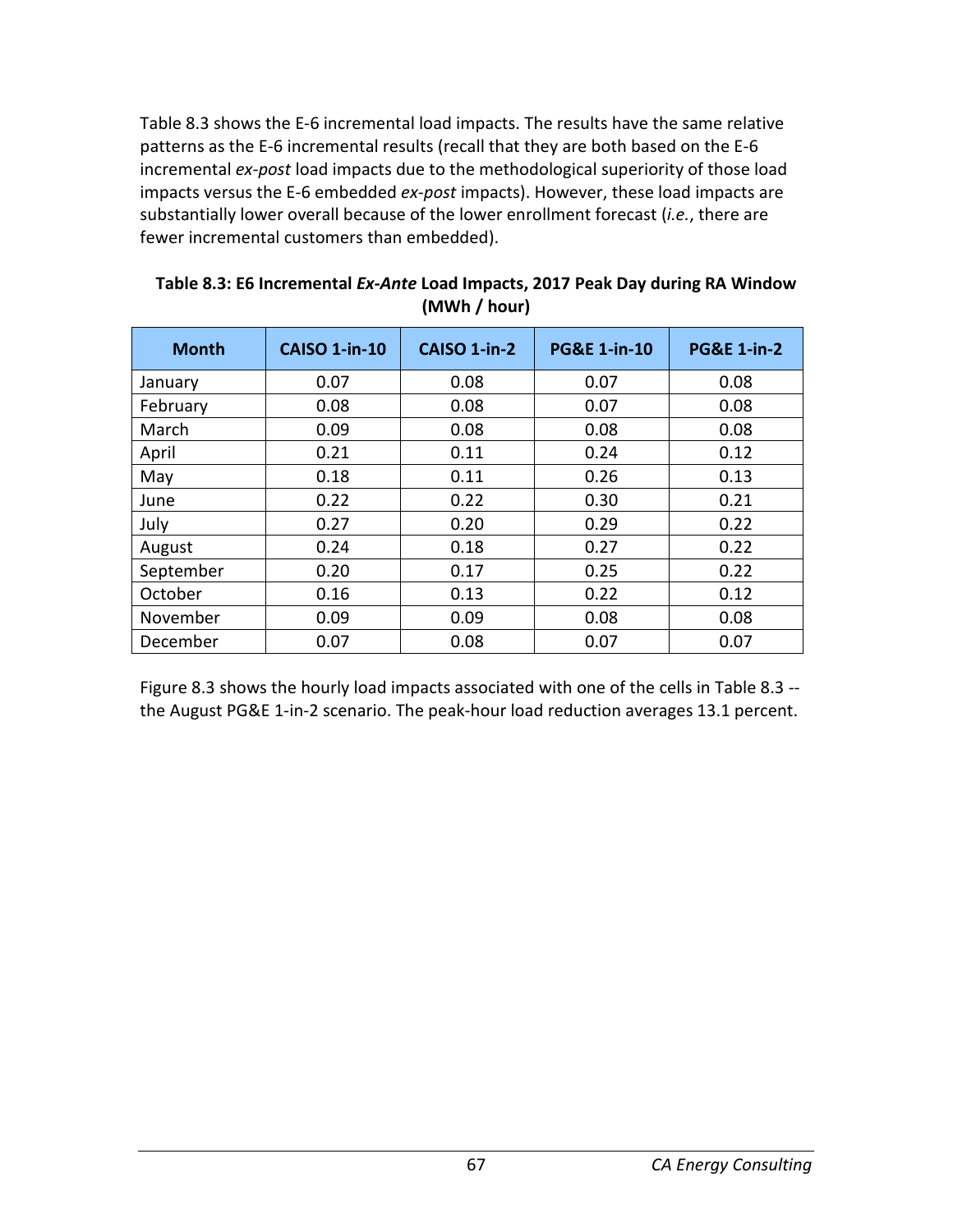Table 8.3 shows the E-6 incremental load impacts. The results have the same relative patterns as the E-6 incremental results (recall that they are both based on the E-6 incremental *ex-post* load impacts due to the methodological superiority of those load impacts versus the E-6 embedded *ex-post* impacts). However, these load impacts are substantially lower overall because of the lower enrollment forecast (*i.e.*, there are fewer incremental customers than embedded).

**Table 8.3: E6 Incremental *Ex-Ante* Load Impacts, 2017 Peak Day during RA Window (MWh / hour)**

| Month | CAISO 1-in-10 | CAISO 1-in-2 | PG&E 1-in-10 | PG&E 1-in-2 |
|---|---|---|---|---|
| January | 0.07 | 0.08 | 0.07 | 0.08 |
| February | 0.08 | 0.08 | 0.07 | 0.08 |
| March | 0.09 | 0.08 | 0.08 | 0.08 |
| April | 0.21 | 0.11 | 0.24 | 0.12 |
| May | 0.18 | 0.11 | 0.26 | 0.13 |
| June | 0.22 | 0.22 | 0.30 | 0.21 |
| July | 0.27 | 0.20 | 0.29 | 0.22 |
| August | 0.24 | 0.18 | 0.27 | 0.22 |
| September | 0.20 | 0.17 | 0.25 | 0.22 |
| October | 0.16 | 0.13 | 0.22 | 0.12 |
| November | 0.09 | 0.09 | 0.08 | 0.08 |
| December | 0.07 | 0.08 | 0.07 | 0.07 |

Figure 8.3 shows the hourly load impacts associated with one of the cells in Table 8.3 -- the August PG&E 1-in-2 scenario. The peak-hour load reduction averages 13.1 percent.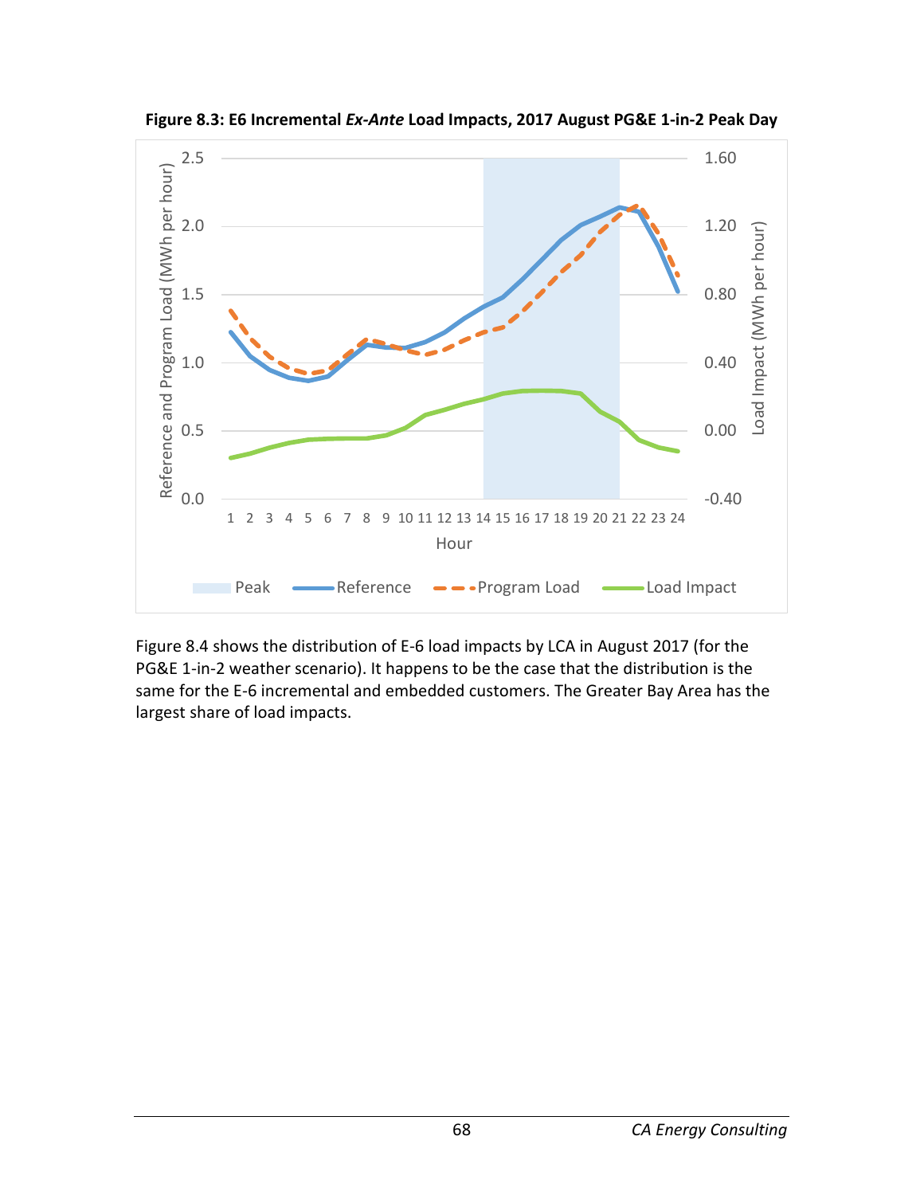**Figure 8.3: E6 Incremental *Ex-Ante* Load Impacts, 2017 August PG&E 1-in-2 Peak Day**

Figure 8.4 shows the distribution of E-6 load impacts by LCA in August 2017 (for the PG&E 1-in-2 weather scenario). It happens to be the case that the distribution is the same for the E-6 incremental and embedded customers. The Greater Bay Area has the largest share of load impacts.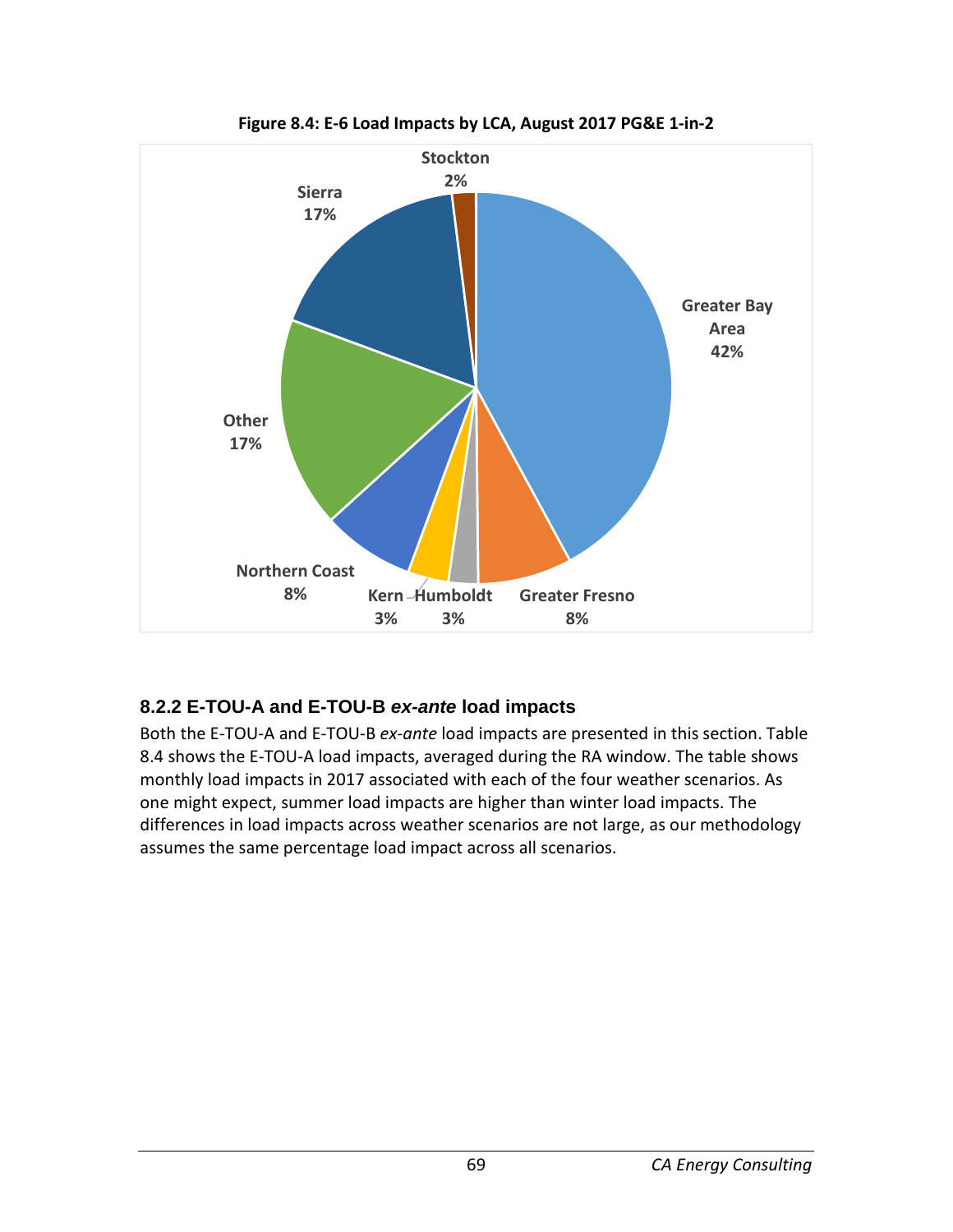**Figure 8.4: E-6 Load Impacts by LCA, August 2017 PG&E 1-in-2**

| LCA | Share |
|---|---|
| Greater Bay Area | 42% |
| Greater Fresno | 8% |
| Humboldt | 3% |
| Kern | 3% |
| Northern Coast | 8% |
| Other | 17% |
| Sierra | 17% |
| Stockton | 2% |

### 8.2.2 E-TOU-A and E-TOU-B *ex-ante* load impacts

Both the E-TOU-A and E-TOU-B *ex-ante* load impacts are presented in this section. Table 8.4 shows the E-TOU-A load impacts, averaged during the RA window. The table shows monthly load impacts in 2017 associated with each of the four weather scenarios. As one might expect, summer load impacts are higher than winter load impacts. The differences in load impacts across weather scenarios are not large, as our methodology assumes the same percentage load impact across all scenarios.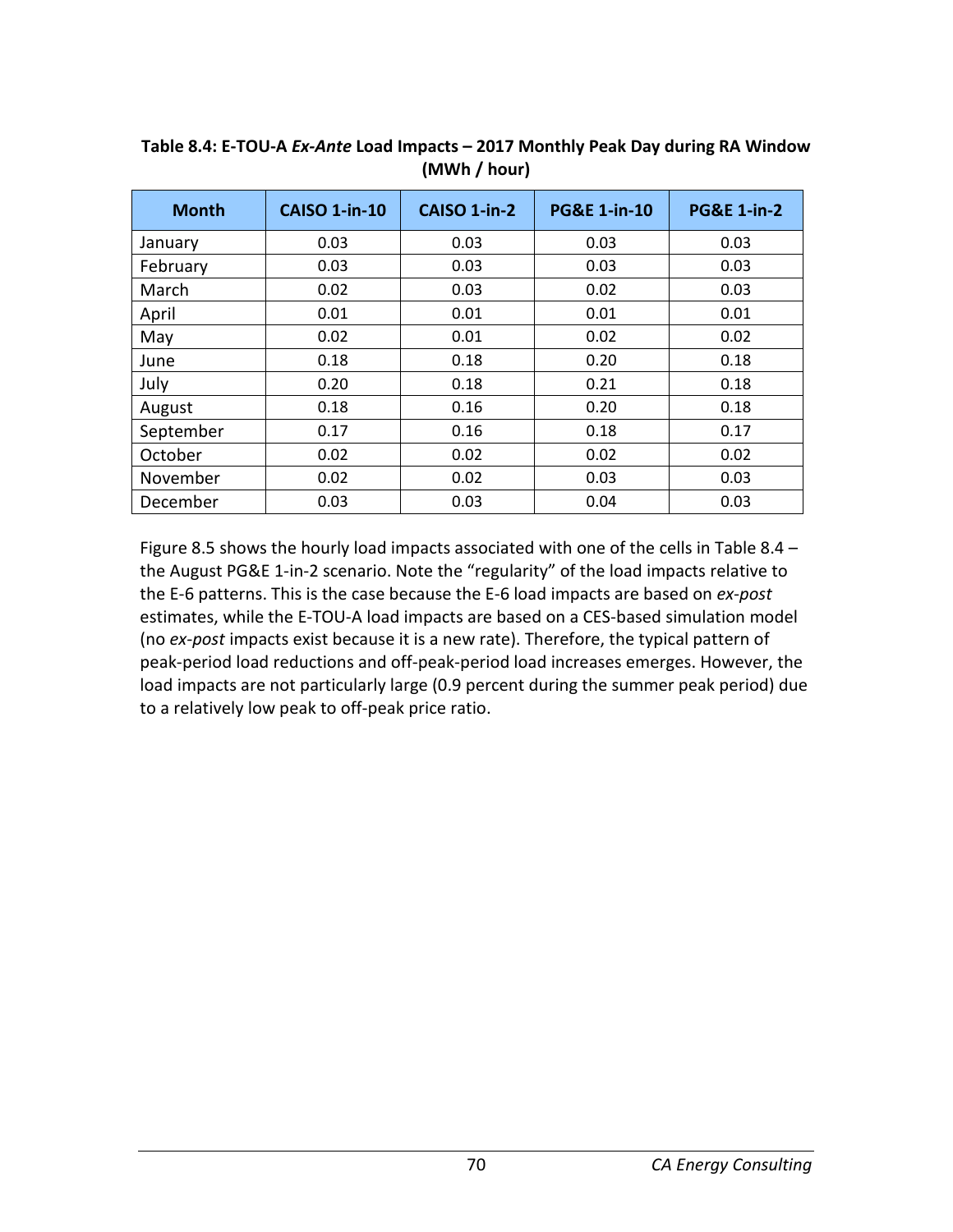**Table 8.4: E-TOU-A *Ex-Ante* Load Impacts – 2017 Monthly Peak Day during RA Window (MWh / hour)**

| Month | CAISO 1-in-10 | CAISO 1-in-2 | PG&E 1-in-10 | PG&E 1-in-2 |
|---|---|---|---|---|
| January | 0.03 | 0.03 | 0.03 | 0.03 |
| February | 0.03 | 0.03 | 0.03 | 0.03 |
| March | 0.02 | 0.03 | 0.02 | 0.03 |
| April | 0.01 | 0.01 | 0.01 | 0.01 |
| May | 0.02 | 0.01 | 0.02 | 0.02 |
| June | 0.18 | 0.18 | 0.20 | 0.18 |
| July | 0.20 | 0.18 | 0.21 | 0.18 |
| August | 0.18 | 0.16 | 0.20 | 0.18 |
| September | 0.17 | 0.16 | 0.18 | 0.17 |
| October | 0.02 | 0.02 | 0.02 | 0.02 |
| November | 0.02 | 0.02 | 0.03 | 0.03 |
| December | 0.03 | 0.03 | 0.04 | 0.03 |

Figure 8.5 shows the hourly load impacts associated with one of the cells in Table 8.4 – the August PG&E 1-in-2 scenario. Note the "regularity" of the load impacts relative to the E-6 patterns. This is the case because the E-6 load impacts are based on *ex-post* estimates, while the E-TOU-A load impacts are based on a CES-based simulation model (no *ex-post* impacts exist because it is a new rate). Therefore, the typical pattern of peak-period load reductions and off-peak-period load increases emerges. However, the load impacts are not particularly large (0.9 percent during the summer peak period) due to a relatively low peak to off-peak price ratio.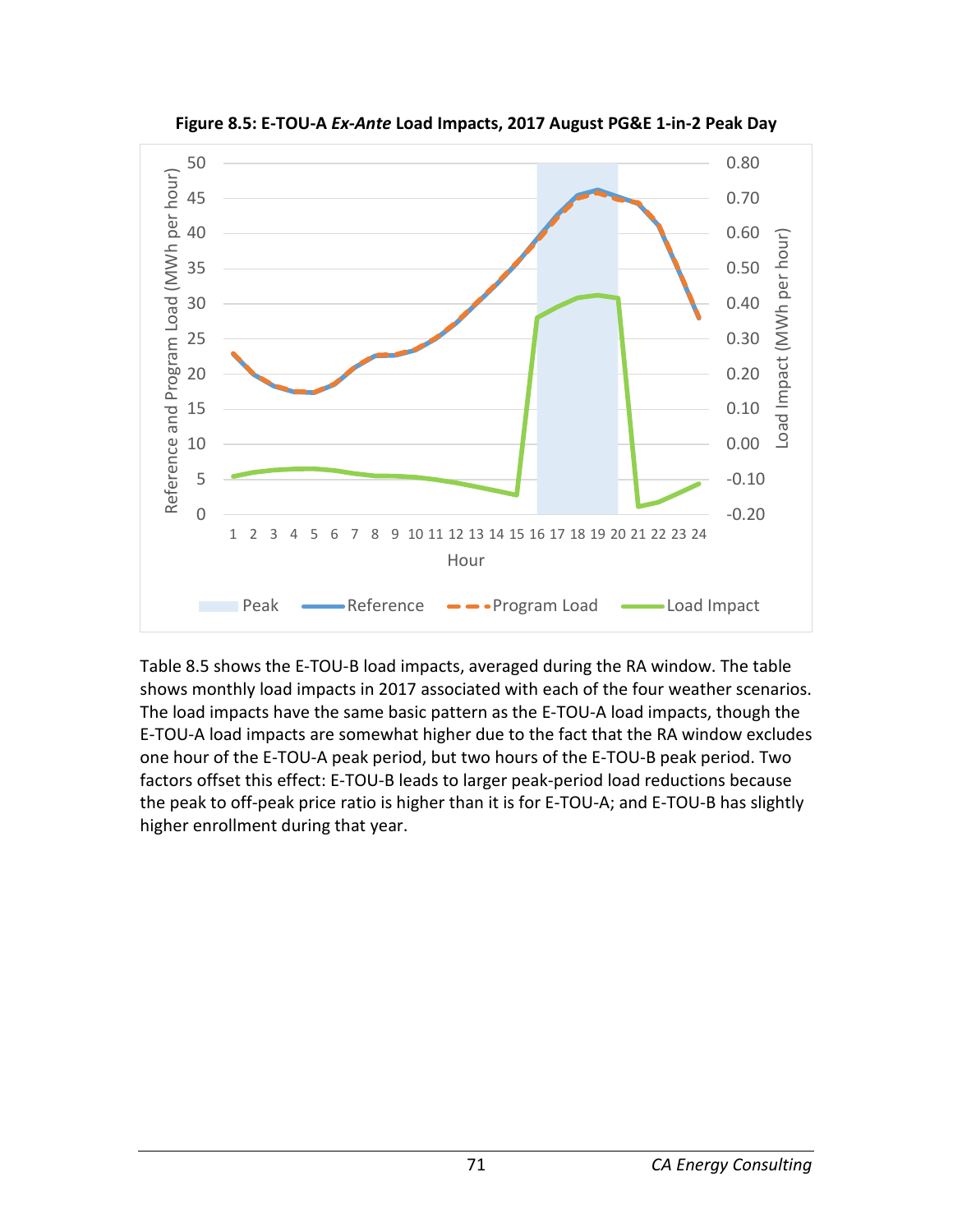**Figure 8.5: E-TOU-A *Ex-Ante* Load Impacts, 2017 August PG&E 1-in-2 Peak Day**

Table 8.5 shows the E-TOU-B load impacts, averaged during the RA window. The table shows monthly load impacts in 2017 associated with each of the four weather scenarios. The load impacts have the same basic pattern as the E-TOU-A load impacts, though the E-TOU-A load impacts are somewhat higher due to the fact that the RA window excludes one hour of the E-TOU-A peak period, but two hours of the E-TOU-B peak period. Two factors offset this effect: E-TOU-B leads to larger peak-period load reductions because the peak to off-peak price ratio is higher than it is for E-TOU-A; and E-TOU-B has slightly higher enrollment during that year.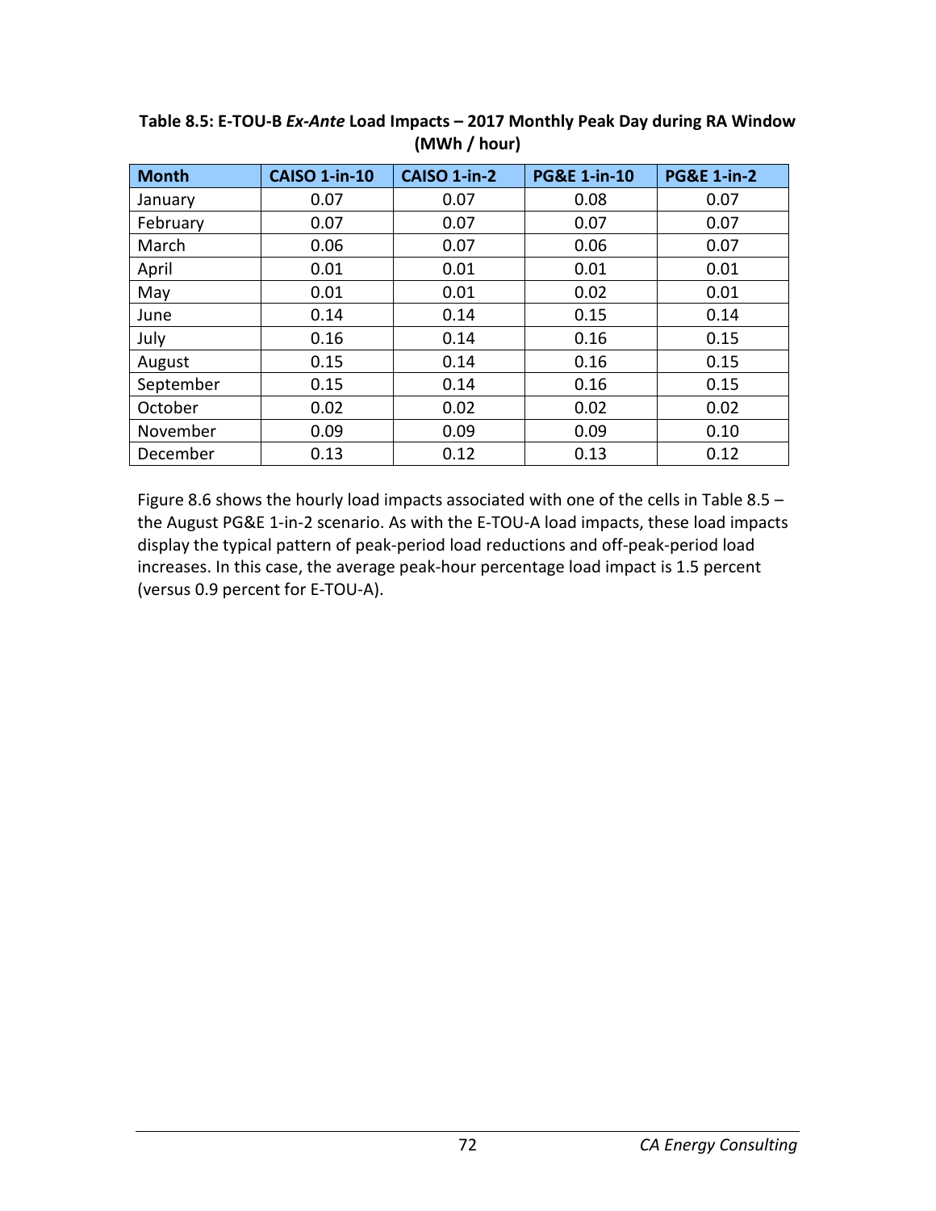**Table 8.5: E-TOU-B *Ex-Ante* Load Impacts – 2017 Monthly Peak Day during RA Window (MWh / hour)**

| Month | CAISO 1-in-10 | CAISO 1-in-2 | PG&E 1-in-10 | PG&E 1-in-2 |
|---|---|---|---|---|
| January | 0.07 | 0.07 | 0.08 | 0.07 |
| February | 0.07 | 0.07 | 0.07 | 0.07 |
| March | 0.06 | 0.07 | 0.06 | 0.07 |
| April | 0.01 | 0.01 | 0.01 | 0.01 |
| May | 0.01 | 0.01 | 0.02 | 0.01 |
| June | 0.14 | 0.14 | 0.15 | 0.14 |
| July | 0.16 | 0.14 | 0.16 | 0.15 |
| August | 0.15 | 0.14 | 0.16 | 0.15 |
| September | 0.15 | 0.14 | 0.16 | 0.15 |
| October | 0.02 | 0.02 | 0.02 | 0.02 |
| November | 0.09 | 0.09 | 0.09 | 0.10 |
| December | 0.13 | 0.12 | 0.13 | 0.12 |

Figure 8.6 shows the hourly load impacts associated with one of the cells in Table 8.5 – the August PG&E 1-in-2 scenario. As with the E-TOU-A load impacts, these load impacts display the typical pattern of peak-period load reductions and off-peak-period load increases. In this case, the average peak-hour percentage load impact is 1.5 percent (versus 0.9 percent for E-TOU-A).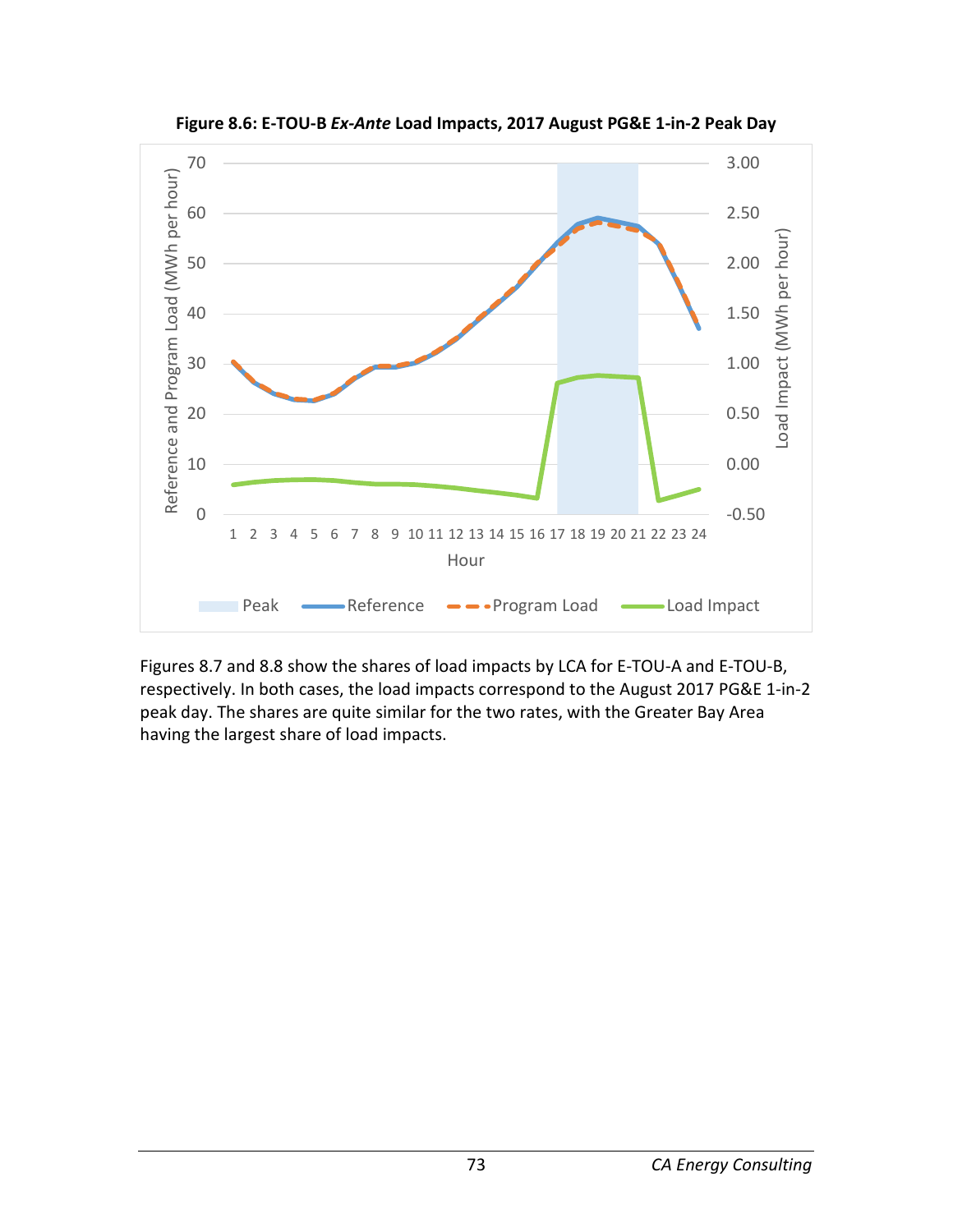**Figure 8.6: E-TOU-B *Ex-Ante* Load Impacts, 2017 August PG&E 1-in-2 Peak Day**

Figures 8.7 and 8.8 show the shares of load impacts by LCA for E-TOU-A and E-TOU-B, respectively. In both cases, the load impacts correspond to the August 2017 PG&E 1-in-2 peak day. The shares are quite similar for the two rates, with the Greater Bay Area having the largest share of load impacts.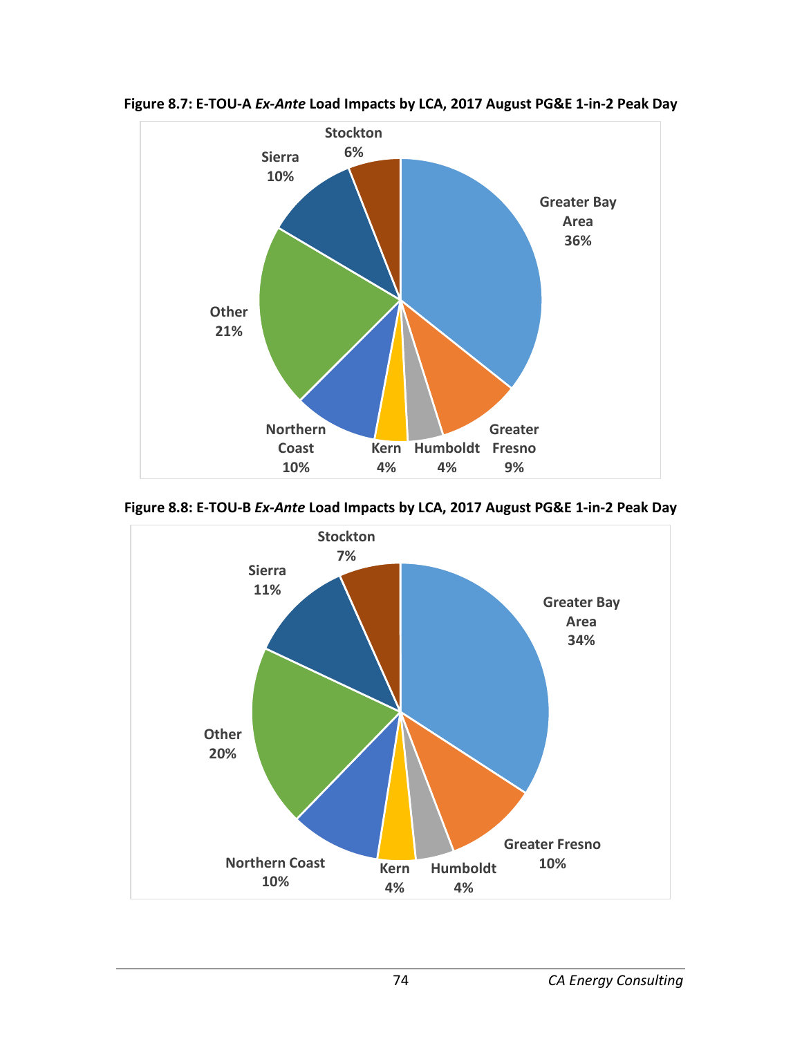**Figure 8.7: E-TOU-A *Ex-Ante* Load Impacts by LCA, 2017 August PG&E 1-in-2 Peak Day**

| LCA | Share |
| --- | --- |
| Greater Bay Area | 36% |
| Greater Fresno | 9% |
| Humboldt | 4% |
| Kern | 4% |
| Northern Coast | 10% |
| Other | 21% |
| Sierra | 10% |
| Stockton | 6% |

**Figure 8.8: E-TOU-B *Ex-Ante* Load Impacts by LCA, 2017 August PG&E 1-in-2 Peak Day**

| LCA | Share |
| --- | --- |
| Greater Bay Area | 34% |
| Greater Fresno | 10% |
| Humboldt | 4% |
| Kern | 4% |
| Northern Coast | 10% |
| Other | 20% |
| Sierra | 11% |
| Stockton | 7% |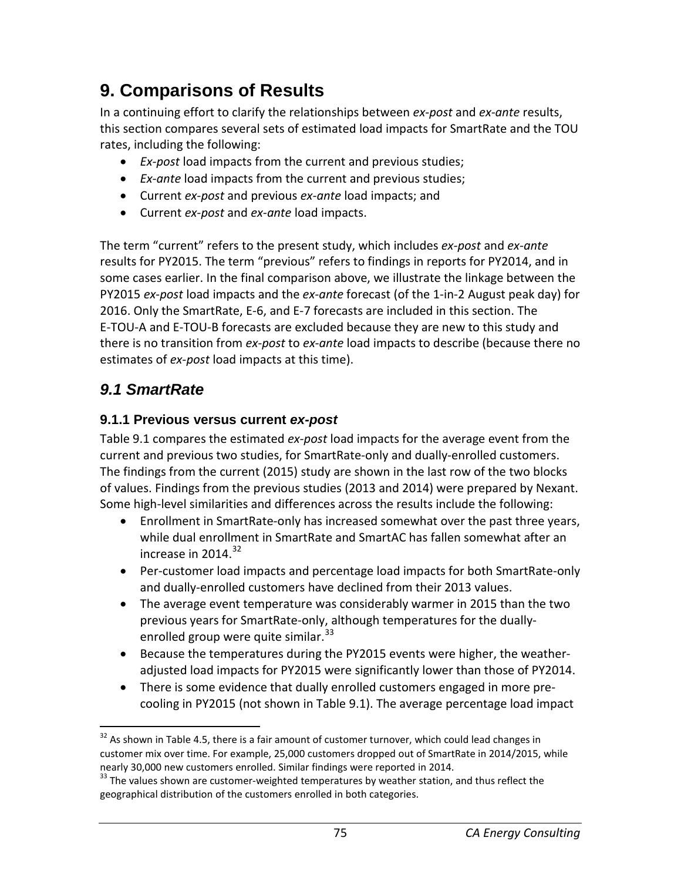// What follows is a transcription of page 76 of 90 of the source document (id: 4f03ff5d92e1).
# 9. Comparisons of Results

In a continuing effort to clarify the relationships between *ex-post* and *ex-ante* results, this section compares several sets of estimated load impacts for SmartRate and the TOU rates, including the following:

- *Ex-post* load impacts from the current and previous studies;
- *Ex-ante* load impacts from the current and previous studies;
- Current *ex-post* and previous *ex-ante* load impacts; and
- Current *ex-post* and *ex-ante* load impacts.

The term "current" refers to the present study, which includes *ex-post* and *ex-ante* results for PY2015. The term "previous" refers to findings in reports for PY2014, and in some cases earlier. In the final comparison above, we illustrate the linkage between the PY2015 *ex-post* load impacts and the *ex-ante* forecast (of the 1-in-2 August peak day) for 2016. Only the SmartRate, E-6, and E-7 forecasts are included in this section. The E-TOU-A and E-TOU-B forecasts are excluded because they are new to this study and there is no transition from *ex-post* to *ex-ante* load impacts to describe (because there no estimates of *ex-post* load impacts at this time).

## *9.1 SmartRate*

### 9.1.1 Previous versus current *ex-post*

Table 9.1 compares the estimated *ex-post* load impacts for the average event from the current and previous two studies, for SmartRate-only and dually-enrolled customers. The findings from the current (2015) study are shown in the last row of the two blocks of values. Findings from the previous studies (2013 and 2014) were prepared by Nexant. Some high-level similarities and differences across the results include the following:

- Enrollment in SmartRate-only has increased somewhat over the past three years, while dual enrollment in SmartRate and SmartAC has fallen somewhat after an increase in 2014.[32]
- Per-customer load impacts and percentage load impacts for both SmartRate-only and dually-enrolled customers have declined from their 2013 values.
- The average event temperature was considerably warmer in 2015 than the two previous years for SmartRate-only, although temperatures for the dually-enrolled group were quite similar.[33]
- Because the temperatures during the PY2015 events were higher, the weather-adjusted load impacts for PY2015 were significantly lower than those of PY2014.
- There is some evidence that dually enrolled customers engaged in more pre-cooling in PY2015 (not shown in Table 9.1). The average percentage load impact

[32] As shown in Table 4.5, there is a fair amount of customer turnover, which could lead changes in customer mix over time. For example, 25,000 customers dropped out of SmartRate in 2014/2015, while nearly 30,000 new customers enrolled. Similar findings were reported in 2014.

[33] The values shown are customer-weighted temperatures by weather station, and thus reflect the geographical distribution of the customers enrolled in both categories.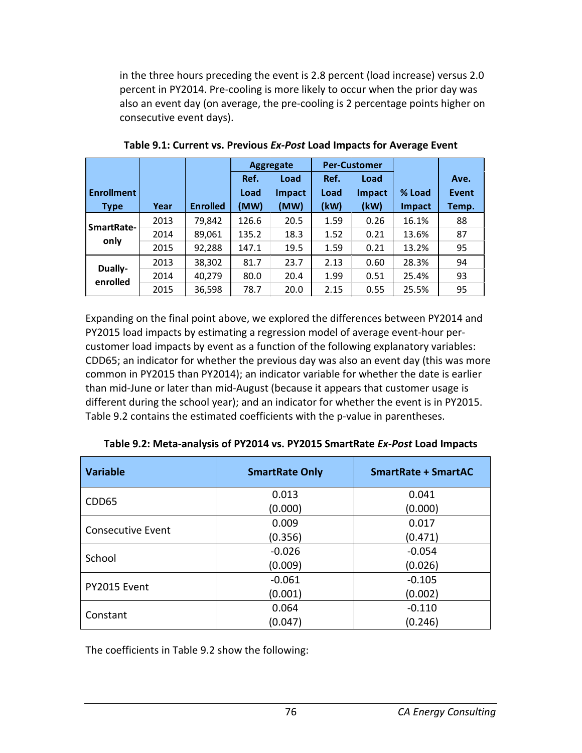in the three hours preceding the event is 2.8 percent (load increase) versus 2.0 percent in PY2014. Pre-cooling is more likely to occur when the prior day was also an event day (on average, the pre-cooling is 2 percentage points higher on consecutive event days).

**Table 9.1: Current vs. Previous *Ex-Post* Load Impacts for Average Event**

| Enrollment Type | Year | Enrolled | Aggregate | | Per-Customer | | % Load Impact | Ave. Event Temp. |
|---|---|---|---|---|---|---|---|---|
| | | | Ref. Load (MW) | Load Impact (MW) | Ref. Load (kW) | Load Impact (kW) | | |
| SmartRate-only | 2013 | 79,842 | 126.6 | 20.5 | 1.59 | 0.26 | 16.1% | 88 |
| | 2014 | 89,061 | 135.2 | 18.3 | 1.52 | 0.21 | 13.6% | 87 |
| | 2015 | 92,288 | 147.1 | 19.5 | 1.59 | 0.21 | 13.2% | 95 |
| Dually-enrolled | 2013 | 38,302 | 81.7 | 23.7 | 2.13 | 0.60 | 28.3% | 94 |
| | 2014 | 40,279 | 80.0 | 20.4 | 1.99 | 0.51 | 25.4% | 93 |
| | 2015 | 36,598 | 78.7 | 20.0 | 2.15 | 0.55 | 25.5% | 95 |

Expanding on the final point above, we explored the differences between PY2014 and PY2015 load impacts by estimating a regression model of average event-hour per-customer load impacts by event as a function of the following explanatory variables: CDD65; an indicator for whether the previous day was also an event day (this was more common in PY2015 than PY2014); an indicator variable for whether the date is earlier than mid-June or later than mid-August (because it appears that customer usage is different during the school year); and an indicator for whether the event is in PY2015. Table 9.2 contains the estimated coefficients with the p-value in parentheses.

**Table 9.2: Meta-analysis of PY2014 vs. PY2015 SmartRate *Ex-Post* Load Impacts**

| Variable | SmartRate Only | SmartRate + SmartAC |
|---|---|---|
| CDD65 | 0.013<br>(0.000) | 0.041<br>(0.000) |
| Consecutive Event | 0.009<br>(0.356) | 0.017<br>(0.471) |
| School | -0.026<br>(0.009) | -0.054<br>(0.026) |
| PY2015 Event | -0.061<br>(0.001) | -0.105<br>(0.002) |
| Constant | 0.064<br>(0.047) | -0.110<br>(0.246) |

The coefficients in Table 9.2 show the following: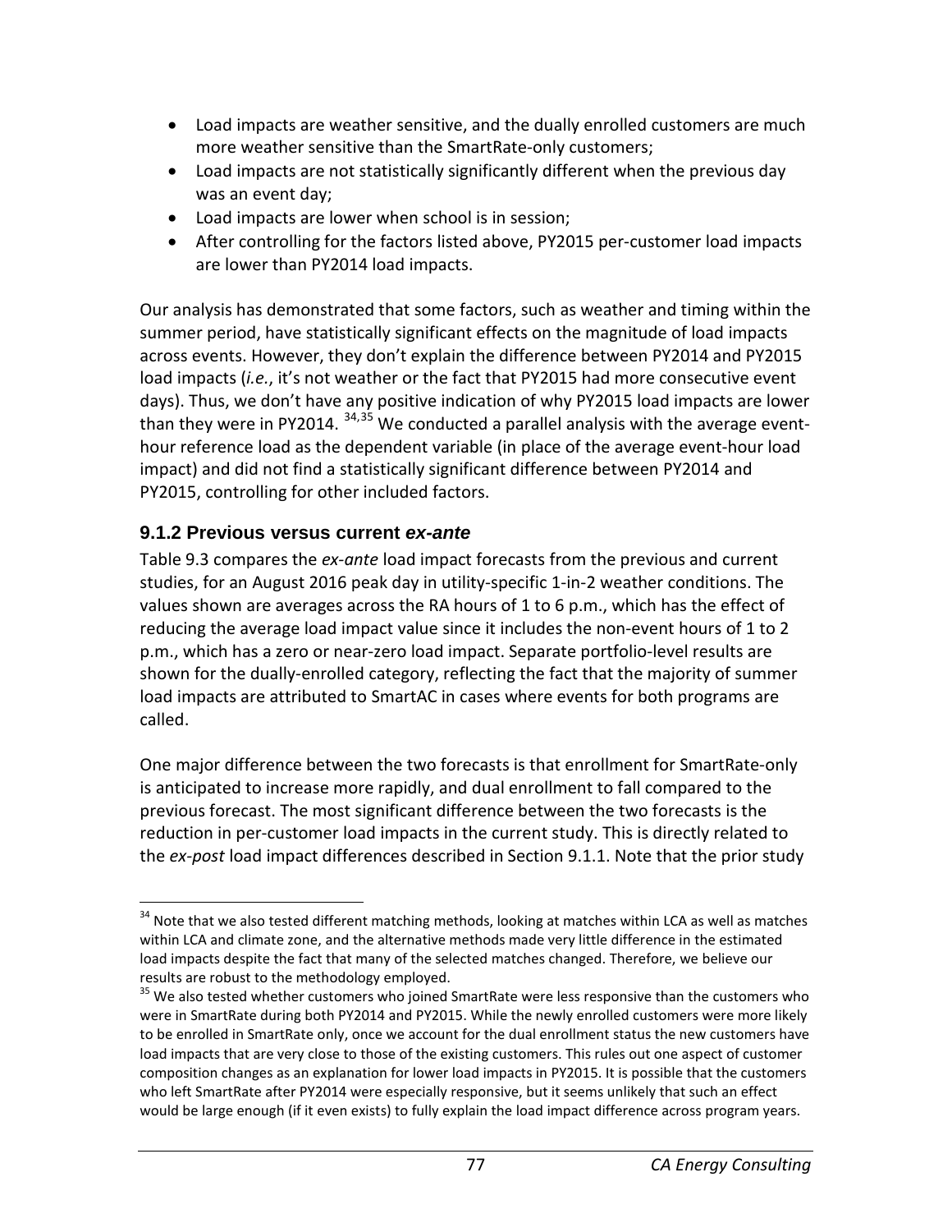- Load impacts are weather sensitive, and the dually enrolled customers are much more weather sensitive than the SmartRate-only customers;
- Load impacts are not statistically significantly different when the previous day was an event day;
- Load impacts are lower when school is in session;
- After controlling for the factors listed above, PY2015 per-customer load impacts are lower than PY2014 load impacts.

Our analysis has demonstrated that some factors, such as weather and timing within the summer period, have statistically significant effects on the magnitude of load impacts across events. However, they don't explain the difference between PY2014 and PY2015 load impacts (*i.e.*, it's not weather or the fact that PY2015 had more consecutive event days). Thus, we don't have any positive indication of why PY2015 load impacts are lower than they were in PY2014. [34,35] We conducted a parallel analysis with the average event-hour reference load as the dependent variable (in place of the average event-hour load impact) and did not find a statistically significant difference between PY2014 and PY2015, controlling for other included factors.

### 9.1.2 Previous versus current *ex-ante*

Table 9.3 compares the *ex-ante* load impact forecasts from the previous and current studies, for an August 2016 peak day in utility-specific 1-in-2 weather conditions. The values shown are averages across the RA hours of 1 to 6 p.m., which has the effect of reducing the average load impact value since it includes the non-event hours of 1 to 2 p.m., which has a zero or near-zero load impact. Separate portfolio-level results are shown for the dually-enrolled category, reflecting the fact that the majority of summer load impacts are attributed to SmartAC in cases where events for both programs are called.

One major difference between the two forecasts is that enrollment for SmartRate-only is anticipated to increase more rapidly, and dual enrollment to fall compared to the previous forecast. The most significant difference between the two forecasts is the reduction in per-customer load impacts in the current study. This is directly related to the *ex-post* load impact differences described in Section 9.1.1. Note that the prior study

---

[34] Note that we also tested different matching methods, looking at matches within LCA as well as matches within LCA and climate zone, and the alternative methods made very little difference in the estimated load impacts despite the fact that many of the selected matches changed. Therefore, we believe our results are robust to the methodology employed.

[35] We also tested whether customers who joined SmartRate were less responsive than the customers who were in SmartRate during both PY2014 and PY2015. While the newly enrolled customers were more likely to be enrolled in SmartRate only, once we account for the dual enrollment status the new customers have load impacts that are very close to those of the existing customers. This rules out one aspect of customer composition changes as an explanation for lower load impacts in PY2015. It is possible that the customers who left SmartRate after PY2014 were especially responsive, but it seems unlikely that such an effect would be large enough (if it even exists) to fully explain the load impact difference across program years.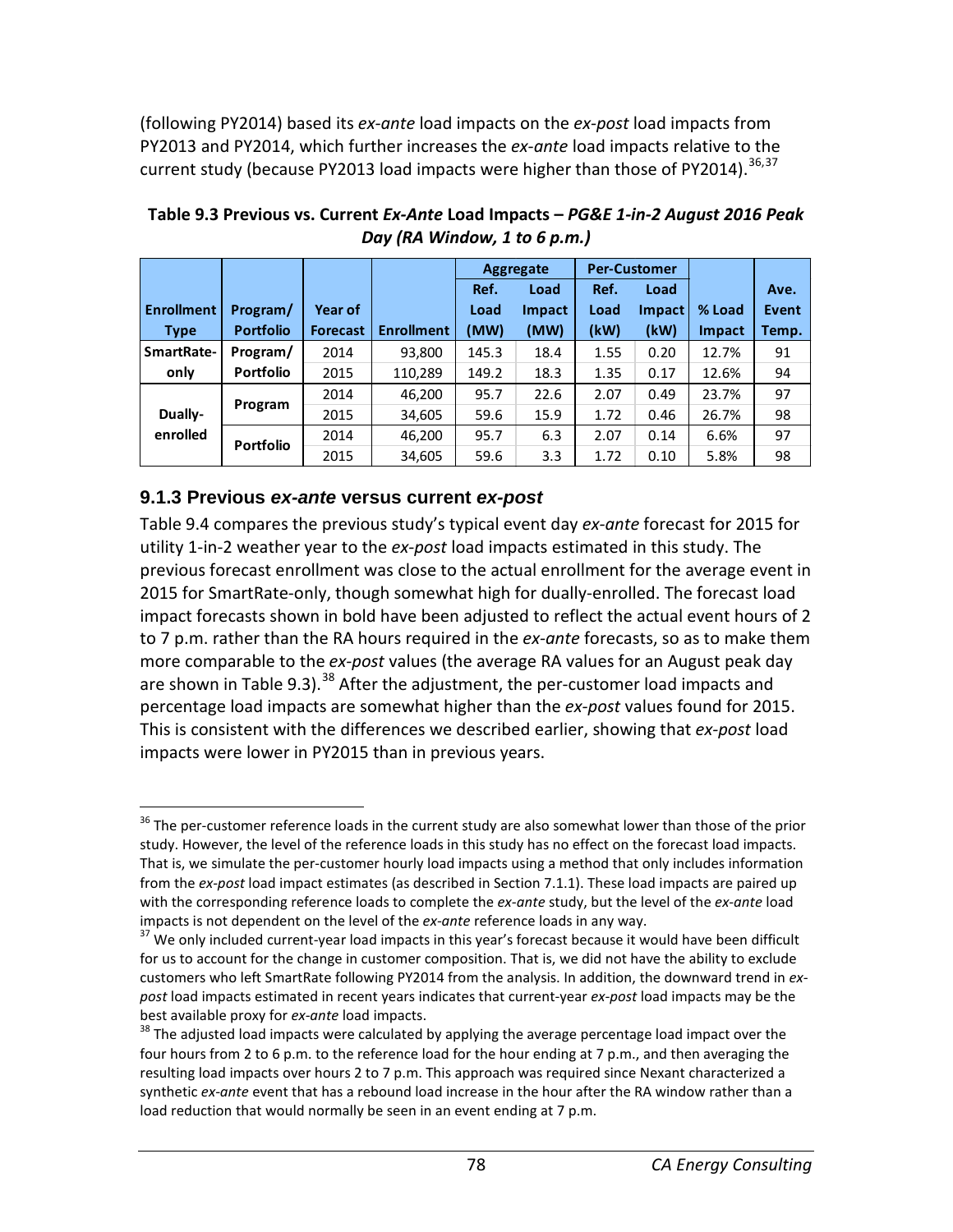(following PY2014) based its *ex-ante* load impacts on the *ex-post* load impacts from PY2013 and PY2014, which further increases the *ex-ante* load impacts relative to the current study (because PY2013 load impacts were higher than those of PY2014).[36,37]

**Table 9.3 Previous vs. Current *Ex-Ante* Load Impacts – *PG&E 1-in-2 August 2016 Peak Day (RA Window, 1 to 6 p.m.)***

| Enrollment Type | Program/ Portfolio | Year of Forecast | Enrollment | Aggregate | | Per-Customer | | % Load Impact | Ave. Event Temp. |
|---|---|---|---|---|---|---|---|---|---|
| | | | | Ref. Load (MW) | Load Impact (MW) | Ref. Load (kW) | Load Impact (kW) | | |
| SmartRate-only | Program/ Portfolio | 2014 | 93,800 | 145.3 | 18.4 | 1.55 | 0.20 | 12.7% | 91 |
| | | 2015 | 110,289 | 149.2 | 18.3 | 1.35 | 0.17 | 12.6% | 94 |
| Dually-enrolled | Program | 2014 | 46,200 | 95.7 | 22.6 | 2.07 | 0.49 | 23.7% | 97 |
| | | 2015 | 34,605 | 59.6 | 15.9 | 1.72 | 0.46 | 26.7% | 98 |
| | Portfolio | 2014 | 46,200 | 95.7 | 6.3 | 2.07 | 0.14 | 6.6% | 97 |
| | | 2015 | 34,605 | 59.6 | 3.3 | 1.72 | 0.10 | 5.8% | 98 |

### 9.1.3 Previous *ex-ante* versus current *ex-post*

Table 9.4 compares the previous study's typical event day *ex-ante* forecast for 2015 for utility 1-in-2 weather year to the *ex-post* load impacts estimated in this study. The previous forecast enrollment was close to the actual enrollment for the average event in 2015 for SmartRate-only, though somewhat high for dually-enrolled. The forecast load impact forecasts shown in bold have been adjusted to reflect the actual event hours of 2 to 7 p.m. rather than the RA hours required in the *ex-ante* forecasts, so as to make them more comparable to the *ex-post* values (the average RA values for an August peak day are shown in Table 9.3).[38] After the adjustment, the per-customer load impacts and percentage load impacts are somewhat higher than the *ex-post* values found for 2015. This is consistent with the differences we described earlier, showing that *ex-post* load impacts were lower in PY2015 than in previous years.

---

[36] The per-customer reference loads in the current study are also somewhat lower than those of the prior study. However, the level of the reference loads in this study has no effect on the forecast load impacts. That is, we simulate the per-customer hourly load impacts using a method that only includes information from the *ex-post* load impact estimates (as described in Section 7.1.1). These load impacts are paired up with the corresponding reference loads to complete the *ex-ante* study, but the level of the *ex-ante* load impacts is not dependent on the level of the *ex-ante* reference loads in any way.

[37] We only included current-year load impacts in this year's forecast because it would have been difficult for us to account for the change in customer composition. That is, we did not have the ability to exclude customers who left SmartRate following PY2014 from the analysis. In addition, the downward trend in *ex-post* load impacts estimated in recent years indicates that current-year *ex-post* load impacts may be the best available proxy for *ex-ante* load impacts.

[38] The adjusted load impacts were calculated by applying the average percentage load impact over the four hours from 2 to 6 p.m. to the reference load for the hour ending at 7 p.m., and then averaging the resulting load impacts over hours 2 to 7 p.m. This approach was required since Nexant characterized a synthetic *ex-ante* event that has a rebound load increase in the hour after the RA window rather than a load reduction that would normally be seen in an event ending at 7 p.m.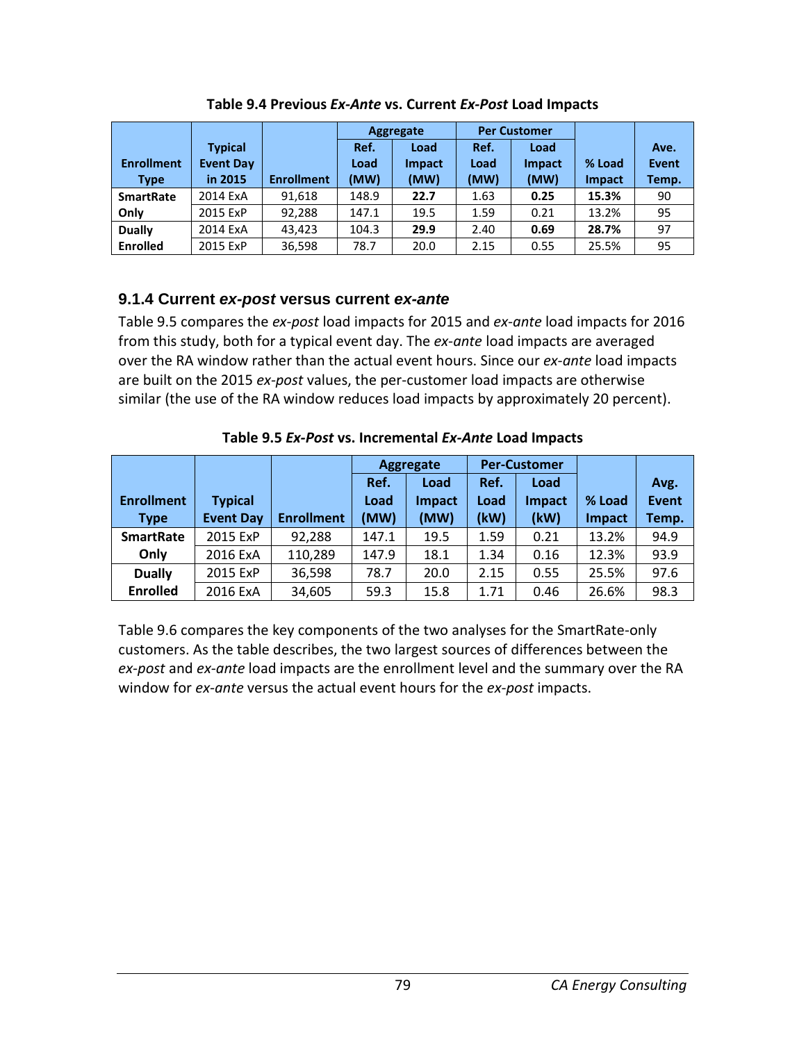**Table 9.4 Previous *Ex-Ante* vs. Current *Ex-Post* Load Impacts**

| Enrollment Type | Typical Event Day in 2015 | Enrollment | Aggregate Ref. Load (MW) | Aggregate Load Impact (MW) | Per Customer Ref. Load (MW) | Per Customer Load Impact (MW) | % Load Impact | Ave. Event Temp. |
|---|---|---|---|---|---|---|---|---|
| **SmartRate Only** | 2014 ExA | 91,618 | 148.9 | **22.7** | 1.63 | **0.25** | **15.3%** | 90 |
| | 2015 ExP | 92,288 | 147.1 | 19.5 | 1.59 | 0.21 | 13.2% | 95 |
| **Dually Enrolled** | 2014 ExA | 43,423 | 104.3 | **29.9** | 2.40 | **0.69** | **28.7%** | 97 |
| | 2015 ExP | 36,598 | 78.7 | 20.0 | 2.15 | 0.55 | 25.5% | 95 |

### 9.1.4 Current *ex-post* versus current *ex-ante*

Table 9.5 compares the *ex-post* load impacts for 2015 and *ex-ante* load impacts for 2016 from this study, both for a typical event day. The *ex-ante* load impacts are averaged over the RA window rather than the actual event hours. Since our *ex-ante* load impacts are built on the 2015 *ex-post* values, the per-customer load impacts are otherwise similar (the use of the RA window reduces load impacts by approximately 20 percent).

**Table 9.5 *Ex-Post* vs. Incremental *Ex-Ante* Load Impacts**

| Enrollment Type | Typical Event Day | Enrollment | Aggregate Ref. Load (MW) | Aggregate Load Impact (MW) | Per-Customer Ref. Load (kW) | Per-Customer Load Impact (kW) | % Load Impact | Avg. Event Temp. |
|---|---|---|---|---|---|---|---|---|
| **SmartRate Only** | 2015 ExP | 92,288 | 147.1 | 19.5 | 1.59 | 0.21 | 13.2% | 94.9 |
| | 2016 ExA | 110,289 | 147.9 | 18.1 | 1.34 | 0.16 | 12.3% | 93.9 |
| **Dually Enrolled** | 2015 ExP | 36,598 | 78.7 | 20.0 | 2.15 | 0.55 | 25.5% | 97.6 |
| | 2016 ExA | 34,605 | 59.3 | 15.8 | 1.71 | 0.46 | 26.6% | 98.3 |

Table 9.6 compares the key components of the two analyses for the SmartRate-only customers. As the table describes, the two largest sources of differences between the *ex-post* and *ex-ante* load impacts are the enrollment level and the summary over the RA window for *ex-ante* versus the actual event hours for the *ex-post* impacts.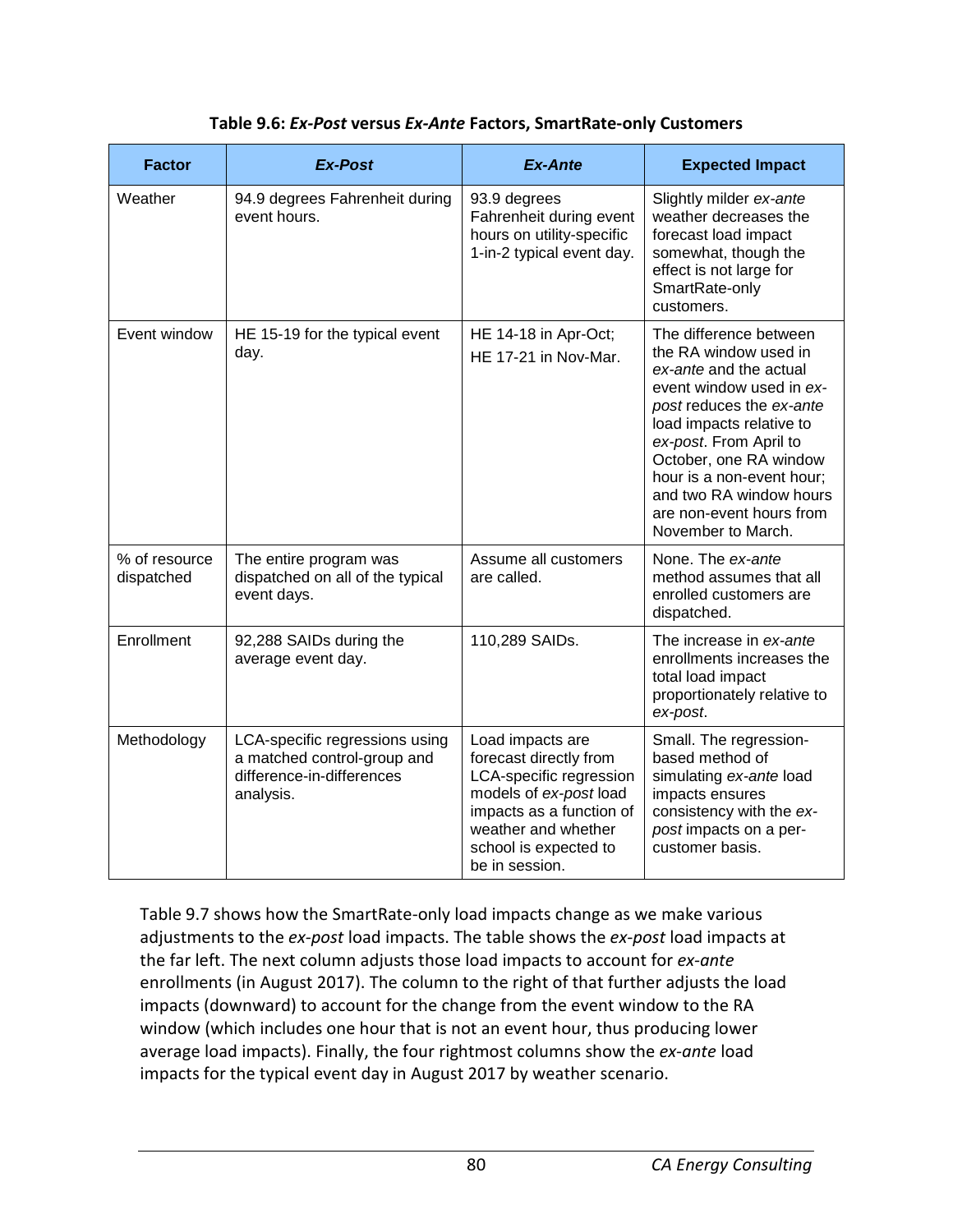**Table 9.6: *Ex-Post* versus *Ex-Ante* Factors, SmartRate-only Customers**

| Factor | *Ex-Post* | *Ex-Ante* | Expected Impact |
|---|---|---|---|
| Weather | 94.9 degrees Fahrenheit during event hours. | 93.9 degrees Fahrenheit during event hours on utility-specific 1-in-2 typical event day. | Slightly milder *ex-ante* weather decreases the forecast load impact somewhat, though the effect is not large for SmartRate-only customers. |
| Event window | HE 15-19 for the typical event day. | HE 14-18 in Apr-Oct; HE 17-21 in Nov-Mar. | The difference between the RA window used in *ex-ante* and the actual event window used in *ex-post* reduces the *ex-ante* load impacts relative to *ex-post*. From April to October, one RA window hour is a non-event hour; and two RA window hours are non-event hours from November to March. |
| % of resource dispatched | The entire program was dispatched on all of the typical event days. | Assume all customers are called. | None. The *ex-ante* method assumes that all enrolled customers are dispatched. |
| Enrollment | 92,288 SAIDs during the average event day. | 110,289 SAIDs. | The increase in *ex-ante* enrollments increases the total load impact proportionately relative to *ex-post*. |
| Methodology | LCA-specific regressions using a matched control-group and difference-in-differences analysis. | Load impacts are forecast directly from LCA-specific regression models of *ex-post* load impacts as a function of weather and whether school is expected to be in session. | Small. The regression-based method of simulating *ex-ante* load impacts ensures consistency with the *ex-post* impacts on a per-customer basis. |

Table 9.7 shows how the SmartRate-only load impacts change as we make various adjustments to the *ex-post* load impacts. The table shows the *ex-post* load impacts at the far left. The next column adjusts those load impacts to account for *ex-ante* enrollments (in August 2017). The column to the right of that further adjusts the load impacts (downward) to account for the change from the event window to the RA window (which includes one hour that is not an event hour, thus producing lower average load impacts). Finally, the four rightmost columns show the *ex-ante* load impacts for the typical event day in August 2017 by weather scenario.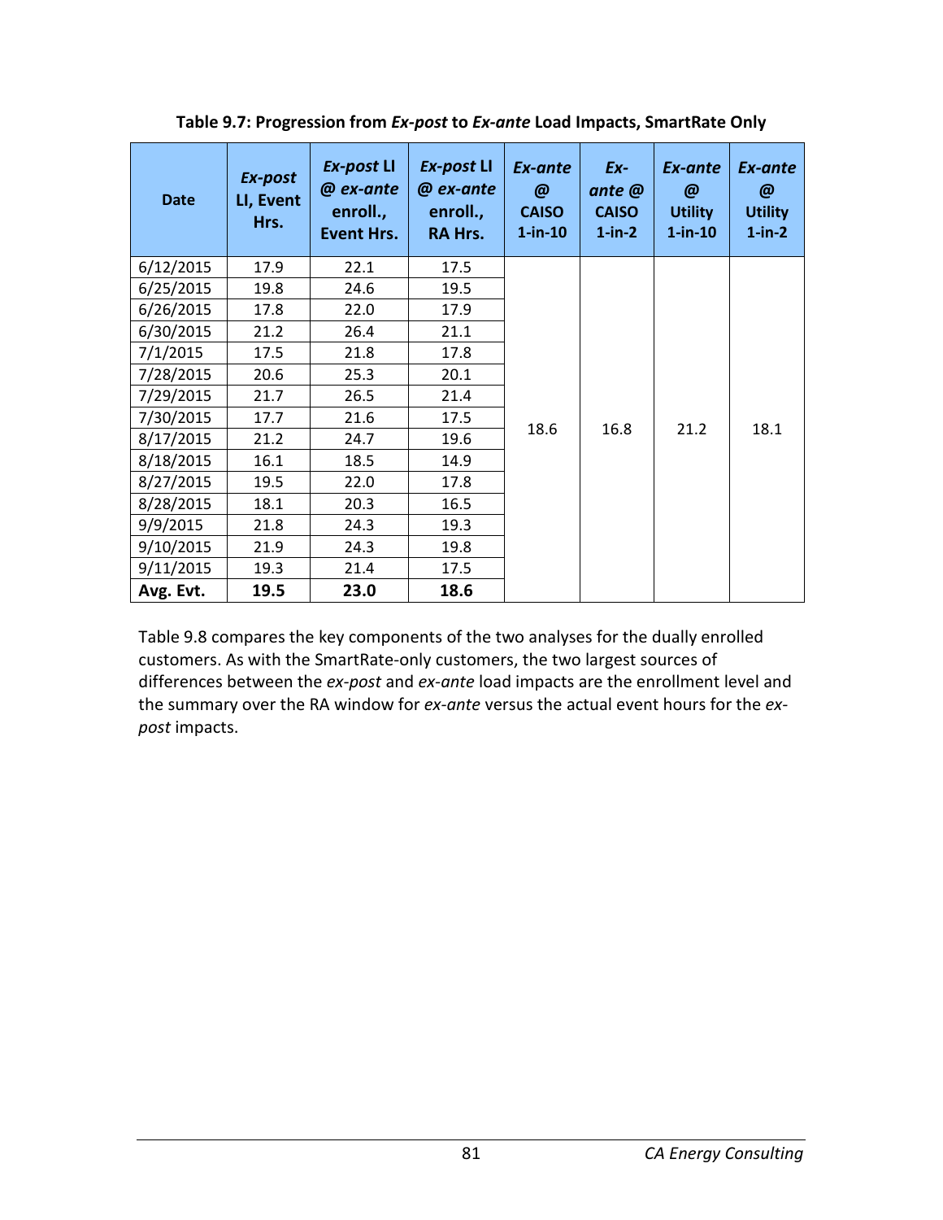**Table 9.7: Progression from *Ex-post* to *Ex-ante* Load Impacts, SmartRate Only**

| Date | *Ex-post* LI, Event Hrs. | *Ex-post* LI @ *ex-ante* enroll., Event Hrs. | *Ex-post* LI @ *ex-ante* enroll., RA Hrs. | *Ex-ante* @ CAISO 1-in-10 | *Ex-ante* @ CAISO 1-in-2 | *Ex-ante* @ Utility 1-in-10 | *Ex-ante* @ Utility 1-in-2 |
|---|---|---|---|---|---|---|---|
| 6/12/2015 | 17.9 | 22.1 | 17.5 | 18.6 | 16.8 | 21.2 | 18.1 |
| 6/25/2015 | 19.8 | 24.6 | 19.5 | | | | |
| 6/26/2015 | 17.8 | 22.0 | 17.9 | | | | |
| 6/30/2015 | 21.2 | 26.4 | 21.1 | | | | |
| 7/1/2015 | 17.5 | 21.8 | 17.8 | | | | |
| 7/28/2015 | 20.6 | 25.3 | 20.1 | | | | |
| 7/29/2015 | 21.7 | 26.5 | 21.4 | | | | |
| 7/30/2015 | 17.7 | 21.6 | 17.5 | | | | |
| 8/17/2015 | 21.2 | 24.7 | 19.6 | | | | |
| 8/18/2015 | 16.1 | 18.5 | 14.9 | | | | |
| 8/27/2015 | 19.5 | 22.0 | 17.8 | | | | |
| 8/28/2015 | 18.1 | 20.3 | 16.5 | | | | |
| 9/9/2015 | 21.8 | 24.3 | 19.3 | | | | |
| 9/10/2015 | 21.9 | 24.3 | 19.8 | | | | |
| 9/11/2015 | 19.3 | 21.4 | 17.5 | | | | |
| **Avg. Evt.** | **19.5** | **23.0** | **18.6** | | | | |

Table 9.8 compares the key components of the two analyses for the dually enrolled customers. As with the SmartRate-only customers, the two largest sources of differences between the *ex-post* and *ex-ante* load impacts are the enrollment level and the summary over the RA window for *ex-ante* versus the actual event hours for the *ex-post* impacts.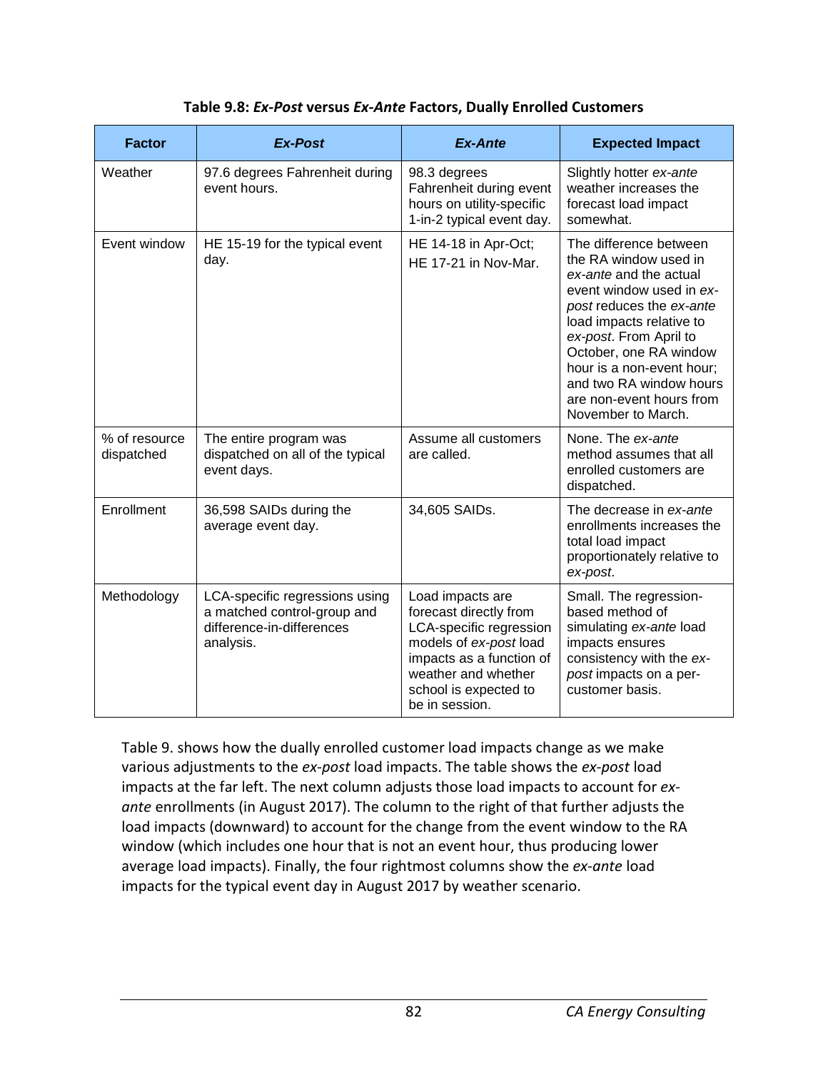**Table 9.8: *Ex-Post* versus *Ex-Ante* Factors, Dually Enrolled Customers**

| Factor | *Ex-Post* | *Ex-Ante* | Expected Impact |
|---|---|---|---|
| Weather | 97.6 degrees Fahrenheit during event hours. | 98.3 degrees Fahrenheit during event hours on utility-specific 1-in-2 typical event day. | Slightly hotter *ex-ante* weather increases the forecast load impact somewhat. |
| Event window | HE 15-19 for the typical event day. | HE 14-18 in Apr-Oct; HE 17-21 in Nov-Mar. | The difference between the RA window used in *ex-ante* and the actual event window used in *ex-post* reduces the *ex-ante* load impacts relative to *ex-post*. From April to October, one RA window hour is a non-event hour; and two RA window hours are non-event hours from November to March. |
| % of resource dispatched | The entire program was dispatched on all of the typical event days. | Assume all customers are called. | None. The *ex-ante* method assumes that all enrolled customers are dispatched. |
| Enrollment | 36,598 SAIDs during the average event day. | 34,605 SAIDs. | The decrease in *ex-ante* enrollments increases the total load impact proportionately relative to *ex-post*. |
| Methodology | LCA-specific regressions using a matched control-group and difference-in-differences analysis. | Load impacts are forecast directly from LCA-specific regression models of *ex-post* load impacts as a function of weather and whether school is expected to be in session. | Small. The regression-based method of simulating *ex-ante* load impacts ensures consistency with the *ex-post* impacts on a per-customer basis. |

Table 9. shows how the dually enrolled customer load impacts change as we make various adjustments to the *ex-post* load impacts. The table shows the *ex-post* load impacts at the far left. The next column adjusts those load impacts to account for *ex-ante* enrollments (in August 2017). The column to the right of that further adjusts the load impacts (downward) to account for the change from the event window to the RA window (which includes one hour that is not an event hour, thus producing lower average load impacts). Finally, the four rightmost columns show the *ex-ante* load impacts for the typical event day in August 2017 by weather scenario.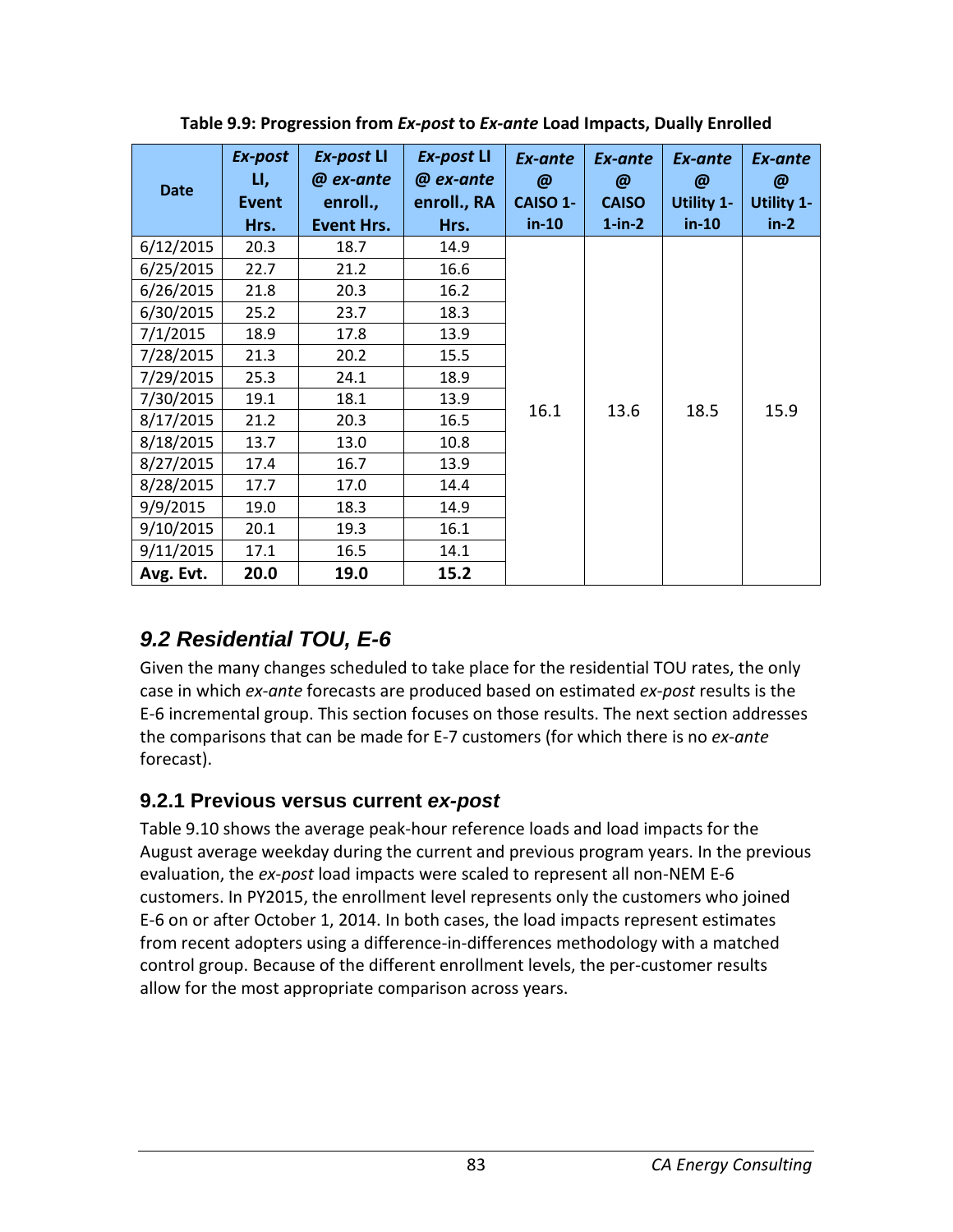**Table 9.9: Progression from *Ex-post* to *Ex-ante* Load Impacts, Dually Enrolled**

| Date | *Ex-post* LI, Event Hrs. | *Ex-post* LI @ *ex-ante* enroll., Event Hrs. | *Ex-post* LI @ *ex-ante* enroll., RA Hrs. | *Ex-ante* @ CAISO 1-in-10 | *Ex-ante* @ CAISO 1-in-2 | *Ex-ante* @ Utility 1-in-10 | *Ex-ante* @ Utility 1-in-2 |
|---|---|---|---|---|---|---|---|
| 6/12/2015 | 20.3 | 18.7 | 14.9 | 16.1 | 13.6 | 18.5 | 15.9 |
| 6/25/2015 | 22.7 | 21.2 | 16.6 | | | | |
| 6/26/2015 | 21.8 | 20.3 | 16.2 | | | | |
| 6/30/2015 | 25.2 | 23.7 | 18.3 | | | | |
| 7/1/2015 | 18.9 | 17.8 | 13.9 | | | | |
| 7/28/2015 | 21.3 | 20.2 | 15.5 | | | | |
| 7/29/2015 | 25.3 | 24.1 | 18.9 | | | | |
| 7/30/2015 | 19.1 | 18.1 | 13.9 | | | | |
| 8/17/2015 | 21.2 | 20.3 | 16.5 | | | | |
| 8/18/2015 | 13.7 | 13.0 | 10.8 | | | | |
| 8/27/2015 | 17.4 | 16.7 | 13.9 | | | | |
| 8/28/2015 | 17.7 | 17.0 | 14.4 | | | | |
| 9/9/2015 | 19.0 | 18.3 | 14.9 | | | | |
| 9/10/2015 | 20.1 | 19.3 | 16.1 | | | | |
| 9/11/2015 | 17.1 | 16.5 | 14.1 | | | | |
| **Avg. Evt.** | **20.0** | **19.0** | **15.2** | | | | |

## 9.2 Residential TOU, E-6

Given the many changes scheduled to take place for the residential TOU rates, the only case in which *ex-ante* forecasts are produced based on estimated *ex-post* results is the E-6 incremental group. This section focuses on those results. The next section addresses the comparisons that can be made for E-7 customers (for which there is no *ex-ante* forecast).

### 9.2.1 Previous versus current *ex-post*

Table 9.10 shows the average peak-hour reference loads and load impacts for the August average weekday during the current and previous program years. In the previous evaluation, the *ex-post* load impacts were scaled to represent all non-NEM E-6 customers. In PY2015, the enrollment level represents only the customers who joined E-6 on or after October 1, 2014. In both cases, the load impacts represent estimates from recent adopters using a difference-in-differences methodology with a matched control group. Because of the different enrollment levels, the per-customer results allow for the most appropriate comparison across years.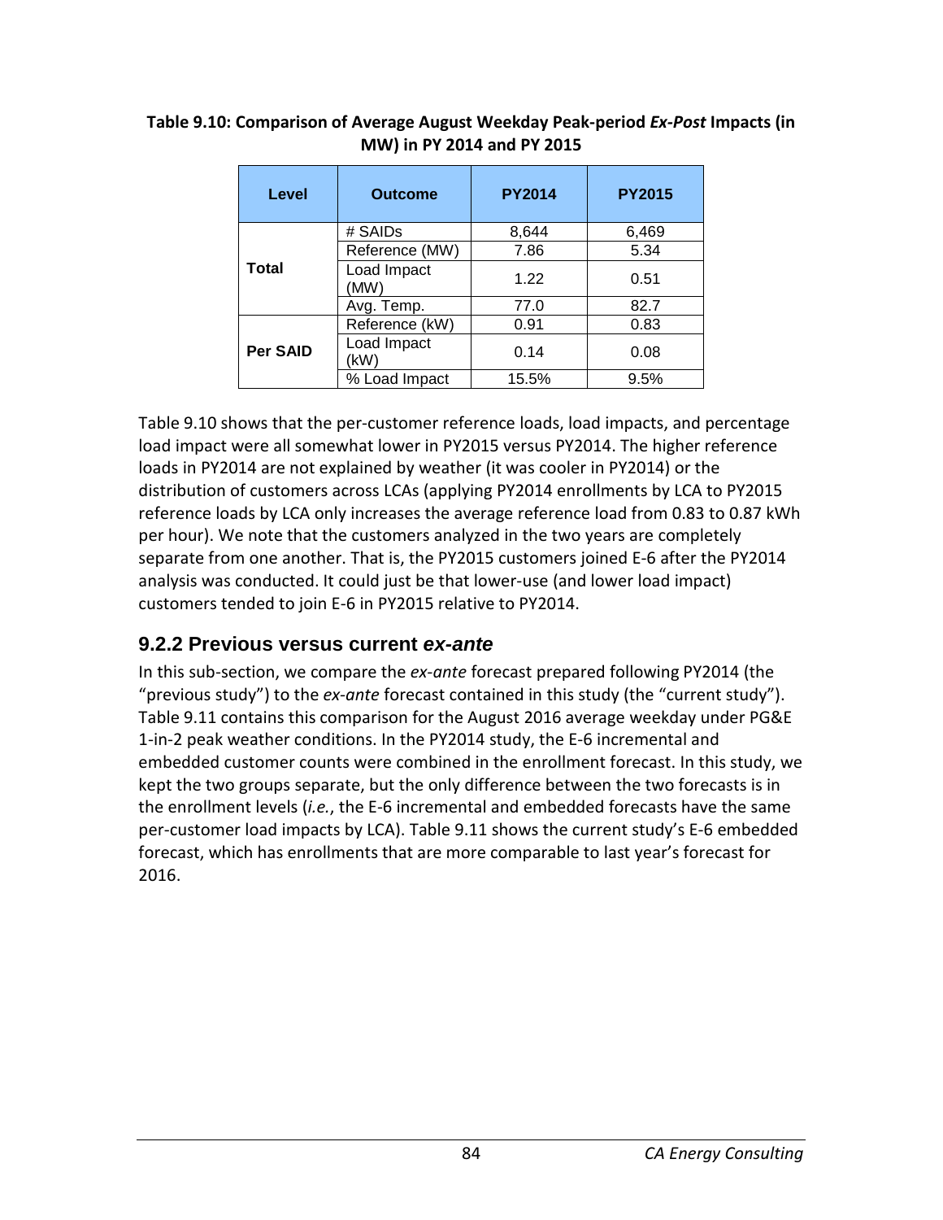**Table 9.10: Comparison of Average August Weekday Peak-period *Ex-Post* Impacts (in MW) in PY 2014 and PY 2015**

| Level | Outcome | PY2014 | PY2015 |
|---|---|---|---|
| Total | # SAIDs | 8,644 | 6,469 |
| | Reference (MW) | 7.86 | 5.34 |
| | Load Impact (MW) | 1.22 | 0.51 |
| | Avg. Temp. | 77.0 | 82.7 |
| Per SAID | Reference (kW) | 0.91 | 0.83 |
| | Load Impact (kW) | 0.14 | 0.08 |
| | % Load Impact | 15.5% | 9.5% |

Table 9.10 shows that the per-customer reference loads, load impacts, and percentage load impact were all somewhat lower in PY2015 versus PY2014. The higher reference loads in PY2014 are not explained by weather (it was cooler in PY2014) or the distribution of customers across LCAs (applying PY2014 enrollments by LCA to PY2015 reference loads by LCA only increases the average reference load from 0.83 to 0.87 kWh per hour). We note that the customers analyzed in the two years are completely separate from one another. That is, the PY2015 customers joined E-6 after the PY2014 analysis was conducted. It could just be that lower-use (and lower load impact) customers tended to join E-6 in PY2015 relative to PY2014.

### 9.2.2 Previous versus current *ex-ante*

In this sub-section, we compare the *ex-ante* forecast prepared following PY2014 (the "previous study") to the *ex-ante* forecast contained in this study (the "current study"). Table 9.11 contains this comparison for the August 2016 average weekday under PG&E 1-in-2 peak weather conditions. In the PY2014 study, the E-6 incremental and embedded customer counts were combined in the enrollment forecast. In this study, we kept the two groups separate, but the only difference between the two forecasts is in the enrollment levels (*i.e.*, the E-6 incremental and embedded forecasts have the same per-customer load impacts by LCA). Table 9.11 shows the current study's E-6 embedded forecast, which has enrollments that are more comparable to last year's forecast for 2016.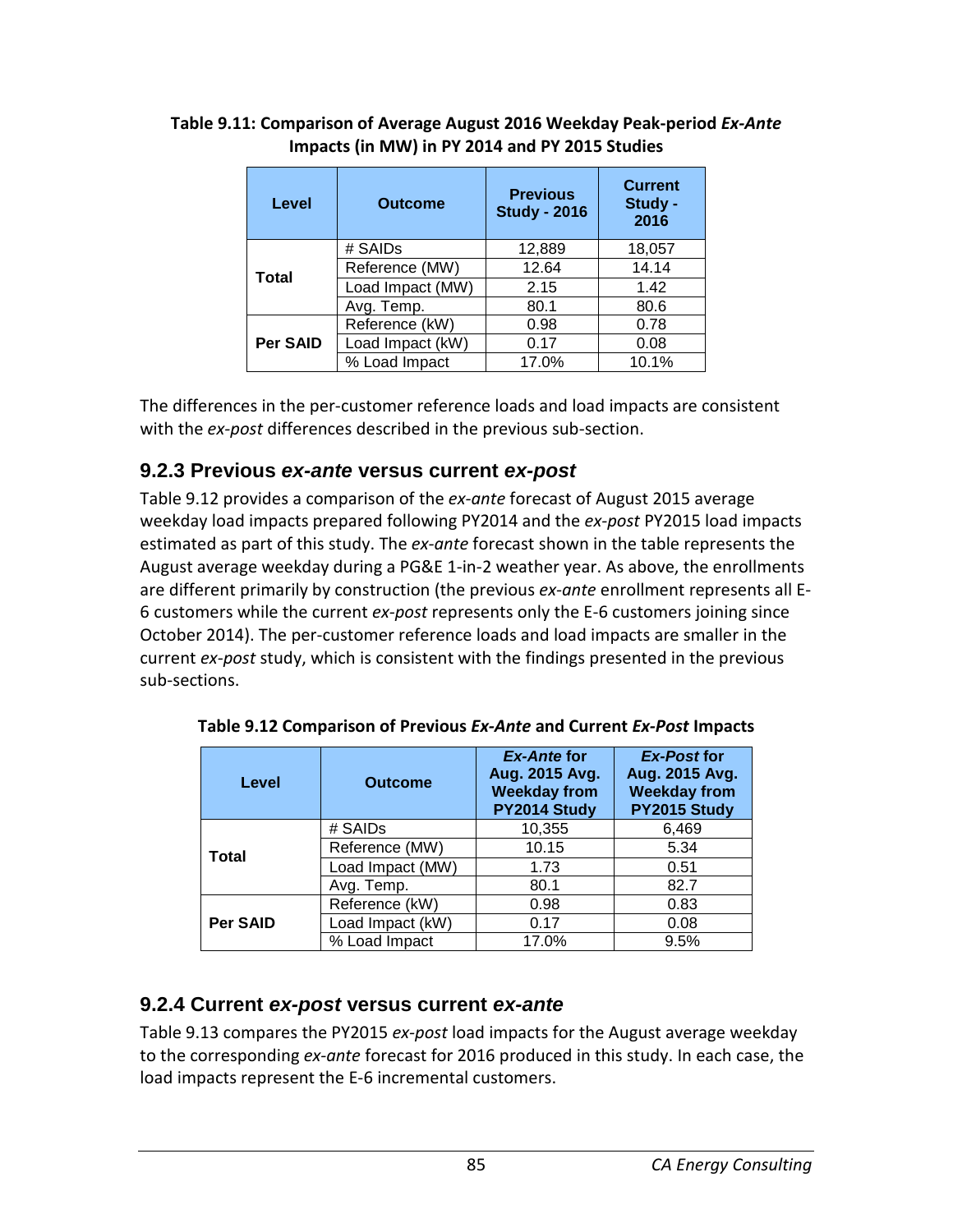**Table 9.11: Comparison of Average August 2016 Weekday Peak-period *Ex-Ante* Impacts (in MW) in PY 2014 and PY 2015 Studies**

| Level | Outcome | Previous Study - 2016 | Current Study - 2016 |
|---|---|---|---|
| Total | # SAIDs | 12,889 | 18,057 |
| | Reference (MW) | 12.64 | 14.14 |
| | Load Impact (MW) | 2.15 | 1.42 |
| | Avg. Temp. | 80.1 | 80.6 |
| Per SAID | Reference (kW) | 0.98 | 0.78 |
| | Load Impact (kW) | 0.17 | 0.08 |
| | % Load Impact | 17.0% | 10.1% |

The differences in the per-customer reference loads and load impacts are consistent with the *ex-post* differences described in the previous sub-section.

### 9.2.3 Previous *ex-ante* versus current *ex-post*

Table 9.12 provides a comparison of the *ex-ante* forecast of August 2015 average weekday load impacts prepared following PY2014 and the *ex-post* PY2015 load impacts estimated as part of this study. The *ex-ante* forecast shown in the table represents the August average weekday during a PG&E 1-in-2 weather year. As above, the enrollments are different primarily by construction (the previous *ex-ante* enrollment represents all E-6 customers while the current *ex-post* represents only the E-6 customers joining since October 2014). The per-customer reference loads and load impacts are smaller in the current *ex-post* study, which is consistent with the findings presented in the previous sub-sections.

**Table 9.12 Comparison of Previous *Ex-Ante* and Current *Ex-Post* Impacts**

| Level | Outcome | *Ex-Ante* for Aug. 2015 Avg. Weekday from PY2014 Study | *Ex-Post* for Aug. 2015 Avg. Weekday from PY2015 Study |
|---|---|---|---|
| Total | # SAIDs | 10,355 | 6,469 |
| | Reference (MW) | 10.15 | 5.34 |
| | Load Impact (MW) | 1.73 | 0.51 |
| | Avg. Temp. | 80.1 | 82.7 |
| Per SAID | Reference (kW) | 0.98 | 0.83 |
| | Load Impact (kW) | 0.17 | 0.08 |
| | % Load Impact | 17.0% | 9.5% |

### 9.2.4 Current *ex-post* versus current *ex-ante*

Table 9.13 compares the PY2015 *ex-post* load impacts for the August average weekday to the corresponding *ex-ante* forecast for 2016 produced in this study. In each case, the load impacts represent the E-6 incremental customers.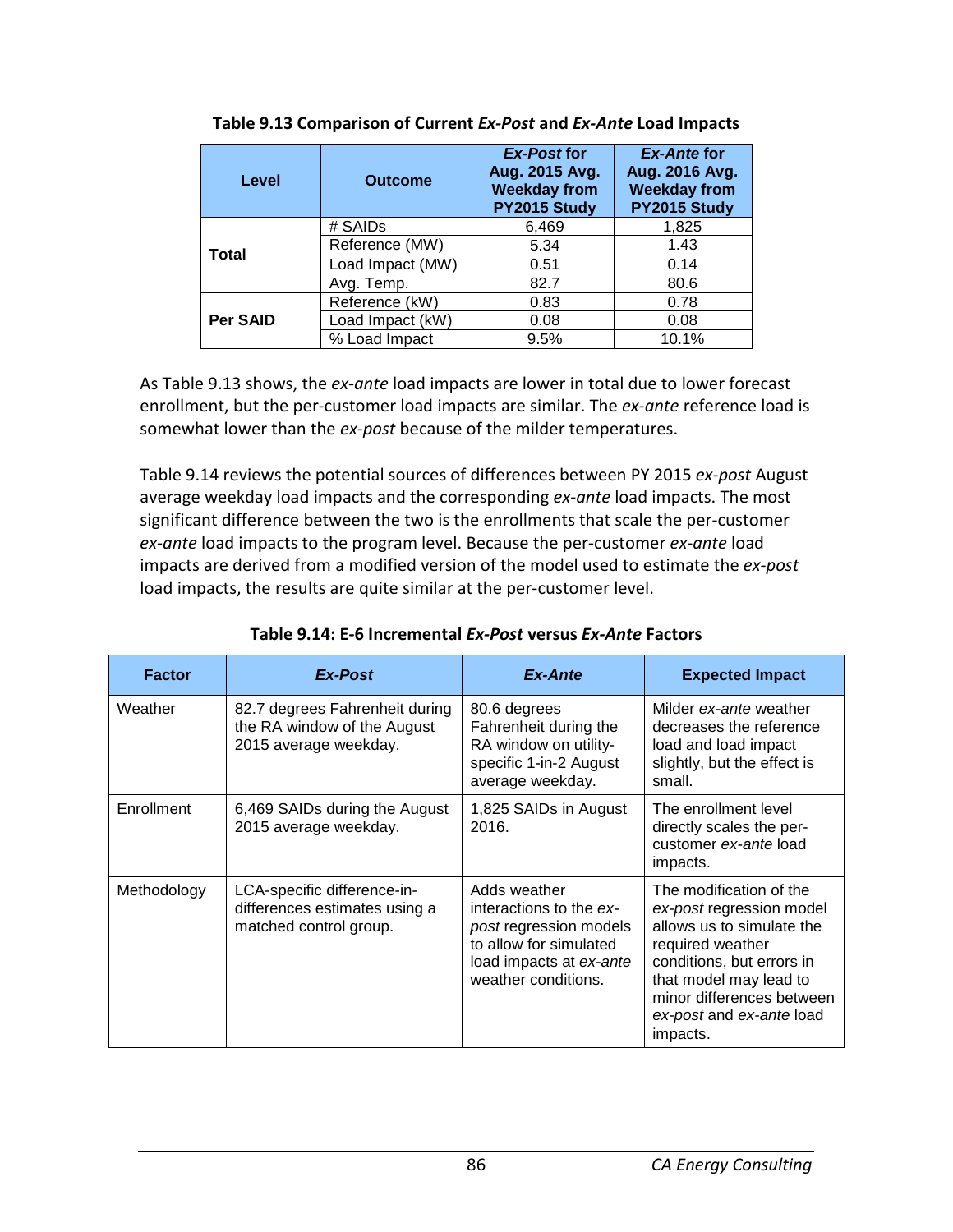**Table 9.13 Comparison of Current *Ex-Post* and *Ex-Ante* Load Impacts**

| Level | Outcome | *Ex-Post* for Aug. 2015 Avg. Weekday from PY2015 Study | *Ex-Ante* for Aug. 2016 Avg. Weekday from PY2015 Study |
|---|---|---|---|
| Total | # SAIDs | 6,469 | 1,825 |
| | Reference (MW) | 5.34 | 1.43 |
| | Load Impact (MW) | 0.51 | 0.14 |
| | Avg. Temp. | 82.7 | 80.6 |
| Per SAID | Reference (kW) | 0.83 | 0.78 |
| | Load Impact (kW) | 0.08 | 0.08 |
| | % Load Impact | 9.5% | 10.1% |

As Table 9.13 shows, the *ex-ante* load impacts are lower in total due to lower forecast enrollment, but the per-customer load impacts are similar. The *ex-ante* reference load is somewhat lower than the *ex-post* because of the milder temperatures.

Table 9.14 reviews the potential sources of differences between PY 2015 *ex-post* August average weekday load impacts and the corresponding *ex-ante* load impacts. The most significant difference between the two is the enrollments that scale the per-customer *ex-ante* load impacts to the program level. Because the per-customer *ex-ante* load impacts are derived from a modified version of the model used to estimate the *ex-post* load impacts, the results are quite similar at the per-customer level.

**Table 9.14: E-6 Incremental *Ex-Post* versus *Ex-Ante* Factors**

| Factor | *Ex-Post* | *Ex-Ante* | Expected Impact |
|---|---|---|---|
| Weather | 82.7 degrees Fahrenheit during the RA window of the August 2015 average weekday. | 80.6 degrees Fahrenheit during the RA window on utility-specific 1-in-2 August average weekday. | Milder *ex-ante* weather decreases the reference load and load impact slightly, but the effect is small. |
| Enrollment | 6,469 SAIDs during the August 2015 average weekday. | 1,825 SAIDs in August 2016. | The enrollment level directly scales the per-customer *ex-ante* load impacts. |
| Methodology | LCA-specific difference-in-differences estimates using a matched control group. | Adds weather interactions to the *ex-post* regression models to allow for simulated load impacts at *ex-ante* weather conditions. | The modification of the *ex-post* regression model allows us to simulate the required weather conditions, but errors in that model may lead to minor differences between *ex-post* and *ex-ante* load impacts. |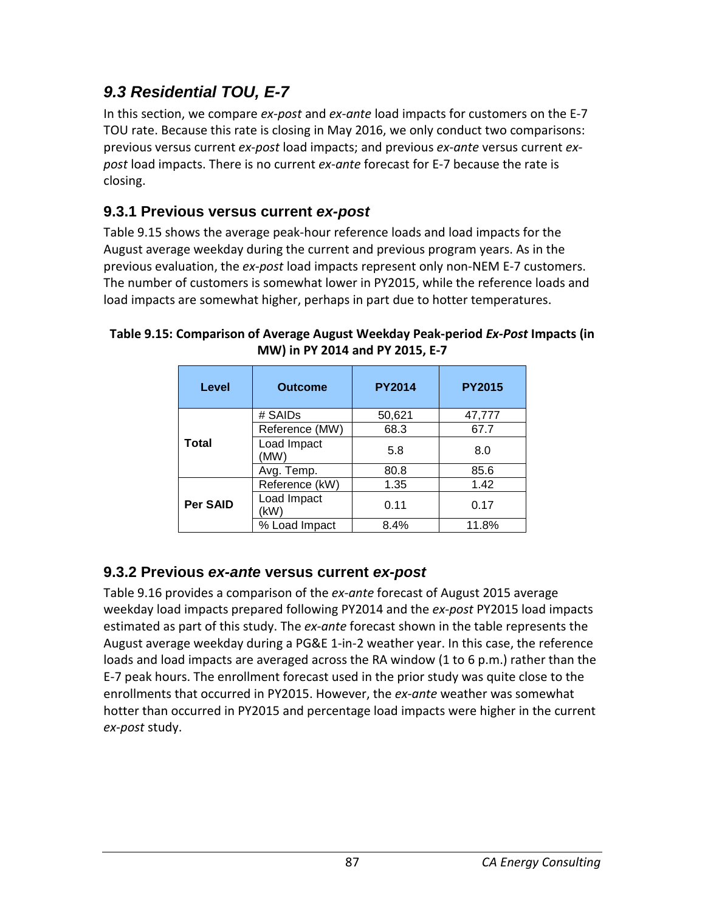## *9.3 Residential TOU, E-7*

In this section, we compare *ex-post* and *ex-ante* load impacts for customers on the E-7 TOU rate. Because this rate is closing in May 2016, we only conduct two comparisons: previous versus current *ex-post* load impacts; and previous *ex-ante* versus current *ex-post* load impacts. There is no current *ex-ante* forecast for E-7 because the rate is closing.

### 9.3.1 Previous versus current *ex-post*

Table 9.15 shows the average peak-hour reference loads and load impacts for the August average weekday during the current and previous program years. As in the previous evaluation, the *ex-post* load impacts represent only non-NEM E-7 customers. The number of customers is somewhat lower in PY2015, while the reference loads and load impacts are somewhat higher, perhaps in part due to hotter temperatures.

**Table 9.15: Comparison of Average August Weekday Peak-period *Ex-Post* Impacts (in MW) in PY 2014 and PY 2015, E-7**

| Level | Outcome | PY2014 | PY2015 |
|---|---|---|---|
| Total | # SAIDs | 50,621 | 47,777 |
| | Reference (MW) | 68.3 | 67.7 |
| | Load Impact (MW) | 5.8 | 8.0 |
| | Avg. Temp. | 80.8 | 85.6 |
| Per SAID | Reference (kW) | 1.35 | 1.42 |
| | Load Impact (kW) | 0.11 | 0.17 |
| | % Load Impact | 8.4% | 11.8% |

### 9.3.2 Previous *ex-ante* versus current *ex-post*

Table 9.16 provides a comparison of the *ex-ante* forecast of August 2015 average weekday load impacts prepared following PY2014 and the *ex-post* PY2015 load impacts estimated as part of this study. The *ex-ante* forecast shown in the table represents the August average weekday during a PG&E 1-in-2 weather year. In this case, the reference loads and load impacts are averaged across the RA window (1 to 6 p.m.) rather than the E-7 peak hours. The enrollment forecast used in the prior study was quite close to the enrollments that occurred in PY2015. However, the *ex-ante* weather was somewhat hotter than occurred in PY2015 and percentage load impacts were higher in the current *ex-post* study.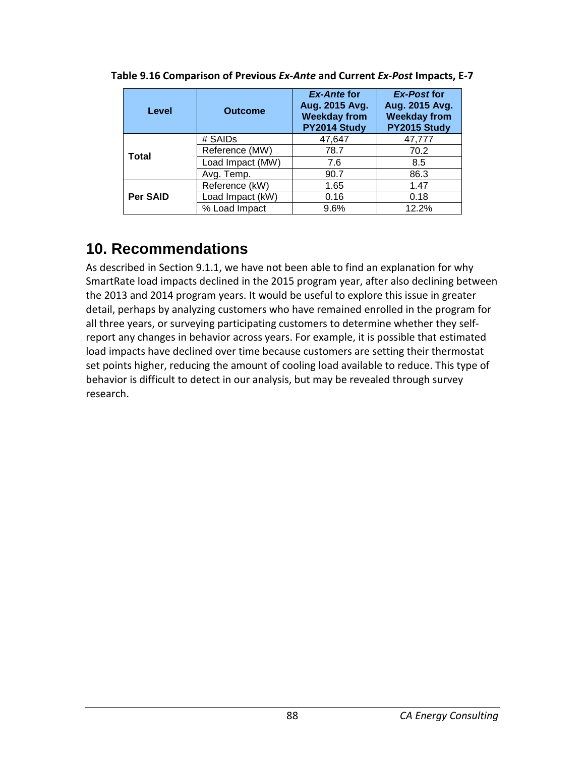**Table 9.16 Comparison of Previous *Ex-Ante* and Current *Ex-Post* Impacts, E-7**

| Level | Outcome | *Ex-Ante* for Aug. 2015 Avg. Weekday from PY2014 Study | *Ex-Post* for Aug. 2015 Avg. Weekday from PY2015 Study |
|---|---|---|---|
| Total | # SAIDs | 47,647 | 47,777 |
| | Reference (MW) | 78.7 | 70.2 |
| | Load Impact (MW) | 7.6 | 8.5 |
| | Avg. Temp. | 90.7 | 86.3 |
| Per SAID | Reference (kW) | 1.65 | 1.47 |
| | Load Impact (kW) | 0.16 | 0.18 |
| | % Load Impact | 9.6% | 12.2% |

# 10. Recommendations

As described in Section 9.1.1, we have not been able to find an explanation for why SmartRate load impacts declined in the 2015 program year, after also declining between the 2013 and 2014 program years. It would be useful to explore this issue in greater detail, perhaps by analyzing customers who have remained enrolled in the program for all three years, or surveying participating customers to determine whether they self-report any changes in behavior across years. For example, it is possible that estimated load impacts have declined over time because customers are setting their thermostat set points higher, reducing the amount of cooling load available to reduce. This type of behavior is difficult to detect in our analysis, but may be revealed through survey research.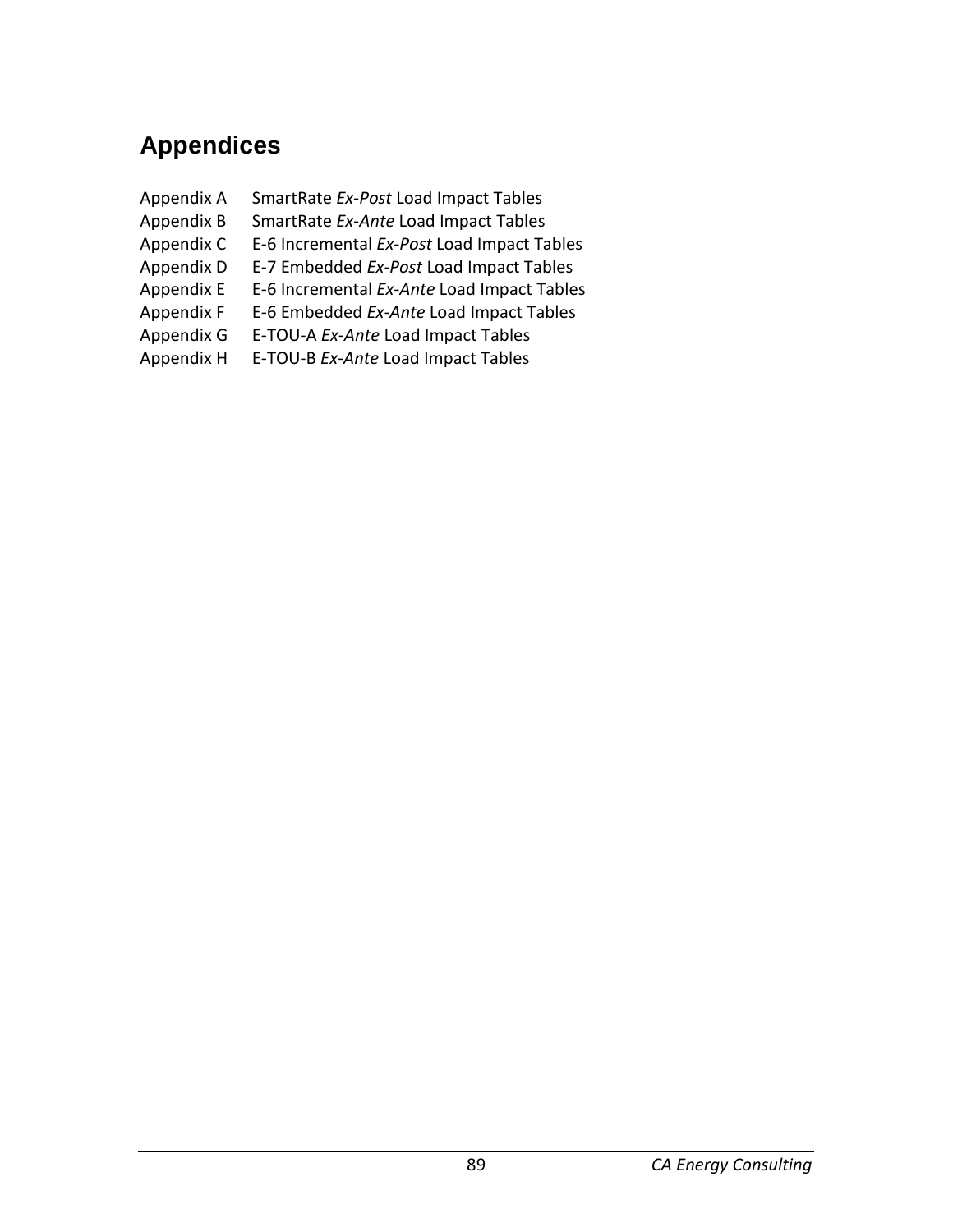# Appendices

| | |
|---|---|
| Appendix A | SmartRate *Ex-Post* Load Impact Tables |
| Appendix B | SmartRate *Ex-Ante* Load Impact Tables |
| Appendix C | E-6 Incremental *Ex-Post* Load Impact Tables |
| Appendix D | E-7 Embedded *Ex-Post* Load Impact Tables |
| Appendix E | E-6 Incremental *Ex-Ante* Load Impact Tables |
| Appendix F | E-6 Embedded *Ex-Ante* Load Impact Tables |
| Appendix G | E-TOU-A *Ex-Ante* Load Impact Tables |
| Appendix H | E-TOU-B *Ex-Ante* Load Impact Tables |